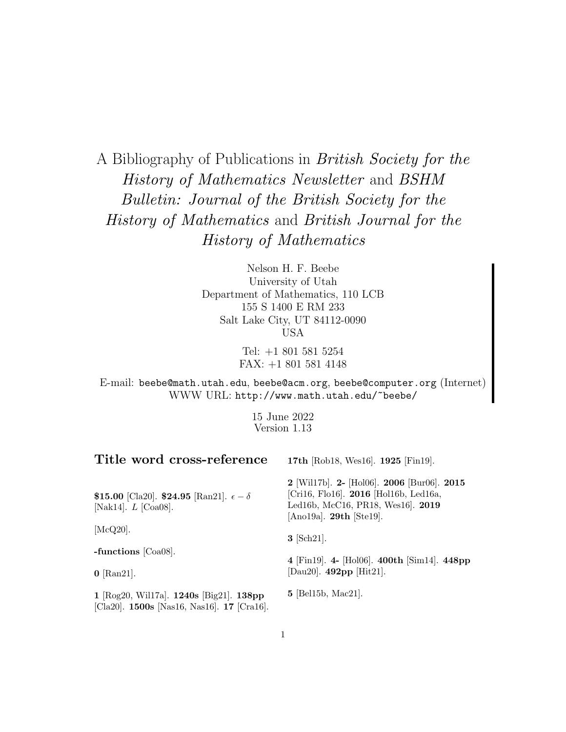# A Bibliography of Publications in *British Society for the History of Mathematics Newsletter* and *BSHM Bulletin: Journal of the British Society for the History of Mathematics* and *British Journal for the History of Mathematics*

Nelson H. F. Beebe
University of Utah
Department of Mathematics, 110 LCB
155 S 1400 E RM 233
Salt Lake City, UT 84112-0090
USA

Tel: +1 801 581 5254
FAX: +1 801 581 4148

E-mail: `beebe@math.utah.edu`, `beebe@acm.org`, `beebe@computer.org` (Internet)
WWW URL: `http://www.math.utah.edu/~beebe/`

15 June 2022
Version 1.13

## Title word cross-reference

**$15.00** [Cla20]. **$24.95** [Ran21]. $\epsilon - \delta$ [Nak14]. $L$ [Coa08].

[McQ20].

**-functions** [Coa08].

**0** [Ran21].

**1** [Rog20, Wil17a]. **1240s** [Big21]. **138pp** [Cla20]. **1500s** [Nas16, Nas16]. **17** [Cra16]. **17th** [Rob18, Wes16]. **1925** [Fin19].

**2** [Wil17b]. **2-** [Hol06]. **2006** [Bur06]. **2015** [Cri16, Flo16]. **2016** [Hol16b, Led16a, Led16b, McC16, PR18, Wes16]. **2019** [Ano19a]. **29th** [Ste19].

**3** [Sch21].

**4** [Fin19]. **4-** [Hol06]. **400th** [Sim14]. **448pp** [Dau20]. **492pp** [Hit21].

**5** [Bel15b, Mac21].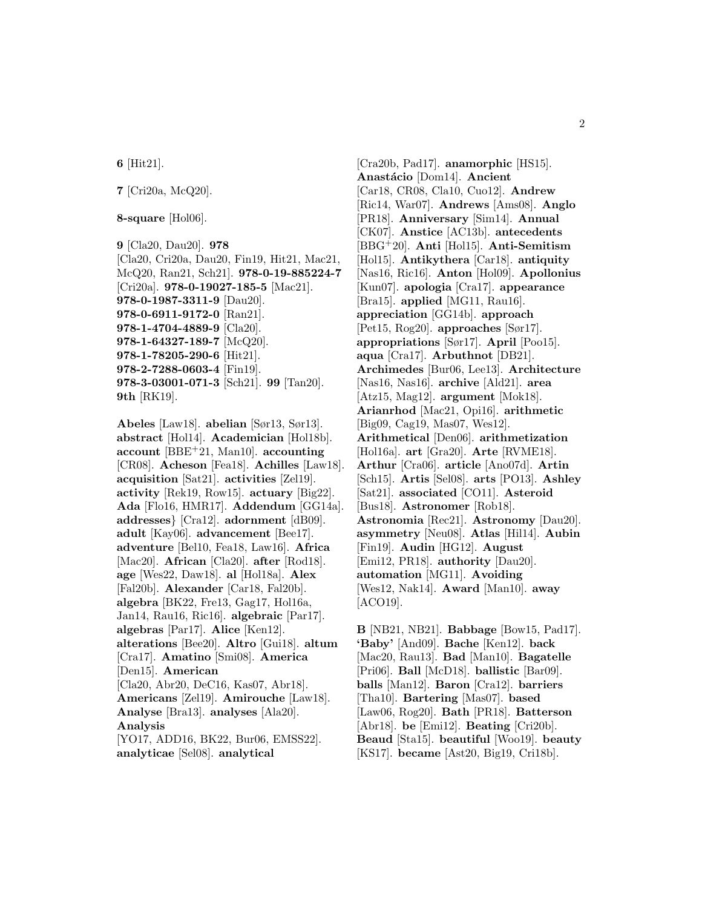**6** [Hit21].

**7** [Cri20a, McQ20].

**8-square** [Hol06].

**9** [Cla20, Dau20]. **978** [Cla20, Cri20a, Dau20, Fin19, Hit21, Mac21, McQ20, Ran21, Sch21]. **978-0-19-885224-7** [Cri20a]. **978-0-19027-185-5** [Mac21]. **978-0-1987-3311-9** [Dau20]. **978-0-6911-9172-0** [Ran21]. **978-1-4704-4889-9** [Cla20]. **978-1-64327-189-7** [McQ20]. **978-1-78205-290-6** [Hit21]. **978-2-7288-0603-4** [Fin19]. **978-3-03001-071-3** [Sch21]. **99** [Tan20]. **9th** [RK19].

**Abeles** [Law18]. **abelian** [Sør13, Sør13]. **abstract** [Hol14]. **Academician** [Hol18b]. **account** [BBE+21, Man10]. **accounting** [CR08]. **Acheson** [Fea18]. **Achilles** [Law18]. **acquisition** [Sat21]. **activities** [Zel19]. **activity** [Rek19, Row15]. **actuary** [Big22]. **Ada** [Flo16, HMR17]. **Addendum** [GG14a]. **addresses}** [Cra12]. **adornment** [dB09]. **adult** [Kay06]. **advancement** [Bee17]. **adventure** [Bel10, Fea18, Law16]. **Africa** [Mac20]. **African** [Cla20]. **after** [Rod18]. **age** [Wes22, Daw18]. **al** [Hol18a]. **Alex** [Fal20b]. **Alexander** [Car18, Fal20b]. **algebra** [BK22, Fre13, Gag17, Hol16a, Jan14, Rau16, Ric16]. **algebraic** [Par17]. **algebras** [Par17]. **Alice** [Ken12]. **alterations** [Bee20]. **Altro** [Gui18]. **altum** [Cra17]. **Amatino** [Smi08]. **America** [Den15]. **American** [Cla20, Abr20, DeC16, Kas07, Abr18]. **Americans** [Zel19]. **Amirouche** [Law18]. **Analyse** [Bra13]. **analyses** [Ala20]. **Analysis** [YO17, ADD16, BK22, Bur06, EMSS22]. **analyticae** [Sel08]. **analytical** [Cra20b, Pad17]. **anamorphic** [HS15]. **Anastácio** [Dom14]. **Ancient** [Car18, CR08, Cla10, Cuo12]. **Andrew** [Ric14, War07]. **Andrews** [Ams08]. **Anglo** [PR18]. **Anniversary** [Sim14]. **Annual** [CK07]. **Anstice** [AC13b]. **antecedents** [BBG+20]. **Anti** [Hol15]. **Anti-Semitism** [Hol15]. **Antikythera** [Car18]. **antiquity** [Nas16, Ric16]. **Anton** [Hol09]. **Apollonius** [Kun07]. **apologia** [Cra17]. **appearance** [Bra15]. **applied** [MG11, Rau16]. **appreciation** [GG14b]. **approach** [Pet15, Rog20]. **approaches** [Sør17]. **appropriations** [Sør17]. **April** [Poo15]. **aqua** [Cra17]. **Arbuthnot** [DB21]. **Archimedes** [Bur06, Lee13]. **Architecture** [Nas16, Nas16]. **archive** [Ald21]. **area** [Atz15, Mag12]. **argument** [Mok18]. **Arianrhod** [Mac21, Opi16]. **arithmetic** [Big09, Cag19, Mas07, Wes12]. **Arithmetical** [Den06]. **arithmetization** [Hol16a]. **art** [Gra20]. **Arte** [RVME18]. **Arthur** [Cra06]. **article** [Ano07d]. **Artin** [Sch15]. **Artis** [Sel08]. **arts** [PO13]. **Ashley** [Sat21]. **associated** [CO11]. **Asteroid** [Bus18]. **Astronomer** [Rob18]. **Astronomia** [Rec21]. **Astronomy** [Dau20]. **asymmetry** [Neu08]. **Atlas** [Hil14]. **Aubin** [Fin19]. **Audin** [HG12]. **August** [Emi12, PR18]. **authority** [Dau20]. **automation** [MG11]. **Avoiding** [Wes12, Nak14]. **Award** [Man10]. **away** [ACO19].

**B** [NB21, NB21]. **Babbage** [Bow15, Pad17]. **'Baby'** [And09]. **Bache** [Ken12]. **back** [Mac20, Rau13]. **Bad** [Man10]. **Bagatelle** [Pri06]. **Ball** [McD18]. **ballistic** [Bar09]. **balls** [Man12]. **Baron** [Cra12]. **barriers** [Tha10]. **Bartering** [Mas07]. **based** [Law06, Rog20]. **Bath** [PR18]. **Batterson** [Abr18]. **be** [Emi12]. **Beating** [Cri20b]. **Beaud** [Sta15]. **beautiful** [Woo19]. **beauty** [KS17]. **became** [Ast20, Big19, Cri18b].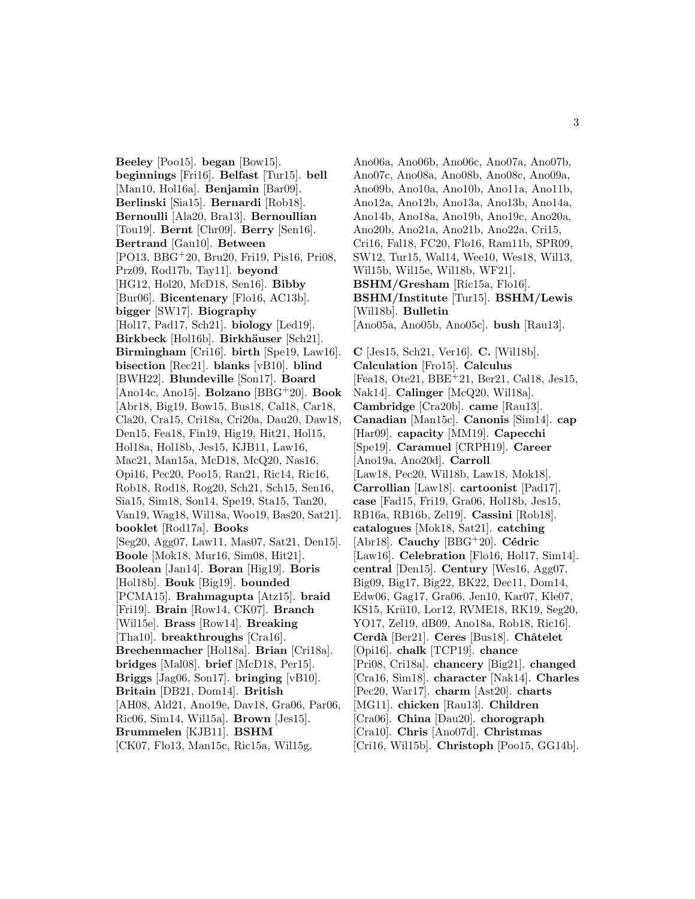**Beeley** [Poo15]. **began** [Bow15]. **beginnings** [Fri16]. **Belfast** [Tur15]. **bell** [Man10, Hol16a]. **Benjamin** [Bar09]. **Berlinski** [Sia15]. **Bernardi** [Rob18]. **Bernoulli** [Ala20, Bra13]. **Bernoullian** [Tou19]. **Bernt** [Chr09]. **Berry** [Sen16]. **Bertrand** [Gau10]. **Between** [PO13, BBG+20, Bru20, Fri19, Pis16, Pri08, Prz09, Rod17b, Tay11]. **beyond** [HG12, Hol20, McD18, Sen16]. **Bibby** [Bur06]. **Bicentenary** [Flo16, AC13b]. **bigger** [SW17]. **Biography** [Hol17, Pad17, Sch21]. **biology** [Led19]. **Birkbeck** [Hol16b]. **Birkhäuser** [Sch21]. **Birmingham** [Cri16]. **birth** [Spe19, Law16]. **bisection** [Rec21]. **blanks** [vB10]. **blind** [BWH22]. **Blundeville** [Son17]. **Board** [Ano14c, Ano15]. **Bolzano** [BBG+20]. **Book** [Abr18, Big19, Bow15, Bus18, Cal18, Car18, Cla20, Cra15, Cri18a, Cri20a, Dau20, Daw18, Den15, Fea18, Fin19, Hig19, Hit21, Hol15, Hol18a, Hol18b, Jes15, KJB11, Law16, Mac21, Man15a, McD18, McQ20, Nas16, Opi16, Pec20, Poo15, Ran21, Ric14, Ric16, Rob18, Rod18, Rog20, Sch21, Sch15, Sen16, Sia15, Sim18, Son14, Spe19, Sta15, Tan20, Van19, Wag18, Wil18a, Woo19, Bas20, Sat21]. **booklet** [Rod17a]. **Books** [Seg20, Agg07, Law11, Mas07, Sat21, Den15]. **Boole** [Mok18, Mur16, Sim08, Hit21]. **Boolean** [Jan14]. **Boran** [Hig19]. **Boris** [Hol18b]. **Bouk** [Big19]. **bounded** [PCMA15]. **Brahmagupta** [Atz15]. **braid** [Fri19]. **Brain** [Row14, CK07]. **Branch** [Wil15e]. **Brass** [Row14]. **Breaking** [Tha10]. **breakthroughs** [Cra16]. **Brechenmacher** [Hol18a]. **Brian** [Cri18a]. **bridges** [Mal08]. **brief** [McD18, Per15]. **Briggs** [Jag06, Son17]. **bringing** [vB10]. **Britain** [DB21, Dom14]. **British** [AH08, Ald21, Ano19e, Dav18, Gra06, Par06, Ric06, Sim14, Wil15a]. **Brown** [Jes15]. **Brummelen** [KJB11]. **BSHM** [CK07, Flo13, Man15c, Ric15a, Wil15g, Ano06a, Ano06b, Ano06c, Ano07a, Ano07b, Ano07c, Ano08a, Ano08b, Ano08c, Ano09a, Ano09b, Ano10a, Ano10b, Ano11a, Ano11b, Ano12a, Ano12b, Ano13a, Ano13b, Ano14a, Ano14b, Ano18a, Ano19b, Ano19c, Ano20a, Ano20b, Ano21a, Ano21b, Ano22a, Cri15, Cri16, Fal18, FC20, Flo16, Ram11b, SPR09, SW12, Tur15, Wal14, Wee10, Wes18, Wil13, Wil15b, Wil15e, Wil18b, WF21]. **BSHM/Gresham** [Ric15a, Flo16]. **BSHM/Institute** [Tur15]. **BSHM/Lewis** [Wil18b]. **Bulletin** [Ano05a, Ano05b, Ano05c]. **bush** [Rau13].

**C** [Jes15, Sch21, Ver16]. **C.** [Wil18b]. **Calculation** [Fro15]. **Calculus** [Fea18, Ote21, BBE+21, Ber21, Cal18, Jes15, Nak14]. **Calinger** [McQ20, Wil18a]. **Cambridge** [Cra20b]. **came** [Rau13]. **Canadian** [Man15c]. **Canonis** [Sim14]. **cap** [Har09]. **capacity** [MM19]. **Capecchi** [Spe19]. **Caramuel** [CRPH19]. **Career** [Ano19a, Ano20d]. **Carroll** [Law18, Pec20, Wil18b, Law18, Mok18]. **Carrollian** [Law18]. **cartoonist** [Pad17]. **case** [Fad15, Fri19, Gra06, Hol18b, Jes15, RB16a, RB16b, Zel19]. **Cassini** [Rob18]. **catalogues** [Mok18, Sat21]. **catching** [Abr18]. **Cauchy** [BBG+20]. **Cédric** [Law16]. **Celebration** [Flo16, Hol17, Sim14]. **central** [Den15]. **Century** [Wes16, Agg07, Big09, Big17, Big22, BK22, Dec11, Dom14, Edw06, Gag17, Gra06, Jen10, Kar07, Kle07, KS15, Krü10, Lor12, RVME18, RK19, Seg20, YO17, Zel19, dB09, Ano18a, Rob18, Ric16]. **Cerdà** [Ber21]. **Ceres** [Bus18]. **Châtelet** [Opi16]. **chalk** [TCP19]. **chance** [Pri08, Cri18a]. **chancery** [Big21]. **changed** [Cra16, Sim18]. **character** [Nak14]. **Charles** [Pec20, War17]. **charm** [Ast20]. **charts** [MG11]. **chicken** [Rau13]. **Children** [Cra06]. **China** [Dau20]. **chorograph** [Cra10]. **Chris** [Ano07d]. **Christmas** [Cri16, Wil15b]. **Christoph** [Poo15, GG14b].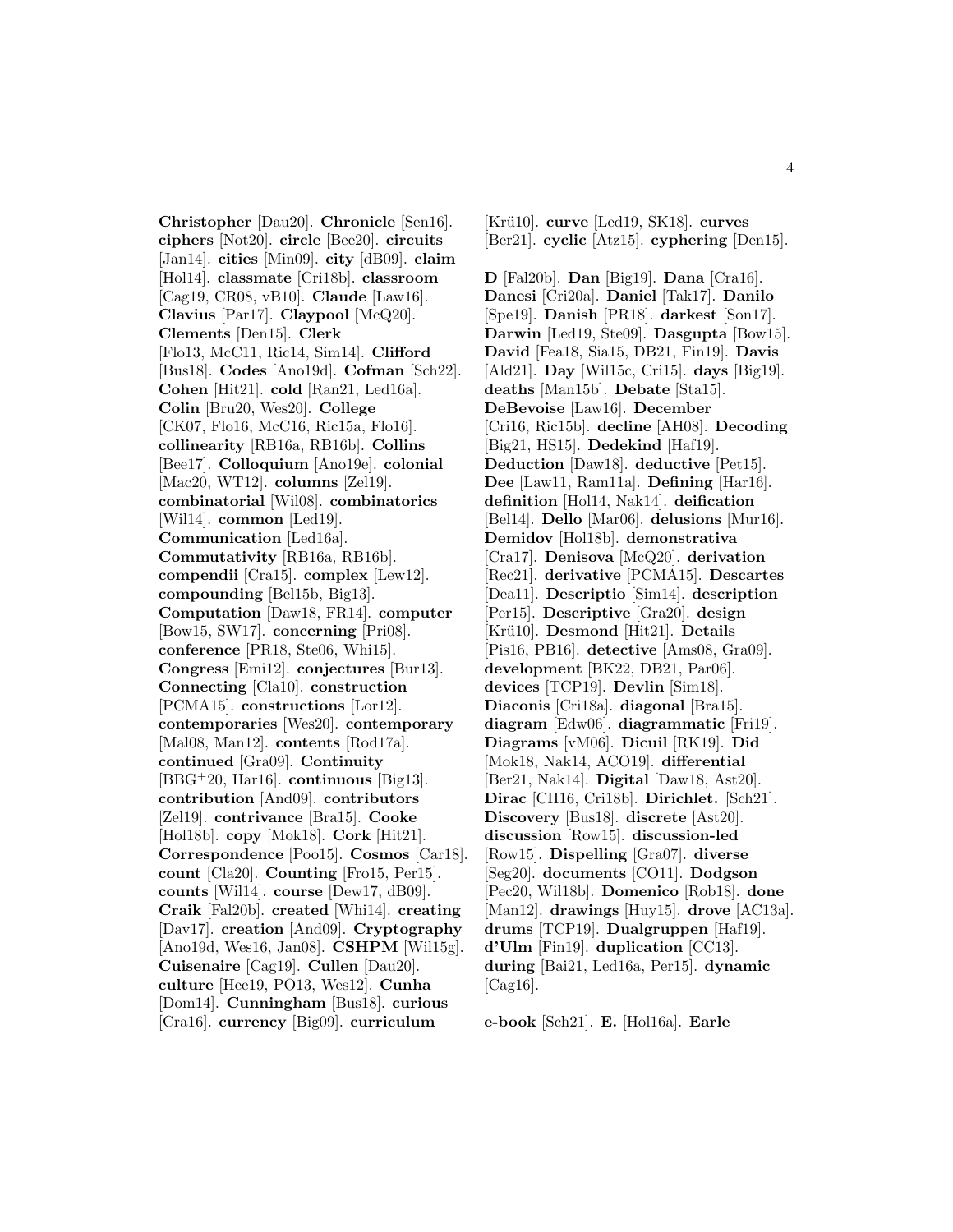**Christopher** [Dau20]. **Chronicle** [Sen16]. **ciphers** [Not20]. **circle** [Bee20]. **circuits** [Jan14]. **cities** [Min09]. **city** [dB09]. **claim** [Hol14]. **classmate** [Cri18b]. **classroom** [Cag19, CR08, vB10]. **Claude** [Law16]. **Clavius** [Par17]. **Claypool** [McQ20]. **Clements** [Den15]. **Clerk** [Flo13, McC11, Ric14, Sim14]. **Clifford** [Bus18]. **Codes** [Ano19d]. **Cofman** [Sch22]. **Cohen** [Hit21]. **cold** [Ran21, Led16a]. **Colin** [Bru20, Wes20]. **College** [CK07, Flo16, McC16, Ric15a, Flo16]. **collinearity** [RB16a, RB16b]. **Collins** [Bee17]. **Colloquium** [Ano19e]. **colonial** [Mac20, WT12]. **columns** [Zel19]. **combinatorial** [Wil08]. **combinatorics** [Wil14]. **common** [Led19]. **Communication** [Led16a]. **Commutativity** [RB16a, RB16b]. **compendii** [Cra15]. **complex** [Lew12]. **compounding** [Bel15b, Big13]. **Computation** [Daw18, FR14]. **computer** [Bow15, SW17]. **concerning** [Pri08]. **conference** [PR18, Ste06, Whi15]. **Congress** [Emi12]. **conjectures** [Bur13]. **Connecting** [Cla10]. **construction** [PCMA15]. **constructions** [Lor12]. **contemporaries** [Wes20]. **contemporary** [Mal08, Man12]. **contents** [Rod17a]. **continued** [Gra09]. **Continuity** [BBG+20, Har16]. **continuous** [Big13]. **contribution** [And09]. **contributors** [Zel19]. **contrivance** [Bra15]. **Cooke** [Hol18b]. **copy** [Mok18]. **Cork** [Hit21]. **Correspondence** [Poo15]. **Cosmos** [Car18]. **count** [Cla20]. **Counting** [Fro15, Per15]. **counts** [Wil14]. **course** [Dew17, dB09]. **Craik** [Fal20b]. **created** [Whi14]. **creating** [Dav17]. **creation** [And09]. **Cryptography** [Ano19d, Wes16, Jan08]. **CSHPM** [Wil15g]. **Cuisenaire** [Cag19]. **Cullen** [Dau20]. **culture** [Hee19, PO13, Wes12]. **Cunha** [Dom14]. **Cunningham** [Bus18]. **curious** [Cra16]. **currency** [Big09]. **curriculum** [Krü10]. **curve** [Led19, SK18]. **curves** [Ber21]. **cyclic** [Atz15]. **cyphering** [Den15].

**D** [Fal20b]. **Dan** [Big19]. **Dana** [Cra16]. **Danesi** [Cri20a]. **Daniel** [Tak17]. **Danilo** [Spe19]. **Danish** [PR18]. **darkest** [Son17]. **Darwin** [Led19, Ste09]. **Dasgupta** [Bow15]. **David** [Fea18, Sia15, DB21, Fin19]. **Davis** [Ald21]. **Day** [Wil15c, Cri15]. **days** [Big19]. **deaths** [Man15b]. **Debate** [Sta15]. **DeBevoise** [Law16]. **December** [Cri16, Ric15b]. **decline** [AH08]. **Decoding** [Big21, HS15]. **Dedekind** [Haf19]. **Deduction** [Daw18]. **deductive** [Pet15]. **Dee** [Law11, Ram11a]. **Defining** [Har16]. **definition** [Hol14, Nak14]. **deification** [Bel14]. **Dello** [Mar06]. **delusions** [Mur16]. **Demidov** [Hol18b]. **demonstrativa** [Cra17]. **Denisova** [McQ20]. **derivation** [Rec21]. **derivative** [PCMA15]. **Descartes** [Dea11]. **Descriptio** [Sim14]. **description** [Per15]. **Descriptive** [Gra20]. **design** [Krü10]. **Desmond** [Hit21]. **Details** [Pis16, PB16]. **detective** [Ams08, Gra09]. **development** [BK22, DB21, Par06]. **devices** [TCP19]. **Devlin** [Sim18]. **Diaconis** [Cri18a]. **diagonal** [Bra15]. **diagram** [Edw06]. **diagrammatic** [Fri19]. **Diagrams** [vM06]. **Dicuil** [RK19]. **Did** [Mok18, Nak14, ACO19]. **differential** [Ber21, Nak14]. **Digital** [Daw18, Ast20]. **Dirac** [CH16, Cri18b]. **Dirichlet.** [Sch21]. **Discovery** [Bus18]. **discrete** [Ast20]. **discussion** [Row15]. **discussion-led** [Row15]. **Dispelling** [Gra07]. **diverse** [Seg20]. **documents** [CO11]. **Dodgson** [Pec20, Wil18b]. **Domenico** [Rob18]. **done** [Man12]. **drawings** [Huy15]. **drove** [AC13a]. **drums** [TCP19]. **Dualgruppen** [Haf19]. **d'Ulm** [Fin19]. **duplication** [CC13]. **during** [Bai21, Led16a, Per15]. **dynamic** [Cag16].

**e-book** [Sch21]. **E.** [Hol16a]. **Earle**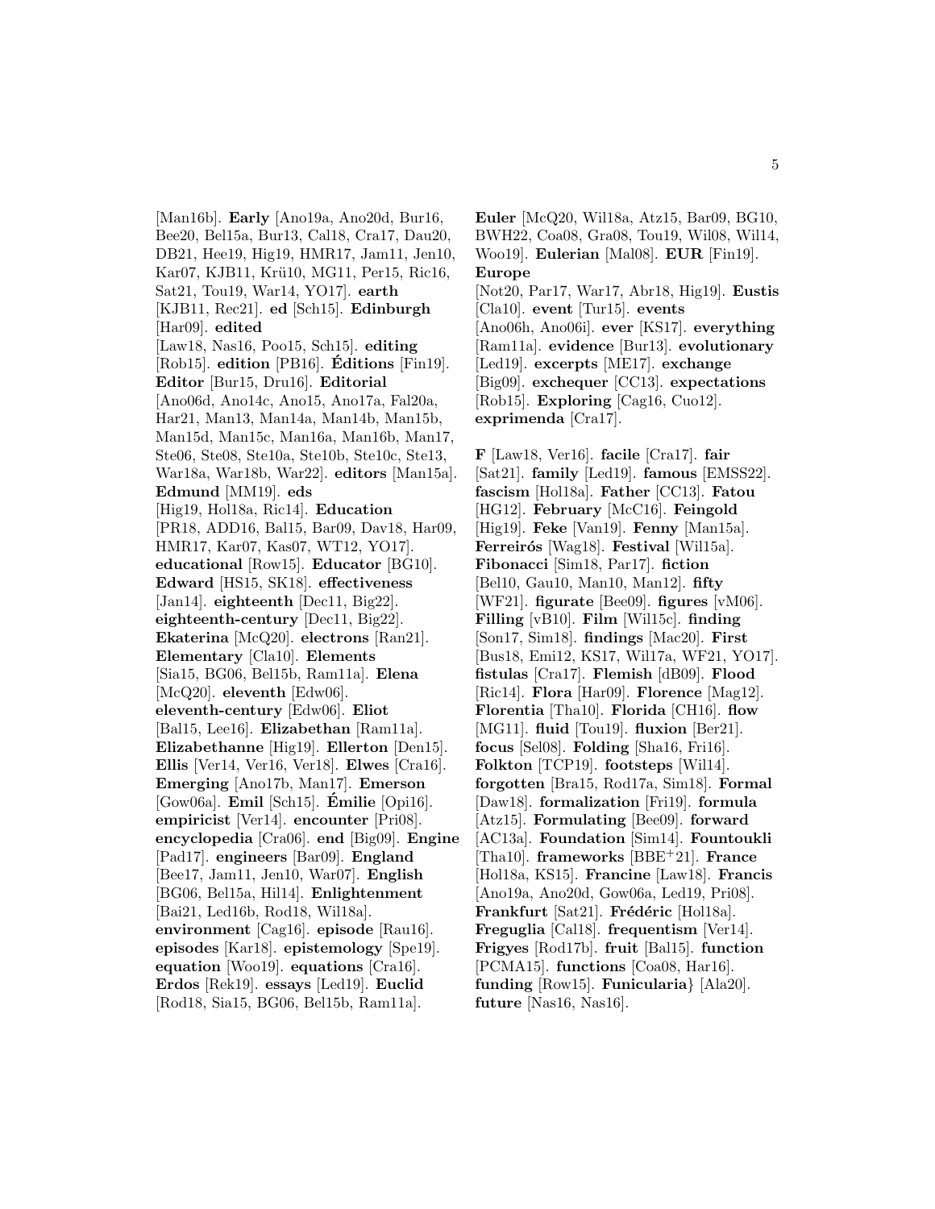[Man16b]. **Early** [Ano19a, Ano20d, Bur16, Bee20, Bel15a, Bur13, Cal18, Cra17, Dau20, DB21, Hee19, Hig19, HMR17, Jam11, Jen10, Kar07, KJB11, Krü10, MG11, Per15, Ric16, Sat21, Tou19, War14, YO17]. **earth** [KJB11, Rec21]. **ed** [Sch15]. **Edinburgh** [Har09]. **edited** [Law18, Nas16, Poo15, Sch15]. **editing** [Rob15]. **edition** [PB16]. **Éditions** [Fin19]. **Editor** [Bur15, Dru16]. **Editorial** [Ano06d, Ano14c, Ano15, Ano17a, Fal20a, Har21, Man13, Man14a, Man14b, Man15b, Man15d, Man15c, Man16a, Man16b, Man17, Ste06, Ste08, Ste10a, Ste10b, Ste10c, Ste13, War18a, War18b, War22]. **editors** [Man15a]. **Edmund** [MM19]. **eds** [Hig19, Hol18a, Ric14]. **Education** [PR18, ADD16, Bal15, Bar09, Dav18, Har09, HMR17, Kar07, Kas07, WT12, YO17]. **educational** [Row15]. **Educator** [BG10]. **Edward** [HS15, SK18]. **effectiveness** [Jan14]. **eighteenth** [Dec11, Big22]. **eighteenth-century** [Dec11, Big22]. **Ekaterina** [McQ20]. **electrons** [Ran21]. **Elementary** [Cla10]. **Elements** [Sia15, BG06, Bel15b, Ram11a]. **Elena** [McQ20]. **eleventh** [Edw06]. **eleventh-century** [Edw06]. **Eliot** [Bal15, Lee16]. **Elizabethan** [Ram11a]. **Elizabethanne** [Hig19]. **Ellerton** [Den15]. **Ellis** [Ver14, Ver16, Ver18]. **Elwes** [Cra16]. **Emerging** [Ano17b, Man17]. **Emerson** [Gow06a]. **Emil** [Sch15]. **Émilie** [Opi16]. **empiricist** [Ver14]. **encounter** [Pri08]. **encyclopedia** [Cra06]. **end** [Big09]. **Engine** [Pad17]. **engineers** [Bar09]. **England** [Bee17, Jam11, Jen10, War07]. **English** [BG06, Bel15a, Hil14]. **Enlightenment** [Bai21, Led16b, Rod18, Wil18a]. **environment** [Cag16]. **episode** [Rau16]. **episodes** [Kar18]. **epistemology** [Spe19]. **equation** [Woo19]. **equations** [Cra16]. **Erdos** [Rek19]. **essays** [Led19]. **Euclid** [Rod18, Sia15, BG06, Bel15b, Ram11a].

**Euler** [McQ20, Wil18a, Atz15, Bar09, BG10, BWH22, Coa08, Gra08, Tou19, Wil08, Wil14, Woo19]. **Eulerian** [Mal08]. **EUR** [Fin19]. **Europe** [Not20, Par17, War17, Abr18, Hig19]. **Eustis** [Cla10]. **event** [Tur15]. **events** [Ano06h, Ano06i]. **ever** [KS17]. **everything** [Ram11a]. **evidence** [Bur13]. **evolutionary** [Led19]. **excerpts** [ME17]. **exchange** [Big09]. **exchequer** [CC13]. **expectations** [Rob15]. **Exploring** [Cag16, Cuo12]. **exprimenda** [Cra17].

**F** [Law18, Ver16]. **facile** [Cra17]. **fair** [Sat21]. **family** [Led19]. **famous** [EMSS22]. **fascism** [Hol18a]. **Father** [CC13]. **Fatou** [HG12]. **February** [McC16]. **Feingold** [Hig19]. **Feke** [Van19]. **Fenny** [Man15a]. **Ferreirós** [Wag18]. **Festival** [Wil15a]. **Fibonacci** [Sim18, Par17]. **fiction** [Bel10, Gau10, Man10, Man12]. **fifty** [WF21]. **figurate** [Bee09]. **figures** [vM06]. **Filling** [vB10]. **Film** [Wil15c]. **finding** [Son17, Sim18]. **findings** [Mac20]. **First** [Bus18, Emi12, KS17, Wil17a, WF21, YO17]. **fistulas** [Cra17]. **Flemish** [dB09]. **Flood** [Ric14]. **Flora** [Har09]. **Florence** [Mag12]. **Florentia** [Tha10]. **Florida** [CH16]. **flow** [MG11]. **fluid** [Tou19]. **fluxion** [Ber21]. **focus** [Sel08]. **Folding** [Sha16, Fri16]. **Folkton** [TCP19]. **footsteps** [Wil14]. **forgotten** [Bra15, Rod17a, Sim18]. **Formal** [Daw18]. **formalization** [Fri19]. **formula** [Atz15]. **Formulating** [Bee09]. **forward** [AC13a]. **Foundation** [Sim14]. **Fountoukli** [Tha10]. **frameworks** [BBE+21]. **France** [Hol18a, KS15]. **Francine** [Law18]. **Francis** [Ano19a, Ano20d, Gow06a, Led19, Pri08]. **Frankfurt** [Sat21]. **Frédéric** [Hol18a]. **Freguglia** [Cal18]. **frequentism** [Ver14]. **Frigyes** [Rod17b]. **fruit** [Bal15]. **function** [PCMA15]. **functions** [Coa08, Har16]. **funding** [Row15]. **Funicularia**} [Ala20]. **future** [Nas16, Nas16].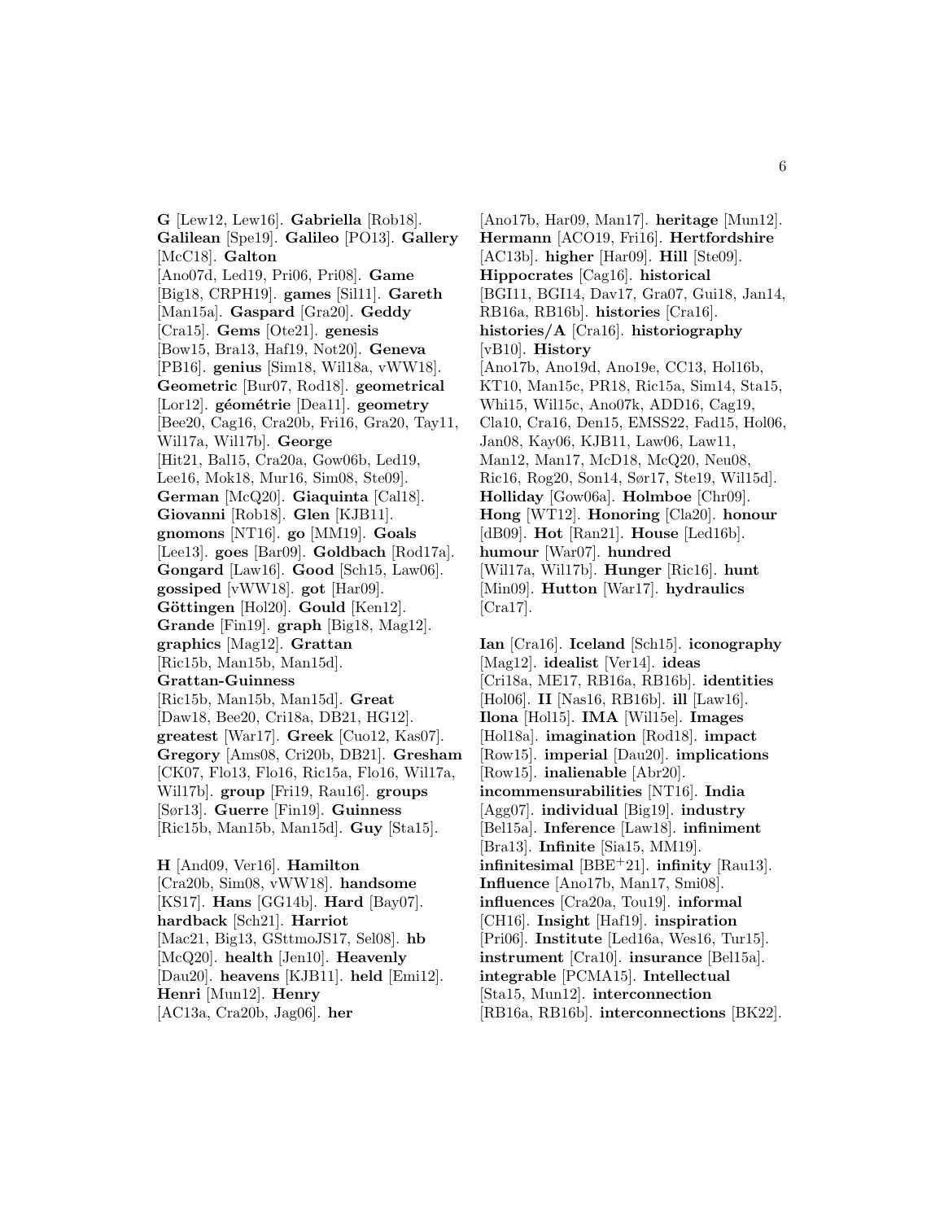**G** [Lew12, Lew16]. **Gabriella** [Rob18]. **Galilean** [Spe19]. **Galileo** [PO13]. **Gallery** [McC18]. **Galton** [Ano07d, Led19, Pri06, Pri08]. **Game** [Big18, CRPH19]. **games** [Sil11]. **Gareth** [Man15a]. **Gaspard** [Gra20]. **Geddy** [Cra15]. **Gems** [Ote21]. **genesis** [Bow15, Bra13, Haf19, Not20]. **Geneva** [PB16]. **genius** [Sim18, Wil18a, vWW18]. **Geometric** [Bur07, Rod18]. **geometrical** [Lor12]. **géométrie** [Dea11]. **geometry** [Bee20, Cag16, Cra20b, Fri16, Gra20, Tay11, Wil17a, Wil17b]. **George** [Hit21, Bal15, Cra20a, Gow06b, Led19, Lee16, Mok18, Mur16, Sim08, Ste09]. **German** [McQ20]. **Giaquinta** [Cal18]. **Giovanni** [Rob18]. **Glen** [KJB11]. **gnomons** [NT16]. **go** [MM19]. **Goals** [Lee13]. **goes** [Bar09]. **Goldbach** [Rod17a]. **Gongard** [Law16]. **Good** [Sch15, Law06]. **gossiped** [vWW18]. **got** [Har09]. **Göttingen** [Hol20]. **Gould** [Ken12]. **Grande** [Fin19]. **graph** [Big18, Mag12]. **graphics** [Mag12]. **Grattan** [Ric15b, Man15b, Man15d]. **Grattan-Guinness** [Ric15b, Man15b, Man15d]. **Great** [Daw18, Bee20, Cri18a, DB21, HG12]. **greatest** [War17]. **Greek** [Cuo12, Kas07]. **Gregory** [Ams08, Cri20b, DB21]. **Gresham** [CK07, Flo13, Flo16, Ric15a, Flo16, Wil17a, Wil17b]. **group** [Fri19, Rau16]. **groups** [Sør13]. **Guerre** [Fin19]. **Guinness** [Ric15b, Man15b, Man15d]. **Guy** [Sta15].

**H** [And09, Ver16]. **Hamilton** [Cra20b, Sim08, vWW18]. **handsome** [KS17]. **Hans** [GG14b]. **Hard** [Bay07]. **hardback** [Sch21]. **Harriot** [Mac21, Big13, GSttmoJS17, Sel08]. **hb** [McQ20]. **health** [Jen10]. **Heavenly** [Dau20]. **heavens** [KJB11]. **held** [Emi12]. **Henri** [Mun12]. **Henry** [AC13a, Cra20b, Jag06]. **her** [Ano17b, Har09, Man17]. **heritage** [Mun12]. **Hermann** [ACO19, Fri16]. **Hertfordshire** [AC13b]. **higher** [Har09]. **Hill** [Ste09]. **Hippocrates** [Cag16]. **historical** [BGI11, BGI14, Dav17, Gra07, Gui18, Jan14, RB16a, RB16b]. **histories** [Cra16]. **histories/A** [Cra16]. **historiography** [vB10]. **History** [Ano17b, Ano19d, Ano19e, CC13, Hol16b, KT10, Man15c, PR18, Ric15a, Sim14, Sta15, Whi15, Wil15c, Ano07k, ADD16, Cag19, Cla10, Cra16, Den15, EMSS22, Fad15, Hol06, Jan08, Kay06, KJB11, Law06, Law11, Man12, Man17, McD18, McQ20, Neu08, Ric16, Rog20, Son14, Sør17, Ste19, Wil15d]. **Holliday** [Gow06a]. **Holmboe** [Chr09]. **Hong** [WT12]. **Honoring** [Cla20]. **honour** [dB09]. **Hot** [Ran21]. **House** [Led16b]. **humour** [War07]. **hundred** [Wil17a, Wil17b]. **Hunger** [Ric16]. **hunt** [Min09]. **Hutton** [War17]. **hydraulics** [Cra17].

**Ian** [Cra16]. **Iceland** [Sch15]. **iconography** [Mag12]. **idealist** [Ver14]. **ideas** [Cri18a, ME17, RB16a, RB16b]. **identities** [Hol06]. **II** [Nas16, RB16b]. **ill** [Law16]. **Ilona** [Hol15]. **IMA** [Wil15e]. **Images** [Hol18a]. **imagination** [Rod18]. **impact** [Row15]. **imperial** [Dau20]. **implications** [Row15]. **inalienable** [Abr20]. **incommensurabilities** [NT16]. **India** [Agg07]. **individual** [Big19]. **industry** [Bel15a]. **Inference** [Law18]. **infiniment** [Bra13]. **Infinite** [Sia15, MM19]. **infinitesimal** [BBE+21]. **infinity** [Rau13]. **Influence** [Ano17b, Man17, Smi08]. **influences** [Cra20a, Tou19]. **informal** [CH16]. **Insight** [Haf19]. **inspiration** [Pri06]. **Institute** [Led16a, Wes16, Tur15]. **instrument** [Cra10]. **insurance** [Bel15a]. **integrable** [PCMA15]. **Intellectual** [Sta15, Mun12]. **interconnection** [RB16a, RB16b]. **interconnections** [BK22].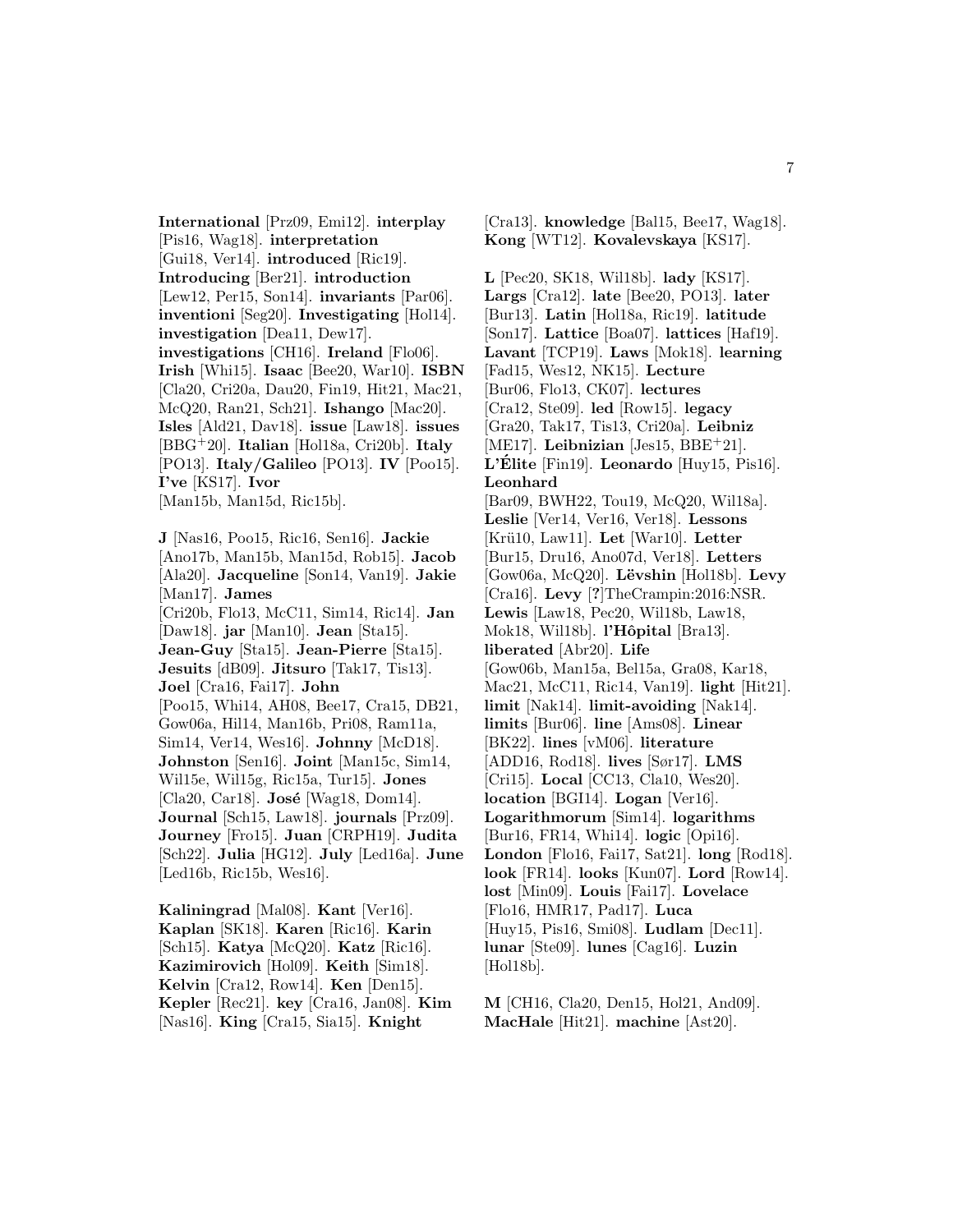**International** [Prz09, Emi12]. **interplay** [Pis16, Wag18]. **interpretation** [Gui18, Ver14]. **introduced** [Ric19]. **Introducing** [Ber21]. **introduction** [Lew12, Per15, Son14]. **invariants** [Par06]. **inventioni** [Seg20]. **Investigating** [Hol14]. **investigation** [Dea11, Dew17]. **investigations** [CH16]. **Ireland** [Flo06]. **Irish** [Whi15]. **Isaac** [Bee20, War10]. **ISBN** [Cla20, Cri20a, Dau20, Fin19, Hit21, Mac21, McQ20, Ran21, Sch21]. **Ishango** [Mac20]. **Isles** [Ald21, Dav18]. **issue** [Law18]. **issues** [BBG+20]. **Italian** [Hol18a, Cri20b]. **Italy** [PO13]. **Italy/Galileo** [PO13]. **IV** [Poo15]. **I've** [KS17]. **Ivor** [Man15b, Man15d, Ric15b].

**J** [Nas16, Poo15, Ric16, Sen16]. **Jackie** [Ano17b, Man15b, Man15d, Rob15]. **Jacob** [Ala20]. **Jacqueline** [Son14, Van19]. **Jakie** [Man17]. **James** [Cri20b, Flo13, McC11, Sim14, Ric14]. **Jan** [Daw18]. **jar** [Man10]. **Jean** [Sta15]. **Jean-Guy** [Sta15]. **Jean-Pierre** [Sta15]. **Jesuits** [dB09]. **Jitsuro** [Tak17, Tis13]. **Joel** [Cra16, Fai17]. **John** [Poo15, Whi14, AH08, Bee17, Cra15, DB21, Gow06a, Hil14, Man16b, Pri08, Ram11a, Sim14, Ver14, Wes16]. **Johnny** [McD18]. **Johnston** [Sen16]. **Joint** [Man15c, Sim14, Wil15e, Wil15g, Ric15a, Tur15]. **Jones** [Cla20, Car18]. **José** [Wag18, Dom14]. **Journal** [Sch15, Law18]. **journals** [Prz09]. **Journey** [Fro15]. **Juan** [CRPH19]. **Judita** [Sch22]. **Julia** [HG12]. **July** [Led16a]. **June** [Led16b, Ric15b, Wes16].

**Kaliningrad** [Mal08]. **Kant** [Ver16]. **Kaplan** [SK18]. **Karen** [Ric16]. **Karin** [Sch15]. **Katya** [McQ20]. **Katz** [Ric16]. **Kazimirovich** [Hol09]. **Keith** [Sim18]. **Kelvin** [Cra12, Row14]. **Ken** [Den15]. **Kepler** [Rec21]. **key** [Cra16, Jan08]. **Kim** [Nas16]. **King** [Cra15, Sia15]. **Knight** [Cra13]. **knowledge** [Bal15, Bee17, Wag18]. **Kong** [WT12]. **Kovalevskaya** [KS17].

**L** [Pec20, SK18, Wil18b]. **lady** [KS17]. **Largs** [Cra12]. **late** [Bee20, PO13]. **later** [Bur13]. **Latin** [Hol18a, Ric19]. **latitude** [Son17]. **Lattice** [Boa07]. **lattices** [Haf19]. **Lavant** [TCP19]. **Laws** [Mok18]. **learning** [Fad15, Wes12, NK15]. **Lecture** [Bur06, Flo13, CK07]. **lectures** [Cra12, Ste09]. **led** [Row15]. **legacy** [Gra20, Tak17, Tis13, Cri20a]. **Leibniz** [ME17]. **Leibnizian** [Jes15, BBE+21]. **L'Élite** [Fin19]. **Leonardo** [Huy15, Pis16]. **Leonhard** [Bar09, BWH22, Tou19, McQ20, Wil18a]. **Leslie** [Ver14, Ver16, Ver18]. **Lessons** [Krü10, Law11]. **Let** [War10]. **Letter** [Bur15, Dru16, Ano07d, Ver18]. **Letters** [Gow06a, McQ20]. **Lëvshin** [Hol18b]. **Levy** [Cra16]. **Levy** [?]TheCrampin:2016:NSR. **Lewis** [Law18, Pec20, Wil18b, Law18, Mok18, Wil18b]. **l'Hôpital** [Bra13]. **liberated** [Abr20]. **Life** [Gow06b, Man15a, Bel15a, Gra08, Kar18, Mac21, McC11, Ric14, Van19]. **light** [Hit21]. **limit** [Nak14]. **limit-avoiding** [Nak14]. **limits** [Bur06]. **line** [Ams08]. **Linear** [BK22]. **lines** [vM06]. **literature** [ADD16, Rod18]. **lives** [Sør17]. **LMS** [Cri15]. **Local** [CC13, Cla10, Wes20]. **location** [BGI14]. **Logan** [Ver16]. **Logarithmorum** [Sim14]. **logarithms** [Bur16, FR14, Whi14]. **logic** [Opi16]. **London** [Flo16, Fai17, Sat21]. **long** [Rod18]. **look** [FR14]. **looks** [Kun07]. **Lord** [Row14]. **lost** [Min09]. **Louis** [Fai17]. **Lovelace** [Flo16, HMR17, Pad17]. **Luca** [Huy15, Pis16, Smi08]. **Ludlam** [Dec11]. **lunar** [Ste09]. **lunes** [Cag16]. **Luzin** [Hol18b].

**M** [CH16, Cla20, Den15, Hol21, And09]. **MacHale** [Hit21]. **machine** [Ast20].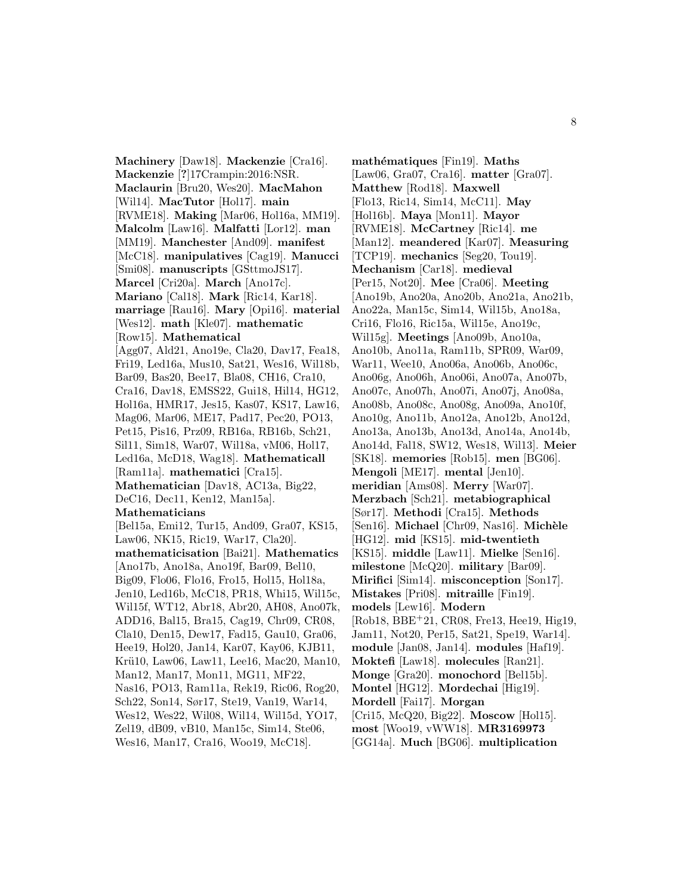**Machinery** [Daw18]. **Mackenzie** [Cra16]. **Mackenzie** [?]17Crampin:2016:NSR. **Maclaurin** [Bru20, Wes20]. **MacMahon** [Wil14]. **MacTutor** [Hol17]. **main** [RVME18]. **Making** [Mar06, Hol16a, MM19]. **Malcolm** [Law16]. **Malfatti** [Lor12]. **man** [MM19]. **Manchester** [And09]. **manifest** [McC18]. **manipulatives** [Cag19]. **Manucci** [Smi08]. **manuscripts** [GSttmoJS17]. **Marcel** [Cri20a]. **March** [Ano17c]. **Mariano** [Cal18]. **Mark** [Ric14, Kar18]. **marriage** [Rau16]. **Mary** [Opi16]. **material** [Wes12]. **math** [Kle07]. **mathematic** [Row15]. **Mathematical** [Agg07, Ald21, Ano19e, Cla20, Dav17, Fea18, Fri19, Led16a, Mus10, Sat21, Wes16, Wil18b, Bar09, Bas20, Bee17, Bla08, CH16, Cra10, Cra16, Dav18, EMSS22, Gui18, Hil14, HG12, Hol16a, HMR17, Jes15, Kas07, KS17, Law16, Mag06, Mar06, ME17, Pad17, Pec20, PO13, Pet15, Pis16, Prz09, RB16a, RB16b, Sch21, Sil11, Sim18, War07, Wil18a, vM06, Hol17, Led16a, McD18, Wag18]. **Mathematicall** [Ram11a]. **mathematici** [Cra15]. **Mathematician** [Dav18, AC13a, Big22, DeC16, Dec11, Ken12, Man15a]. **Mathematicians** [Bel15a, Emi12, Tur15, And09, Gra07, KS15, Law06, NK15, Ric19, War17, Cla20]. **mathematicisation** [Bai21]. **Mathematics** [Ano17b, Ano18a, Ano19f, Bar09, Bel10, Big09, Flo06, Flo16, Fro15, Hol15, Hol18a, Jen10, Led16b, McC18, PR18, Whi15, Wil15c, Wil15f, WT12, Abr18, Abr20, AH08, Ano07k, ADD16, Bal15, Bra15, Cag19, Chr09, CR08, Cla10, Den15, Dew17, Fad15, Gau10, Gra06, Hee19, Hol20, Jan14, Kar07, Kay06, KJB11, Krü10, Law06, Law11, Lee16, Mac20, Man10, Man12, Man17, Mon11, MG11, MF22, Nas16, PO13, Ram11a, Rek19, Ric06, Rog20, Sch22, Son14, Sør17, Ste19, Van19, War14, Wes12, Wes22, Wil08, Wil14, Wil15d, YO17, Zel19, dB09, vB10, Man15c, Sim14, Ste06, Wes16, Man17, Cra16, Woo19, McC18].

**mathématiques** [Fin19]. **Maths** [Law06, Gra07, Cra16]. **matter** [Gra07]. **Matthew** [Rod18]. **Maxwell** [Flo13, Ric14, Sim14, McC11]. **May** [Hol16b]. **Maya** [Mon11]. **Mayor** [RVME18]. **McCartney** [Ric14]. **me** [Man12]. **meandered** [Kar07]. **Measuring** [TCP19]. **mechanics** [Seg20, Tou19]. **Mechanism** [Car18]. **medieval** [Per15, Not20]. **Mee** [Cra06]. **Meeting** [Ano19b, Ano20a, Ano20b, Ano21a, Ano21b, Ano22a, Man15c, Sim14, Wil15b, Ano18a, Cri16, Flo16, Ric15a, Wil15e, Ano19c, Wil15g]. **Meetings** [Ano09b, Ano10a, Ano10b, Ano11a, Ram11b, SPR09, War09, War11, Wee10, Ano06a, Ano06b, Ano06c, Ano06g, Ano06h, Ano06i, Ano07a, Ano07b, Ano07c, Ano07h, Ano07i, Ano07j, Ano08a, Ano08b, Ano08c, Ano08g, Ano09a, Ano10f, Ano10g, Ano11b, Ano12a, Ano12b, Ano12d, Ano13a, Ano13b, Ano13d, Ano14a, Ano14b, Ano14d, Fal18, SW12, Wes18, Wil13]. **Meier** [SK18]. **memories** [Rob15]. **men** [BG06]. **Mengoli** [ME17]. **mental** [Jen10]. **meridian** [Ams08]. **Merry** [War07]. **Merzbach** [Sch21]. **metabiographical** [Sør17]. **Methodi** [Cra15]. **Methods** [Sen16]. **Michael** [Chr09, Nas16]. **Michèle** [HG12]. **mid** [KS15]. **mid-twentieth** [KS15]. **middle** [Law11]. **Mielke** [Sen16]. **milestone** [McQ20]. **military** [Bar09]. **Mirifici** [Sim14]. **misconception** [Son17]. **Mistakes** [Pri08]. **mitraille** [Fin19]. **models** [Lew16]. **Modern** [Rob18, BBE+21, CR08, Fre13, Hee19, Hig19, Jam11, Not20, Per15, Sat21, Spe19, War14]. **module** [Jan08, Jan14]. **modules** [Haf19]. **Moktefi** [Law18]. **molecules** [Ran21]. **Monge** [Gra20]. **monochord** [Bel15b]. **Montel** [Hig19]. **Mordechai** [HG12]. **Mordell** [Fai17]. **Morgan** [Cri15, McQ20, Big22]. **Moscow** [Hol15]. **most** [Woo19, vWW18]. **MR3169973** [GG14a]. **Much** [BG06]. **multiplication**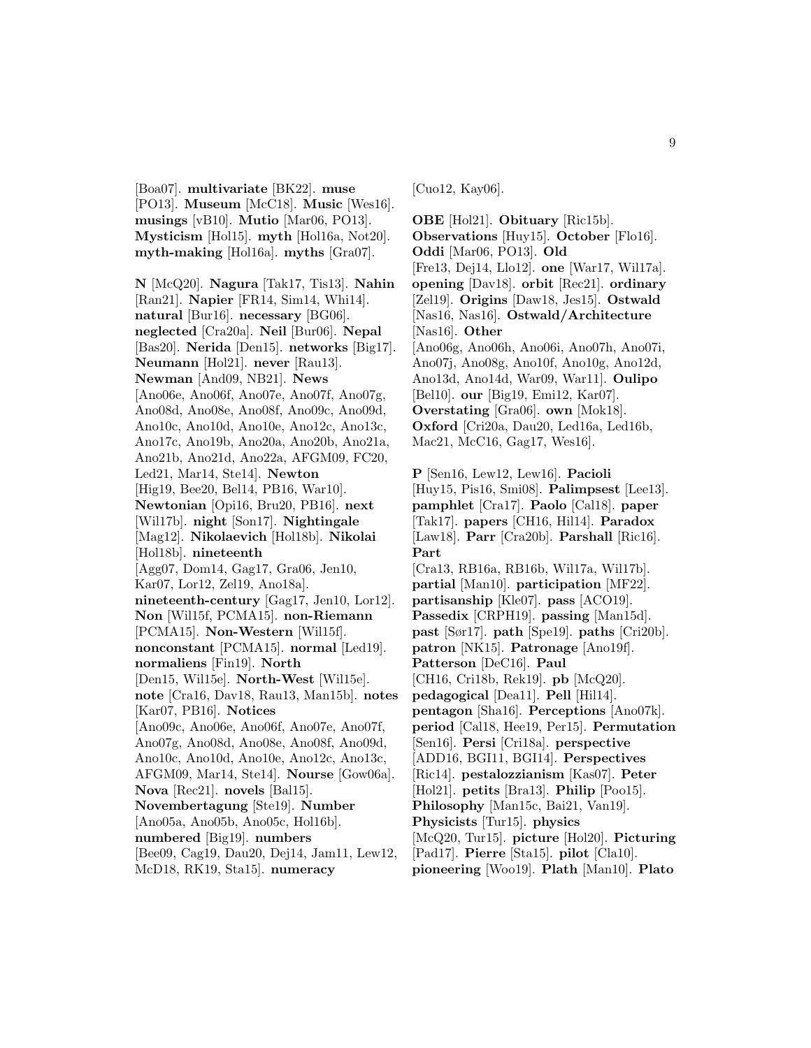[Boa07]. **multivariate** [BK22]. **muse** [PO13]. **Museum** [McC18]. **Music** [Wes16]. **musings** [vB10]. **Mutio** [Mar06, PO13]. **Mysticism** [Hol15]. **myth** [Hol16a, Not20]. **myth-making** [Hol16a]. **myths** [Gra07].

**N** [McQ20]. **Nagura** [Tak17, Tis13]. **Nahin** [Ran21]. **Napier** [FR14, Sim14, Whi14]. **natural** [Bur16]. **necessary** [BG06]. **neglected** [Cra20a]. **Neil** [Bur06]. **Nepal** [Bas20]. **Nerida** [Den15]. **networks** [Big17]. **Neumann** [Hol21]. **never** [Rau13]. **Newman** [And09, NB21]. **News** [Ano06e, Ano06f, Ano07e, Ano07f, Ano07g, Ano08d, Ano08e, Ano08f, Ano09c, Ano09d, Ano10c, Ano10d, Ano10e, Ano12c, Ano13c, Ano17c, Ano19b, Ano20a, Ano20b, Ano21a, Ano21b, Ano21d, Ano22a, AFGM09, FC20, Led21, Mar14, Ste14]. **Newton** [Hig19, Bee20, Bel14, PB16, War10]. **Newtonian** [Opi16, Bru20, PB16]. **next** [Wil17b]. **night** [Son17]. **Nightingale** [Mag12]. **Nikolaevich** [Hol18b]. **Nikolai** [Hol18b]. **nineteenth** [Agg07, Dom14, Gag17, Gra06, Jen10, Kar07, Lor12, Zel19, Ano18a]. **nineteenth-century** [Gag17, Jen10, Lor12]. **Non** [Wil15f, PCMA15]. **non-Riemann** [PCMA15]. **Non-Western** [Wil15f]. **nonconstant** [PCMA15]. **normal** [Led19]. **normaliens** [Fin19]. **North** [Den15, Wil15e]. **North-West** [Wil15e]. **note** [Cra16, Dav18, Rau13, Man15b]. **notes** [Kar07, PB16]. **Notices** [Ano09c, Ano06e, Ano06f, Ano07e, Ano07f, Ano07g, Ano08d, Ano08e, Ano08f, Ano09d, Ano10c, Ano10d, Ano10e, Ano12c, Ano13c, AFGM09, Mar14, Ste14]. **Nourse** [Gow06a]. **Nova** [Rec21]. **novels** [Bal15]. **Novembertagung** [Ste19]. **Number** [Ano05a, Ano05b, Ano05c, Hol16b]. **numbered** [Big19]. **numbers** [Bee09, Cag19, Dau20, Dej14, Jam11, Lew12, McD18, RK19, Sta15]. **numeracy** [Cuo12, Kay06].

**OBE** [Hol21]. **Obituary** [Ric15b]. **Observations** [Huy15]. **October** [Flo16]. **Oddi** [Mar06, PO13]. **Old** [Fre13, Dej14, Llo12]. **one** [War17, Wil17a]. **opening** [Dav18]. **orbit** [Rec21]. **ordinary** [Zel19]. **Origins** [Daw18, Jes15]. **Ostwald** [Nas16, Nas16]. **Ostwald/Architecture** [Nas16]. **Other** [Ano06g, Ano06h, Ano06i, Ano07h, Ano07i, Ano07j, Ano08g, Ano10f, Ano10g, Ano12d, Ano13d, Ano14d, War09, War11]. **Oulipo** [Bel10]. **our** [Big19, Emi12, Kar07]. **Overstating** [Gra06]. **own** [Mok18]. **Oxford** [Cri20a, Dau20, Led16a, Led16b, Mac21, McC16, Gag17, Wes16].

**P** [Sen16, Lew12, Lew16]. **Pacioli** [Huy15, Pis16, Smi08]. **Palimpsest** [Lee13]. **pamphlet** [Cra17]. **Paolo** [Cal18]. **paper** [Tak17]. **papers** [CH16, Hil14]. **Paradox** [Law18]. **Parr** [Cra20b]. **Parshall** [Ric16]. **Part** [Cra13, RB16a, RB16b, Wil17a, Wil17b]. **partial** [Man10]. **participation** [MF22]. **partisanship** [Kle07]. **pass** [ACO19]. **Passedix** [CRPH19]. **passing** [Man15d]. **past** [Sør17]. **path** [Spe19]. **paths** [Cri20b]. **patron** [NK15]. **Patronage** [Ano19f]. **Patterson** [DeC16]. **Paul** [CH16, Cri18b, Rek19]. **pb** [McQ20]. **pedagogical** [Dea11]. **Pell** [Hil14]. **pentagon** [Sha16]. **Perceptions** [Ano07k]. **period** [Cal18, Hee19, Per15]. **Permutation** [Sen16]. **Persi** [Cri18a]. **perspective** [ADD16, BGI11, BGI14]. **Perspectives** [Ric14]. **pestalozzianism** [Kas07]. **Peter** [Hol21]. **petits** [Bra13]. **Philip** [Poo15]. **Philosophy** [Man15c, Bai21, Van19]. **Physicists** [Tur15]. **physics** [McQ20, Tur15]. **picture** [Hol20]. **Picturing** [Pad17]. **Pierre** [Sta15]. **pilot** [Cla10]. **pioneering** [Woo19]. **Plath** [Man10]. **Plato**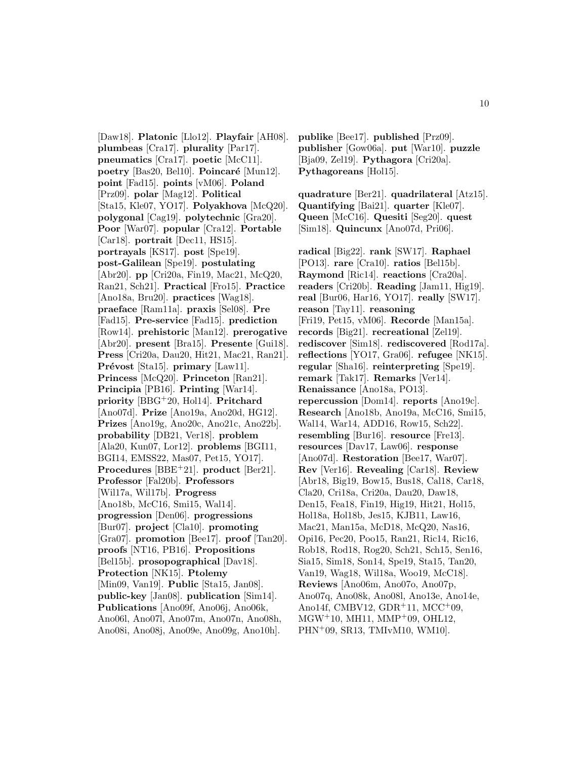[Daw18]. **Platonic** [Llo12]. **Playfair** [AH08]. **plumbeas** [Cra17]. **plurality** [Par17]. **pneumatics** [Cra17]. **poetic** [McC11]. **poetry** [Bas20, Bel10]. **Poincaré** [Mun12]. **point** [Fad15]. **points** [vM06]. **Poland** [Prz09]. **polar** [Mag12]. **Political** [Sta15, Kle07, YO17]. **Polyakhova** [McQ20]. **polygonal** [Cag19]. **polytechnic** [Gra20]. **Poor** [War07]. **popular** [Cra12]. **Portable** [Car18]. **portrait** [Dec11, HS15]. **portrayals** [KS17]. **post** [Spe19]. **post-Galilean** [Spe19]. **postulating** [Abr20]. **pp** [Cri20a, Fin19, Mac21, McQ20, Ran21, Sch21]. **Practical** [Fro15]. **Practice** [Ano18a, Bru20]. **practices** [Wag18]. **praeface** [Ram11a]. **praxis** [Sel08]. **Pre** [Fad15]. **Pre-service** [Fad15]. **prediction** [Row14]. **prehistoric** [Man12]. **prerogative** [Abr20]. **present** [Bra15]. **Presente** [Gui18]. **Press** [Cri20a, Dau20, Hit21, Mac21, Ran21]. **Prévost** [Sta15]. **primary** [Law11]. **Princess** [McQ20]. **Princeton** [Ran21]. **Principia** [PB16]. **Printing** [War14]. **priority** [BBG+20, Hol14]. **Pritchard** [Ano07d]. **Prize** [Ano19a, Ano20d, HG12]. **Prizes** [Ano19g, Ano20c, Ano21c, Ano22b]. **probability** [DB21, Ver18]. **problem** [Ala20, Kun07, Lor12]. **problems** [BGI11, BGI14, EMSS22, Mas07, Pet15, YO17]. **Procedures** [BBE+21]. **product** [Ber21]. **Professor** [Fal20b]. **Professors** [Wil17a, Wil17b]. **Progress** [Ano18b, McC16, Smi15, Wal14]. **progression** [Den06]. **progressions** [Bur07]. **project** [Cla10]. **promoting** [Gra07]. **promotion** [Bee17]. **proof** [Tan20]. **proofs** [NT16, PB16]. **Propositions** [Bel15b]. **prosopographical** [Dav18]. **Protection** [NK15]. **Ptolemy** [Min09, Van19]. **Public** [Sta15, Jan08]. **public-key** [Jan08]. **publication** [Sim14]. **Publications** [Ano09f, Ano06j, Ano06k, Ano06l, Ano07l, Ano07m, Ano07n, Ano08h, Ano08i, Ano08j, Ano09e, Ano09g, Ano10h]. **publike** [Bee17]. **published** [Prz09]. **publisher** [Gow06a]. **put** [War10]. **puzzle** [Bja09, Zel19]. **Pythagora** [Cri20a]. **Pythagoreans** [Hol15].

**quadrature** [Ber21]. **quadrilateral** [Atz15]. **Quantifying** [Bai21]. **quarter** [Kle07]. **Queen** [McC16]. **Quesiti** [Seg20]. **quest** [Sim18]. **Quincunx** [Ano07d, Pri06].

**radical** [Big22]. **rank** [SW17]. **Raphael** [PO13]. **rare** [Cra10]. **ratios** [Bel15b]. **Raymond** [Ric14]. **reactions** [Cra20a]. **readers** [Cri20b]. **Reading** [Jam11, Hig19]. **real** [Bur06, Har16, YO17]. **really** [SW17]. **reason** [Tay11]. **reasoning** [Fri19, Pet15, vM06]. **Recorde** [Man15a]. **records** [Big21]. **recreational** [Zel19]. **rediscover** [Sim18]. **rediscovered** [Rod17a]. **reflections** [YO17, Gra06]. **refugee** [NK15]. **regular** [Sha16]. **reinterpreting** [Spe19]. **remark** [Tak17]. **Remarks** [Ver14]. **Renaissance** [Ano18a, PO13]. **repercussion** [Dom14]. **reports** [Ano19c]. **Research** [Ano18b, Ano19a, McC16, Smi15, Wal14, War14, ADD16, Row15, Sch22]. **resembling** [Bur16]. **resource** [Fre13]. **resources** [Dav17, Law06]. **response** [Ano07d]. **Restoration** [Bee17, War07]. **Rev** [Ver16]. **Revealing** [Car18]. **Review** [Abr18, Big19, Bow15, Bus18, Cal18, Car18, Cla20, Cri18a, Cri20a, Dau20, Daw18, Den15, Fea18, Fin19, Hig19, Hit21, Hol15, Hol18a, Hol18b, Jes15, KJB11, Law16, Mac21, Man15a, McD18, McQ20, Nas16, Opi16, Pec20, Poo15, Ran21, Ric14, Ric16, Rob18, Rod18, Rog20, Sch21, Sch15, Sen16, Sia15, Sim18, Son14, Spe19, Sta15, Tan20, Van19, Wag18, Wil18a, Woo19, McC18]. **Reviews** [Ano06m, Ano07o, Ano07p, Ano07q, Ano08k, Ano08l, Ano13e, Ano14e, Ano14f, CMBV12, GDR+11, MCC+09, MGW+10, MH11, MMP+09, OHL12, PHN+09, SR13, TMIvM10, WM10].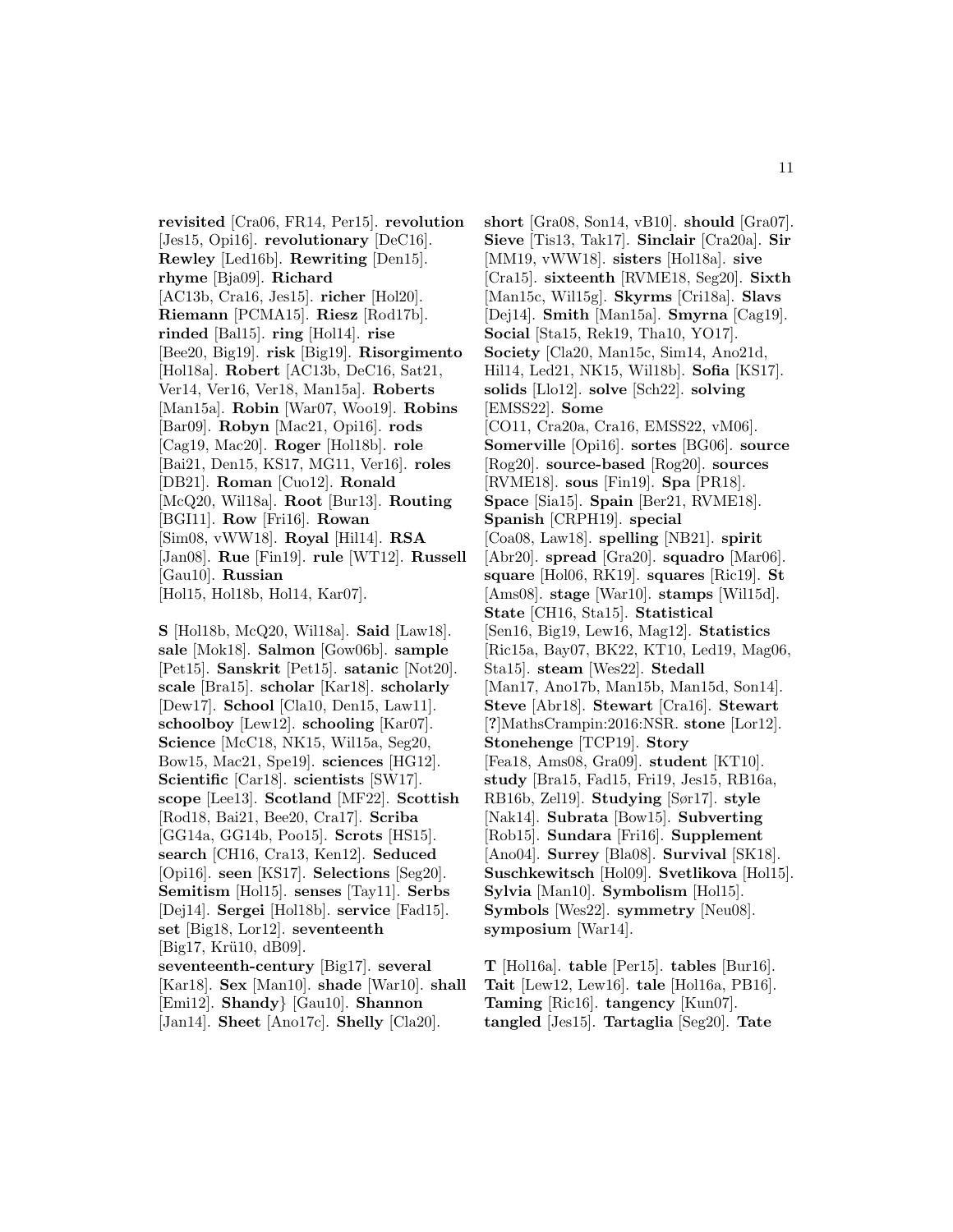**revisited** [Cra06, FR14, Per15]. **revolution** [Jes15, Opi16]. **revolutionary** [DeC16]. **Rewley** [Led16b]. **Rewriting** [Den15]. **rhyme** [Bja09]. **Richard** [AC13b, Cra16, Jes15]. **richer** [Hol20]. **Riemann** [PCMA15]. **Riesz** [Rod17b]. **rinded** [Bal15]. **ring** [Hol14]. **rise** [Bee20, Big19]. **risk** [Big19]. **Risorgimento** [Hol18a]. **Robert** [AC13b, DeC16, Sat21, Ver14, Ver16, Ver18, Man15a]. **Roberts** [Man15a]. **Robin** [War07, Woo19]. **Robins** [Bar09]. **Robyn** [Mac21, Opi16]. **rods** [Cag19, Mac20]. **Roger** [Hol18b]. **role** [Bai21, Den15, KS17, MG11, Ver16]. **roles** [DB21]. **Roman** [Cuo12]. **Ronald** [McQ20, Wil18a]. **Root** [Bur13]. **Routing** [BGI11]. **Row** [Fri16]. **Rowan** [Sim08, vWW18]. **Royal** [Hil14]. **RSA** [Jan08]. **Rue** [Fin19]. **rule** [WT12]. **Russell** [Gau10]. **Russian** [Hol15, Hol18b, Hol14, Kar07].

**S** [Hol18b, McQ20, Wil18a]. **Said** [Law18]. **sale** [Mok18]. **Salmon** [Gow06b]. **sample** [Pet15]. **Sanskrit** [Pet15]. **satanic** [Not20]. **scale** [Bra15]. **scholar** [Kar18]. **scholarly** [Dew17]. **School** [Cla10, Den15, Law11]. **schoolboy** [Lew12]. **schooling** [Kar07]. **Science** [McC18, NK15, Wil15a, Seg20, Bow15, Mac21, Spe19]. **sciences** [HG12]. **Scientific** [Car18]. **scientists** [SW17]. **scope** [Lee13]. **Scotland** [MF22]. **Scottish** [Rod18, Bai21, Bee20, Cra17]. **Scriba** [GG14a, GG14b, Poo15]. **Scrots** [HS15]. **search** [CH16, Cra13, Ken12]. **Seduced** [Opi16]. **seen** [KS17]. **Selections** [Seg20]. **Semitism** [Hol15]. **senses** [Tay11]. **Serbs** [Dej14]. **Sergei** [Hol18b]. **service** [Fad15]. **set** [Big18, Lor12]. **seventeenth** [Big17, Krü10, dB09]. **seventeenth-century** [Big17]. **several** [Kar18]. **Sex** [Man10]. **shade** [War10]. **shall** [Emi12]. **Shandy}** [Gau10]. **Shannon** [Jan14]. **Sheet** [Ano17c]. **Shelly** [Cla20].

**short** [Gra08, Son14, vB10]. **should** [Gra07]. **Sieve** [Tis13, Tak17]. **Sinclair** [Cra20a]. **Sir** [MM19, vWW18]. **sisters** [Hol18a]. **sive** [Cra15]. **sixteenth** [RVME18, Seg20]. **Sixth** [Man15c, Wil15g]. **Skyrms** [Cri18a]. **Slavs** [Dej14]. **Smith** [Man15a]. **Smyrna** [Cag19]. **Social** [Sta15, Rek19, Tha10, YO17]. **Society** [Cla20, Man15c, Sim14, Ano21d, Hil14, Led21, NK15, Wil18b]. **Sofia** [KS17]. **solids** [Llo12]. **solve** [Sch22]. **solving** [EMSS22]. **Some** [CO11, Cra20a, Cra16, EMSS22, vM06]. **Somerville** [Opi16]. **sortes** [BG06]. **source** [Rog20]. **source-based** [Rog20]. **sources** [RVME18]. **sous** [Fin19]. **Spa** [PR18]. **Space** [Sia15]. **Spain** [Ber21, RVME18]. **Spanish** [CRPH19]. **special** [Coa08, Law18]. **spelling** [NB21]. **spirit** [Abr20]. **spread** [Gra20]. **squadro** [Mar06]. **square** [Hol06, RK19]. **squares** [Ric19]. **St** [Ams08]. **stage** [War10]. **stamps** [Wil15d]. **State** [CH16, Sta15]. **Statistical** [Sen16, Big19, Lew16, Mag12]. **Statistics** [Ric15a, Bay07, BK22, KT10, Led19, Mag06, Sta15]. **steam** [Wes22]. **Stedall** [Man17, Ano17b, Man15b, Man15d, Son14]. **Steve** [Abr18]. **Stewart** [Cra16]. **Stewart** [?MathsCrampin:2016:NSR. **stone** [Lor12]. **Stonehenge** [TCP19]. **Story** [Fea18, Ams08, Gra09]. **student** [KT10]. **study** [Bra15, Fad15, Fri19, Jes15, RB16a, RB16b, Zel19]. **Studying** [Sør17]. **style** [Nak14]. **Subrata** [Bow15]. **Subverting** [Rob15]. **Sundara** [Fri16]. **Supplement** [Ano04]. **Surrey** [Bla08]. **Survival** [SK18]. **Suschkewitsch** [Hol09]. **Svetlikova** [Hol15]. **Sylvia** [Man10]. **Symbolism** [Hol15]. **Symbols** [Wes22]. **symmetry** [Neu08]. **symposium** [War14].

**T** [Hol16a]. **table** [Per15]. **tables** [Bur16]. **Tait** [Lew12, Lew16]. **tale** [Hol16a, PB16]. **Taming** [Ric16]. **tangency** [Kun07]. **tangled** [Jes15]. **Tartaglia** [Seg20]. **Tate**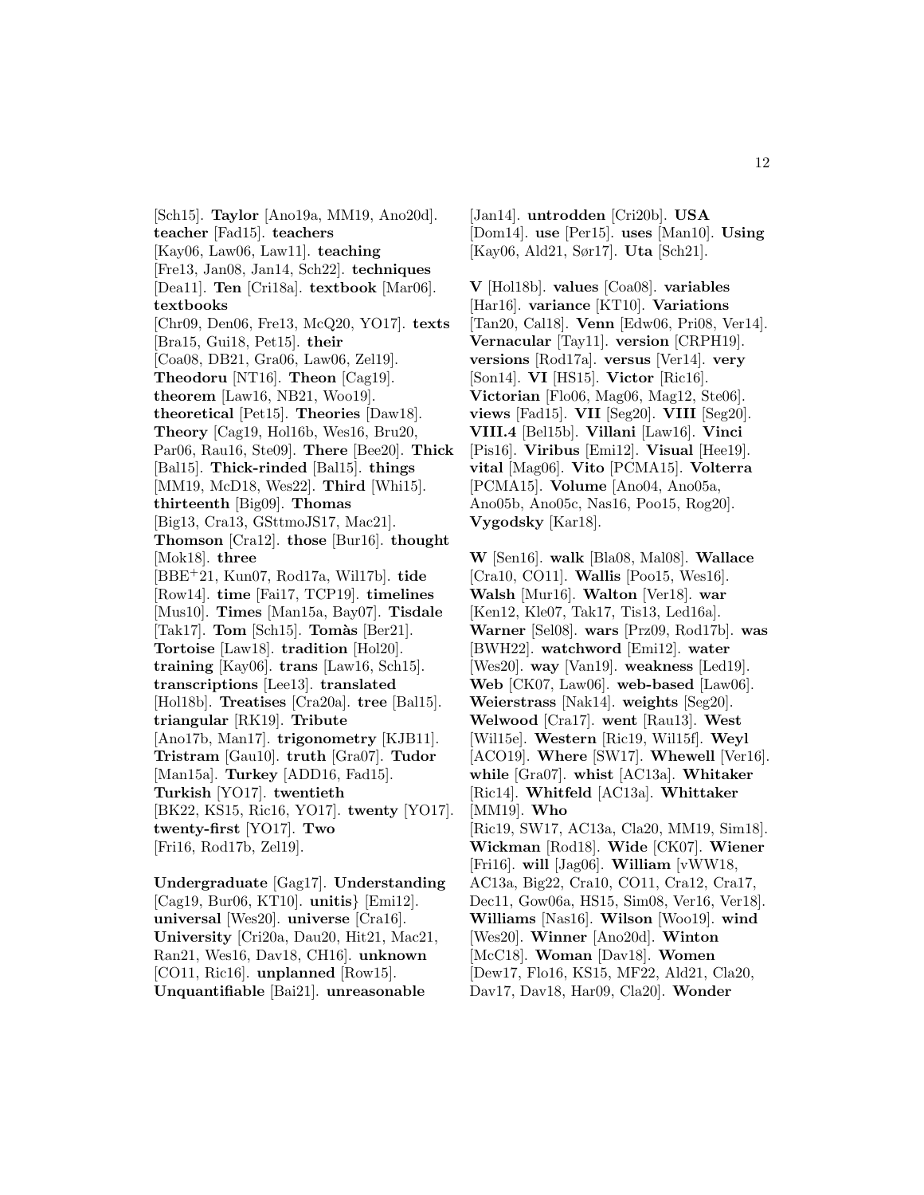[Sch15]. **Taylor** [Ano19a, MM19, Ano20d]. **teacher** [Fad15]. **teachers** [Kay06, Law06, Law11]. **teaching** [Fre13, Jan08, Jan14, Sch22]. **techniques** [Dea11]. **Ten** [Cri18a]. **textbook** [Mar06]. **textbooks** [Chr09, Den06, Fre13, McQ20, YO17]. **texts** [Bra15, Gui18, Pet15]. **their** [Coa08, DB21, Gra06, Law06, Zel19]. **Theodoru** [NT16]. **Theon** [Cag19]. **theorem** [Law16, NB21, Woo19]. **theoretical** [Pet15]. **Theories** [Daw18]. **Theory** [Cag19, Hol16b, Wes16, Bru20, Par06, Rau16, Ste09]. **There** [Bee20]. **Thick** [Bal15]. **Thick-rinded** [Bal15]. **things** [MM19, McD18, Wes22]. **Third** [Whi15]. **thirteenth** [Big09]. **Thomas** [Big13, Cra13, GSttmoJS17, Mac21]. **Thomson** [Cra12]. **those** [Bur16]. **thought** [Mok18]. **three** [BBE$^{+}$21, Kun07, Rod17a, Wil17b]. **tide** [Row14]. **time** [Fai17, TCP19]. **timelines** [Mus10]. **Times** [Man15a, Bay07]. **Tisdale** [Tak17]. **Tom** [Sch15]. **Tomàs** [Ber21]. **Tortoise** [Law18]. **tradition** [Hol20]. **training** [Kay06]. **trans** [Law16, Sch15]. **transcriptions** [Lee13]. **translated** [Hol18b]. **Treatises** [Cra20a]. **tree** [Bal15]. **triangular** [RK19]. **Tribute** [Ano17b, Man17]. **trigonometry** [KJB11]. **Tristram** [Gau10]. **truth** [Gra07]. **Tudor** [Man15a]. **Turkey** [ADD16, Fad15]. **Turkish** [YO17]. **twentieth** [BK22, KS15, Ric16, YO17]. **twenty** [YO17]. **twenty-first** [YO17]. **Two** [Fri16, Rod17b, Zel19].

**Undergraduate** [Gag17]. **Understanding** [Cag19, Bur06, KT10]. **unitis**} [Emi12]. **universal** [Wes20]. **universe** [Cra16]. **University** [Cri20a, Dau20, Hit21, Mac21, Ran21, Wes16, Dav18, CH16]. **unknown** [CO11, Ric16]. **unplanned** [Row15]. **Unquantifiable** [Bai21]. **unreasonable** [Jan14]. **untrodden** [Cri20b]. **USA** [Dom14]. **use** [Per15]. **uses** [Man10]. **Using** [Kay06, Ald21, Sør17]. **Uta** [Sch21].

**V** [Hol18b]. **values** [Coa08]. **variables** [Har16]. **variance** [KT10]. **Variations** [Tan20, Cal18]. **Venn** [Edw06, Pri08, Ver14]. **Vernacular** [Tay11]. **version** [CRPH19]. **versions** [Rod17a]. **versus** [Ver14]. **very** [Son14]. **VI** [HS15]. **Victor** [Ric16]. **Victorian** [Flo06, Mag06, Mag12, Ste06]. **views** [Fad15]. **VII** [Seg20]. **VIII** [Seg20]. **VIII.4** [Bel15b]. **Villani** [Law16]. **Vinci** [Pis16]. **Viribus** [Emi12]. **Visual** [Hee19]. **vital** [Mag06]. **Vito** [PCMA15]. **Volterra** [PCMA15]. **Volume** [Ano04, Ano05a, Ano05b, Ano05c, Nas16, Poo15, Rog20]. **Vygodsky** [Kar18].

**W** [Sen16]. **walk** [Bla08, Mal08]. **Wallace** [Cra10, CO11]. **Wallis** [Poo15, Wes16]. **Walsh** [Mur16]. **Walton** [Ver18]. **war** [Ken12, Kle07, Tak17, Tis13, Led16a]. **Warner** [Sel08]. **wars** [Prz09, Rod17b]. **was** [BWH22]. **watchword** [Emi12]. **water** [Wes20]. **way** [Van19]. **weakness** [Led19]. **Web** [CK07, Law06]. **web-based** [Law06]. **Weierstrass** [Nak14]. **weights** [Seg20]. **Welwood** [Cra17]. **went** [Rau13]. **West** [Wil15e]. **Western** [Ric19, Wil15f]. **Weyl** [ACO19]. **Where** [SW17]. **Whewell** [Ver16]. **while** [Gra07]. **whist** [AC13a]. **Whitaker** [Ric14]. **Whitfeld** [AC13a]. **Whittaker** [MM19]. **Who** [Ric19, SW17, AC13a, Cla20, MM19, Sim18]. **Wickman** [Rod18]. **Wide** [CK07]. **Wiener** [Fri16]. **will** [Jag06]. **William** [vWW18, AC13a, Big22, Cra10, CO11, Cra12, Cra17, Dec11, Gow06a, HS15, Sim08, Ver16, Ver18]. **Williams** [Nas16]. **Wilson** [Woo19]. **wind** [Wes20]. **Winner** [Ano20d]. **Winton** [McC18]. **Woman** [Dav18]. **Women** [Dew17, Flo16, KS15, MF22, Ald21, Cla20, Dav17, Dav18, Har09, Cla20]. **Wonder**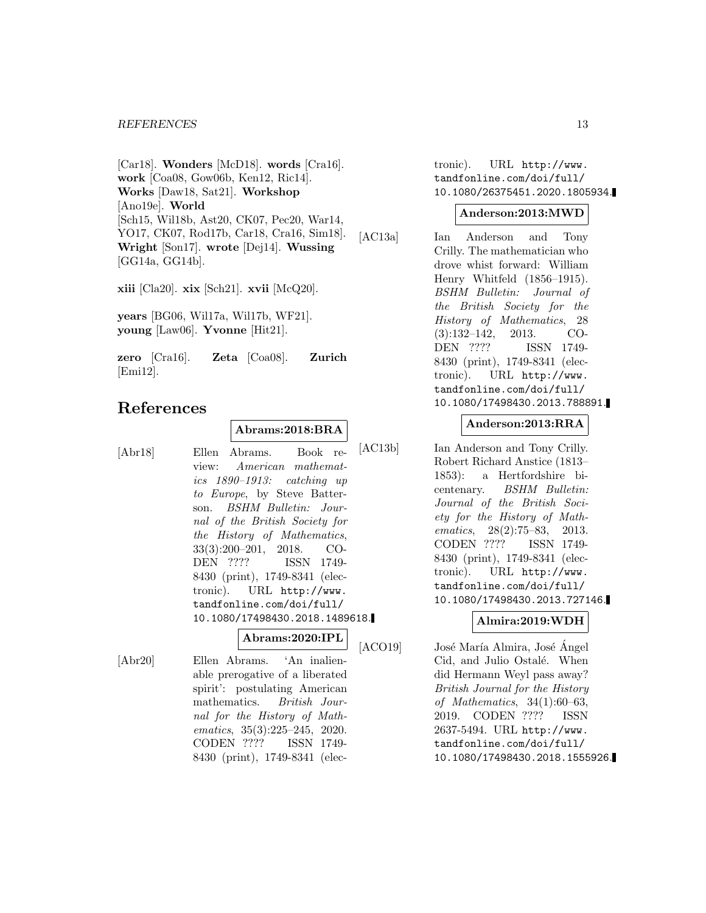[Car18]. **Wonders** [McD18]. **words** [Cra16]. **work** [Coa08, Gow06b, Ken12, Ric14]. **Works** [Daw18, Sat21]. **Workshop** [Ano19e]. **World** [Sch15, Wil18b, Ast20, CK07, Pec20, War14, YO17, CK07, Rod17b, Car18, Cra16, Sim18]. **Wright** [Son17]. **wrote** [Dej14]. **Wussing** [GG14a, GG14b].

**xiii** [Cla20]. **xix** [Sch21]. **xvii** [McQ20].

**years** [BG06, Wil17a, Wil17b, WF21]. **young** [Law06]. **Yvonne** [Hit21].

**zero** [Cra16]. **Zeta** [Coa08]. **Zurich** [Emi12].

# References

**Abrams:2018:BRA**

[Abr18] Ellen Abrams. Book review: *American mathematics 1890–1913: catching up to Europe*, by Steve Batterson. *BSHM Bulletin: Journal of the British Society for the History of Mathematics*, 33(3):200–201, 2018. CODEN ???? ISSN 1749-8430 (print), 1749-8341 (electronic). URL http://www.tandfonline.com/doi/full/10.1080/17498430.2018.1489618.

**Abrams:2020:IPL**

[Abr20] Ellen Abrams. 'An inalienable prerogative of a liberated spirit': postulating American mathematics. *British Journal for the History of Mathematics*, 35(3):225–245, 2020. CODEN ???? ISSN 1749-8430 (print), 1749-8341 (electronic). URL http://www.tandfonline.com/doi/full/10.1080/26375451.2020.1805934.

**Anderson:2013:MWD**

[AC13a] Ian Anderson and Tony Crilly. The mathematician who drove whist forward: William Henry Whitfeld (1856–1915). *BSHM Bulletin: Journal of the British Society for the History of Mathematics*, 28(3):132–142, 2013. CODEN ???? ISSN 1749-8430 (print), 1749-8341 (electronic). URL http://www.tandfonline.com/doi/full/10.1080/17498430.2013.788891.

**Anderson:2013:RRA**

[AC13b] Ian Anderson and Tony Crilly. Robert Richard Anstice (1813–1853): a Hertfordshire bicentenary. *BSHM Bulletin: Journal of the British Society for the History of Mathematics*, 28(2):75–83, 2013. CODEN ???? ISSN 1749-8430 (print), 1749-8341 (electronic). URL http://www.tandfonline.com/doi/full/10.1080/17498430.2013.727146.

**Almira:2019:WDH**

[ACO19] José María Almira, José Ángel Cid, and Julio Ostalé. When did Hermann Weyl pass away? *British Journal for the History of Mathematics*, 34(1):60–63, 2019. CODEN ???? ISSN 2637-5494. URL http://www.tandfonline.com/doi/full/10.1080/17498430.2018.1555926.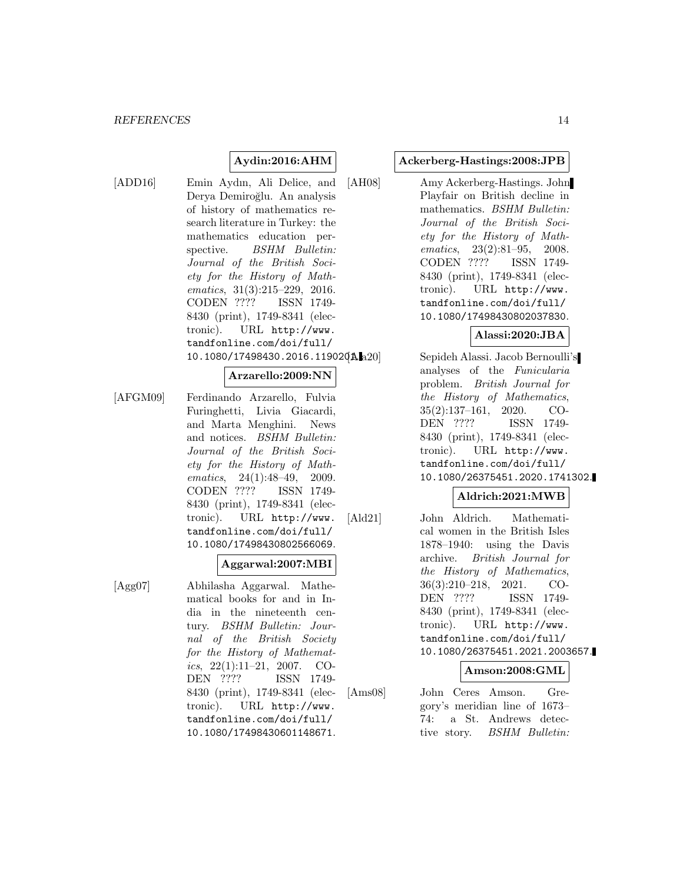**Aydin:2016:AHM**

[ADD16] Emin Aydın, Ali Delice, and Derya Demiroğlu. An analysis of history of mathematics research literature in Turkey: the mathematics education perspective. *BSHM Bulletin: Journal of the British Society for the History of Mathematics*, 31(3):215–229, 2016. CODEN ???? ISSN 1749-8430 (print), 1749-8341 (electronic). URL `http://www.tandfonline.com/doi/full/10.1080/17498430.2016.1190201`.

**Arzarello:2009:NN**

[AFGM09] Ferdinando Arzarello, Fulvia Furinghetti, Livia Giacardi, and Marta Menghini. News and notices. *BSHM Bulletin: Journal of the British Society for the History of Mathematics*, 24(1):48–49, 2009. CODEN ???? ISSN 1749-8430 (print), 1749-8341 (electronic). URL `http://www.tandfonline.com/doi/full/10.1080/17498430802566069`.

**Aggarwal:2007:MBI**

[Agg07] Abhilasha Aggarwal. Mathematical books for and in India in the nineteenth century. *BSHM Bulletin: Journal of the British Society for the History of Mathematics*, 22(1):11–21, 2007. CODEN ???? ISSN 1749-8430 (print), 1749-8341 (electronic). URL `http://www.tandfonline.com/doi/full/10.1080/17498430601148671`.

**Ackerberg-Hastings:2008:JPB**

[AH08] Amy Ackerberg-Hastings. John Playfair on British decline in mathematics. *BSHM Bulletin: Journal of the British Society for the History of Mathematics*, 23(2):81–95, 2008. CODEN ???? ISSN 1749-8430 (print), 1749-8341 (electronic). URL `http://www.tandfonline.com/doi/full/10.1080/17498430802037830`.

**Alassi:2020:JBA**

[Ala20] Sepideh Alassi. Jacob Bernoulli's analyses of the *Funicularia* problem. *British Journal for the History of Mathematics*, 35(2):137–161, 2020. CODEN ???? ISSN 1749-8430 (print), 1749-8341 (electronic). URL `http://www.tandfonline.com/doi/full/10.1080/26375451.2020.1741302`.

**Aldrich:2021:MWB**

[Ald21] John Aldrich. Mathematical women in the British Isles 1878–1940: using the Davis archive. *British Journal for the History of Mathematics*, 36(3):210–218, 2021. CODEN ???? ISSN 1749-8430 (print), 1749-8341 (electronic). URL `http://www.tandfonline.com/doi/full/10.1080/26375451.2021.2003657`.

**Amson:2008:GML**

[Ams08] John Ceres Amson. Gregory's meridian line of 1673–74: a St. Andrews detective story. *BSHM Bulletin:*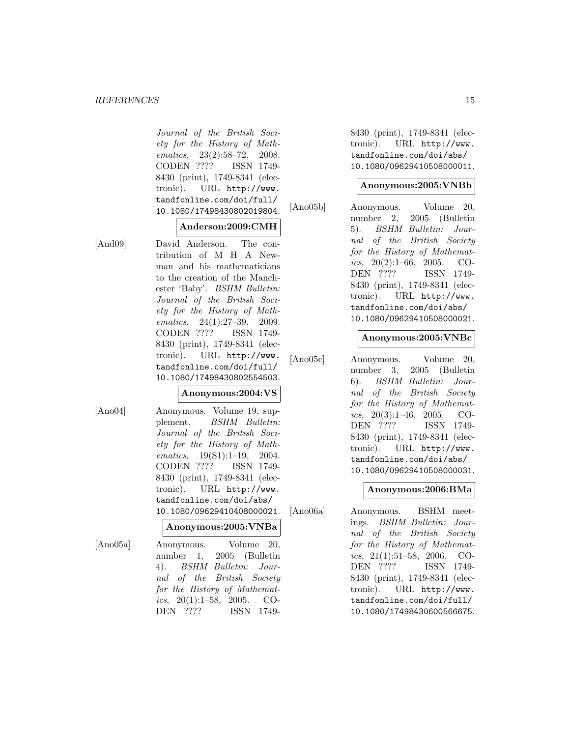*Journal of the British Society for the History of Mathematics*, 23(2):58–72, 2008. CODEN ???? ISSN 1749-8430 (print), 1749-8341 (electronic). URL http://www.tandfonline.com/doi/full/10.1080/17498430802019804.

**Anderson:2009:CMH**

[And09] David Anderson. The contribution of M H A Newman and his mathematicians to the creation of the Manchester 'Baby'. *BSHM Bulletin: Journal of the British Society for the History of Mathematics*, 24(1):27–39, 2009. CODEN ???? ISSN 1749-8430 (print), 1749-8341 (electronic). URL http://www.tandfonline.com/doi/full/10.1080/17498430802554503.

**Anonymous:2004:VS**

[Ano04] Anonymous. Volume 19, supplement. *BSHM Bulletin: Journal of the British Society for the History of Mathematics*, 19(S1):1–19, 2004. CODEN ???? ISSN 1749-8430 (print), 1749-8341 (electronic). URL http://www.tandfonline.com/doi/abs/10.1080/09629410408000021.

**Anonymous:2005:VNBa**

[Ano05a] Anonymous. Volume 20, number 1, 2005 (Bulletin 4). *BSHM Bulletin: Journal of the British Society for the History of Mathematics*, 20(1):1–58, 2005. CODEN ???? ISSN 1749-8430 (print), 1749-8341 (electronic). URL http://www.tandfonline.com/doi/abs/10.1080/09629410508000011.

**Anonymous:2005:VNBb**

[Ano05b] Anonymous. Volume 20, number 2, 2005 (Bulletin 5). *BSHM Bulletin: Journal of the British Society for the History of Mathematics*, 20(2):1–66, 2005. CODEN ???? ISSN 1749-8430 (print), 1749-8341 (electronic). URL http://www.tandfonline.com/doi/abs/10.1080/09629410508000021.

**Anonymous:2005:VNBc**

[Ano05c] Anonymous. Volume 20, number 3, 2005 (Bulletin 6). *BSHM Bulletin: Journal of the British Society for the History of Mathematics*, 20(3):1–46, 2005. CODEN ???? ISSN 1749-8430 (print), 1749-8341 (electronic). URL http://www.tandfonline.com/doi/abs/10.1080/09629410508000031.

**Anonymous:2006:BMa**

[Ano06a] Anonymous. BSHM meetings. *BSHM Bulletin: Journal of the British Society for the History of Mathematics*, 21(1):51–58, 2006. CODEN ???? ISSN 1749-8430 (print), 1749-8341 (electronic). URL http://www.tandfonline.com/doi/full/10.1080/17498430600566675.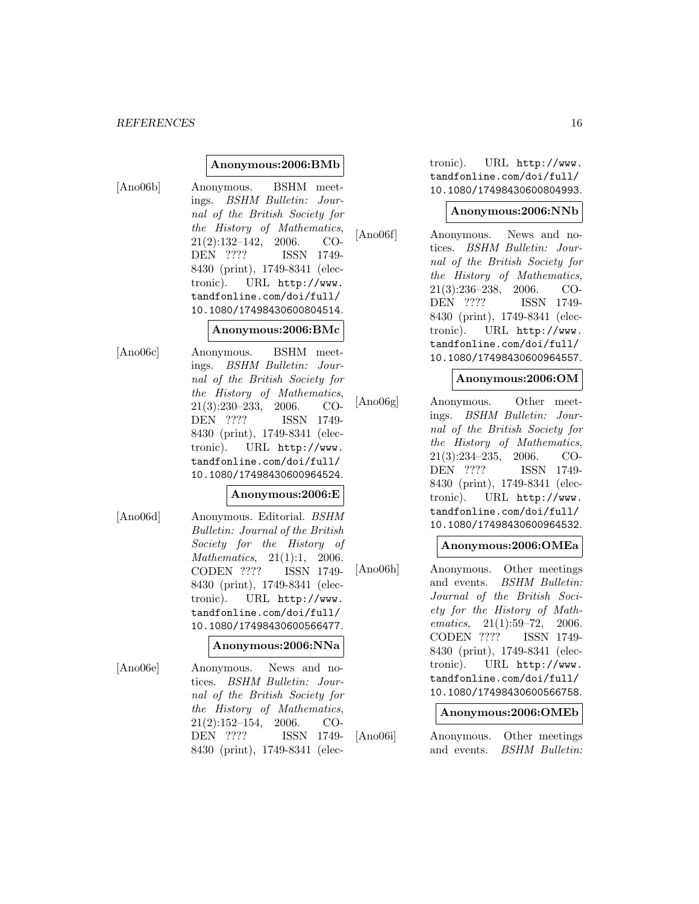**Anonymous:2006:BMb**

[Ano06b] Anonymous. BSHM meetings. *BSHM Bulletin: Journal of the British Society for the History of Mathematics*, 21(2):132–142, 2006. CODEN ???? ISSN 1749-8430 (print), 1749-8341 (electronic). URL http://www.tandfonline.com/doi/full/10.1080/17498430600804514.

**Anonymous:2006:BMc**

[Ano06c] Anonymous. BSHM meetings. *BSHM Bulletin: Journal of the British Society for the History of Mathematics*, 21(3):230–233, 2006. CODEN ???? ISSN 1749-8430 (print), 1749-8341 (electronic). URL http://www.tandfonline.com/doi/full/10.1080/17498430600964524.

**Anonymous:2006:E**

[Ano06d] Anonymous. Editorial. *BSHM Bulletin: Journal of the British Society for the History of Mathematics*, 21(1):1, 2006. CODEN ???? ISSN 1749-8430 (print), 1749-8341 (electronic). URL http://www.tandfonline.com/doi/full/10.1080/17498430600566477.

**Anonymous:2006:NNa**

[Ano06e] Anonymous. News and notices. *BSHM Bulletin: Journal of the British Society for the History of Mathematics*, 21(2):152–154, 2006. CODEN ???? ISSN 1749-8430 (print), 1749-8341 (electronic). URL http://www.tandfonline.com/doi/full/10.1080/17498430600804993.

**Anonymous:2006:NNb**

[Ano06f] Anonymous. News and notices. *BSHM Bulletin: Journal of the British Society for the History of Mathematics*, 21(3):236–238, 2006. CODEN ???? ISSN 1749-8430 (print), 1749-8341 (electronic). URL http://www.tandfonline.com/doi/full/10.1080/17498430600964557.

**Anonymous:2006:OM**

[Ano06g] Anonymous. Other meetings. *BSHM Bulletin: Journal of the British Society for the History of Mathematics*, 21(3):234–235, 2006. CODEN ???? ISSN 1749-8430 (print), 1749-8341 (electronic). URL http://www.tandfonline.com/doi/full/10.1080/17498430600964532.

**Anonymous:2006:OMEa**

[Ano06h] Anonymous. Other meetings and events. *BSHM Bulletin: Journal of the British Society for the History of Mathematics*, 21(1):59–72, 2006. CODEN ???? ISSN 1749-8430 (print), 1749-8341 (electronic). URL http://www.tandfonline.com/doi/full/10.1080/17498430600566758.

**Anonymous:2006:OMEb**

[Ano06i] Anonymous. Other meetings and events. *BSHM Bulletin:*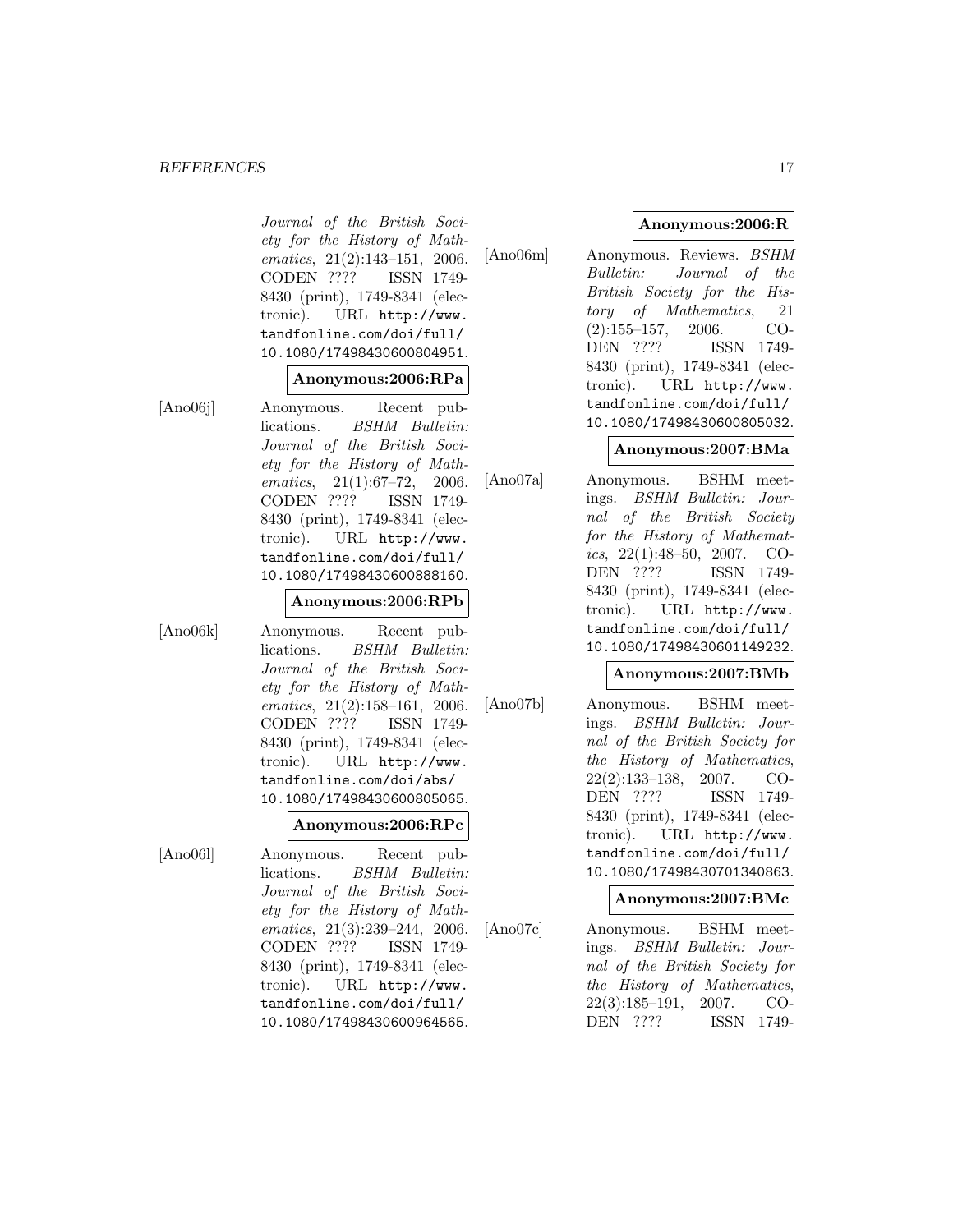Journal of the British Society for the History of Mathematics, 21(2):143–151, 2006. CODEN ???? ISSN 1749-8430 (print), 1749-8341 (electronic). URL http://www.tandfonline.com/doi/full/10.1080/17498430600804951.

**Anonymous:2006:RPa**

[Ano06j] Anonymous. Recent publications. *BSHM Bulletin: Journal of the British Society for the History of Mathematics*, 21(1):67–72, 2006. CODEN ???? ISSN 1749-8430 (print), 1749-8341 (electronic). URL http://www.tandfonline.com/doi/full/10.1080/17498430600888160.

**Anonymous:2006:RPb**

[Ano06k] Anonymous. Recent publications. *BSHM Bulletin: Journal of the British Society for the History of Mathematics*, 21(2):158–161, 2006. CODEN ???? ISSN 1749-8430 (print), 1749-8341 (electronic). URL http://www.tandfonline.com/doi/abs/10.1080/17498430600805065.

**Anonymous:2006:RPc**

[Ano06l] Anonymous. Recent publications. *BSHM Bulletin: Journal of the British Society for the History of Mathematics*, 21(3):239–244, 2006. CODEN ???? ISSN 1749-8430 (print), 1749-8341 (electronic). URL http://www.tandfonline.com/doi/full/10.1080/17498430600964565.

**Anonymous:2006:R**

[Ano06m] Anonymous. Reviews. *BSHM Bulletin: Journal of the British Society for the History of Mathematics*, 21 (2):155–157, 2006. CODEN ???? ISSN 1749-8430 (print), 1749-8341 (electronic). URL http://www.tandfonline.com/doi/full/10.1080/17498430600805032.

**Anonymous:2007:BMa**

[Ano07a] Anonymous. BSHM meetings. *BSHM Bulletin: Journal of the British Society for the History of Mathematics*, 22(1):48–50, 2007. CODEN ???? ISSN 1749-8430 (print), 1749-8341 (electronic). URL http://www.tandfonline.com/doi/full/10.1080/17498430601149232.

**Anonymous:2007:BMb**

[Ano07b] Anonymous. BSHM meetings. *BSHM Bulletin: Journal of the British Society for the History of Mathematics*, 22(2):133–138, 2007. CODEN ???? ISSN 1749-8430 (print), 1749-8341 (electronic). URL http://www.tandfonline.com/doi/full/10.1080/17498430701340863.

**Anonymous:2007:BMc**

[Ano07c] Anonymous. BSHM meetings. *BSHM Bulletin: Journal of the British Society for the History of Mathematics*, 22(3):185–191, 2007. CODEN ???? ISSN 1749-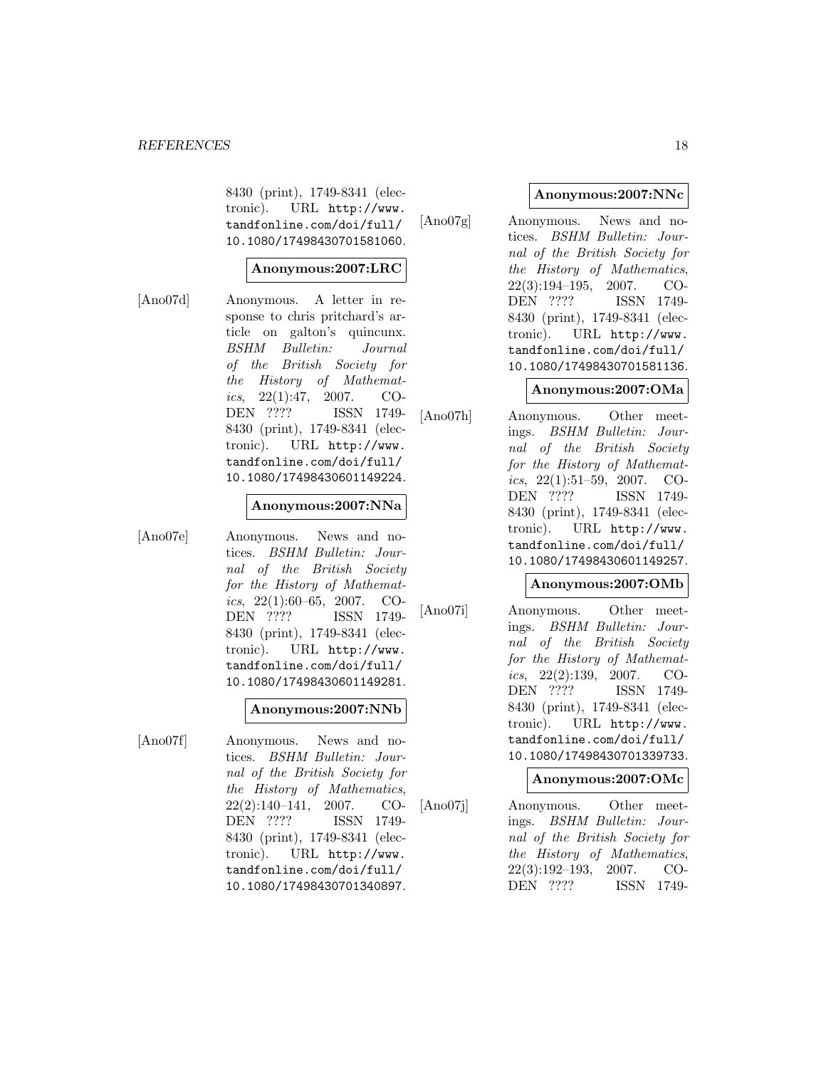8430 (print), 1749-8341 (electronic). URL http://www.tandfonline.com/doi/full/10.1080/17498430701581060.

**Anonymous:2007:LRC**

[Ano07d] Anonymous. A letter in response to chris pritchard's article on galton's quincunx. *BSHM Bulletin: Journal of the British Society for the History of Mathematics*, 22(1):47, 2007. CODEN ???? ISSN 1749-8430 (print), 1749-8341 (electronic). URL http://www.tandfonline.com/doi/full/10.1080/17498430601149224.

**Anonymous:2007:NNa**

[Ano07e] Anonymous. News and notices. *BSHM Bulletin: Journal of the British Society for the History of Mathematics*, 22(1):60–65, 2007. CODEN ???? ISSN 1749-8430 (print), 1749-8341 (electronic). URL http://www.tandfonline.com/doi/full/10.1080/17498430601149281.

**Anonymous:2007:NNb**

[Ano07f] Anonymous. News and notices. *BSHM Bulletin: Journal of the British Society for the History of Mathematics*, 22(2):140–141, 2007. CODEN ???? ISSN 1749-8430 (print), 1749-8341 (electronic). URL http://www.tandfonline.com/doi/full/10.1080/17498430701340897.

**Anonymous:2007:NNc**

[Ano07g] Anonymous. News and notices. *BSHM Bulletin: Journal of the British Society for the History of Mathematics*, 22(3):194–195, 2007. CODEN ???? ISSN 1749-8430 (print), 1749-8341 (electronic). URL http://www.tandfonline.com/doi/full/10.1080/17498430701581136.

**Anonymous:2007:OMa**

[Ano07h] Anonymous. Other meetings. *BSHM Bulletin: Journal of the British Society for the History of Mathematics*, 22(1):51–59, 2007. CODEN ???? ISSN 1749-8430 (print), 1749-8341 (electronic). URL http://www.tandfonline.com/doi/full/10.1080/17498430601149257.

**Anonymous:2007:OMb**

[Ano07i] Anonymous. Other meetings. *BSHM Bulletin: Journal of the British Society for the History of Mathematics*, 22(2):139, 2007. CODEN ???? ISSN 1749-8430 (print), 1749-8341 (electronic). URL http://www.tandfonline.com/doi/full/10.1080/17498430701339733.

**Anonymous:2007:OMc**

[Ano07j] Anonymous. Other meetings. *BSHM Bulletin: Journal of the British Society for the History of Mathematics*, 22(3):192–193, 2007. CODEN ???? ISSN 1749-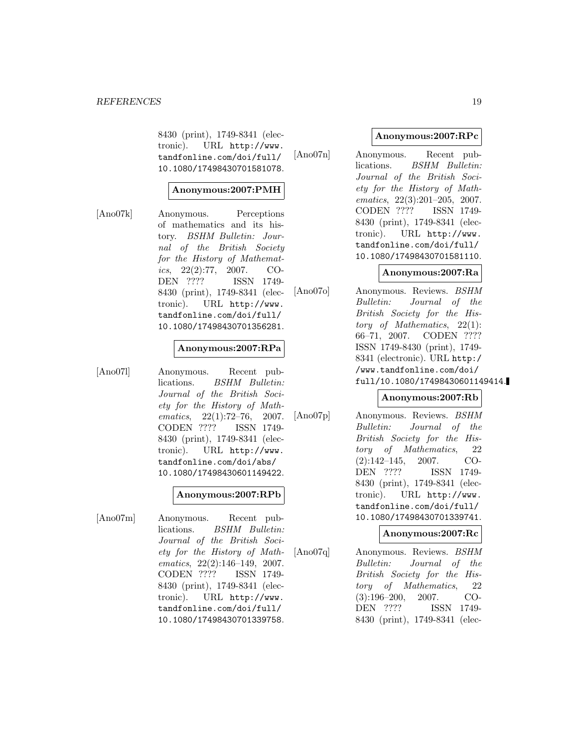8430 (print), 1749-8341 (electronic). URL http://www.tandfonline.com/doi/full/10.1080/17498430701581078.

**Anonymous:2007:PMH**

[Ano07k] Anonymous. Perceptions of mathematics and its history. *BSHM Bulletin: Journal of the British Society for the History of Mathematics*, 22(2):77, 2007. CODEN ???? ISSN 1749-8430 (print), 1749-8341 (electronic). URL http://www.tandfonline.com/doi/full/10.1080/17498430701356281.

**Anonymous:2007:RPa**

[Ano07l] Anonymous. Recent publications. *BSHM Bulletin: Journal of the British Society for the History of Mathematics*, 22(1):72–76, 2007. CODEN ???? ISSN 1749-8430 (print), 1749-8341 (electronic). URL http://www.tandfonline.com/doi/abs/10.1080/17498430601149422.

**Anonymous:2007:RPb**

[Ano07m] Anonymous. Recent publications. *BSHM Bulletin: Journal of the British Society for the History of Mathematics*, 22(2):146–149, 2007. CODEN ???? ISSN 1749-8430 (print), 1749-8341 (electronic). URL http://www.tandfonline.com/doi/full/10.1080/17498430701339758.

**Anonymous:2007:RPc**

[Ano07n] Anonymous. Recent publications. *BSHM Bulletin: Journal of the British Society for the History of Mathematics*, 22(3):201–205, 2007. CODEN ???? ISSN 1749-8430 (print), 1749-8341 (electronic). URL http://www.tandfonline.com/doi/full/10.1080/17498430701581110.

**Anonymous:2007:Ra**

[Ano07o] Anonymous. Reviews. *BSHM Bulletin: Journal of the British Society for the History of Mathematics*, 22(1):66–71, 2007. CODEN ???? ISSN 1749-8430 (print), 1749-8341 (electronic). URL http://www.tandfonline.com/doi/full/10.1080/17498430601149414.

**Anonymous:2007:Rb**

[Ano07p] Anonymous. Reviews. *BSHM Bulletin: Journal of the British Society for the History of Mathematics*, 22(2):142–145, 2007. CODEN ???? ISSN 1749-8430 (print), 1749-8341 (electronic). URL http://www.tandfonline.com/doi/full/10.1080/17498430701339741.

**Anonymous:2007:Rc**

[Ano07q] Anonymous. Reviews. *BSHM Bulletin: Journal of the British Society for the History of Mathematics*, 22(3):196–200, 2007. CODEN ???? ISSN 1749-8430 (print), 1749-8341 (elec-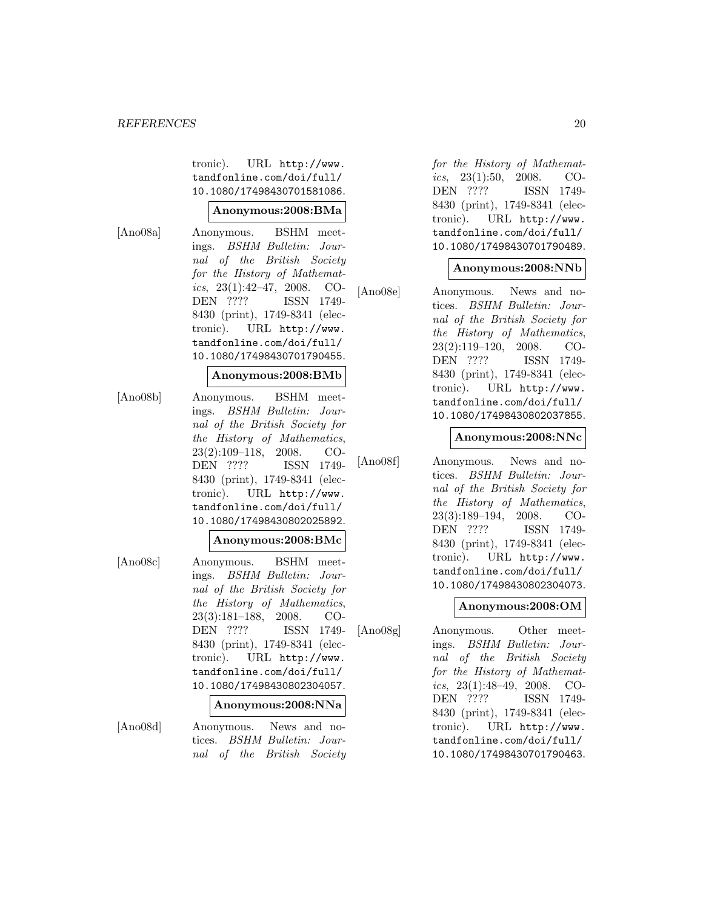tronic). URL http://www.tandfonline.com/doi/full/10.1080/17498430701581086.

**Anonymous:2008:BMa**

[Ano08a] Anonymous. BSHM meetings. *BSHM Bulletin: Journal of the British Society for the History of Mathematics*, 23(1):42–47, 2008. CODEN ???? ISSN 1749-8430 (print), 1749-8341 (electronic). URL http://www.tandfonline.com/doi/full/10.1080/17498430701790455.

**Anonymous:2008:BMb**

[Ano08b] Anonymous. BSHM meetings. *BSHM Bulletin: Journal of the British Society for the History of Mathematics*, 23(2):109–118, 2008. CODEN ???? ISSN 1749-8430 (print), 1749-8341 (electronic). URL http://www.tandfonline.com/doi/full/10.1080/17498430802025892.

**Anonymous:2008:BMc**

[Ano08c] Anonymous. BSHM meetings. *BSHM Bulletin: Journal of the British Society for the History of Mathematics*, 23(3):181–188, 2008. CODEN ???? ISSN 1749-8430 (print), 1749-8341 (electronic). URL http://www.tandfonline.com/doi/full/10.1080/17498430802304057.

**Anonymous:2008:NNa**

[Ano08d] Anonymous. News and notices. *BSHM Bulletin: Journal of the British Society for the History of Mathematics*, 23(1):50, 2008. CODEN ???? ISSN 1749-8430 (print), 1749-8341 (electronic). URL http://www.tandfonline.com/doi/full/10.1080/17498430701790489.

**Anonymous:2008:NNb**

[Ano08e] Anonymous. News and notices. *BSHM Bulletin: Journal of the British Society for the History of Mathematics*, 23(2):119–120, 2008. CODEN ???? ISSN 1749-8430 (print), 1749-8341 (electronic). URL http://www.tandfonline.com/doi/full/10.1080/17498430802037855.

**Anonymous:2008:NNc**

[Ano08f] Anonymous. News and notices. *BSHM Bulletin: Journal of the British Society for the History of Mathematics*, 23(3):189–194, 2008. CODEN ???? ISSN 1749-8430 (print), 1749-8341 (electronic). URL http://www.tandfonline.com/doi/full/10.1080/17498430802304073.

**Anonymous:2008:OM**

[Ano08g] Anonymous. Other meetings. *BSHM Bulletin: Journal of the British Society for the History of Mathematics*, 23(1):48–49, 2008. CODEN ???? ISSN 1749-8430 (print), 1749-8341 (electronic). URL http://www.tandfonline.com/doi/full/10.1080/17498430701790463.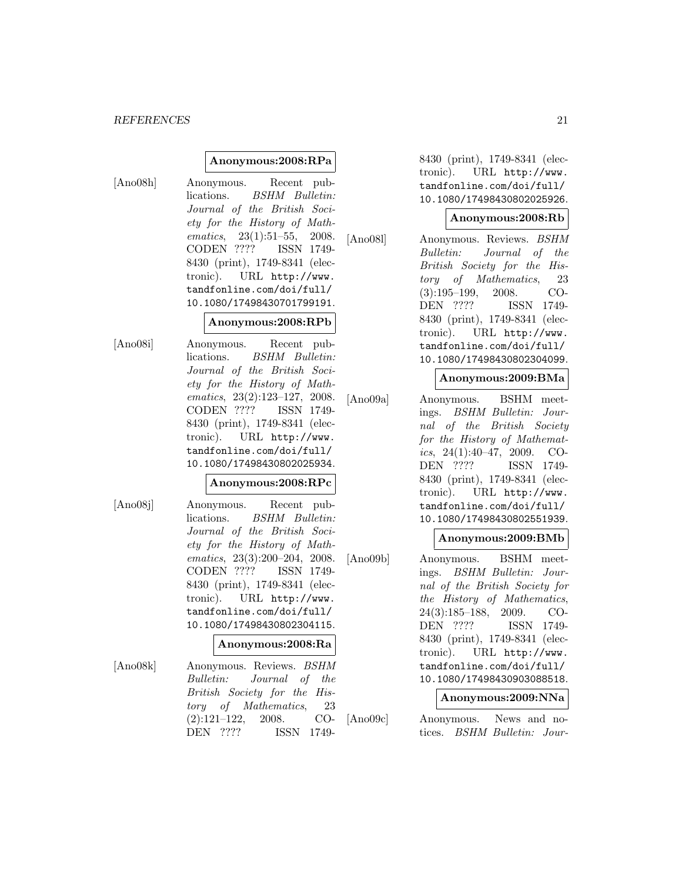**Anonymous:2008:RPa**

[Ano08h] Anonymous. Recent publications. *BSHM Bulletin: Journal of the British Society for the History of Mathematics*, 23(1):51–55, 2008. CODEN ???? ISSN 1749-8430 (print), 1749-8341 (electronic). URL http://www.tandfonline.com/doi/full/10.1080/17498430701799191.

**Anonymous:2008:RPb**

[Ano08i] Anonymous. Recent publications. *BSHM Bulletin: Journal of the British Society for the History of Mathematics*, 23(2):123–127, 2008. CODEN ???? ISSN 1749-8430 (print), 1749-8341 (electronic). URL http://www.tandfonline.com/doi/full/10.1080/17498430802025934.

**Anonymous:2008:RPc**

[Ano08j] Anonymous. Recent publications. *BSHM Bulletin: Journal of the British Society for the History of Mathematics*, 23(3):200–204, 2008. CODEN ???? ISSN 1749-8430 (print), 1749-8341 (electronic). URL http://www.tandfonline.com/doi/full/10.1080/17498430802304115.

**Anonymous:2008:Ra**

[Ano08k] Anonymous. Reviews. *BSHM Bulletin: Journal of the British Society for the History of Mathematics*, 23 (2):121–122, 2008. CODEN ???? ISSN 1749-8430 (print), 1749-8341 (electronic). URL http://www.tandfonline.com/doi/full/10.1080/17498430802025926.

**Anonymous:2008:Rb**

[Ano08l] Anonymous. Reviews. *BSHM Bulletin: Journal of the British Society for the History of Mathematics*, 23 (3):195–199, 2008. CODEN ???? ISSN 1749-8430 (print), 1749-8341 (electronic). URL http://www.tandfonline.com/doi/full/10.1080/17498430802304099.

**Anonymous:2009:BMa**

[Ano09a] Anonymous. BSHM meetings. *BSHM Bulletin: Journal of the British Society for the History of Mathematics*, 24(1):40–47, 2009. CODEN ???? ISSN 1749-8430 (print), 1749-8341 (electronic). URL http://www.tandfonline.com/doi/full/10.1080/17498430802551939.

**Anonymous:2009:BMb**

[Ano09b] Anonymous. BSHM meetings. *BSHM Bulletin: Journal of the British Society for the History of Mathematics*, 24(3):185–188, 2009. CODEN ???? ISSN 1749-8430 (print), 1749-8341 (electronic). URL http://www.tandfonline.com/doi/full/10.1080/17498430903088518.

**Anonymous:2009:NNa**

[Ano09c] Anonymous. News and notices. *BSHM Bulletin: Jour-*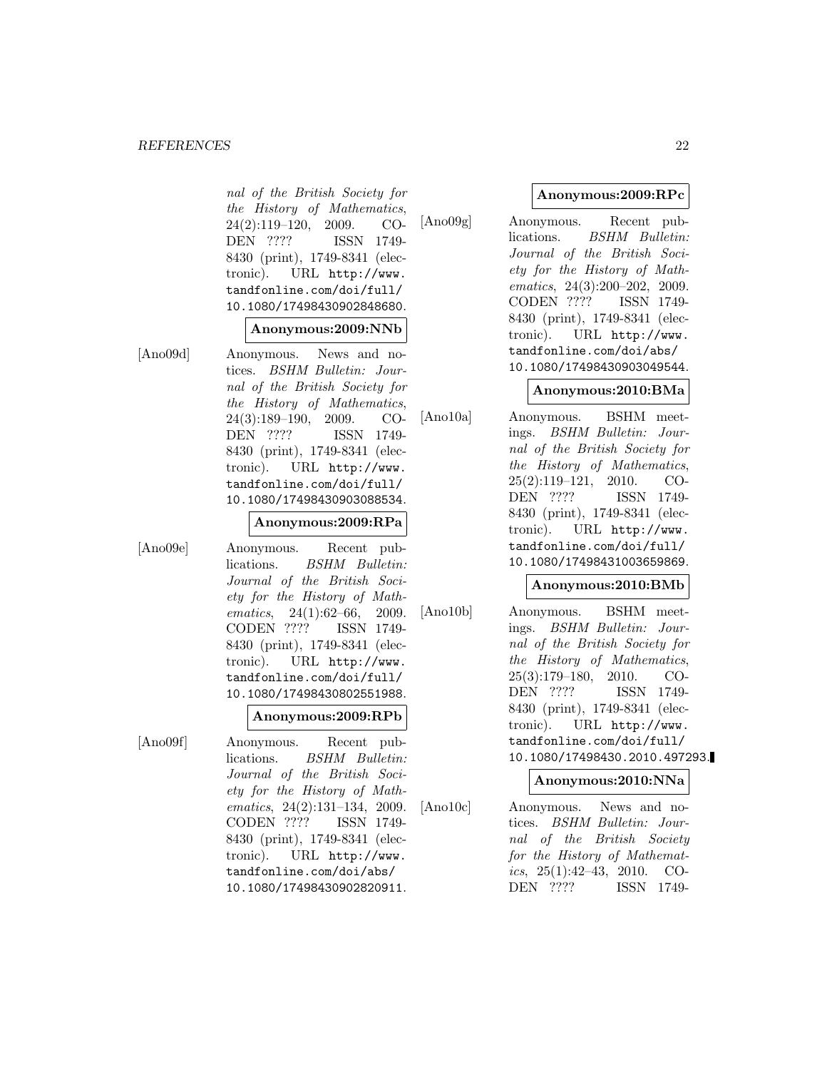nal of the British Society for the History of Mathematics*, 24(2):119–120, 2009. CODEN ???? ISSN 1749-8430 (print), 1749-8341 (electronic). URL http://www.tandfonline.com/doi/full/10.1080/17498430902848680.

**Anonymous:2009:NNb**

[Ano09d] Anonymous. News and notices. *BSHM Bulletin: Journal of the British Society for the History of Mathematics*, 24(3):189–190, 2009. CODEN ???? ISSN 1749-8430 (print), 1749-8341 (electronic). URL http://www.tandfonline.com/doi/full/10.1080/17498430903088534.

**Anonymous:2009:RPa**

[Ano09e] Anonymous. Recent publications. *BSHM Bulletin: Journal of the British Society for the History of Mathematics*, 24(1):62–66, 2009. CODEN ???? ISSN 1749-8430 (print), 1749-8341 (electronic). URL http://www.tandfonline.com/doi/full/10.1080/17498430802551988.

**Anonymous:2009:RPb**

[Ano09f] Anonymous. Recent publications. *BSHM Bulletin: Journal of the British Society for the History of Mathematics*, 24(2):131–134, 2009. CODEN ???? ISSN 1749-8430 (print), 1749-8341 (electronic). URL http://www.tandfonline.com/doi/abs/10.1080/17498430902820911.

**Anonymous:2009:RPc**

[Ano09g] Anonymous. Recent publications. *BSHM Bulletin: Journal of the British Society for the History of Mathematics*, 24(3):200–202, 2009. CODEN ???? ISSN 1749-8430 (print), 1749-8341 (electronic). URL http://www.tandfonline.com/doi/abs/10.1080/17498430903049544.

**Anonymous:2010:BMa**

[Ano10a] Anonymous. BSHM meetings. *BSHM Bulletin: Journal of the British Society for the History of Mathematics*, 25(2):119–121, 2010. CODEN ???? ISSN 1749-8430 (print), 1749-8341 (electronic). URL http://www.tandfonline.com/doi/full/10.1080/17498431003659869.

**Anonymous:2010:BMb**

[Ano10b] Anonymous. BSHM meetings. *BSHM Bulletin: Journal of the British Society for the History of Mathematics*, 25(3):179–180, 2010. CODEN ???? ISSN 1749-8430 (print), 1749-8341 (electronic). URL http://www.tandfonline.com/doi/full/10.1080/17498430.2010.497293.

**Anonymous:2010:NNa**

[Ano10c] Anonymous. News and notices. *BSHM Bulletin: Journal of the British Society for the History of Mathematics*, 25(1):42–43, 2010. CODEN ???? ISSN 1749-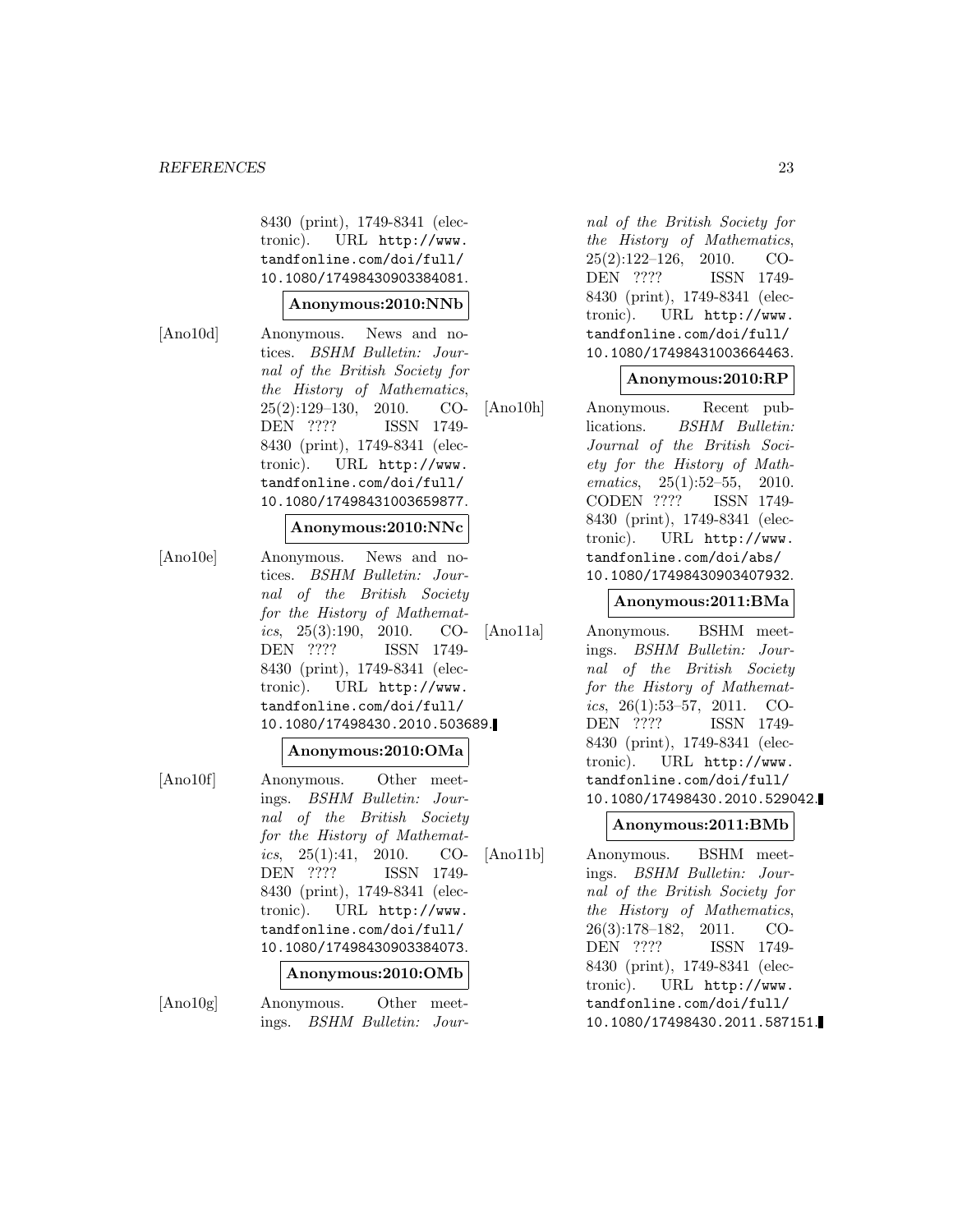8430 (print), 1749-8341 (electronic). URL http://www.tandfonline.com/doi/full/10.1080/17498430903384081.

**Anonymous:2010:NNb**

[Ano10d] Anonymous. News and notices. *BSHM Bulletin: Journal of the British Society for the History of Mathematics*, 25(2):129–130, 2010. CODEN ???? ISSN 1749-8430 (print), 1749-8341 (electronic). URL http://www.tandfonline.com/doi/full/10.1080/17498431003659877.

**Anonymous:2010:NNc**

[Ano10e] Anonymous. News and notices. *BSHM Bulletin: Journal of the British Society for the History of Mathematics*, 25(3):190, 2010. CODEN ???? ISSN 1749-8430 (print), 1749-8341 (electronic). URL http://www.tandfonline.com/doi/full/10.1080/17498430.2010.503689.

**Anonymous:2010:OMa**

[Ano10f] Anonymous. Other meetings. *BSHM Bulletin: Journal of the British Society for the History of Mathematics*, 25(1):41, 2010. CODEN ???? ISSN 1749-8430 (print), 1749-8341 (electronic). URL http://www.tandfonline.com/doi/full/10.1080/17498430903384073.

**Anonymous:2010:OMb**

[Ano10g] Anonymous. Other meetings. *BSHM Bulletin: Journal of the British Society for the History of Mathematics*, 25(2):122–126, 2010. CODEN ???? ISSN 1749-8430 (print), 1749-8341 (electronic). URL http://www.tandfonline.com/doi/full/10.1080/17498431003664463.

**Anonymous:2010:RP**

[Ano10h] Anonymous. Recent publications. *BSHM Bulletin: Journal of the British Society for the History of Mathematics*, 25(1):52–55, 2010. CODEN ???? ISSN 1749-8430 (print), 1749-8341 (electronic). URL http://www.tandfonline.com/doi/abs/10.1080/17498430903407932.

**Anonymous:2011:BMa**

[Ano11a] Anonymous. BSHM meetings. *BSHM Bulletin: Journal of the British Society for the History of Mathematics*, 26(1):53–57, 2011. CODEN ???? ISSN 1749-8430 (print), 1749-8341 (electronic). URL http://www.tandfonline.com/doi/full/10.1080/17498430.2010.529042.

**Anonymous:2011:BMb**

[Ano11b] Anonymous. BSHM meetings. *BSHM Bulletin: Journal of the British Society for the History of Mathematics*, 26(3):178–182, 2011. CODEN ???? ISSN 1749-8430 (print), 1749-8341 (electronic). URL http://www.tandfonline.com/doi/full/10.1080/17498430.2011.587151.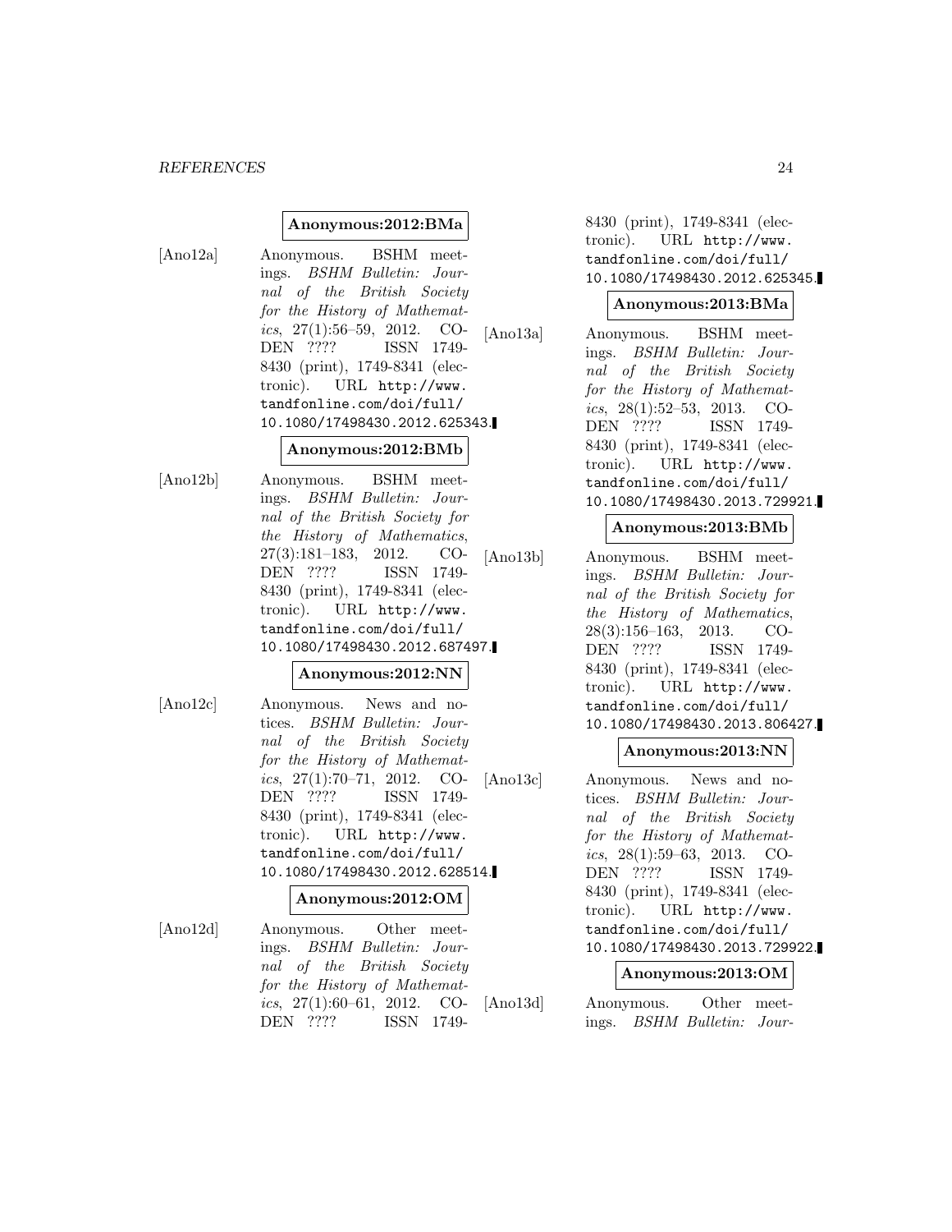**Anonymous:2012:BMa**

[Ano12a] Anonymous. BSHM meetings. *BSHM Bulletin: Journal of the British Society for the History of Mathematics*, 27(1):56–59, 2012. CODEN ???? ISSN 1749-8430 (print), 1749-8341 (electronic). URL `http://www.tandfonline.com/doi/full/10.1080/17498430.2012.625343`.

**Anonymous:2012:BMb**

[Ano12b] Anonymous. BSHM meetings. *BSHM Bulletin: Journal of the British Society for the History of Mathematics*, 27(3):181–183, 2012. CODEN ???? ISSN 1749-8430 (print), 1749-8341 (electronic). URL `http://www.tandfonline.com/doi/full/10.1080/17498430.2012.687497`.

**Anonymous:2012:NN**

[Ano12c] Anonymous. News and notices. *BSHM Bulletin: Journal of the British Society for the History of Mathematics*, 27(1):70–71, 2012. CODEN ???? ISSN 1749-8430 (print), 1749-8341 (electronic). URL `http://www.tandfonline.com/doi/full/10.1080/17498430.2012.628514`.

**Anonymous:2012:OM**

[Ano12d] Anonymous. Other meetings. *BSHM Bulletin: Journal of the British Society for the History of Mathematics*, 27(1):60–61, 2012. CODEN ???? ISSN 1749-8430 (print), 1749-8341 (electronic). URL `http://www.tandfonline.com/doi/full/10.1080/17498430.2012.625345`.

**Anonymous:2013:BMa**

[Ano13a] Anonymous. BSHM meetings. *BSHM Bulletin: Journal of the British Society for the History of Mathematics*, 28(1):52–53, 2013. CODEN ???? ISSN 1749-8430 (print), 1749-8341 (electronic). URL `http://www.tandfonline.com/doi/full/10.1080/17498430.2013.729921`.

**Anonymous:2013:BMb**

[Ano13b] Anonymous. BSHM meetings. *BSHM Bulletin: Journal of the British Society for the History of Mathematics*, 28(3):156–163, 2013. CODEN ???? ISSN 1749-8430 (print), 1749-8341 (electronic). URL `http://www.tandfonline.com/doi/full/10.1080/17498430.2013.806427`.

**Anonymous:2013:NN**

[Ano13c] Anonymous. News and notices. *BSHM Bulletin: Journal of the British Society for the History of Mathematics*, 28(1):59–63, 2013. CODEN ???? ISSN 1749-8430 (print), 1749-8341 (electronic). URL `http://www.tandfonline.com/doi/full/10.1080/17498430.2013.729922`.

**Anonymous:2013:OM**

[Ano13d] Anonymous. Other meetings. *BSHM Bulletin: Jour-*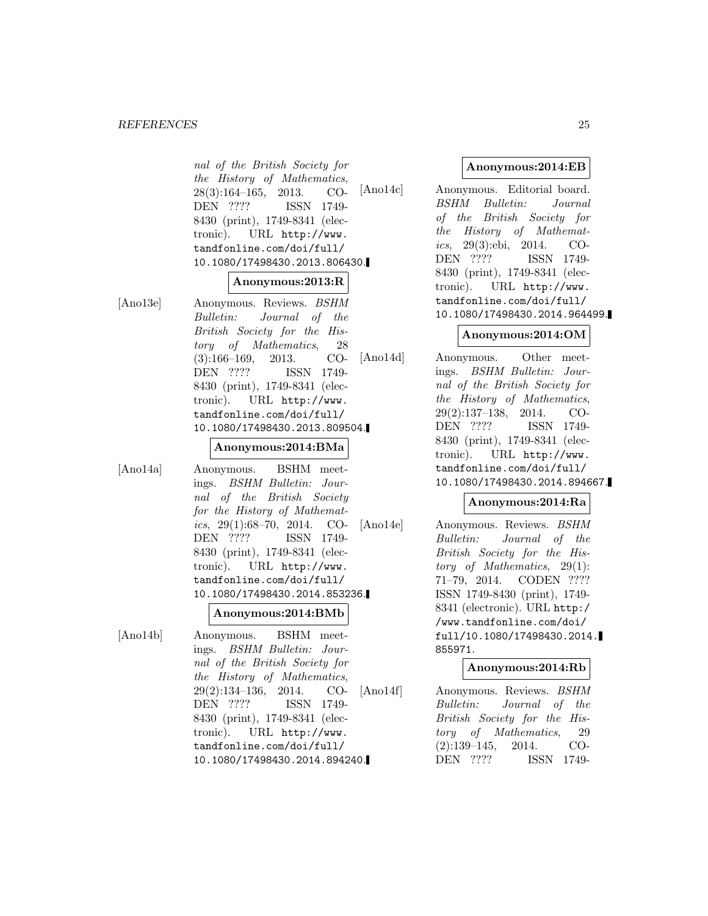nal of the British Society for the History of Mathematics*, 28(3):164–165, 2013. CODEN ???? ISSN 1749-8430 (print), 1749-8341 (electronic). URL http://www.tandfonline.com/doi/full/10.1080/17498430.2013.806430.

**Anonymous:2013:R**

[Ano13e] Anonymous. Reviews. *BSHM Bulletin: Journal of the British Society for the History of Mathematics*, 28(3):166–169, 2013. CODEN ???? ISSN 1749-8430 (print), 1749-8341 (electronic). URL http://www.tandfonline.com/doi/full/10.1080/17498430.2013.809504.

**Anonymous:2014:BMa**

[Ano14a] Anonymous. BSHM meetings. *BSHM Bulletin: Journal of the British Society for the History of Mathematics*, 29(1):68–70, 2014. CODEN ???? ISSN 1749-8430 (print), 1749-8341 (electronic). URL http://www.tandfonline.com/doi/full/10.1080/17498430.2014.853236.

**Anonymous:2014:BMb**

[Ano14b] Anonymous. BSHM meetings. *BSHM Bulletin: Journal of the British Society for the History of Mathematics*, 29(2):134–136, 2014. CODEN ???? ISSN 1749-8430 (print), 1749-8341 (electronic). URL http://www.tandfonline.com/doi/full/10.1080/17498430.2014.894240.

**Anonymous:2014:EB**

[Ano14c] Anonymous. Editorial board. *BSHM Bulletin: Journal of the British Society for the History of Mathematics*, 29(3):ebi, 2014. CODEN ???? ISSN 1749-8430 (print), 1749-8341 (electronic). URL http://www.tandfonline.com/doi/full/10.1080/17498430.2014.964499.

**Anonymous:2014:OM**

[Ano14d] Anonymous. Other meetings. *BSHM Bulletin: Journal of the British Society for the History of Mathematics*, 29(2):137–138, 2014. CODEN ???? ISSN 1749-8430 (print), 1749-8341 (electronic). URL http://www.tandfonline.com/doi/full/10.1080/17498430.2014.894667.

**Anonymous:2014:Ra**

[Ano14e] Anonymous. Reviews. *BSHM Bulletin: Journal of the British Society for the History of Mathematics*, 29(1):71–79, 2014. CODEN ???? ISSN 1749-8430 (print), 1749-8341 (electronic). URL http://www.tandfonline.com/doi/full/10.1080/17498430.2014.855971.

**Anonymous:2014:Rb**

[Ano14f] Anonymous. Reviews. *BSHM Bulletin: Journal of the British Society for the History of Mathematics*, 29(2):139–145, 2014. CODEN ???? ISSN 1749-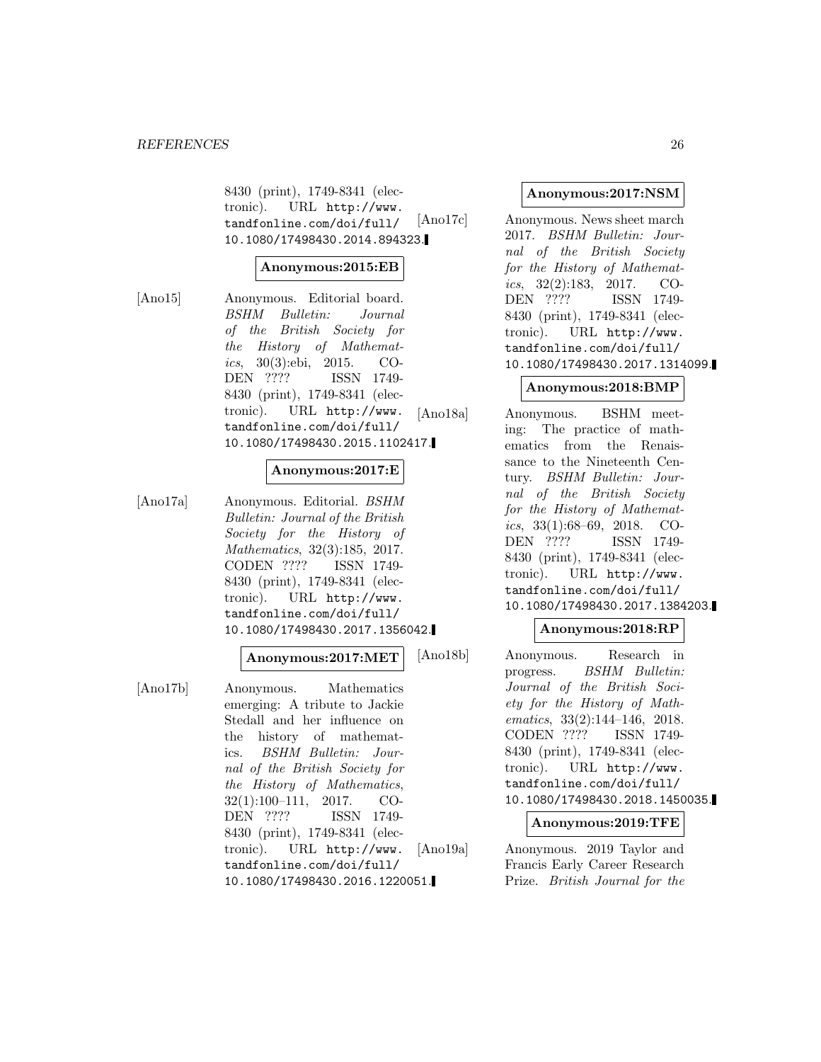8430 (print), 1749-8341 (electronic). URL http://www.tandfonline.com/doi/full/10.1080/17498430.2014.894323.

**Anonymous:2015:EB**

[Ano15] Anonymous. Editorial board. *BSHM Bulletin: Journal of the British Society for the History of Mathematics*, 30(3):ebi, 2015. CODEN ???? ISSN 1749-8430 (print), 1749-8341 (electronic). URL http://www.tandfonline.com/doi/full/10.1080/17498430.2015.1102417.

**Anonymous:2017:E**

[Ano17a] Anonymous. Editorial. *BSHM Bulletin: Journal of the British Society for the History of Mathematics*, 32(3):185, 2017. CODEN ???? ISSN 1749-8430 (print), 1749-8341 (electronic). URL http://www.tandfonline.com/doi/full/10.1080/17498430.2017.1356042.

**Anonymous:2017:MET**

[Ano17b] Anonymous. Mathematics emerging: A tribute to Jackie Stedall and her influence on the history of mathematics. *BSHM Bulletin: Journal of the British Society for the History of Mathematics*, 32(1):100–111, 2017. CODEN ???? ISSN 1749-8430 (print), 1749-8341 (electronic). URL http://www.tandfonline.com/doi/full/10.1080/17498430.2016.1220051.

**Anonymous:2017:NSM**

[Ano17c] Anonymous. News sheet march 2017. *BSHM Bulletin: Journal of the British Society for the History of Mathematics*, 32(2):183, 2017. CODEN ???? ISSN 1749-8430 (print), 1749-8341 (electronic). URL http://www.tandfonline.com/doi/full/10.1080/17498430.2017.1314099.

**Anonymous:2018:BMP**

[Ano18a] Anonymous. BSHM meeting: The practice of mathematics from the Renaissance to the Nineteenth Century. *BSHM Bulletin: Journal of the British Society for the History of Mathematics*, 33(1):68–69, 2018. CODEN ???? ISSN 1749-8430 (print), 1749-8341 (electronic). URL http://www.tandfonline.com/doi/full/10.1080/17498430.2017.1384203.

**Anonymous:2018:RP**

[Ano18b] Anonymous. Research in progress. *BSHM Bulletin: Journal of the British Society for the History of Mathematics*, 33(2):144–146, 2018. CODEN ???? ISSN 1749-8430 (print), 1749-8341 (electronic). URL http://www.tandfonline.com/doi/full/10.1080/17498430.2018.1450035.

**Anonymous:2019:TFE**

[Ano19a] Anonymous. 2019 Taylor and Francis Early Career Research Prize. *British Journal for the*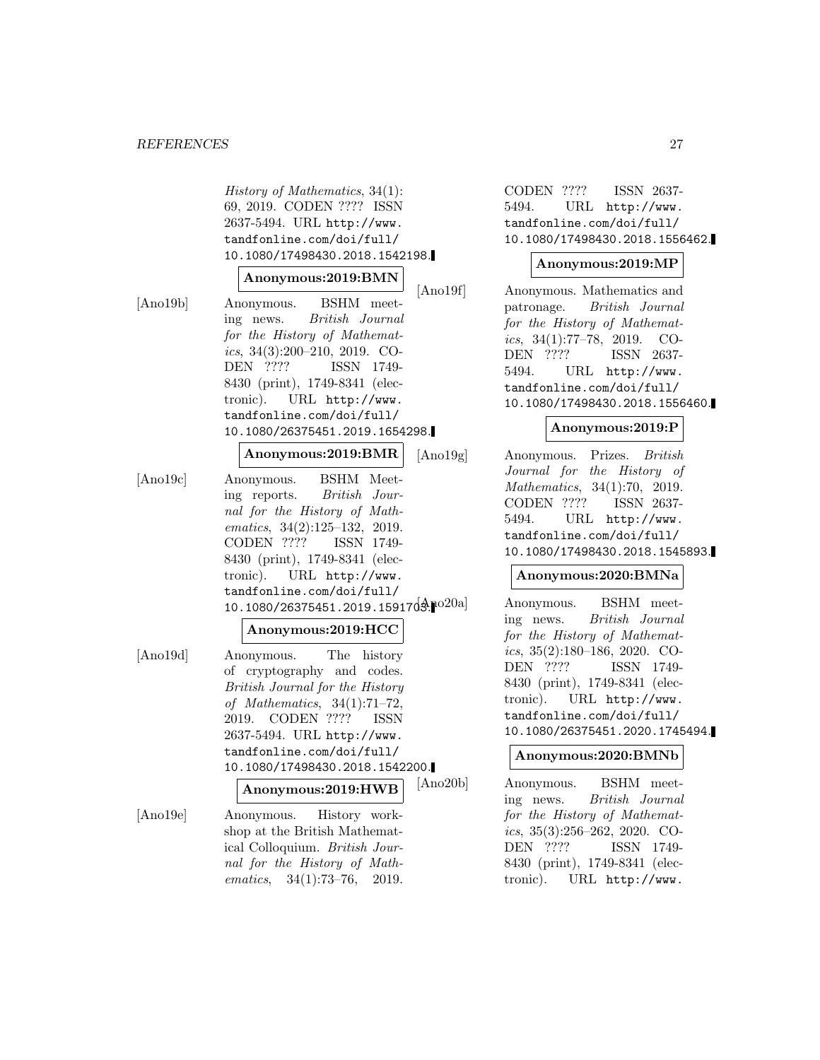*History of Mathematics*, 34(1): 69, 2019. CODEN ???? ISSN 2637-5494. URL http://www.tandfonline.com/doi/full/10.1080/17498430.2018.1542198.

**Anonymous:2019:BMN**

[Ano19b] Anonymous. BSHM meeting news. *British Journal for the History of Mathematics*, 34(3):200–210, 2019. CODEN ???? ISSN 1749-8430 (print), 1749-8341 (electronic). URL http://www.tandfonline.com/doi/full/10.1080/26375451.2019.1654298.

**Anonymous:2019:BMR**

[Ano19c] Anonymous. BSHM Meeting reports. *British Journal for the History of Mathematics*, 34(2):125–132, 2019. CODEN ???? ISSN 1749-8430 (print), 1749-8341 (electronic). URL http://www.tandfonline.com/doi/full/10.1080/26375451.2019.1591703.

**Anonymous:2019:HCC**

[Ano19d] Anonymous. The history of cryptography and codes. *British Journal for the History of Mathematics*, 34(1):71–72, 2019. CODEN ???? ISSN 2637-5494. URL http://www.tandfonline.com/doi/full/10.1080/17498430.2018.1542200.

**Anonymous:2019:HWB**

[Ano19e] Anonymous. History workshop at the British Mathematical Colloquium. *British Journal for the History of Mathematics*, 34(1):73–76, 2019. CODEN ???? ISSN 2637-5494. URL http://www.tandfonline.com/doi/full/10.1080/17498430.2018.1556462.

**Anonymous:2019:MP**

[Ano19f] Anonymous. Mathematics and patronage. *British Journal for the History of Mathematics*, 34(1):77–78, 2019. CODEN ???? ISSN 2637-5494. URL http://www.tandfonline.com/doi/full/10.1080/17498430.2018.1556460.

**Anonymous:2019:P**

[Ano19g] Anonymous. Prizes. *British Journal for the History of Mathematics*, 34(1):70, 2019. CODEN ???? ISSN 2637-5494. URL http://www.tandfonline.com/doi/full/10.1080/17498430.2018.1545893.

**Anonymous:2020:BMNa**

[Ano20a] Anonymous. BSHM meeting news. *British Journal for the History of Mathematics*, 35(2):180–186, 2020. CODEN ???? ISSN 1749-8430 (print), 1749-8341 (electronic). URL http://www.tandfonline.com/doi/full/10.1080/26375451.2020.1745494.

**Anonymous:2020:BMNb**

[Ano20b] Anonymous. BSHM meeting news. *British Journal for the History of Mathematics*, 35(3):256–262, 2020. CODEN ???? ISSN 1749-8430 (print), 1749-8341 (electronic). URL http://www.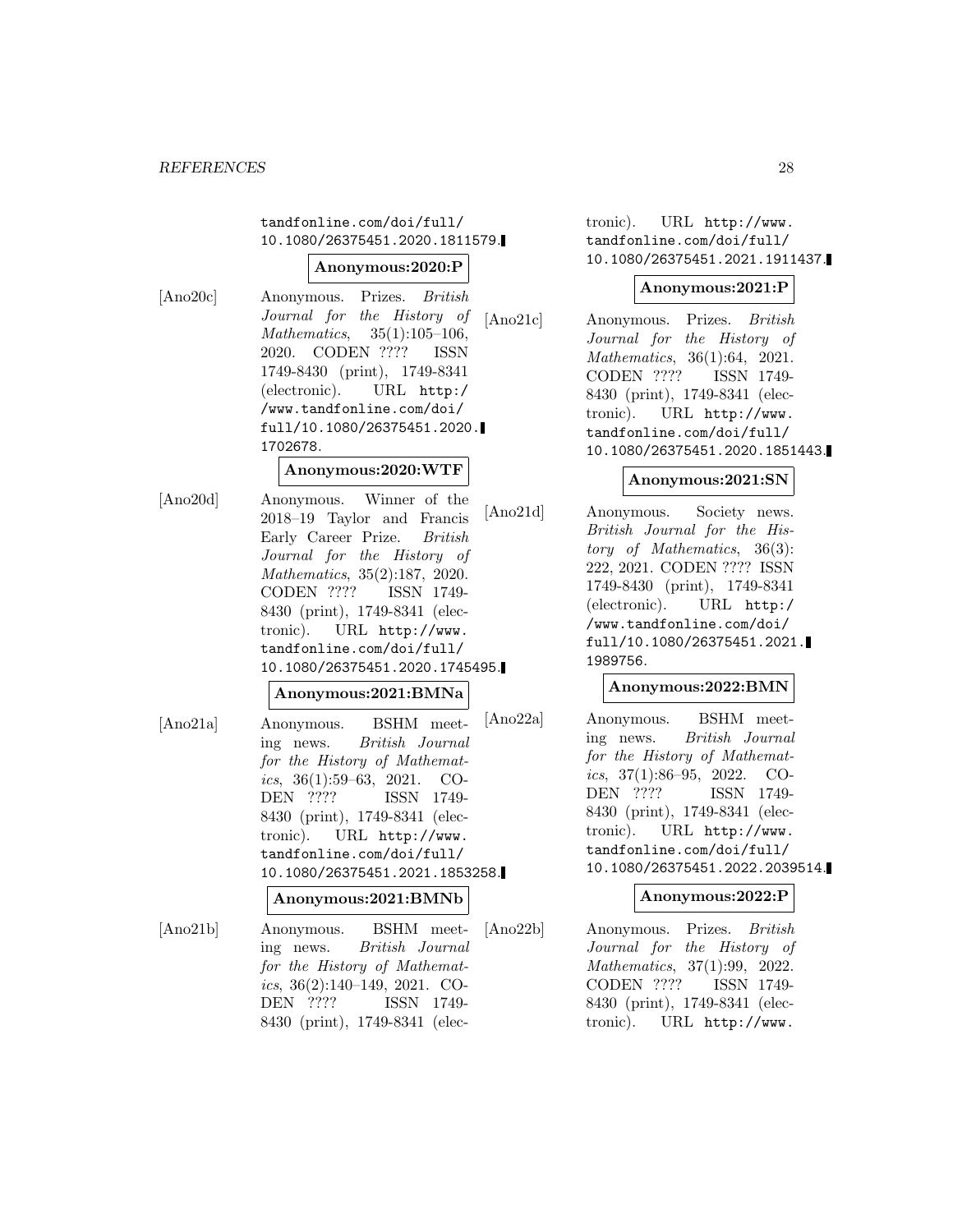tandfonline.com/doi/full/10.1080/26375451.2020.1811579.

**Anonymous:2020:P**

[Ano20c] Anonymous. Prizes. *British Journal for the History of Mathematics*, 35(1):105–106, 2020. CODEN ???? ISSN 1749-8430 (print), 1749-8341 (electronic). URL http://www.tandfonline.com/doi/full/10.1080/26375451.2020.1702678.

**Anonymous:2020:WTF**

[Ano20d] Anonymous. Winner of the 2018–19 Taylor and Francis Early Career Prize. *British Journal for the History of Mathematics*, 35(2):187, 2020. CODEN ???? ISSN 1749-8430 (print), 1749-8341 (electronic). URL http://www.tandfonline.com/doi/full/10.1080/26375451.2020.1745495.

**Anonymous:2021:BMNa**

[Ano21a] Anonymous. BSHM meeting news. *British Journal for the History of Mathematics*, 36(1):59–63, 2021. CODEN ???? ISSN 1749-8430 (print), 1749-8341 (electronic). URL http://www.tandfonline.com/doi/full/10.1080/26375451.2021.1853258.

**Anonymous:2021:BMNb**

[Ano21b] Anonymous. BSHM meeting news. *British Journal for the History of Mathematics*, 36(2):140–149, 2021. CODEN ???? ISSN 1749-8430 (print), 1749-8341 (electronic). URL http://www.tandfonline.com/doi/full/10.1080/26375451.2021.1911437.

**Anonymous:2021:P**

[Ano21c] Anonymous. Prizes. *British Journal for the History of Mathematics*, 36(1):64, 2021. CODEN ???? ISSN 1749-8430 (print), 1749-8341 (electronic). URL http://www.tandfonline.com/doi/full/10.1080/26375451.2020.1851443.

**Anonymous:2021:SN**

[Ano21d] Anonymous. Society news. *British Journal for the History of Mathematics*, 36(3):222, 2021. CODEN ???? ISSN 1749-8430 (print), 1749-8341 (electronic). URL http://www.tandfonline.com/doi/full/10.1080/26375451.2021.1989756.

**Anonymous:2022:BMN**

[Ano22a] Anonymous. BSHM meeting news. *British Journal for the History of Mathematics*, 37(1):86–95, 2022. CODEN ???? ISSN 1749-8430 (print), 1749-8341 (electronic). URL http://www.tandfonline.com/doi/full/10.1080/26375451.2022.2039514.

**Anonymous:2022:P**

[Ano22b] Anonymous. Prizes. *British Journal for the History of Mathematics*, 37(1):99, 2022. CODEN ???? ISSN 1749-8430 (print), 1749-8341 (electronic). URL http://www.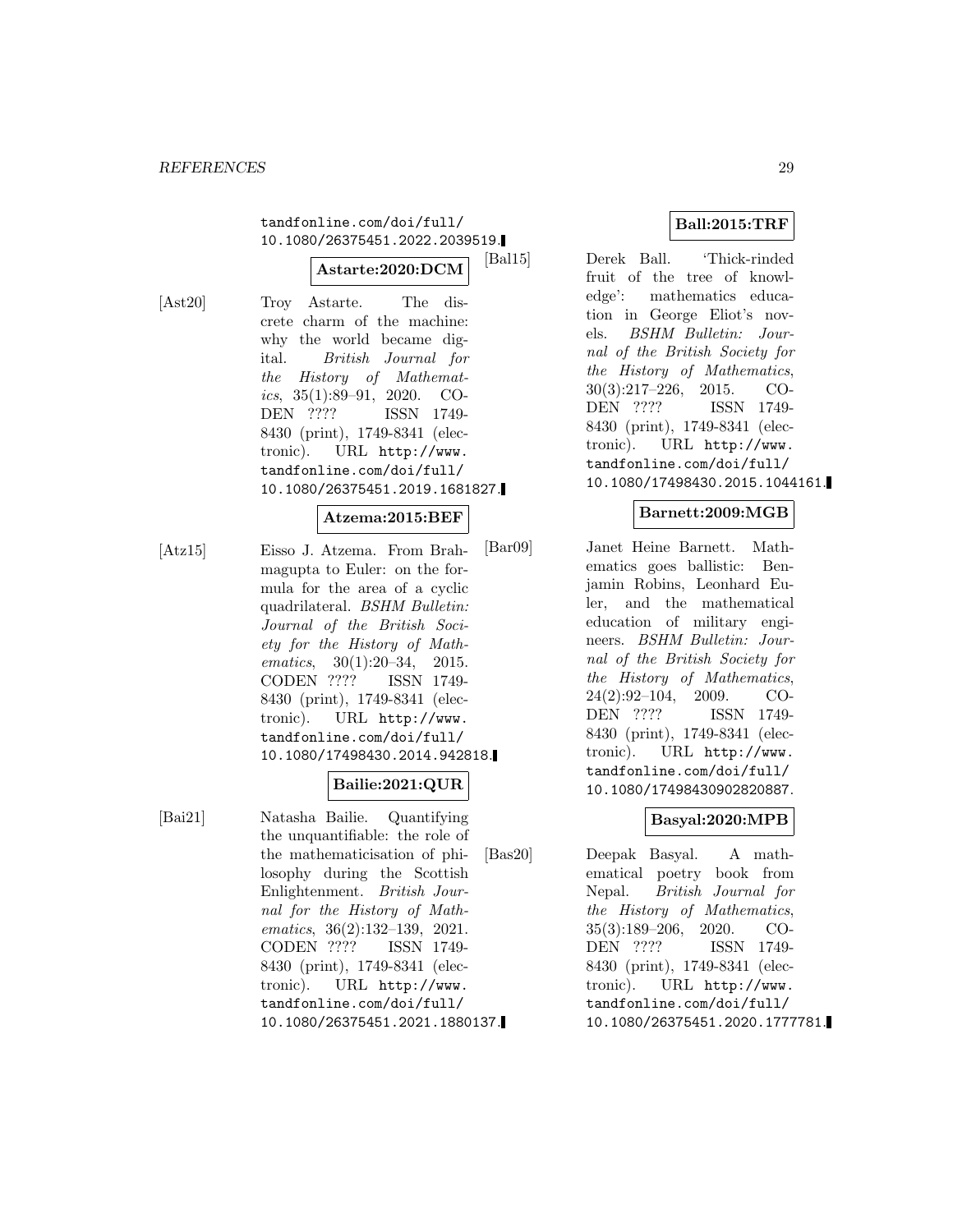tandfonline.com/doi/full/10.1080/26375451.2022.2039519.

**Astarte:2020:DCM**

[Ast20] Troy Astarte. The discrete charm of the machine: why the world became digital. *British Journal for the History of Mathematics*, 35(1):89–91, 2020. CODEN ???? ISSN 1749-8430 (print), 1749-8341 (electronic). URL http://www.tandfonline.com/doi/full/10.1080/26375451.2019.1681827.

**Atzema:2015:BEF**

[Atz15] Eisso J. Atzema. From Brahmagupta to Euler: on the formula for the area of a cyclic quadrilateral. *BSHM Bulletin: Journal of the British Society for the History of Mathematics*, 30(1):20–34, 2015. CODEN ???? ISSN 1749-8430 (print), 1749-8341 (electronic). URL http://www.tandfonline.com/doi/full/10.1080/17498430.2014.942818.

**Bailie:2021:QUR**

[Bai21] Natasha Bailie. Quantifying the unquantifiable: the role of the mathematicisation of philosophy during the Scottish Enlightenment. *British Journal for the History of Mathematics*, 36(2):132–139, 2021. CODEN ???? ISSN 1749-8430 (print), 1749-8341 (electronic). URL http://www.tandfonline.com/doi/full/10.1080/26375451.2021.1880137.

**Ball:2015:TRF**

[Bal15] Derek Ball. 'Thick-rinded fruit of the tree of knowledge': mathematics education in George Eliot's novels. *BSHM Bulletin: Journal of the British Society for the History of Mathematics*, 30(3):217–226, 2015. CODEN ???? ISSN 1749-8430 (print), 1749-8341 (electronic). URL http://www.tandfonline.com/doi/full/10.1080/17498430.2015.1044161.

**Barnett:2009:MGB**

[Bar09] Janet Heine Barnett. Mathematics goes ballistic: Benjamin Robins, Leonhard Euler, and the mathematical education of military engineers. *BSHM Bulletin: Journal of the British Society for the History of Mathematics*, 24(2):92–104, 2009. CODEN ???? ISSN 1749-8430 (print), 1749-8341 (electronic). URL http://www.tandfonline.com/doi/full/10.1080/17498430902820887.

**Basyal:2020:MPB**

[Bas20] Deepak Basyal. A mathematical poetry book from Nepal. *British Journal for the History of Mathematics*, 35(3):189–206, 2020. CODEN ???? ISSN 1749-8430 (print), 1749-8341 (electronic). URL http://www.tandfonline.com/doi/full/10.1080/26375451.2020.1777781.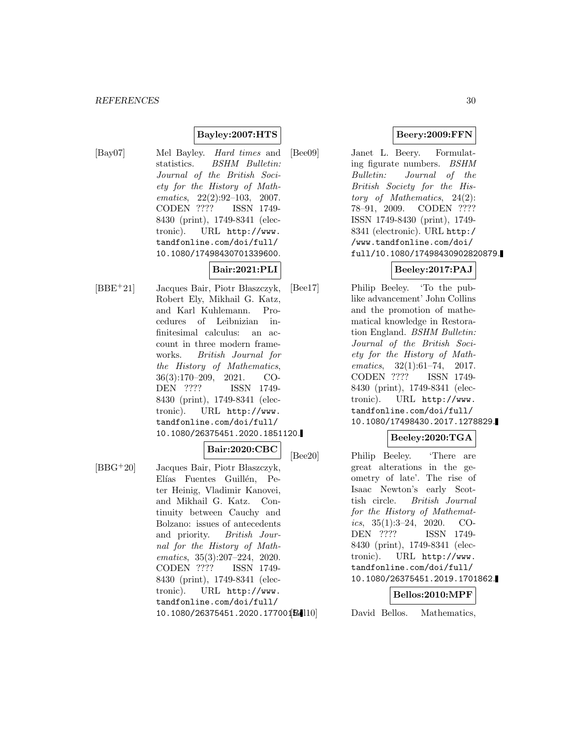**Bayley:2007:HTS**

[Bay07] Mel Bayley. *Hard times* and statistics. *BSHM Bulletin: Journal of the British Society for the History of Mathematics*, 22(2):92–103, 2007. CODEN ???? ISSN 1749-8430 (print), 1749-8341 (electronic). URL http://www.tandfonline.com/doi/full/10.1080/17498430701339600.

**Bair:2021:PLI**

[BBE+21] Jacques Bair, Piotr Błaszczyk, Robert Ely, Mikhail G. Katz, and Karl Kuhlemann. Procedures of Leibnizian infinitesimal calculus: an account in three modern frameworks. *British Journal for the History of Mathematics*, 36(3):170–209, 2021. CODEN ???? ISSN 1749-8430 (print), 1749-8341 (electronic). URL http://www.tandfonline.com/doi/full/10.1080/26375451.2020.1851120.

**Bair:2020:CBC**

[BBG+20] Jacques Bair, Piotr Błaszczyk, Elías Fuentes Guillén, Peter Heinig, Vladimir Kanovei, and Mikhail G. Katz. Continuity between Cauchy and Bolzano: issues of antecedents and priority. *British Journal for the History of Mathematics*, 35(3):207–224, 2020. CODEN ???? ISSN 1749-8430 (print), 1749-8341 (electronic). URL http://www.tandfonline.com/doi/full/10.1080/26375451.2020.1770015.

**Beery:2009:FFN**

[Bee09] Janet L. Beery. Formulating figurate numbers. *BSHM Bulletin: Journal of the British Society for the History of Mathematics*, 24(2):78–91, 2009. CODEN ???? ISSN 1749-8430 (print), 1749-8341 (electronic). URL http://www.tandfonline.com/doi/full/10.1080/17498430902820879.

**Beeley:2017:PAJ**

[Bee17] Philip Beeley. 'To the publike advancement' John Collins and the promotion of mathematical knowledge in Restoration England. *BSHM Bulletin: Journal of the British Society for the History of Mathematics*, 32(1):61–74, 2017. CODEN ???? ISSN 1749-8430 (print), 1749-8341 (electronic). URL http://www.tandfonline.com/doi/full/10.1080/17498430.2017.1278829.

**Beeley:2020:TGA**

[Bee20] Philip Beeley. 'There are great alterations in the geometry of late'. The rise of Isaac Newton's early Scottish circle. *British Journal for the History of Mathematics*, 35(1):3–24, 2020. CODEN ???? ISSN 1749-8430 (print), 1749-8341 (electronic). URL http://www.tandfonline.com/doi/full/10.1080/26375451.2019.1701862.

**Bellos:2010:MPF**

[Bel10] David Bellos. Mathematics,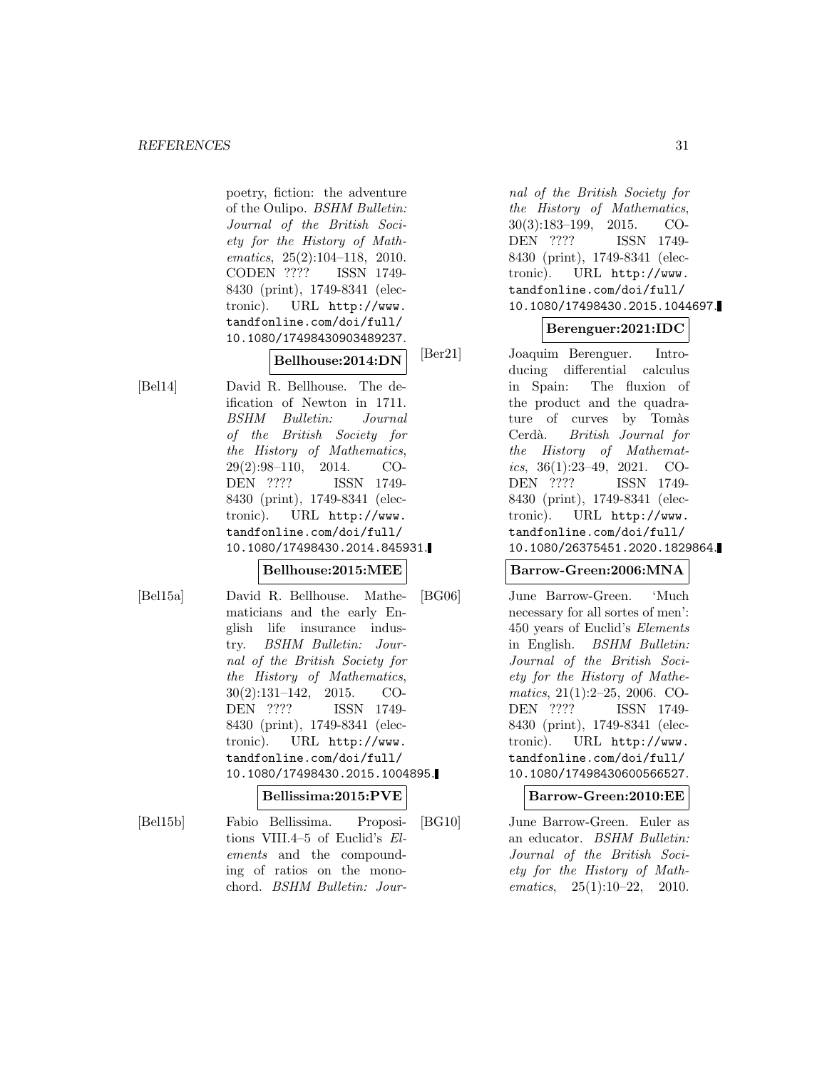poetry, fiction: the adventure of the Oulipo. *BSHM Bulletin: Journal of the British Society for the History of Mathematics*, 25(2):104–118, 2010. CODEN ???? ISSN 1749-8430 (print), 1749-8341 (electronic). URL http://www.tandfonline.com/doi/full/10.1080/17498430903489237.

**Bellhouse:2014:DN**

[Bel14] David R. Bellhouse. The deification of Newton in 1711. *BSHM Bulletin: Journal of the British Society for the History of Mathematics*, 29(2):98–110, 2014. CODEN ???? ISSN 1749-8430 (print), 1749-8341 (electronic). URL http://www.tandfonline.com/doi/full/10.1080/17498430.2014.845931.

**Bellhouse:2015:MEE**

[Bel15a] David R. Bellhouse. Mathematicians and the early English life insurance industry. *BSHM Bulletin: Journal of the British Society for the History of Mathematics*, 30(2):131–142, 2015. CODEN ???? ISSN 1749-8430 (print), 1749-8341 (electronic). URL http://www.tandfonline.com/doi/full/10.1080/17498430.2015.1004895.

**Bellissima:2015:PVE**

[Bel15b] Fabio Bellissima. Propositions VIII.4–5 of Euclid's *Elements* and the compounding of ratios on the monochord. *BSHM Bulletin: Journal of the British Society for the History of Mathematics*, 30(3):183–199, 2015. CODEN ???? ISSN 1749-8430 (print), 1749-8341 (electronic). URL http://www.tandfonline.com/doi/full/10.1080/17498430.2015.1044697.

**Berenguer:2021:IDC**

[Ber21] Joaquim Berenguer. Introducing differential calculus in Spain: The fluxion of the product and the quadrature of curves by Tomàs Cerdà. *British Journal for the History of Mathematics*, 36(1):23–49, 2021. CODEN ???? ISSN 1749-8430 (print), 1749-8341 (electronic). URL http://www.tandfonline.com/doi/full/10.1080/26375451.2020.1829864.

**Barrow-Green:2006:MNA**

[BG06] June Barrow-Green. 'Much necessary for all sortes of men': 450 years of Euclid's *Elements* in English. *BSHM Bulletin: Journal of the British Society for the History of Mathematics*, 21(1):2–25, 2006. CODEN ???? ISSN 1749-8430 (print), 1749-8341 (electronic). URL http://www.tandfonline.com/doi/full/10.1080/17498430600566527.

**Barrow-Green:2010:EE**

[BG10] June Barrow-Green. Euler as an educator. *BSHM Bulletin: Journal of the British Society for the History of Mathematics*, 25(1):10–22, 2010.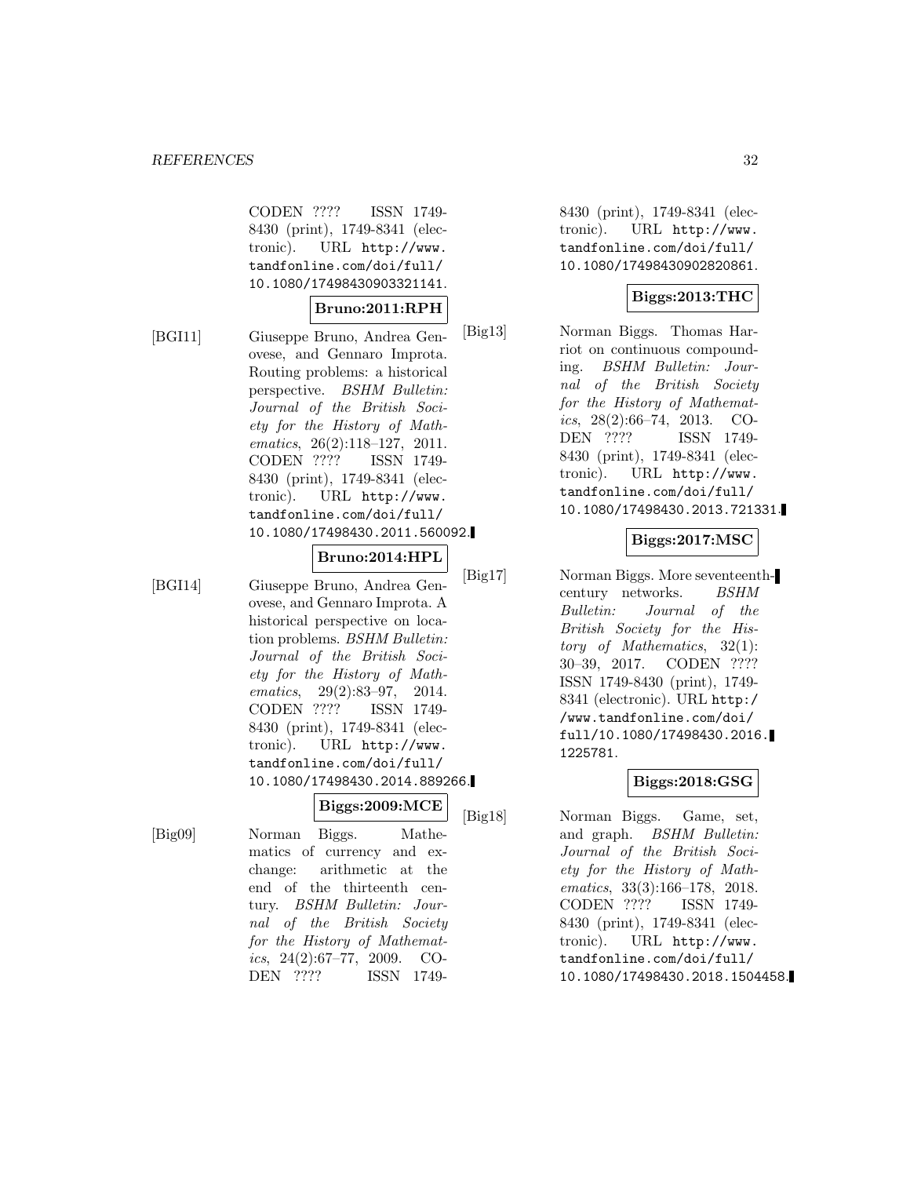CODEN ???? ISSN 1749-8430 (print), 1749-8341 (electronic). URL http://www.tandfonline.com/doi/full/10.1080/17498430903321141.

**Bruno:2011:RPH**

[BGI11] Giuseppe Bruno, Andrea Genovese, and Gennaro Improta. Routing problems: a historical perspective. *BSHM Bulletin: Journal of the British Society for the History of Mathematics*, 26(2):118–127, 2011. CODEN ???? ISSN 1749-8430 (print), 1749-8341 (electronic). URL http://www.tandfonline.com/doi/full/10.1080/17498430.2011.560092.

**Bruno:2014:HPL**

[BGI14] Giuseppe Bruno, Andrea Genovese, and Gennaro Improta. A historical perspective on location problems. *BSHM Bulletin: Journal of the British Society for the History of Mathematics*, 29(2):83–97, 2014. CODEN ???? ISSN 1749-8430 (print), 1749-8341 (electronic). URL http://www.tandfonline.com/doi/full/10.1080/17498430.2014.889266.

**Biggs:2009:MCE**

[Big09] Norman Biggs. Mathematics of currency and exchange: arithmetic at the end of the thirteenth century. *BSHM Bulletin: Journal of the British Society for the History of Mathematics*, 24(2):67–77, 2009. CODEN ???? ISSN 1749-8430 (print), 1749-8341 (electronic). URL http://www.tandfonline.com/doi/full/10.1080/17498430902820861.

**Biggs:2013:THC**

[Big13] Norman Biggs. Thomas Harriot on continuous compounding. *BSHM Bulletin: Journal of the British Society for the History of Mathematics*, 28(2):66–74, 2013. CODEN ???? ISSN 1749-8430 (print), 1749-8341 (electronic). URL http://www.tandfonline.com/doi/full/10.1080/17498430.2013.721331.

**Biggs:2017:MSC**

[Big17] Norman Biggs. More seventeenth-century networks. *BSHM Bulletin: Journal of the British Society for the History of Mathematics*, 32(1):30–39, 2017. CODEN ???? ISSN 1749-8430 (print), 1749-8341 (electronic). URL http://www.tandfonline.com/doi/full/10.1080/17498430.2016.1225781.

**Biggs:2018:GSG**

[Big18] Norman Biggs. Game, set, and graph. *BSHM Bulletin: Journal of the British Society for the History of Mathematics*, 33(3):166–178, 2018. CODEN ???? ISSN 1749-8430 (print), 1749-8341 (electronic). URL http://www.tandfonline.com/doi/full/10.1080/17498430.2018.1504458.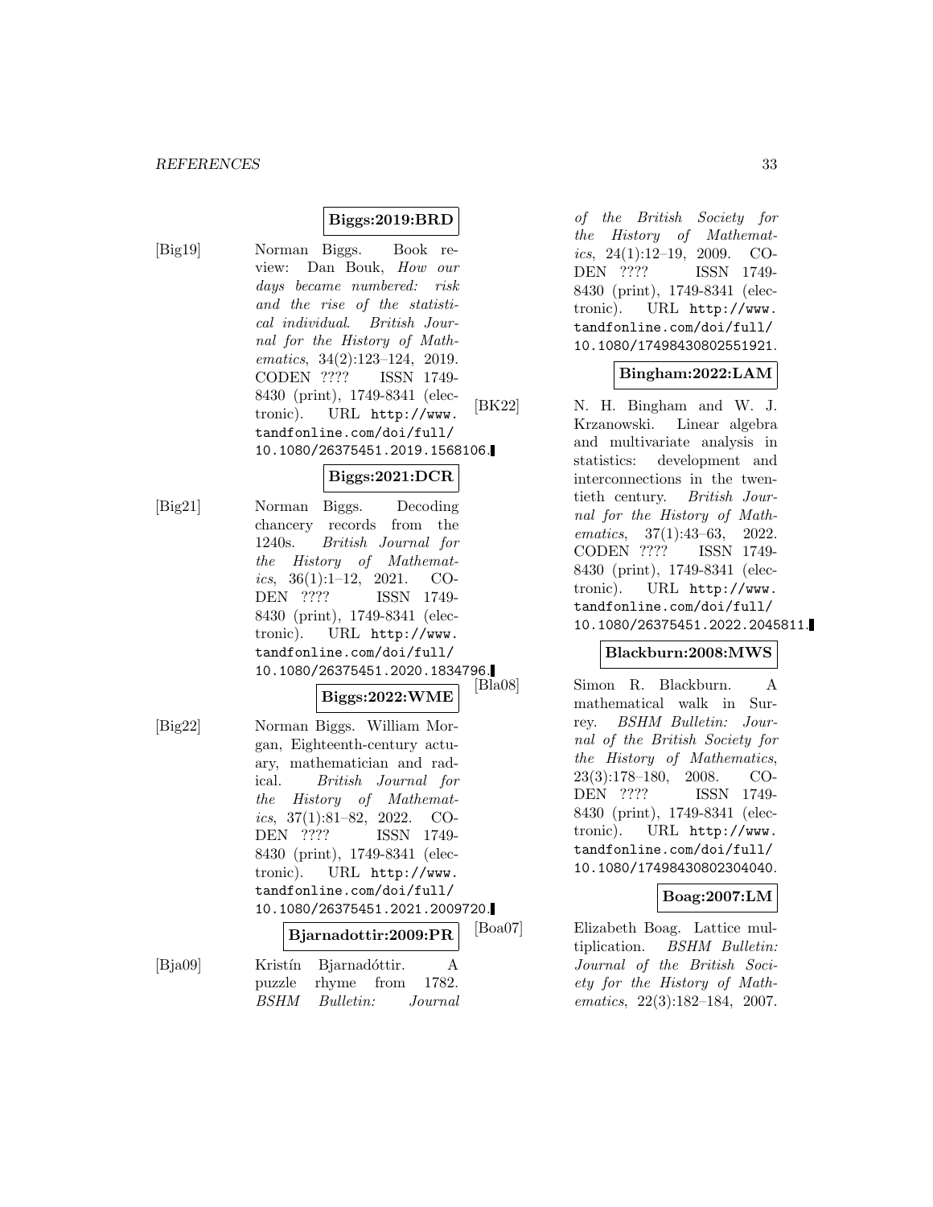**Biggs:2019:BRD**

[Big19] Norman Biggs. Book review: Dan Bouk, *How our days became numbered: risk and the rise of the statistical individual*. *British Journal for the History of Mathematics*, 34(2):123–124, 2019. CODEN ???? ISSN 1749-8430 (print), 1749-8341 (electronic). URL http://www.tandfonline.com/doi/full/10.1080/26375451.2019.1568106.

**Biggs:2021:DCR**

[Big21] Norman Biggs. Decoding chancery records from the 1240s. *British Journal for the History of Mathematics*, 36(1):1–12, 2021. CODEN ???? ISSN 1749-8430 (print), 1749-8341 (electronic). URL http://www.tandfonline.com/doi/full/10.1080/26375451.2020.1834796.

**Biggs:2022:WME**

[Big22] Norman Biggs. William Morgan, Eighteenth-century actuary, mathematician and radical. *British Journal for the History of Mathematics*, 37(1):81–82, 2022. CODEN ???? ISSN 1749-8430 (print), 1749-8341 (electronic). URL http://www.tandfonline.com/doi/full/10.1080/26375451.2021.2009720.

**Bjarnadottir:2009:PR**

[Bja09] Kristín Bjarnadóttir. A puzzle rhyme from 1782. *BSHM Bulletin: Journal of the British Society for the History of Mathematics*, 24(1):12–19, 2009. CODEN ???? ISSN 1749-8430 (print), 1749-8341 (electronic). URL http://www.tandfonline.com/doi/full/10.1080/17498430802551921.

**Bingham:2022:LAM**

[BK22] N. H. Bingham and W. J. Krzanowski. Linear algebra and multivariate analysis in statistics: development and interconnections in the twentieth century. *British Journal for the History of Mathematics*, 37(1):43–63, 2022. CODEN ???? ISSN 1749-8430 (print), 1749-8341 (electronic). URL http://www.tandfonline.com/doi/full/10.1080/26375451.2022.2045811.

**Blackburn:2008:MWS**

[Bla08] Simon R. Blackburn. A mathematical walk in Surrey. *BSHM Bulletin: Journal of the British Society for the History of Mathematics*, 23(3):178–180, 2008. CODEN ???? ISSN 1749-8430 (print), 1749-8341 (electronic). URL http://www.tandfonline.com/doi/full/10.1080/17498430802304040.

**Boag:2007:LM**

[Boa07] Elizabeth Boag. Lattice multiplication. *BSHM Bulletin: Journal of the British Society for the History of Mathematics*, 22(3):182–184, 2007.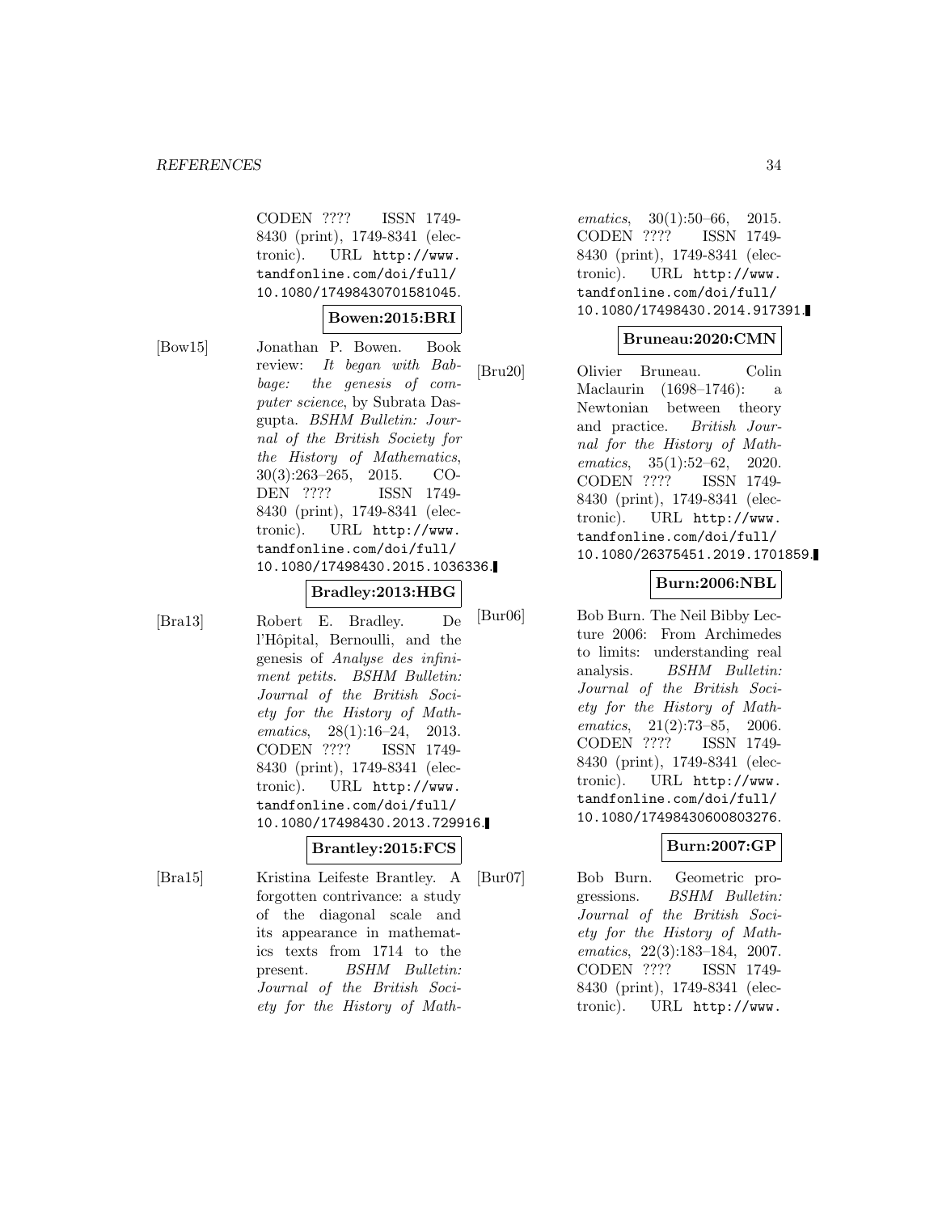CODEN ???? ISSN 1749-8430 (print), 1749-8341 (electronic). URL http://www.tandfonline.com/doi/full/10.1080/17498430701581045.

**Bowen:2015:BRI**

[Bow15] Jonathan P. Bowen. Book review: *It began with Babbage: the genesis of computer science*, by Subrata Dasgupta. *BSHM Bulletin: Journal of the British Society for the History of Mathematics*, 30(3):263–265, 2015. CODEN ???? ISSN 1749-8430 (print), 1749-8341 (electronic). URL http://www.tandfonline.com/doi/full/10.1080/17498430.2015.1036336.

**Bradley:2013:HBG**

[Bra13] Robert E. Bradley. De l'Hôpital, Bernoulli, and the genesis of *Analyse des infiniment petits*. *BSHM Bulletin: Journal of the British Society for the History of Mathematics*, 28(1):16–24, 2013. CODEN ???? ISSN 1749-8430 (print), 1749-8341 (electronic). URL http://www.tandfonline.com/doi/full/10.1080/17498430.2013.729916.

**Brantley:2015:FCS**

[Bra15] Kristina Leifeste Brantley. A forgotten contrivance: a study of the diagonal scale and its appearance in mathematics texts from 1714 to the present. *BSHM Bulletin: Journal of the British Society for the History of Mathematics*, 30(1):50–66, 2015. CODEN ???? ISSN 1749-8430 (print), 1749-8341 (electronic). URL http://www.tandfonline.com/doi/full/10.1080/17498430.2014.917391.

**Bruneau:2020:CMN**

[Bru20] Olivier Bruneau. Colin Maclaurin (1698–1746): a Newtonian between theory and practice. *British Journal for the History of Mathematics*, 35(1):52–62, 2020. CODEN ???? ISSN 1749-8430 (print), 1749-8341 (electronic). URL http://www.tandfonline.com/doi/full/10.1080/26375451.2019.1701859.

**Burn:2006:NBL**

[Bur06] Bob Burn. The Neil Bibby Lecture 2006: From Archimedes to limits: understanding real analysis. *BSHM Bulletin: Journal of the British Society for the History of Mathematics*, 21(2):73–85, 2006. CODEN ???? ISSN 1749-8430 (print), 1749-8341 (electronic). URL http://www.tandfonline.com/doi/full/10.1080/17498430600803276.

**Burn:2007:GP**

[Bur07] Bob Burn. Geometric progressions. *BSHM Bulletin: Journal of the British Society for the History of Mathematics*, 22(3):183–184, 2007. CODEN ???? ISSN 1749-8430 (print), 1749-8341 (electronic). URL http://www.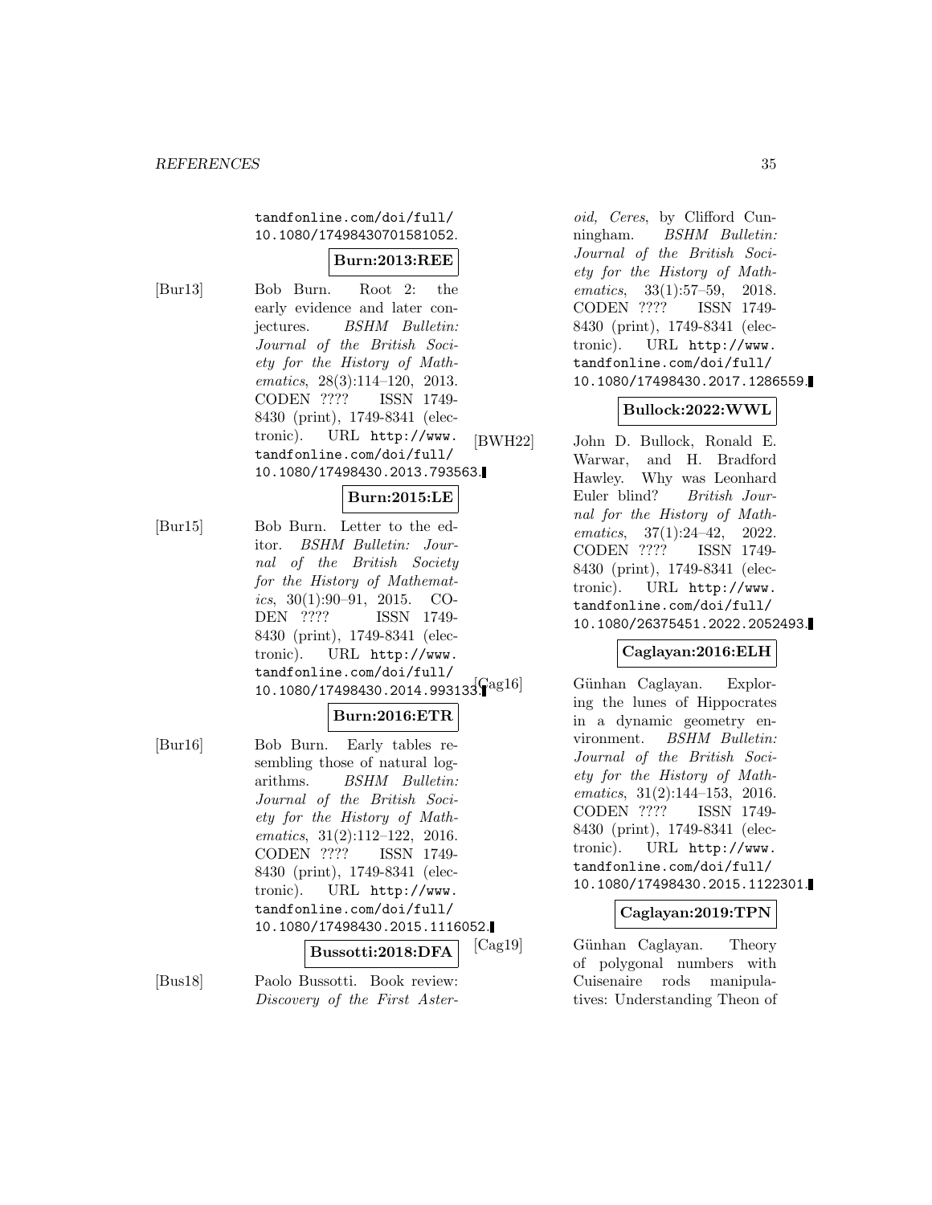tandfonline.com/doi/full/10.1080/17498430701581052.

**Burn:2013:REE**

[Bur13] Bob Burn. Root 2: the early evidence and later conjectures. *BSHM Bulletin: Journal of the British Society for the History of Mathematics*, 28(3):114–120, 2013. CODEN ???? ISSN 1749-8430 (print), 1749-8341 (electronic). URL http://www.tandfonline.com/doi/full/10.1080/17498430.2013.793563.

**Burn:2015:LE**

[Bur15] Bob Burn. Letter to the editor. *BSHM Bulletin: Journal of the British Society for the History of Mathematics*, 30(1):90–91, 2015. CODEN ???? ISSN 1749-8430 (print), 1749-8341 (electronic). URL http://www.tandfonline.com/doi/full/10.1080/17498430.2014.993133.

**Burn:2016:ETR**

[Bur16] Bob Burn. Early tables resembling those of natural logarithms. *BSHM Bulletin: Journal of the British Society for the History of Mathematics*, 31(2):112–122, 2016. CODEN ???? ISSN 1749-8430 (print), 1749-8341 (electronic). URL http://www.tandfonline.com/doi/full/10.1080/17498430.2015.1116052.

**Bussotti:2018:DFA**

[Bus18] Paolo Bussotti. Book review: *Discovery of the First Asteroid, Ceres*, by Clifford Cunningham. *BSHM Bulletin: Journal of the British Society for the History of Mathematics*, 33(1):57–59, 2018. CODEN ???? ISSN 1749-8430 (print), 1749-8341 (electronic). URL http://www.tandfonline.com/doi/full/10.1080/17498430.2017.1286559.

**Bullock:2022:WWL**

[BWH22] John D. Bullock, Ronald E. Warwar, and H. Bradford Hawley. Why was Leonhard Euler blind? *British Journal for the History of Mathematics*, 37(1):24–42, 2022. CODEN ???? ISSN 1749-8430 (print), 1749-8341 (electronic). URL http://www.tandfonline.com/doi/full/10.1080/26375451.2022.2052493.

**Caglayan:2016:ELH**

[Cag16] Günhan Caglayan. Exploring the lunes of Hippocrates in a dynamic geometry environment. *BSHM Bulletin: Journal of the British Society for the History of Mathematics*, 31(2):144–153, 2016. CODEN ???? ISSN 1749-8430 (print), 1749-8341 (electronic). URL http://www.tandfonline.com/doi/full/10.1080/17498430.2015.1122301.

**Caglayan:2019:TPN**

[Cag19] Günhan Caglayan. Theory of polygonal numbers with Cuisenaire rods manipulatives: Understanding Theon of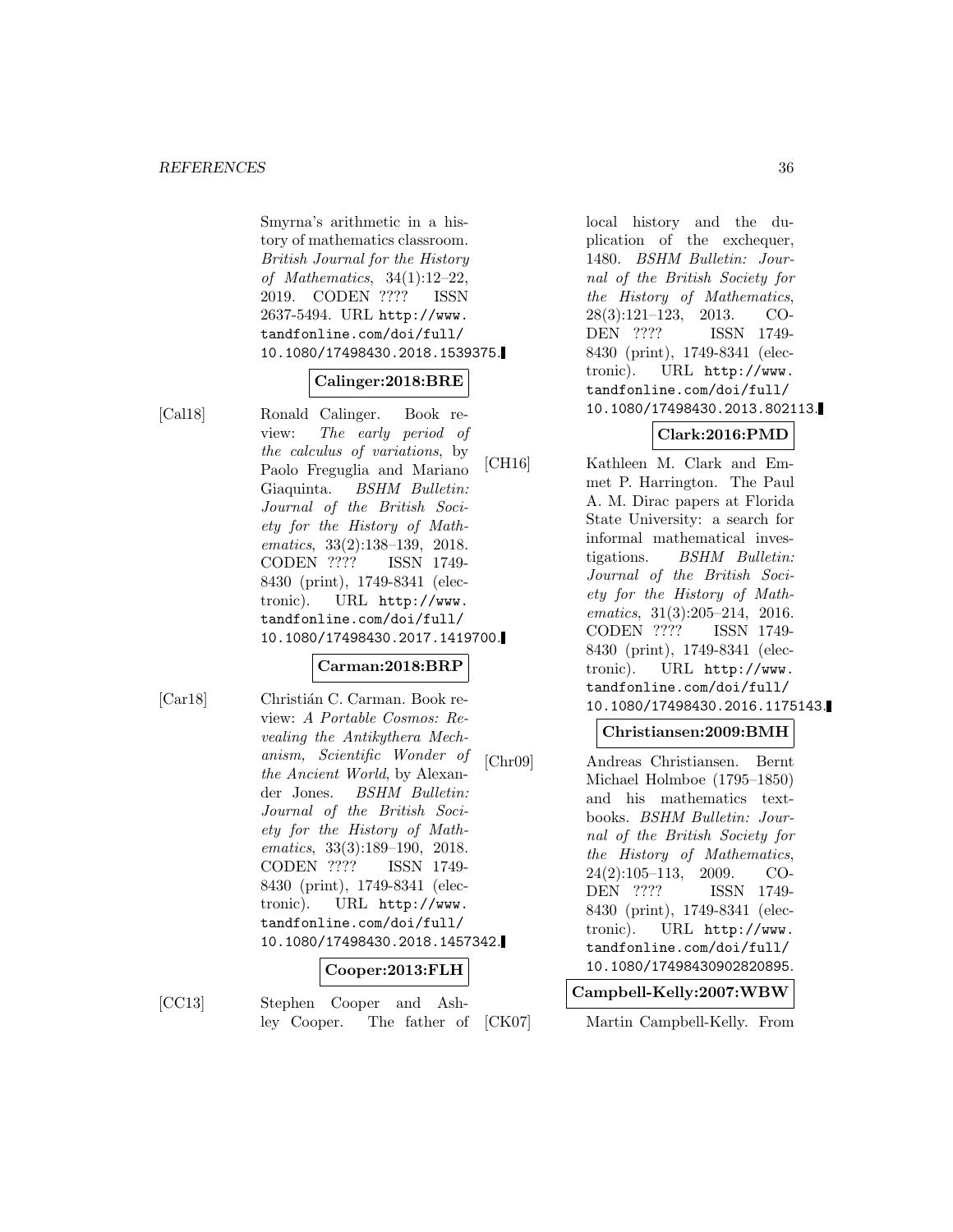Smyrna's arithmetic in a history of mathematics classroom. *British Journal for the History of Mathematics*, 34(1):12–22, 2019. CODEN ???? ISSN 2637-5494. URL http://www.tandfonline.com/doi/full/10.1080/17498430.2018.1539375.

**Calinger:2018:BRE**

[Cal18] Ronald Calinger. Book review: *The early period of the calculus of variations*, by Paolo Freguglia and Mariano Giaquinta. *BSHM Bulletin: Journal of the British Society for the History of Mathematics*, 33(2):138–139, 2018. CODEN ???? ISSN 1749-8430 (print), 1749-8341 (electronic). URL http://www.tandfonline.com/doi/full/10.1080/17498430.2017.1419700.

**Carman:2018:BRP**

[Car18] Christián C. Carman. Book review: *A Portable Cosmos: Revealing the Antikythera Mechanism, Scientific Wonder of the Ancient World*, by Alexander Jones. *BSHM Bulletin: Journal of the British Society for the History of Mathematics*, 33(3):189–190, 2018. CODEN ???? ISSN 1749-8430 (print), 1749-8341 (electronic). URL http://www.tandfonline.com/doi/full/10.1080/17498430.2018.1457342.

**Cooper:2013:FLH**

[CC13] Stephen Cooper and Ashley Cooper. The father of local history and the duplication of the exchequer, 1480. *BSHM Bulletin: Journal of the British Society for the History of Mathematics*, 28(3):121–123, 2013. CODEN ???? ISSN 1749-8430 (print), 1749-8341 (electronic). URL http://www.tandfonline.com/doi/full/10.1080/17498430.2013.802113.

**Clark:2016:PMD**

[CH16] Kathleen M. Clark and Emmet P. Harrington. The Paul A. M. Dirac papers at Florida State University: a search for informal mathematical investigations. *BSHM Bulletin: Journal of the British Society for the History of Mathematics*, 31(3):205–214, 2016. CODEN ???? ISSN 1749-8430 (print), 1749-8341 (electronic). URL http://www.tandfonline.com/doi/full/10.1080/17498430.2016.1175143.

**Christiansen:2009:BMH**

[Chr09] Andreas Christiansen. Bernt Michael Holmboe (1795–1850) and his mathematics textbooks. *BSHM Bulletin: Journal of the British Society for the History of Mathematics*, 24(2):105–113, 2009. CODEN ???? ISSN 1749-8430 (print), 1749-8341 (electronic). URL http://www.tandfonline.com/doi/full/10.1080/17498430902820895.

**Campbell-Kelly:2007:WBW**

[CK07] Martin Campbell-Kelly. From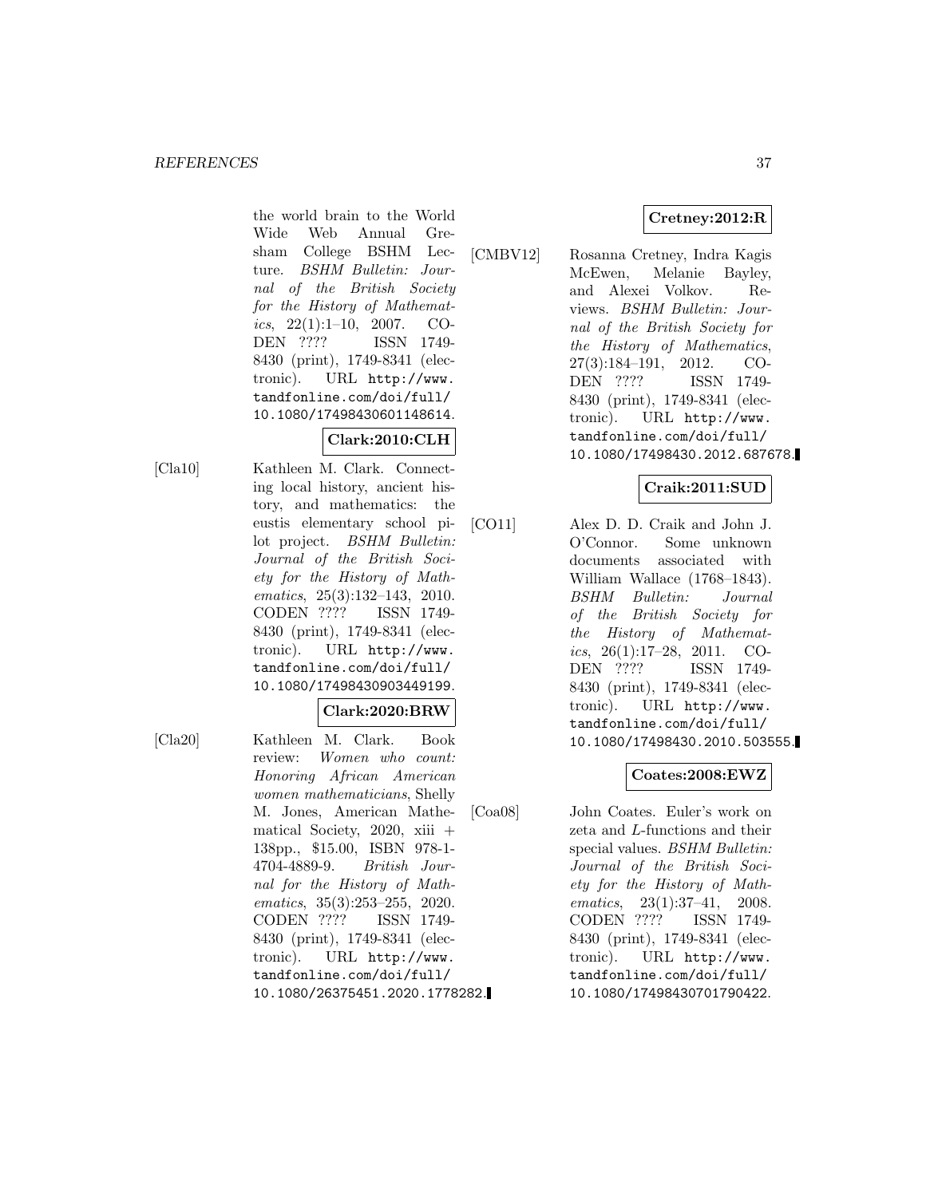the world brain to the World Wide Web Annual Gresham College BSHM Lecture. *BSHM Bulletin: Journal of the British Society for the History of Mathematics*, 22(1):1–10, 2007. CODEN ???? ISSN 1749-8430 (print), 1749-8341 (electronic). URL http://www.tandfonline.com/doi/full/10.1080/17498430601148614.

**Clark:2010:CLH**

[Cla10] Kathleen M. Clark. Connecting local history, ancient history, and mathematics: the eustis elementary school pilot project. *BSHM Bulletin: Journal of the British Society for the History of Mathematics*, 25(3):132–143, 2010. CODEN ???? ISSN 1749-8430 (print), 1749-8341 (electronic). URL http://www.tandfonline.com/doi/full/10.1080/17498430903449199.

**Clark:2020:BRW**

[Cla20] Kathleen M. Clark. Book review: *Women who count: Honoring African American women mathematicians*, Shelly M. Jones, American Mathematical Society, 2020, xiii + 138pp., $15.00, ISBN 978-1-4704-4889-9. *British Journal for the History of Mathematics*, 35(3):253–255, 2020. CODEN ???? ISSN 1749-8430 (print), 1749-8341 (electronic). URL http://www.tandfonline.com/doi/full/10.1080/26375451.2020.1778282.

**Cretney:2012:R**

[CMBV12] Rosanna Cretney, Indra Kagis McEwen, Melanie Bayley, and Alexei Volkov. Reviews. *BSHM Bulletin: Journal of the British Society for the History of Mathematics*, 27(3):184–191, 2012. CODEN ???? ISSN 1749-8430 (print), 1749-8341 (electronic). URL http://www.tandfonline.com/doi/full/10.1080/17498430.2012.687678.

**Craik:2011:SUD**

[CO11] Alex D. D. Craik and John J. O'Connor. Some unknown documents associated with William Wallace (1768–1843). *BSHM Bulletin: Journal of the British Society for the History of Mathematics*, 26(1):17–28, 2011. CODEN ???? ISSN 1749-8430 (print), 1749-8341 (electronic). URL http://www.tandfonline.com/doi/full/10.1080/17498430.2010.503555.

**Coates:2008:EWZ**

[Coa08] John Coates. Euler's work on zeta and $L$-functions and their special values. *BSHM Bulletin: Journal of the British Society for the History of Mathematics*, 23(1):37–41, 2008. CODEN ???? ISSN 1749-8430 (print), 1749-8341 (electronic). URL http://www.tandfonline.com/doi/full/10.1080/17498430701790422.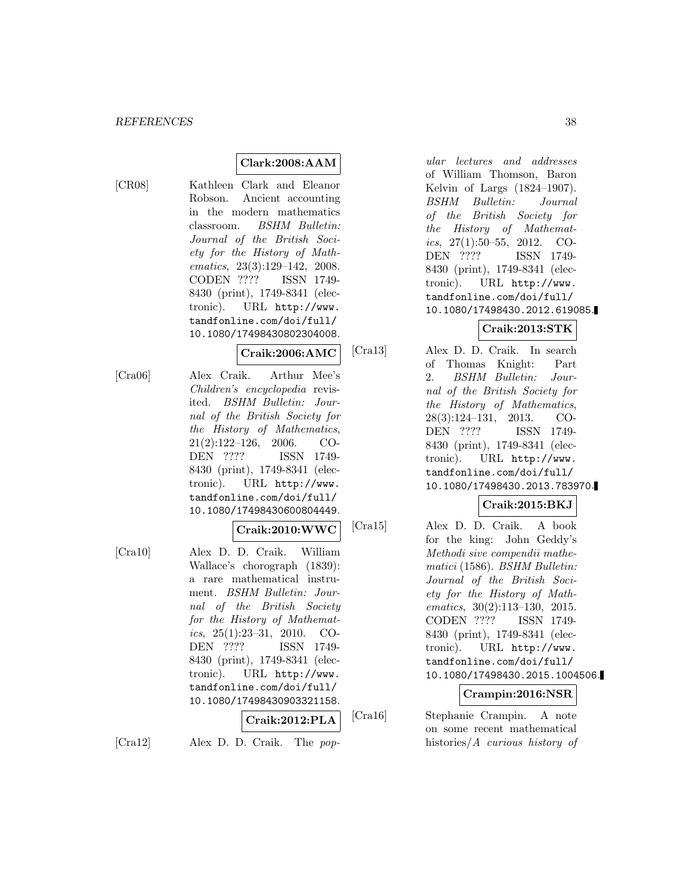**Clark:2008:AAM**

[CR08] Kathleen Clark and Eleanor Robson. Ancient accounting in the modern mathematics classroom. *BSHM Bulletin: Journal of the British Society for the History of Mathematics*, 23(3):129–142, 2008. CODEN ???? ISSN 1749-8430 (print), 1749-8341 (electronic). URL http://www.tandfonline.com/doi/full/10.1080/17498430802304008.

**Craik:2006:AMC**

[Cra06] Alex Craik. Arthur Mee's *Children's encyclopedia* revisited. *BSHM Bulletin: Journal of the British Society for the History of Mathematics*, 21(2):122–126, 2006. CODEN ???? ISSN 1749-8430 (print), 1749-8341 (electronic). URL http://www.tandfonline.com/doi/full/10.1080/17498430600804449.

**Craik:2010:WWC**

[Cra10] Alex D. D. Craik. William Wallace's chorograph (1839): a rare mathematical instrument. *BSHM Bulletin: Journal of the British Society for the History of Mathematics*, 25(1):23–31, 2010. CODEN ???? ISSN 1749-8430 (print), 1749-8341 (electronic). URL http://www.tandfonline.com/doi/full/10.1080/17498430903321158.

**Craik:2012:PLA**

[Cra12] Alex D. D. Craik. The *popular lectures and addresses* of William Thomson, Baron Kelvin of Largs (1824–1907). *BSHM Bulletin: Journal of the British Society for the History of Mathematics*, 27(1):50–55, 2012. CODEN ???? ISSN 1749-8430 (print), 1749-8341 (electronic). URL http://www.tandfonline.com/doi/full/10.1080/17498430.2012.619085.

**Craik:2013:STK**

[Cra13] Alex D. D. Craik. In search of Thomas Knight: Part 2. *BSHM Bulletin: Journal of the British Society for the History of Mathematics*, 28(3):124–131, 2013. CODEN ???? ISSN 1749-8430 (print), 1749-8341 (electronic). URL http://www.tandfonline.com/doi/full/10.1080/17498430.2013.783970.

**Craik:2015:BKJ**

[Cra15] Alex D. D. Craik. A book for the king: John Geddy's *Methodi sive compendii mathematici* (1586). *BSHM Bulletin: Journal of the British Society for the History of Mathematics*, 30(2):113–130, 2015. CODEN ???? ISSN 1749-8430 (print), 1749-8341 (electronic). URL http://www.tandfonline.com/doi/full/10.1080/17498430.2015.1004506.

**Crampin:2016:NSR**

[Cra16] Stephanie Crampin. A note on some recent mathematical histories/*A curious history of*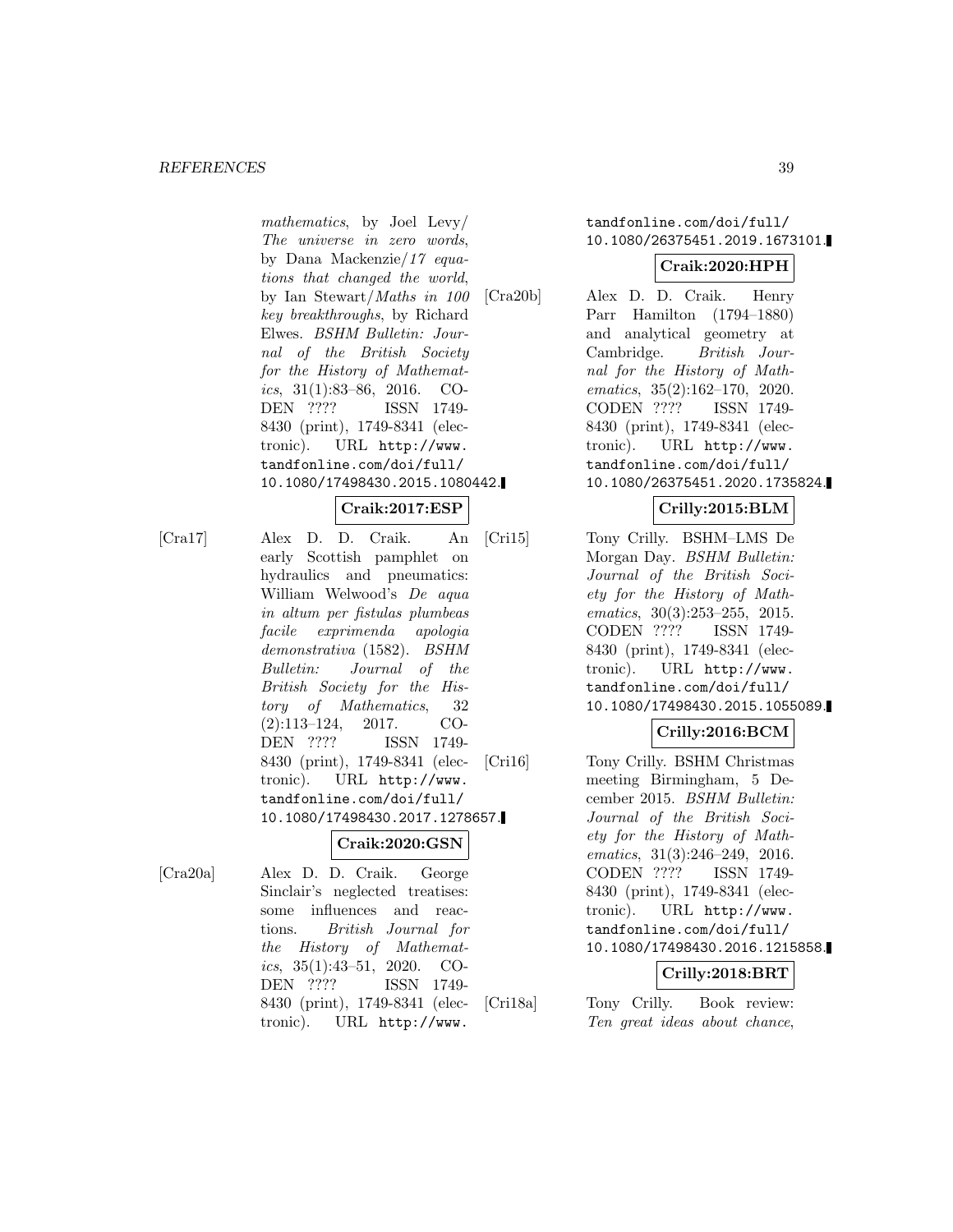*mathematics*, by Joel Levy/ *The universe in zero words*, by Dana Mackenzie/*17 equations that changed the world*, by Ian Stewart/*Maths in 100 key breakthroughs*, by Richard Elwes. *BSHM Bulletin: Journal of the British Society for the History of Mathematics*, 31(1):83–86, 2016. CODEN ???? ISSN 1749-8430 (print), 1749-8341 (electronic). URL `http://www.tandfonline.com/doi/full/10.1080/17498430.2015.1080442`.

**Craik:2017:ESP**

[Cra17] Alex D. D. Craik. An early Scottish pamphlet on hydraulics and pneumatics: William Welwood's *De aqua in altum per fistulas plumbeas facile exprimenda apologia demonstrativa* (1582). *BSHM Bulletin: Journal of the British Society for the History of Mathematics*, 32 (2):113–124, 2017. CODEN ???? ISSN 1749-8430 (print), 1749-8341 (electronic). URL `http://www.tandfonline.com/doi/full/10.1080/17498430.2017.1278657`.

**Craik:2020:GSN**

[Cra20a] Alex D. D. Craik. George Sinclair's neglected treatises: some influences and reactions. *British Journal for the History of Mathematics*, 35(1):43–51, 2020. CODEN ???? ISSN 1749-8430 (print), 1749-8341 (electronic). URL `http://www.tandfonline.com/doi/full/10.1080/26375451.2019.1673101`.

**Craik:2020:HPH**

[Cra20b] Alex D. D. Craik. Henry Parr Hamilton (1794–1880) and analytical geometry at Cambridge. *British Journal for the History of Mathematics*, 35(2):162–170, 2020. CODEN ???? ISSN 1749-8430 (print), 1749-8341 (electronic). URL `http://www.tandfonline.com/doi/full/10.1080/26375451.2020.1735824`.

**Crilly:2015:BLM**

[Cri15] Tony Crilly. BSHM–LMS De Morgan Day. *BSHM Bulletin: Journal of the British Society for the History of Mathematics*, 30(3):253–255, 2015. CODEN ???? ISSN 1749-8430 (print), 1749-8341 (electronic). URL `http://www.tandfonline.com/doi/full/10.1080/17498430.2015.1055089`.

**Crilly:2016:BCM**

[Cri16] Tony Crilly. BSHM Christmas meeting Birmingham, 5 December 2015. *BSHM Bulletin: Journal of the British Society for the History of Mathematics*, 31(3):246–249, 2016. CODEN ???? ISSN 1749-8430 (print), 1749-8341 (electronic). URL `http://www.tandfonline.com/doi/full/10.1080/17498430.2016.1215858`.

**Crilly:2018:BRT**

[Cri18a] Tony Crilly. Book review: *Ten great ideas about chance*,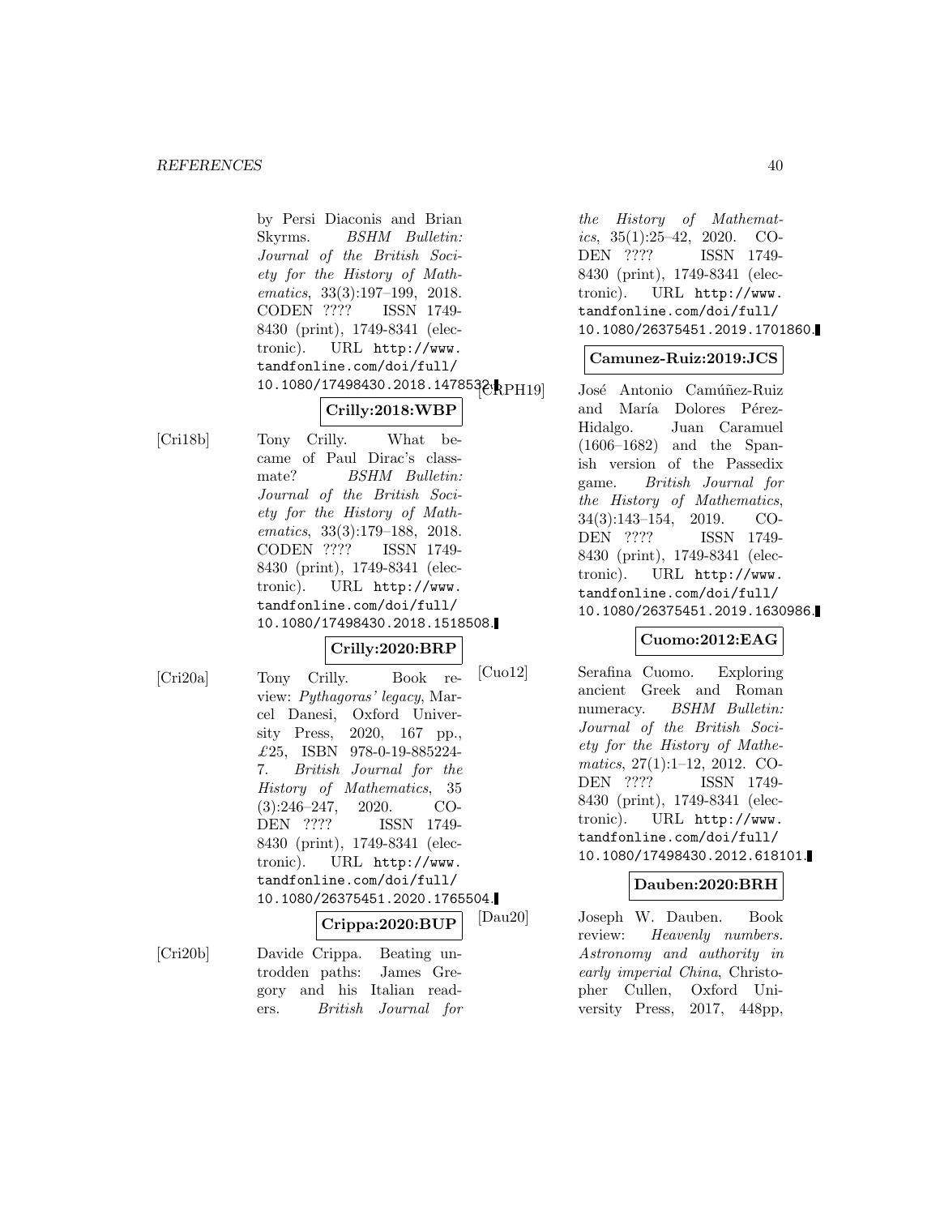by Persi Diaconis and Brian Skyrms. *BSHM Bulletin: Journal of the British Society for the History of Mathematics*, 33(3):197–199, 2018. CODEN ???? ISSN 1749-8430 (print), 1749-8341 (electronic). URL http://www.tandfonline.com/doi/full/10.1080/17498430.2018.1478532.

**Crilly:2018:WBP**

[Cri18b] Tony Crilly. What became of Paul Dirac's classmate? *BSHM Bulletin: Journal of the British Society for the History of Mathematics*, 33(3):179–188, 2018. CODEN ???? ISSN 1749-8430 (print), 1749-8341 (electronic). URL http://www.tandfonline.com/doi/full/10.1080/17498430.2018.1518508.

**Crilly:2020:BRP**

[Cri20a] Tony Crilly. Book review: *Pythagoras' legacy*, Marcel Danesi, Oxford University Press, 2020, 167 pp., £25, ISBN 978-0-19-885224-7. *British Journal for the History of Mathematics*, 35 (3):246–247, 2020. CODEN ???? ISSN 1749-8430 (print), 1749-8341 (electronic). URL http://www.tandfonline.com/doi/full/10.1080/26375451.2020.1765504.

**Crippa:2020:BUP**

[Cri20b] Davide Crippa. Beating untrodden paths: James Gregory and his Italian readers. *British Journal for the History of Mathematics*, 35(1):25–42, 2020. CODEN ???? ISSN 1749-8430 (print), 1749-8341 (electronic). URL http://www.tandfonline.com/doi/full/10.1080/26375451.2019.1701860.

**Camunez-Ruiz:2019:JCS**

[CRPH19] José Antonio Camúñez-Ruiz and María Dolores Pérez-Hidalgo. Juan Caramuel (1606–1682) and the Spanish version of the Passedix game. *British Journal for the History of Mathematics*, 34(3):143–154, 2019. CODEN ???? ISSN 1749-8430 (print), 1749-8341 (electronic). URL http://www.tandfonline.com/doi/full/10.1080/26375451.2019.1630986.

**Cuomo:2012:EAG**

[Cuo12] Serafina Cuomo. Exploring ancient Greek and Roman numeracy. *BSHM Bulletin: Journal of the British Society for the History of Mathematics*, 27(1):1–12, 2012. CODEN ???? ISSN 1749-8430 (print), 1749-8341 (electronic). URL http://www.tandfonline.com/doi/full/10.1080/17498430.2012.618101.

**Dauben:2020:BRH**

[Dau20] Joseph W. Dauben. Book review: *Heavenly numbers. Astronomy and authority in early imperial China*, Christopher Cullen, Oxford University Press, 2017, 448pp,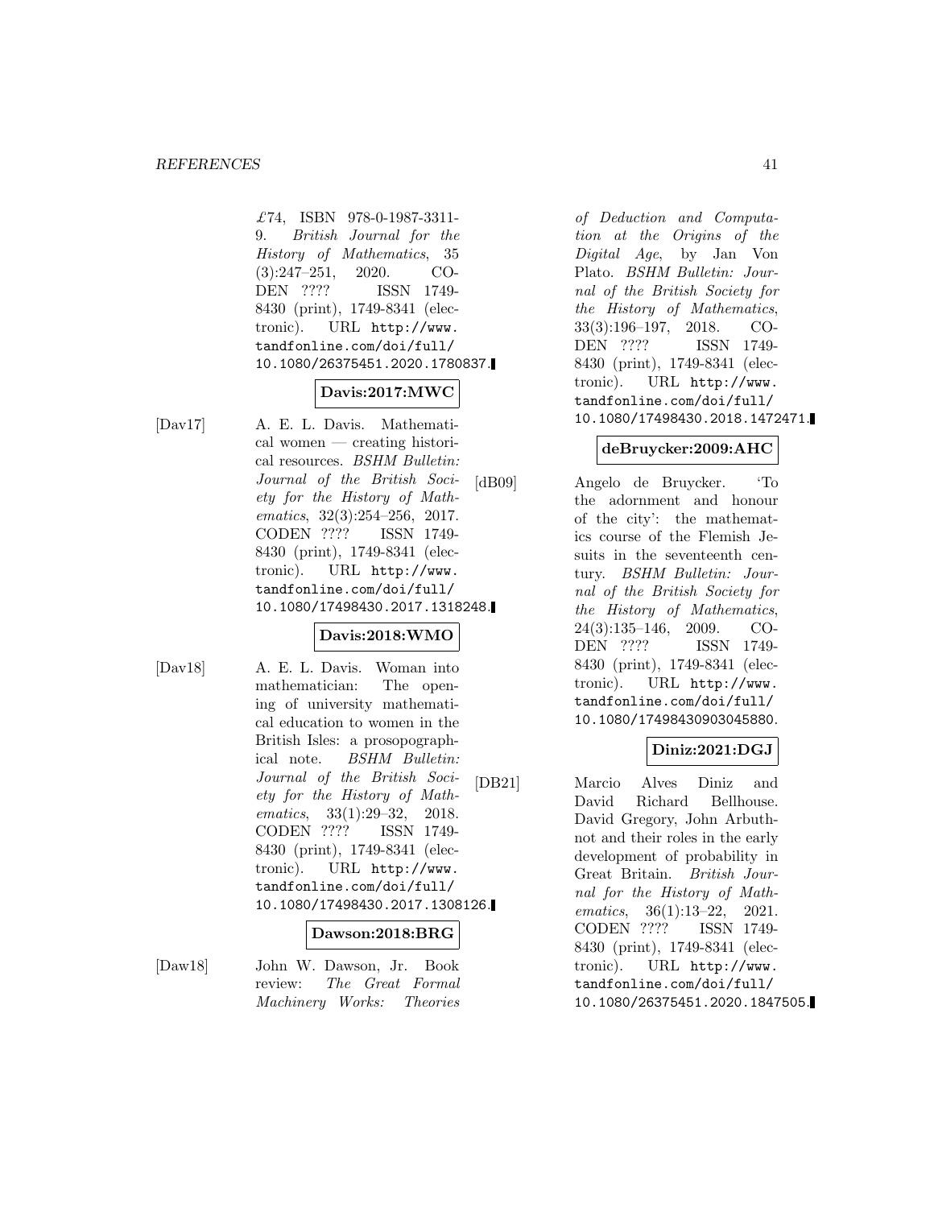£74, ISBN 978-0-1987-3311-9. *British Journal for the History of Mathematics*, 35 (3):247–251, 2020. CODEN ???? ISSN 1749-8430 (print), 1749-8341 (electronic). URL `http://www.tandfonline.com/doi/full/10.1080/26375451.2020.1780837`.

**Davis:2017:MWC**

[Dav17] A. E. L. Davis. Mathematical women — creating historical resources. *BSHM Bulletin: Journal of the British Society for the History of Mathematics*, 32(3):254–256, 2017. CODEN ???? ISSN 1749-8430 (print), 1749-8341 (electronic). URL `http://www.tandfonline.com/doi/full/10.1080/17498430.2017.1318248`.

**Davis:2018:WMO**

[Dav18] A. E. L. Davis. Woman into mathematician: The opening of university mathematical education to women in the British Isles: a prosopographical note. *BSHM Bulletin: Journal of the British Society for the History of Mathematics*, 33(1):29–32, 2018. CODEN ???? ISSN 1749-8430 (print), 1749-8341 (electronic). URL `http://www.tandfonline.com/doi/full/10.1080/17498430.2017.1308126`.

**Dawson:2018:BRG**

[Daw18] John W. Dawson, Jr. Book review: *The Great Formal Machinery Works: Theories of Deduction and Computation at the Origins of the Digital Age*, by Jan Von Plato. *BSHM Bulletin: Journal of the British Society for the History of Mathematics*, 33(3):196–197, 2018. CODEN ???? ISSN 1749-8430 (print), 1749-8341 (electronic). URL `http://www.tandfonline.com/doi/full/10.1080/17498430.2018.1472471`.

**deBruycker:2009:AHC**

[dB09] Angelo de Bruycker. 'To the adornment and honour of the city': the mathematics course of the Flemish Jesuits in the seventeenth century. *BSHM Bulletin: Journal of the British Society for the History of Mathematics*, 24(3):135–146, 2009. CODEN ???? ISSN 1749-8430 (print), 1749-8341 (electronic). URL `http://www.tandfonline.com/doi/full/10.1080/17498430903045880`.

**Diniz:2021:DGJ**

[DB21] Marcio Alves Diniz and David Richard Bellhouse. David Gregory, John Arbuthnot and their roles in the early development of probability in Great Britain. *British Journal for the History of Mathematics*, 36(1):13–22, 2021. CODEN ???? ISSN 1749-8430 (print), 1749-8341 (electronic). URL `http://www.tandfonline.com/doi/full/10.1080/26375451.2020.1847505`.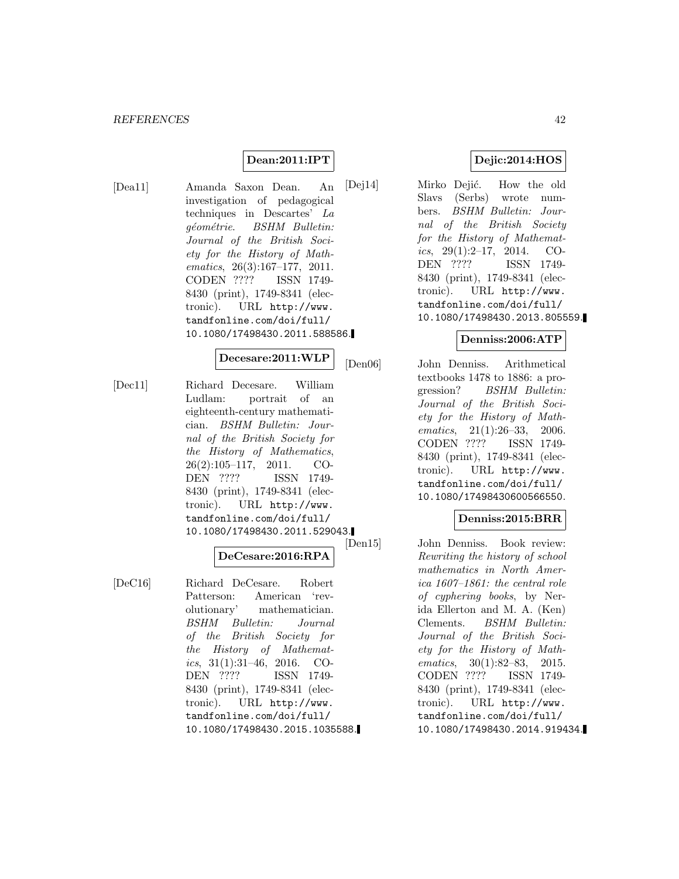**Dean:2011:IPT**

[Dea11] Amanda Saxon Dean. An investigation of pedagogical techniques in Descartes' *La géométrie*. *BSHM Bulletin: Journal of the British Society for the History of Mathematics*, 26(3):167–177, 2011. CODEN ???? ISSN 1749-8430 (print), 1749-8341 (electronic). URL `http://www.tandfonline.com/doi/full/10.1080/17498430.2011.588586`.

**Decesare:2011:WLP**

[Dec11] Richard Decesare. William Ludlam: portrait of an eighteenth-century mathematician. *BSHM Bulletin: Journal of the British Society for the History of Mathematics*, 26(2):105–117, 2011. CODEN ???? ISSN 1749-8430 (print), 1749-8341 (electronic). URL `http://www.tandfonline.com/doi/full/10.1080/17498430.2011.529043`.

**DeCesare:2016:RPA**

[DeC16] Richard DeCesare. Robert Patterson: American 'revolutionary' mathematician. *BSHM Bulletin: Journal of the British Society for the History of Mathematics*, 31(1):31–46, 2016. CODEN ???? ISSN 1749-8430 (print), 1749-8341 (electronic). URL `http://www.tandfonline.com/doi/full/10.1080/17498430.2015.1035588`.

**Dejic:2014:HOS**

[Dej14] Mirko Dejić. How the old Slavs (Serbs) wrote numbers. *BSHM Bulletin: Journal of the British Society for the History of Mathematics*, 29(1):2–17, 2014. CODEN ???? ISSN 1749-8430 (print), 1749-8341 (electronic). URL `http://www.tandfonline.com/doi/full/10.1080/17498430.2013.805559`.

**Denniss:2006:ATP**

[Den06] John Denniss. Arithmetical textbooks 1478 to 1886: a progression? *BSHM Bulletin: Journal of the British Society for the History of Mathematics*, 21(1):26–33, 2006. CODEN ???? ISSN 1749-8430 (print), 1749-8341 (electronic). URL `http://www.tandfonline.com/doi/full/10.1080/17498430600566550`.

**Denniss:2015:BRR**

[Den15] John Denniss. Book review: *Rewriting the history of school mathematics in North America 1607–1861: the central role of cyphering books*, by Nerida Ellerton and M. A. (Ken) Clements. *BSHM Bulletin: Journal of the British Society for the History of Mathematics*, 30(1):82–83, 2015. CODEN ???? ISSN 1749-8430 (print), 1749-8341 (electronic). URL `http://www.tandfonline.com/doi/full/10.1080/17498430.2014.919434`.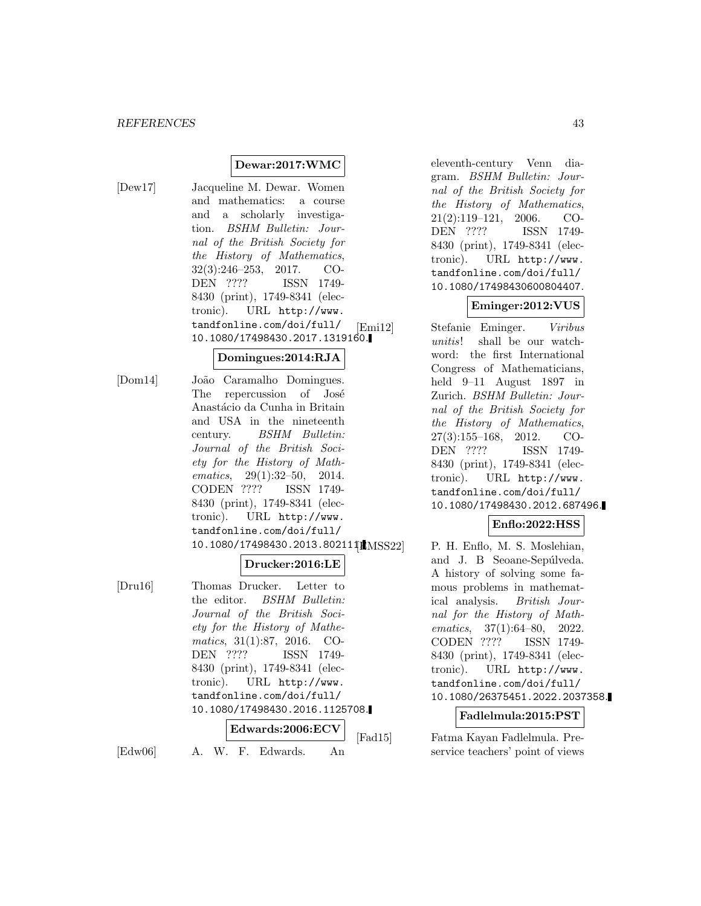**Dewar:2017:WMC**

[Dew17] Jacqueline M. Dewar. Women and mathematics: a course and a scholarly investigation. *BSHM Bulletin: Journal of the British Society for the History of Mathematics*, 32(3):246–253, 2017. CODEN ???? ISSN 1749-8430 (print), 1749-8341 (electronic). URL `http://www.tandfonline.com/doi/full/10.1080/17498430.2017.1319160`.

**Domingues:2014:RJA**

[Dom14] João Caramalho Domingues. The repercussion of José Anastácio da Cunha in Britain and USA in the nineteenth century. *BSHM Bulletin: Journal of the British Society for the History of Mathematics*, 29(1):32–50, 2014. CODEN ???? ISSN 1749-8430 (print), 1749-8341 (electronic). URL `http://www.tandfonline.com/doi/full/10.1080/17498430.2013.802111`.

**Drucker:2016:LE**

[Dru16] Thomas Drucker. Letter to the editor. *BSHM Bulletin: Journal of the British Society for the History of Mathematics*, 31(1):87, 2016. CODEN ???? ISSN 1749-8430 (print), 1749-8341 (electronic). URL `http://www.tandfonline.com/doi/full/10.1080/17498430.2016.1125708`.

**Edwards:2006:ECV**

[Edw06] A. W. F. Edwards. An eleventh-century Venn diagram. *BSHM Bulletin: Journal of the British Society for the History of Mathematics*, 21(2):119–121, 2006. CODEN ???? ISSN 1749-8430 (print), 1749-8341 (electronic). URL `http://www.tandfonline.com/doi/full/10.1080/17498430600804407`.

**Eminger:2012:VUS**

[Emi12] Stefanie Eminger. *Viribus unitis*! shall be our watchword: the first International Congress of Mathematicians, held 9–11 August 1897 in Zurich. *BSHM Bulletin: Journal of the British Society for the History of Mathematics*, 27(3):155–168, 2012. CODEN ???? ISSN 1749-8430 (print), 1749-8341 (electronic). URL `http://www.tandfonline.com/doi/full/10.1080/17498430.2012.687496`.

**Enflo:2022:HSS**

[EMSS22] P. H. Enflo, M. S. Moslehian, and J. B Seoane-Sepúlveda. A history of solving some famous problems in mathematical analysis. *British Journal for the History of Mathematics*, 37(1):64–80, 2022. CODEN ???? ISSN 1749-8430 (print), 1749-8341 (electronic). URL `http://www.tandfonline.com/doi/full/10.1080/26375451.2022.2037358`.

**Fadlelmula:2015:PST**

[Fad15] Fatma Kayan Fadlelmula. Preservice teachers' point of views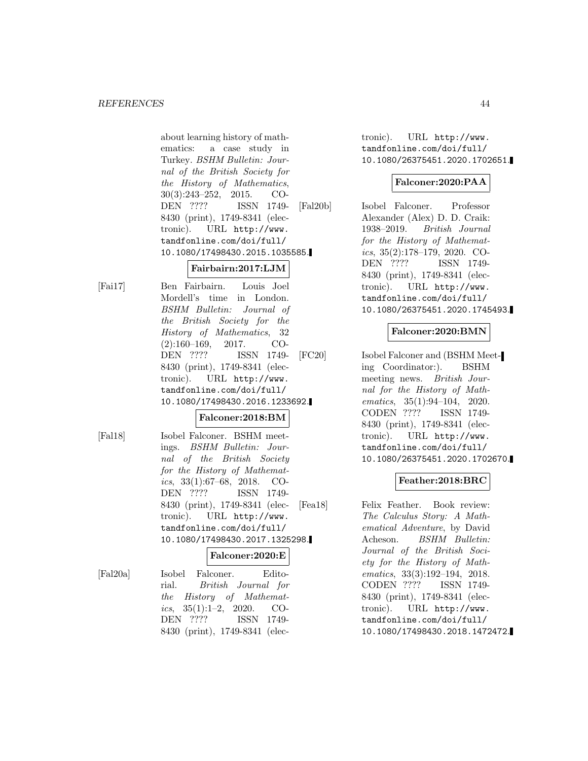about learning history of mathematics: a case study in Turkey. *BSHM Bulletin: Journal of the British Society for the History of Mathematics*, 30(3):243–252, 2015. CODEN ???? ISSN 1749-8430 (print), 1749-8341 (electronic). URL http://www.tandfonline.com/doi/full/10.1080/17498430.2015.1035585.

**Fairbairn:2017:LJM**

[Fai17] Ben Fairbairn. Louis Joel Mordell's time in London. *BSHM Bulletin: Journal of the British Society for the History of Mathematics*, 32(2):160–169, 2017. CODEN ???? ISSN 1749-8430 (print), 1749-8341 (electronic). URL http://www.tandfonline.com/doi/full/10.1080/17498430.2016.1233692.

**Falconer:2018:BM**

[Fal18] Isobel Falconer. BSHM meetings. *BSHM Bulletin: Journal of the British Society for the History of Mathematics*, 33(1):67–68, 2018. CODEN ???? ISSN 1749-8430 (print), 1749-8341 (electronic). URL http://www.tandfonline.com/doi/full/10.1080/17498430.2017.1325298.

**Falconer:2020:E**

[Fal20a] Isobel Falconer. Editorial. *British Journal for the History of Mathematics*, 35(1):1–2, 2020. CODEN ???? ISSN 1749-8430 (print), 1749-8341 (electronic). URL http://www.tandfonline.com/doi/full/10.1080/26375451.2020.1702651.

**Falconer:2020:PAA**

[Fal20b] Isobel Falconer. Professor Alexander (Alex) D. D. Craik: 1938–2019. *British Journal for the History of Mathematics*, 35(2):178–179, 2020. CODEN ???? ISSN 1749-8430 (print), 1749-8341 (electronic). URL http://www.tandfonline.com/doi/full/10.1080/26375451.2020.1745493.

**Falconer:2020:BMN**

[FC20] Isobel Falconer and (BSHM Meeting Coordinator:). BSHM meeting news. *British Journal for the History of Mathematics*, 35(1):94–104, 2020. CODEN ???? ISSN 1749-8430 (print), 1749-8341 (electronic). URL http://www.tandfonline.com/doi/full/10.1080/26375451.2020.1702670.

**Feather:2018:BRC**

[Fea18] Felix Feather. Book review: *The Calculus Story: A Mathematical Adventure*, by David Acheson. *BSHM Bulletin: Journal of the British Society for the History of Mathematics*, 33(3):192–194, 2018. CODEN ???? ISSN 1749-8430 (print), 1749-8341 (electronic). URL http://www.tandfonline.com/doi/full/10.1080/17498430.2018.1472472.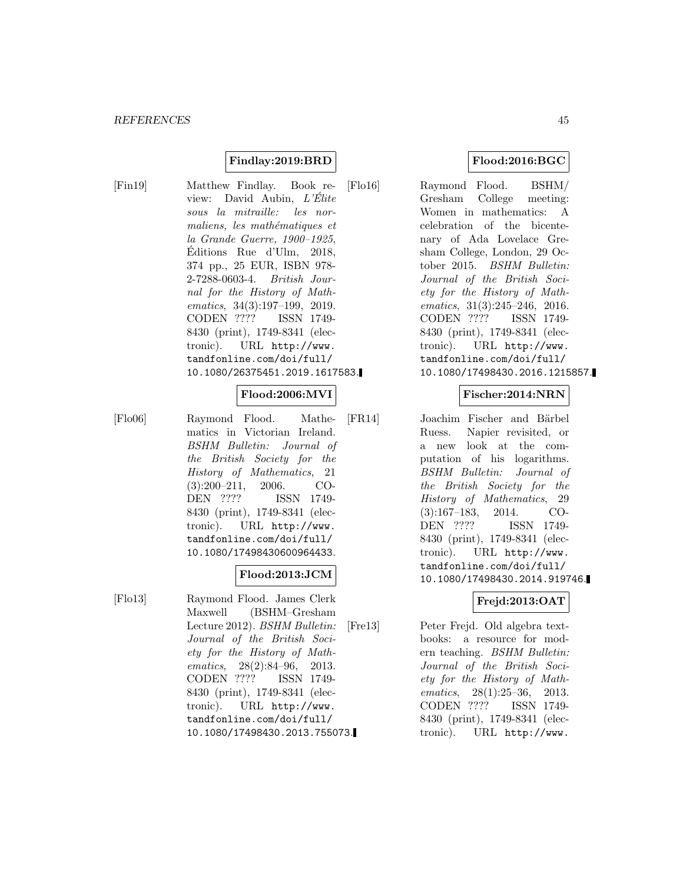**Findlay:2019:BRD**

[Fin19] Matthew Findlay. Book review: David Aubin, *L'Élite sous la mitraille: les normaliens, les mathématiques et la Grande Guerre, 1900–1925*, Éditions Rue d'Ulm, 2018, 374 pp., 25 EUR, ISBN 978-2-7288-0603-4. *British Journal for the History of Mathematics*, 34(3):197–199, 2019. CODEN ???? ISSN 1749-8430 (print), 1749-8341 (electronic). URL `http://www.tandfonline.com/doi/full/10.1080/26375451.2019.1617583`.

**Flood:2006:MVI**

[Flo06] Raymond Flood. Mathematics in Victorian Ireland. *BSHM Bulletin: Journal of the British Society for the History of Mathematics*, 21 (3):200–211, 2006. CODEN ???? ISSN 1749-8430 (print), 1749-8341 (electronic). URL `http://www.tandfonline.com/doi/full/10.1080/17498430600964433`.

**Flood:2013:JCM**

[Flo13] Raymond Flood. James Clerk Maxwell (BSHM–Gresham Lecture 2012). *BSHM Bulletin: Journal of the British Society for the History of Mathematics*, 28(2):84–96, 2013. CODEN ???? ISSN 1749-8430 (print), 1749-8341 (electronic). URL `http://www.tandfonline.com/doi/full/10.1080/17498430.2013.755073`.

**Flood:2016:BGC**

[Flo16] Raymond Flood. BSHM/ Gresham College meeting: Women in mathematics: A celebration of the bicentenary of Ada Lovelace Gresham College, London, 29 October 2015. *BSHM Bulletin: Journal of the British Society for the History of Mathematics*, 31(3):245–246, 2016. CODEN ???? ISSN 1749-8430 (print), 1749-8341 (electronic). URL `http://www.tandfonline.com/doi/full/10.1080/17498430.2016.1215857`.

**Fischer:2014:NRN**

[FR14] Joachim Fischer and Bärbel Ruess. Napier revisited, or a new look at the computation of his logarithms. *BSHM Bulletin: Journal of the British Society for the History of Mathematics*, 29 (3):167–183, 2014. CODEN ???? ISSN 1749-8430 (print), 1749-8341 (electronic). URL `http://www.tandfonline.com/doi/full/10.1080/17498430.2014.919746`.

**Frejd:2013:OAT**

[Fre13] Peter Frejd. Old algebra textbooks: a resource for modern teaching. *BSHM Bulletin: Journal of the British Society for the History of Mathematics*, 28(1):25–36, 2013. CODEN ???? ISSN 1749-8430 (print), 1749-8341 (electronic). URL `http://www.`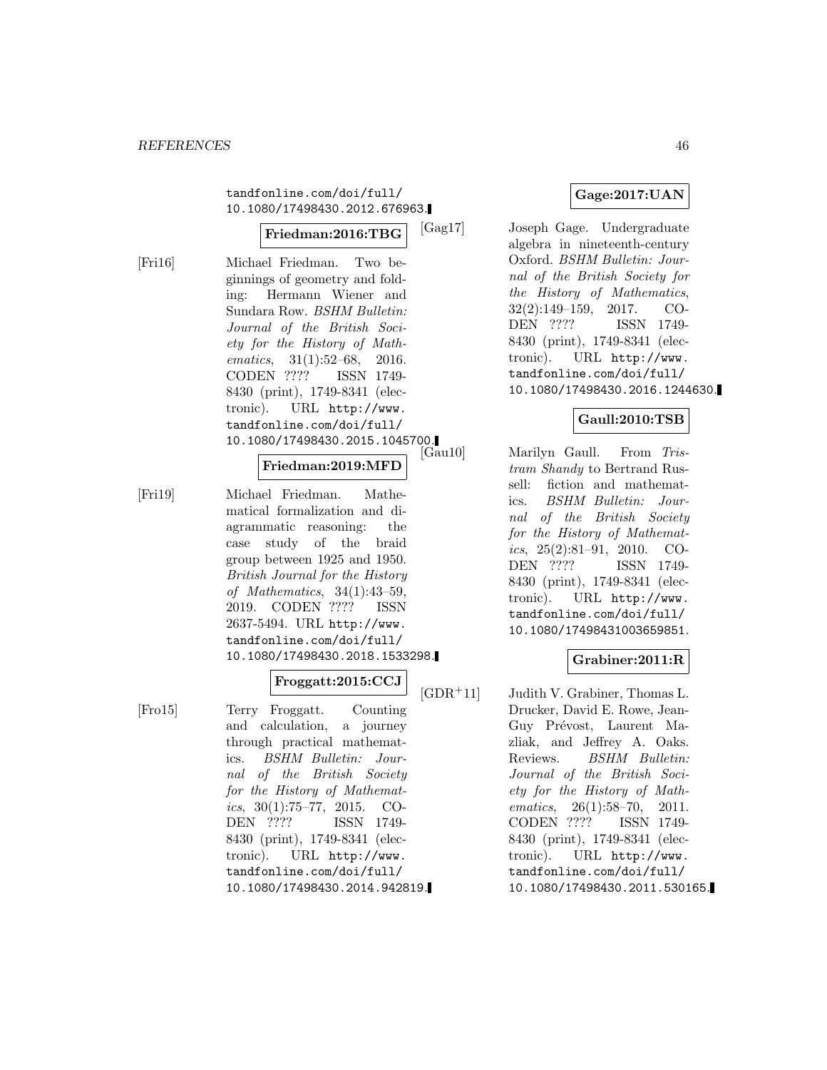tandfonline.com/doi/full/10.1080/17498430.2012.676963.

**Friedman:2016:TBG**

[Fri16] Michael Friedman. Two beginnings of geometry and folding: Hermann Wiener and Sundara Row. *BSHM Bulletin: Journal of the British Society for the History of Mathematics*, 31(1):52–68, 2016. CODEN ???? ISSN 1749-8430 (print), 1749-8341 (electronic). URL http://www.tandfonline.com/doi/full/10.1080/17498430.2015.1045700.

**Friedman:2019:MFD**

[Fri19] Michael Friedman. Mathematical formalization and diagrammatic reasoning: the case study of the braid group between 1925 and 1950. *British Journal for the History of Mathematics*, 34(1):43–59, 2019. CODEN ???? ISSN 2637-5494. URL http://www.tandfonline.com/doi/full/10.1080/17498430.2018.1533298.

**Froggatt:2015:CCJ**

[Fro15] Terry Froggatt. Counting and calculation, a journey through practical mathematics. *BSHM Bulletin: Journal of the British Society for the History of Mathematics*, 30(1):75–77, 2015. CODEN ???? ISSN 1749-8430 (print), 1749-8341 (electronic). URL http://www.tandfonline.com/doi/full/10.1080/17498430.2014.942819.

**Gage:2017:UAN**

[Gag17] Joseph Gage. Undergraduate algebra in nineteenth-century Oxford. *BSHM Bulletin: Journal of the British Society for the History of Mathematics*, 32(2):149–159, 2017. CODEN ???? ISSN 1749-8430 (print), 1749-8341 (electronic). URL http://www.tandfonline.com/doi/full/10.1080/17498430.2016.1244630.

**Gaull:2010:TSB**

[Gau10] Marilyn Gaull. From *Tristram Shandy* to Bertrand Russell: fiction and mathematics. *BSHM Bulletin: Journal of the British Society for the History of Mathematics*, 25(2):81–91, 2010. CODEN ???? ISSN 1749-8430 (print), 1749-8341 (electronic). URL http://www.tandfonline.com/doi/full/10.1080/17498431003659851.

**Grabiner:2011:R**

[GDR+11] Judith V. Grabiner, Thomas L. Drucker, David E. Rowe, Jean-Guy Prévost, Laurent Mazliak, and Jeffrey A. Oaks. Reviews. *BSHM Bulletin: Journal of the British Society for the History of Mathematics*, 26(1):58–70, 2011. CODEN ???? ISSN 1749-8430 (print), 1749-8341 (electronic). URL http://www.tandfonline.com/doi/full/10.1080/17498430.2011.530165.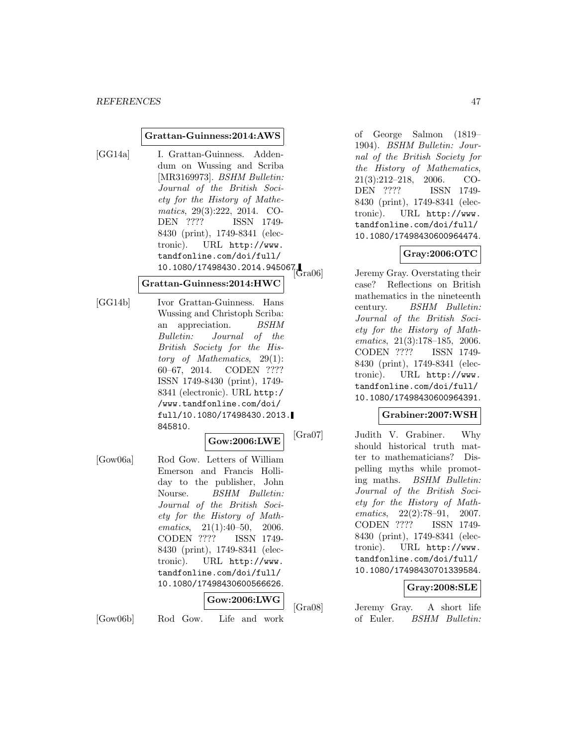**Grattan-Guinness:2014:AWS**

[GG14a] I. Grattan-Guinness. Addendum on Wussing and Scriba [MR3169973]. *BSHM Bulletin: Journal of the British Society for the History of Mathematics*, 29(3):222, 2014. CODEN ???? ISSN 1749-8430 (print), 1749-8341 (electronic). URL http://www.tandfonline.com/doi/full/10.1080/17498430.2014.945067.

**Grattan-Guinness:2014:HWC**

[GG14b] Ivor Grattan-Guinness. Hans Wussing and Christoph Scriba: an appreciation. *BSHM Bulletin: Journal of the British Society for the History of Mathematics*, 29(1):60–67, 2014. CODEN ???? ISSN 1749-8430 (print), 1749-8341 (electronic). URL http://www.tandfonline.com/doi/full/10.1080/17498430.2013.845810.

**Gow:2006:LWE**

[Gow06a] Rod Gow. Letters of William Emerson and Francis Holliday to the publisher, John Nourse. *BSHM Bulletin: Journal of the British Society for the History of Mathematics*, 21(1):40–50, 2006. CODEN ???? ISSN 1749-8430 (print), 1749-8341 (electronic). URL http://www.tandfonline.com/doi/full/10.1080/17498430600566626.

**Gow:2006:LWG**

[Gow06b] Rod Gow. Life and work of George Salmon (1819–1904). *BSHM Bulletin: Journal of the British Society for the History of Mathematics*, 21(3):212–218, 2006. CODEN ???? ISSN 1749-8430 (print), 1749-8341 (electronic). URL http://www.tandfonline.com/doi/full/10.1080/17498430600964474.

**Gray:2006:OTC**

[Gra06] Jeremy Gray. Overstating their case? Reflections on British mathematics in the nineteenth century. *BSHM Bulletin: Journal of the British Society for the History of Mathematics*, 21(3):178–185, 2006. CODEN ???? ISSN 1749-8430 (print), 1749-8341 (electronic). URL http://www.tandfonline.com/doi/full/10.1080/17498430600964391.

**Grabiner:2007:WSH**

[Gra07] Judith V. Grabiner. Why should historical truth matter to mathematicians? Dispelling myths while promoting maths. *BSHM Bulletin: Journal of the British Society for the History of Mathematics*, 22(2):78–91, 2007. CODEN ???? ISSN 1749-8430 (print), 1749-8341 (electronic). URL http://www.tandfonline.com/doi/full/10.1080/17498430701339584.

**Gray:2008:SLE**

[Gra08] Jeremy Gray. A short life of Euler. *BSHM Bulletin:*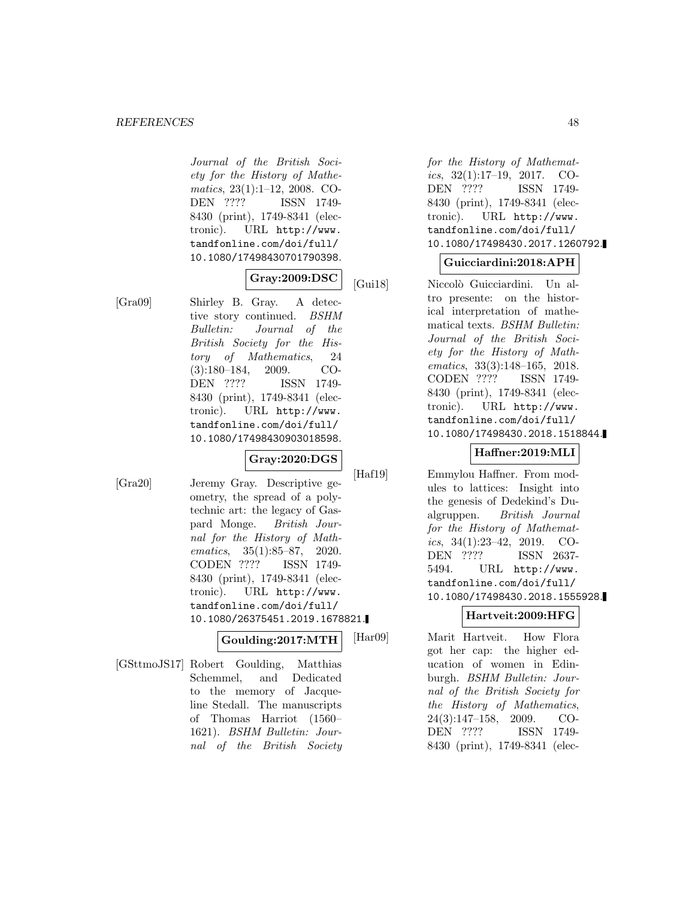Journal of the British Society for the History of Mathematics*, 23(1):1–12, 2008. CODEN ???? ISSN 1749-8430 (print), 1749-8341 (electronic). URL http://www.tandfonline.com/doi/full/10.1080/17498430701790398.

**Gray:2009:DSC**

[Gra09] Shirley B. Gray. A detective story continued. *BSHM Bulletin: Journal of the British Society for the History of Mathematics*, 24(3):180–184, 2009. CODEN ???? ISSN 1749-8430 (print), 1749-8341 (electronic). URL http://www.tandfonline.com/doi/full/10.1080/17498430903018598.

**Gray:2020:DGS**

[Gra20] Jeremy Gray. Descriptive geometry, the spread of a polytechnic art: the legacy of Gaspard Monge. *British Journal for the History of Mathematics*, 35(1):85–87, 2020. CODEN ???? ISSN 1749-8430 (print), 1749-8341 (electronic). URL http://www.tandfonline.com/doi/full/10.1080/26375451.2019.1678821.

**Goulding:2017:MTH**

[GSttmoJS17] Robert Goulding, Matthias Schemmel, and Dedicated to the memory of Jacqueline Stedall. The manuscripts of Thomas Harriot (1560–1621). *BSHM Bulletin: Journal of the British Society for the History of Mathematics*, 32(1):17–19, 2017. CODEN ???? ISSN 1749-8430 (print), 1749-8341 (electronic). URL http://www.tandfonline.com/doi/full/10.1080/17498430.2017.1260792.

**Guicciardini:2018:APH**

[Gui18] Niccolò Guicciardini. Un altro presente: on the historical interpretation of mathematical texts. *BSHM Bulletin: Journal of the British Society for the History of Mathematics*, 33(3):148–165, 2018. CODEN ???? ISSN 1749-8430 (print), 1749-8341 (electronic). URL http://www.tandfonline.com/doi/full/10.1080/17498430.2018.1518844.

**Haffner:2019:MLI**

[Haf19] Emmylou Haffner. From modules to lattices: Insight into the genesis of Dedekind's Dualgruppen. *British Journal for the History of Mathematics*, 34(1):23–42, 2019. CODEN ???? ISSN 2637-5494. URL http://www.tandfonline.com/doi/full/10.1080/17498430.2018.1555928.

**Hartveit:2009:HFG**

[Har09] Marit Hartveit. How Flora got her cap: the higher education of women in Edinburgh. *BSHM Bulletin: Journal of the British Society for the History of Mathematics*, 24(3):147–158, 2009. CODEN ???? ISSN 1749-8430 (print), 1749-8341 (elec-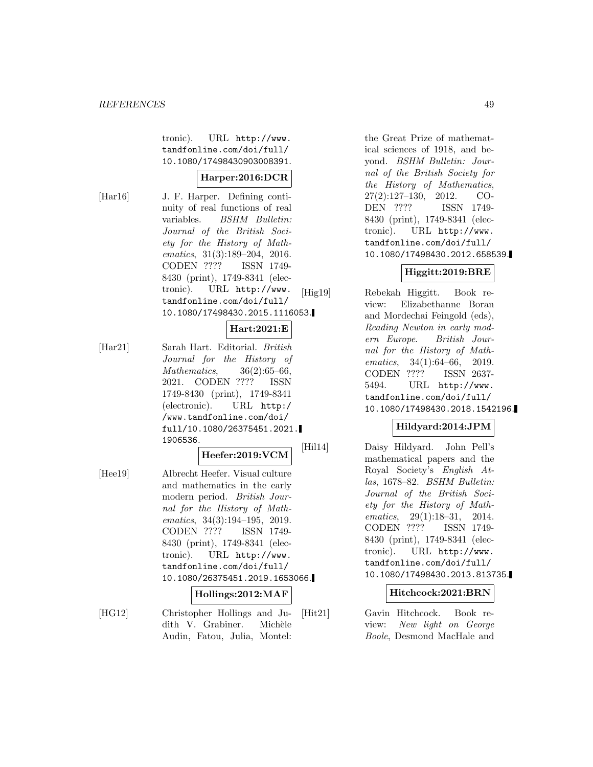tronic). URL http://www.tandfonline.com/doi/full/10.1080/17498430903008391.

**Harper:2016:DCR**

[Har16] J. F. Harper. Defining continuity of real functions of real variables. *BSHM Bulletin: Journal of the British Society for the History of Mathematics*, 31(3):189–204, 2016. CODEN ???? ISSN 1749-8430 (print), 1749-8341 (electronic). URL http://www.tandfonline.com/doi/full/10.1080/17498430.2015.1116053.

**Hart:2021:E**

[Har21] Sarah Hart. Editorial. *British Journal for the History of Mathematics*, 36(2):65–66, 2021. CODEN ???? ISSN 1749-8430 (print), 1749-8341 (electronic). URL http://www.tandfonline.com/doi/full/10.1080/26375451.2021.1906536.

**Heefer:2019:VCM**

[Hee19] Albrecht Heefer. Visual culture and mathematics in the early modern period. *British Journal for the History of Mathematics*, 34(3):194–195, 2019. CODEN ???? ISSN 1749-8430 (print), 1749-8341 (electronic). URL http://www.tandfonline.com/doi/full/10.1080/26375451.2019.1653066.

**Hollings:2012:MAF**

[HG12] Christopher Hollings and Judith V. Grabiner. Michèle Audin, Fatou, Julia, Montel: the Great Prize of mathematical sciences of 1918, and beyond. *BSHM Bulletin: Journal of the British Society for the History of Mathematics*, 27(2):127–130, 2012. CODEN ???? ISSN 1749-8430 (print), 1749-8341 (electronic). URL http://www.tandfonline.com/doi/full/10.1080/17498430.2012.658539.

**Higgitt:2019:BRE**

[Hig19] Rebekah Higgitt. Book review: Elizabethanne Boran and Mordechai Feingold (eds), *Reading Newton in early modern Europe*. *British Journal for the History of Mathematics*, 34(1):64–66, 2019. CODEN ???? ISSN 2637-5494. URL http://www.tandfonline.com/doi/full/10.1080/17498430.2018.1542196.

**Hildyard:2014:JPM**

[Hil14] Daisy Hildyard. John Pell's mathematical papers and the Royal Society's *English Atlas*, 1678–82. *BSHM Bulletin: Journal of the British Society for the History of Mathematics*, 29(1):18–31, 2014. CODEN ???? ISSN 1749-8430 (print), 1749-8341 (electronic). URL http://www.tandfonline.com/doi/full/10.1080/17498430.2013.813735.

**Hitchcock:2021:BRN**

[Hit21] Gavin Hitchcock. Book review: *New light on George Boole*, Desmond MacHale and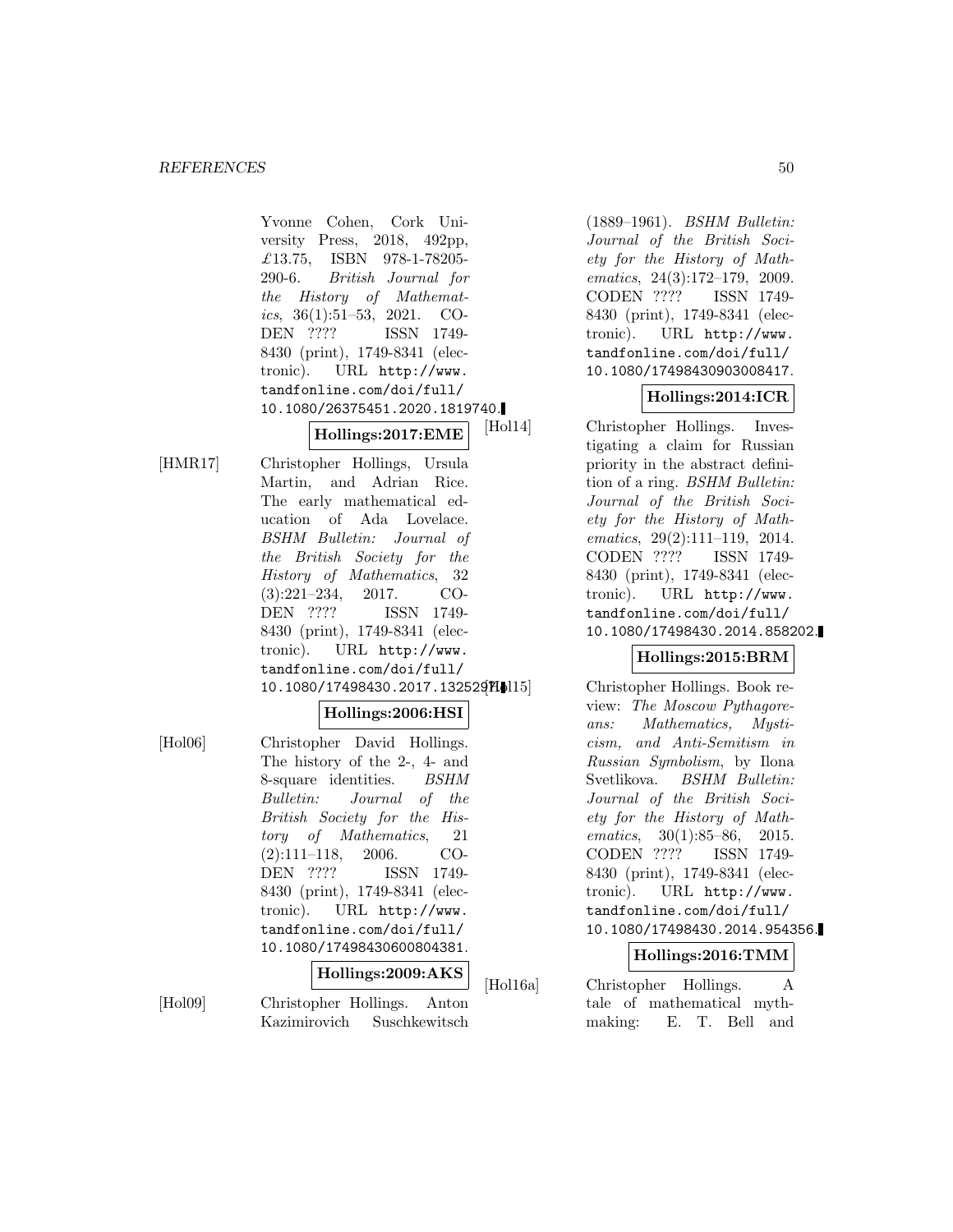Yvonne Cohen, Cork University Press, 2018, 492pp, £13.75, ISBN 978-1-78205-290-6. *British Journal for the History of Mathematics*, 36(1):51–53, 2021. CODEN ???? ISSN 1749-8430 (print), 1749-8341 (electronic). URL http://www.tandfonline.com/doi/full/10.1080/26375451.2020.1819740.

**Hollings:2017:EME**

[HMR17] Christopher Hollings, Ursula Martin, and Adrian Rice. The early mathematical education of Ada Lovelace. *BSHM Bulletin: Journal of the British Society for the History of Mathematics*, 32(3):221–234, 2017. CODEN ???? ISSN 1749-8430 (print), 1749-8341 (electronic). URL http://www.tandfonline.com/doi/full/10.1080/17498430.2017.1325297.

**Hollings:2006:HSI**

[Hol06] Christopher David Hollings. The history of the 2-, 4- and 8-square identities. *BSHM Bulletin: Journal of the British Society for the History of Mathematics*, 21(2):111–118, 2006. CODEN ???? ISSN 1749-8430 (print), 1749-8341 (electronic). URL http://www.tandfonline.com/doi/full/10.1080/17498430600804381.

**Hollings:2009:AKS**

[Hol09] Christopher Hollings. Anton Kazimirovich Suschkewitsch (1889–1961). *BSHM Bulletin: Journal of the British Society for the History of Mathematics*, 24(3):172–179, 2009. CODEN ???? ISSN 1749-8430 (print), 1749-8341 (electronic). URL http://www.tandfonline.com/doi/full/10.1080/17498430903008417.

**Hollings:2014:ICR**

[Hol14] Christopher Hollings. Investigating a claim for Russian priority in the abstract definition of a ring. *BSHM Bulletin: Journal of the British Society for the History of Mathematics*, 29(2):111–119, 2014. CODEN ???? ISSN 1749-8430 (print), 1749-8341 (electronic). URL http://www.tandfonline.com/doi/full/10.1080/17498430.2014.858202.

**Hollings:2015:BRM**

[Hol15] Christopher Hollings. Book review: *The Moscow Pythagoreans: Mathematics, Mysticism, and Anti-Semitism in Russian Symbolism*, by Ilona Svetlikova. *BSHM Bulletin: Journal of the British Society for the History of Mathematics*, 30(1):85–86, 2015. CODEN ???? ISSN 1749-8430 (print), 1749-8341 (electronic). URL http://www.tandfonline.com/doi/full/10.1080/17498430.2014.954356.

**Hollings:2016:TMM**

[Hol16a] Christopher Hollings. A tale of mathematical myth-making: E. T. Bell and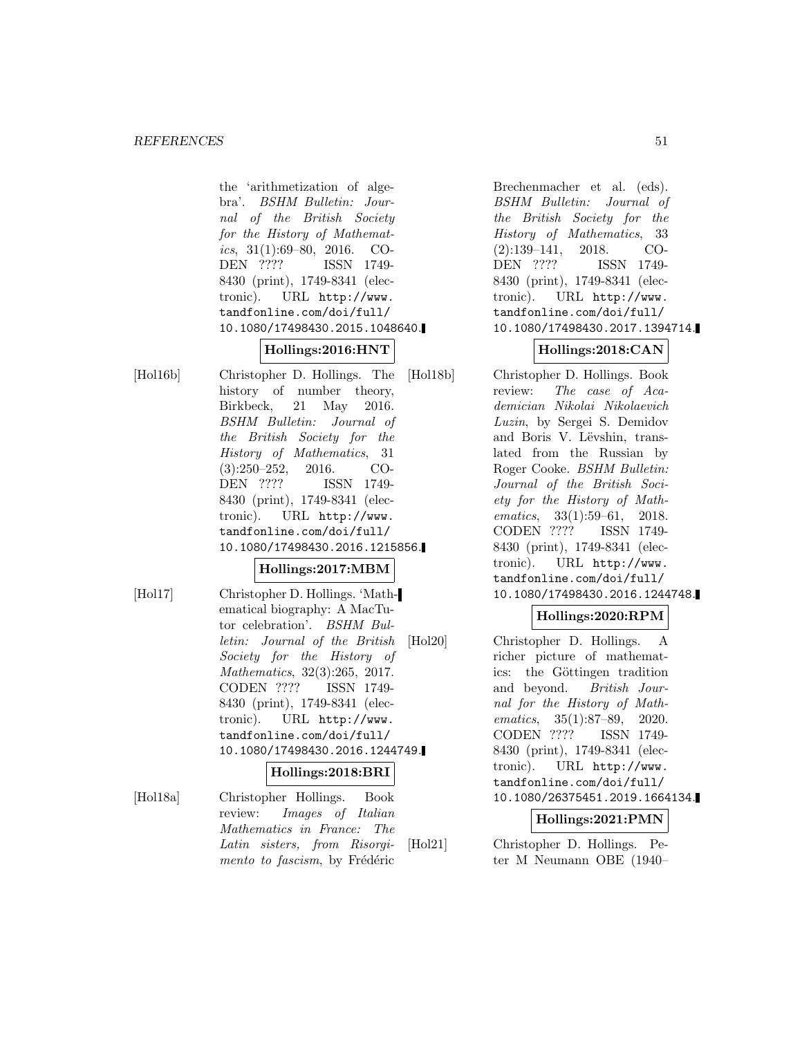the 'arithmetization of algebra'. *BSHM Bulletin: Journal of the British Society for the History of Mathematics*, 31(1):69–80, 2016. CODEN ???? ISSN 1749-8430 (print), 1749-8341 (electronic). URL http://www.tandfonline.com/doi/full/10.1080/17498430.2015.1048640.

**Hollings:2016:HNT**

[Hol16b] Christopher D. Hollings. The history of number theory, Birkbeck, 21 May 2016. *BSHM Bulletin: Journal of the British Society for the History of Mathematics*, 31 (3):250–252, 2016. CODEN ???? ISSN 1749-8430 (print), 1749-8341 (electronic). URL http://www.tandfonline.com/doi/full/10.1080/17498430.2016.1215856.

**Hollings:2017:MBM**

[Hol17] Christopher D. Hollings. 'Mathematical biography: A MacTutor celebration'. *BSHM Bulletin: Journal of the British Society for the History of Mathematics*, 32(3):265, 2017. CODEN ???? ISSN 1749-8430 (print), 1749-8341 (electronic). URL http://www.tandfonline.com/doi/full/10.1080/17498430.2016.1244749.

**Hollings:2018:BRI**

[Hol18a] Christopher Hollings. Book review: *Images of Italian Mathematics in France: The Latin sisters, from Risorgimento to fascism*, by Frédéric Brechenmacher et al. (eds). *BSHM Bulletin: Journal of the British Society for the History of Mathematics*, 33 (2):139–141, 2018. CODEN ???? ISSN 1749-8430 (print), 1749-8341 (electronic). URL http://www.tandfonline.com/doi/full/10.1080/17498430.2017.1394714.

**Hollings:2018:CAN**

[Hol18b] Christopher D. Hollings. Book review: *The case of Academician Nikolai Nikolaevich Luzin*, by Sergei S. Demidov and Boris V. Lëvshin, translated from the Russian by Roger Cooke. *BSHM Bulletin: Journal of the British Society for the History of Mathematics*, 33(1):59–61, 2018. CODEN ???? ISSN 1749-8430 (print), 1749-8341 (electronic). URL http://www.tandfonline.com/doi/full/10.1080/17498430.2016.1244748.

**Hollings:2020:RPM**

[Hol20] Christopher D. Hollings. A richer picture of mathematics: the Göttingen tradition and beyond. *British Journal for the History of Mathematics*, 35(1):87–89, 2020. CODEN ???? ISSN 1749-8430 (print), 1749-8341 (electronic). URL http://www.tandfonline.com/doi/full/10.1080/26375451.2019.1664134.

**Hollings:2021:PMN**

[Hol21] Christopher D. Hollings. Peter M Neumann OBE (1940–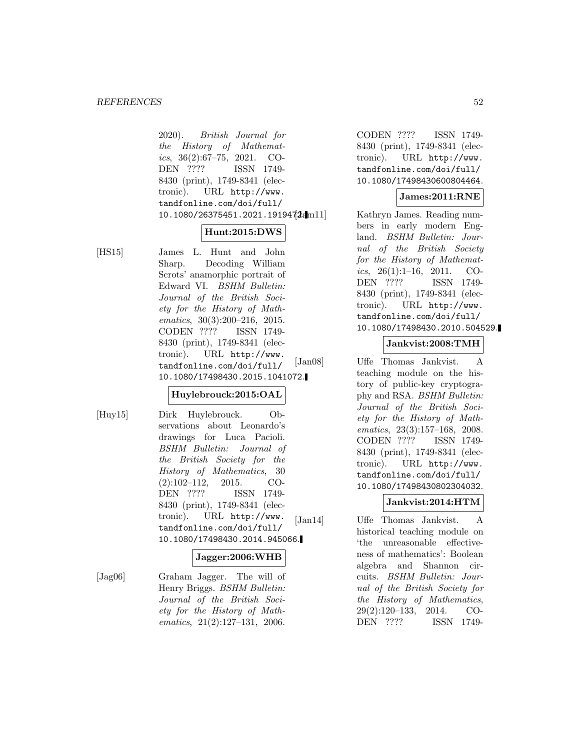2020). *British Journal for the History of Mathematics*, 36(2):67–75, 2021. CODEN ???? ISSN 1749-8430 (print), 1749-8341 (electronic). URL http://www.tandfonline.com/doi/full/10.1080/26375451.2021.1919472.

**Hunt:2015:DWS**

[HS15] James L. Hunt and John Sharp. Decoding William Scrots' anamorphic portrait of Edward VI. *BSHM Bulletin: Journal of the British Society for the History of Mathematics*, 30(3):200–216, 2015. CODEN ???? ISSN 1749-8430 (print), 1749-8341 (electronic). URL http://www.tandfonline.com/doi/full/10.1080/17498430.2015.1041072.

**Huylebrouck:2015:OAL**

[Huy15] Dirk Huylebrouck. Observations about Leonardo's drawings for Luca Pacioli. *BSHM Bulletin: Journal of the British Society for the History of Mathematics*, 30(2):102–112, 2015. CODEN ???? ISSN 1749-8430 (print), 1749-8341 (electronic). URL http://www.tandfonline.com/doi/full/10.1080/17498430.2014.945066.

**Jagger:2006:WHB**

[Jag06] Graham Jagger. The will of Henry Briggs. *BSHM Bulletin: Journal of the British Society for the History of Mathematics*, 21(2):127–131, 2006. CODEN ???? ISSN 1749-8430 (print), 1749-8341 (electronic). URL http://www.tandfonline.com/doi/full/10.1080/17498430600804464.

**James:2011:RNE**

[Jam11] Kathryn James. Reading numbers in early modern England. *BSHM Bulletin: Journal of the British Society for the History of Mathematics*, 26(1):1–16, 2011. CODEN ???? ISSN 1749-8430 (print), 1749-8341 (electronic). URL http://www.tandfonline.com/doi/full/10.1080/17498430.2010.504529.

**Jankvist:2008:TMH**

[Jan08] Uffe Thomas Jankvist. A teaching module on the history of public-key cryptography and RSA. *BSHM Bulletin: Journal of the British Society for the History of Mathematics*, 23(3):157–168, 2008. CODEN ???? ISSN 1749-8430 (print), 1749-8341 (electronic). URL http://www.tandfonline.com/doi/full/10.1080/17498430802304032.

**Jankvist:2014:HTM**

[Jan14] Uffe Thomas Jankvist. A historical teaching module on 'the unreasonable effectiveness of mathematics': Boolean algebra and Shannon circuits. *BSHM Bulletin: Journal of the British Society for the History of Mathematics*, 29(2):120–133, 2014. CODEN ???? ISSN 1749-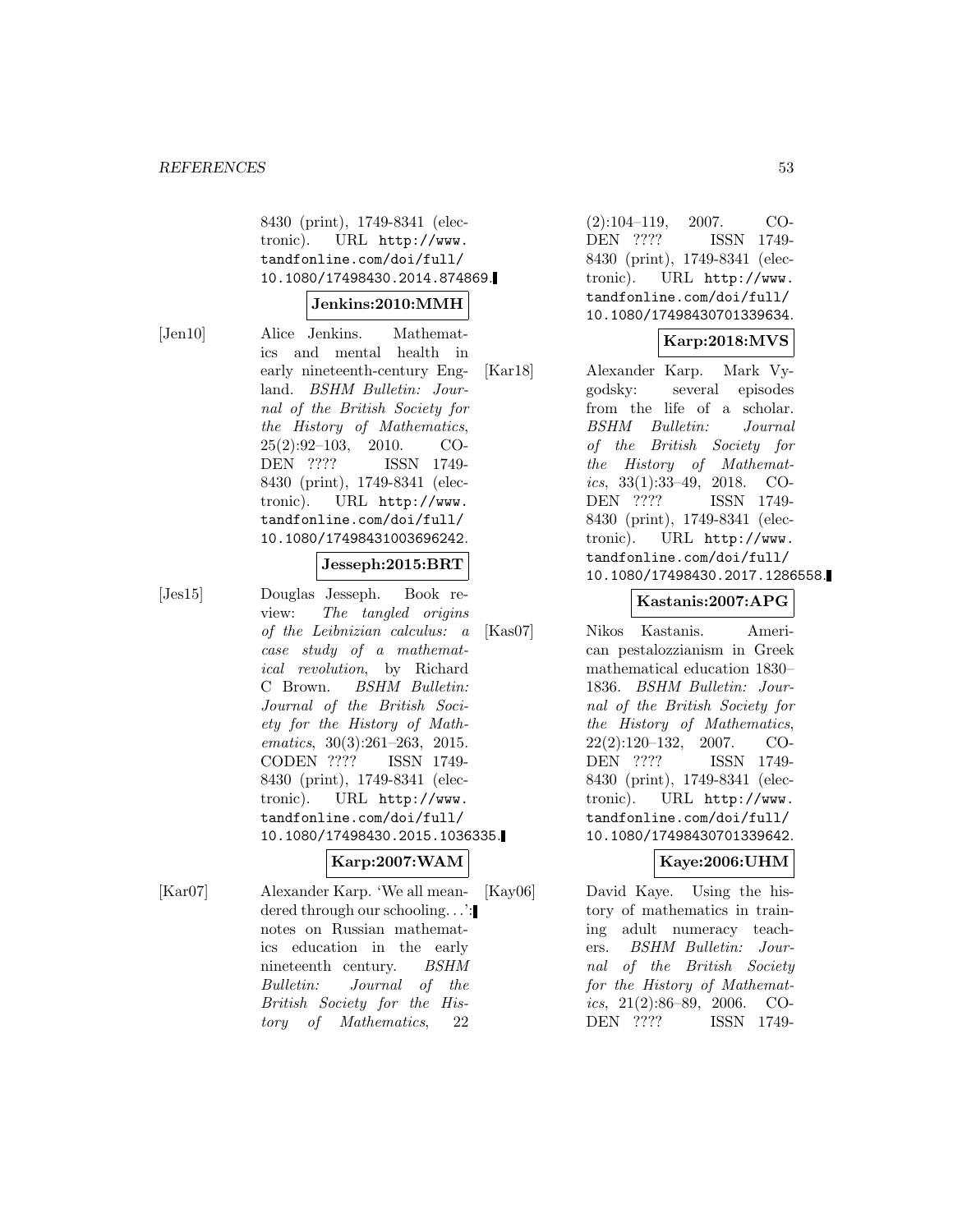8430 (print), 1749-8341 (electronic). URL http://www.tandfonline.com/doi/full/10.1080/17498430.2014.874869.

**Jenkins:2010:MMH**

[Jen10] Alice Jenkins. Mathematics and mental health in early nineteenth-century England. *BSHM Bulletin: Journal of the British Society for the History of Mathematics*, 25(2):92–103, 2010. CODEN ???? ISSN 1749-8430 (print), 1749-8341 (electronic). URL http://www.tandfonline.com/doi/full/10.1080/17498431003696242.

**Jesseph:2015:BRT**

[Jes15] Douglas Jesseph. Book review: *The tangled origins of the Leibnizian calculus: a case study of a mathematical revolution*, by Richard C Brown. *BSHM Bulletin: Journal of the British Society for the History of Mathematics*, 30(3):261–263, 2015. CODEN ???? ISSN 1749-8430 (print), 1749-8341 (electronic). URL http://www.tandfonline.com/doi/full/10.1080/17498430.2015.1036335.

**Karp:2007:WAM**

[Kar07] Alexander Karp. 'We all meandered through our schooling...': notes on Russian mathematics education in the early nineteenth century. *BSHM Bulletin: Journal of the British Society for the History of Mathematics*, 22 (2):104–119, 2007. CODEN ???? ISSN 1749-8430 (print), 1749-8341 (electronic). URL http://www.tandfonline.com/doi/full/10.1080/17498430701339634.

**Karp:2018:MVS**

[Kar18] Alexander Karp. Mark Vygodsky: several episodes from the life of a scholar. *BSHM Bulletin: Journal of the British Society for the History of Mathematics*, 33(1):33–49, 2018. CODEN ???? ISSN 1749-8430 (print), 1749-8341 (electronic). URL http://www.tandfonline.com/doi/full/10.1080/17498430.2017.1286558.

**Kastanis:2007:APG**

[Kas07] Nikos Kastanis. American pestalozzianism in Greek mathematical education 1830–1836. *BSHM Bulletin: Journal of the British Society for the History of Mathematics*, 22(2):120–132, 2007. CODEN ???? ISSN 1749-8430 (print), 1749-8341 (electronic). URL http://www.tandfonline.com/doi/full/10.1080/17498430701339642.

**Kaye:2006:UHM**

[Kay06] David Kaye. Using the history of mathematics in training adult numeracy teachers. *BSHM Bulletin: Journal of the British Society for the History of Mathematics*, 21(2):86–89, 2006. CODEN ???? ISSN 1749-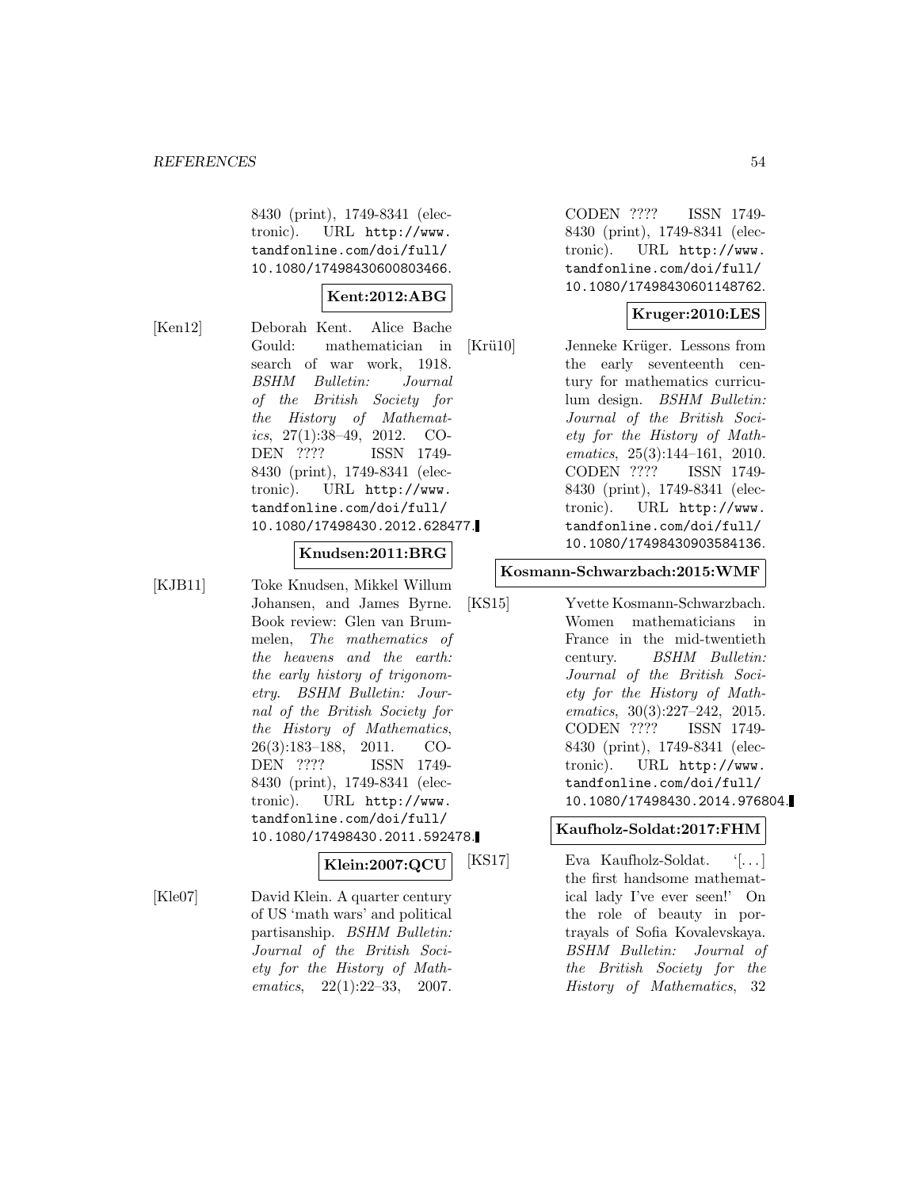8430 (print), 1749-8341 (electronic). URL http://www.tandfonline.com/doi/full/10.1080/17498430600803466.

**Kent:2012:ABG**

[Ken12] Deborah Kent. Alice Bache Gould: mathematician in search of war work, 1918. *BSHM Bulletin: Journal of the British Society for the History of Mathematics*, 27(1):38–49, 2012. CODEN ???? ISSN 1749-8430 (print), 1749-8341 (electronic). URL http://www.tandfonline.com/doi/full/10.1080/17498430.2012.628477.

**Knudsen:2011:BRG**

[KJB11] Toke Knudsen, Mikkel Willum Johansen, and James Byrne. Book review: Glen van Brummelen, *The mathematics of the heavens and the earth: the early history of trigonometry*. *BSHM Bulletin: Journal of the British Society for the History of Mathematics*, 26(3):183–188, 2011. CODEN ???? ISSN 1749-8430 (print), 1749-8341 (electronic). URL http://www.tandfonline.com/doi/full/10.1080/17498430.2011.592478.

**Klein:2007:QCU**

[Kle07] David Klein. A quarter century of US 'math wars' and political partisanship. *BSHM Bulletin: Journal of the British Society for the History of Mathematics*, 22(1):22–33, 2007. CODEN ???? ISSN 1749-8430 (print), 1749-8341 (electronic). URL http://www.tandfonline.com/doi/full/10.1080/17498430601148762.

**Kruger:2010:LES**

[Krü10] Jenneke Krüger. Lessons from the early seventeenth century for mathematics curriculum design. *BSHM Bulletin: Journal of the British Society for the History of Mathematics*, 25(3):144–161, 2010. CODEN ???? ISSN 1749-8430 (print), 1749-8341 (electronic). URL http://www.tandfonline.com/doi/full/10.1080/17498430903584136.

**Kosmann-Schwarzbach:2015:WMF**

[KS15] Yvette Kosmann-Schwarzbach. Women mathematicians in France in the mid-twentieth century. *BSHM Bulletin: Journal of the British Society for the History of Mathematics*, 30(3):227–242, 2015. CODEN ???? ISSN 1749-8430 (print), 1749-8341 (electronic). URL http://www.tandfonline.com/doi/full/10.1080/17498430.2014.976804.

**Kaufholz-Soldat:2017:FHM**

[KS17] Eva Kaufholz-Soldat. '[...] the first handsome mathematical lady I've ever seen!' On the role of beauty in portrayals of Sofia Kovalevskaya. *BSHM Bulletin: Journal of the British Society for the History of Mathematics*, 32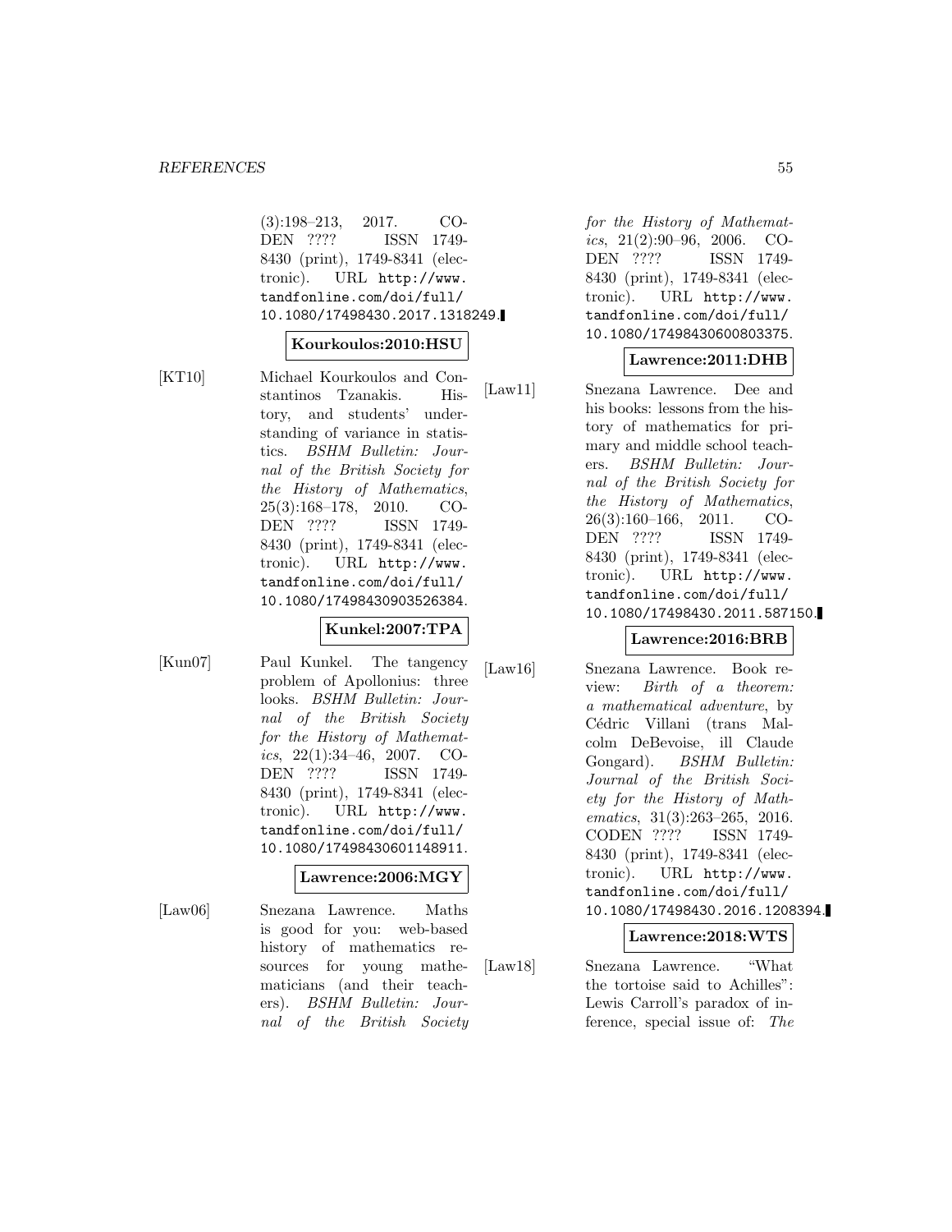(3):198–213, 2017. CODEN ???? ISSN 1749-8430 (print), 1749-8341 (electronic). URL http://www.tandfonline.com/doi/full/10.1080/17498430.2017.1318249.

**Kourkoulos:2010:HSU**

[KT10] Michael Kourkoulos and Constantinos Tzanakis. History, and students' understanding of variance in statistics. *BSHM Bulletin: Journal of the British Society for the History of Mathematics*, 25(3):168–178, 2010. CODEN ???? ISSN 1749-8430 (print), 1749-8341 (electronic). URL http://www.tandfonline.com/doi/full/10.1080/17498430903526384.

**Kunkel:2007:TPA**

[Kun07] Paul Kunkel. The tangency problem of Apollonius: three looks. *BSHM Bulletin: Journal of the British Society for the History of Mathematics*, 22(1):34–46, 2007. CODEN ???? ISSN 1749-8430 (print), 1749-8341 (electronic). URL http://www.tandfonline.com/doi/full/10.1080/17498430601148911.

**Lawrence:2006:MGY**

[Law06] Snezana Lawrence. Maths is good for you: web-based history of mathematics resources for young mathematicians (and their teachers). *BSHM Bulletin: Journal of the British Society for the History of Mathematics*, 21(2):90–96, 2006. CODEN ???? ISSN 1749-8430 (print), 1749-8341 (electronic). URL http://www.tandfonline.com/doi/full/10.1080/17498430600803375.

**Lawrence:2011:DHB**

[Law11] Snezana Lawrence. Dee and his books: lessons from the history of mathematics for primary and middle school teachers. *BSHM Bulletin: Journal of the British Society for the History of Mathematics*, 26(3):160–166, 2011. CODEN ???? ISSN 1749-8430 (print), 1749-8341 (electronic). URL http://www.tandfonline.com/doi/full/10.1080/17498430.2011.587150.

**Lawrence:2016:BRB**

[Law16] Snezana Lawrence. Book review: *Birth of a theorem: a mathematical adventure*, by Cédric Villani (trans Malcolm DeBevoise, ill Claude Gongard). *BSHM Bulletin: Journal of the British Society for the History of Mathematics*, 31(3):263–265, 2016. CODEN ???? ISSN 1749-8430 (print), 1749-8341 (electronic). URL http://www.tandfonline.com/doi/full/10.1080/17498430.2016.1208394.

**Lawrence:2018:WTS**

[Law18] Snezana Lawrence. "What the tortoise said to Achilles": Lewis Carroll's paradox of inference, special issue of: *The*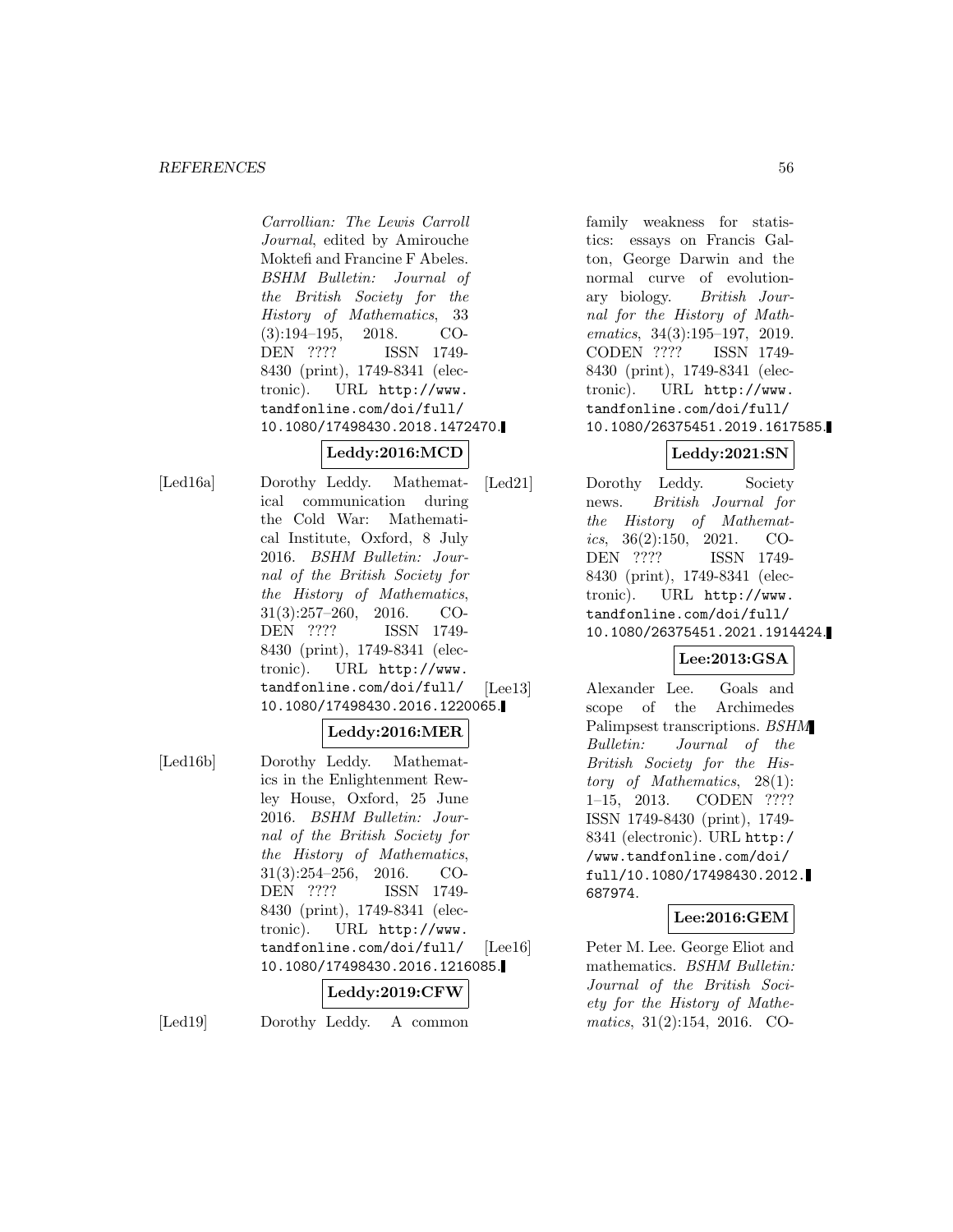*Carrollian: The Lewis Carroll Journal*, edited by Amirouche Moktefi and Francine F Abeles. *BSHM Bulletin: Journal of the British Society for the History of Mathematics*, 33 (3):194–195, 2018. CODEN ???? ISSN 1749-8430 (print), 1749-8341 (electronic). URL http://www.tandfonline.com/doi/full/10.1080/17498430.2018.1472470.

**Leddy:2016:MCD**

[Led16a] Dorothy Leddy. Mathematical communication during the Cold War: Mathematical Institute, Oxford, 8 July 2016. *BSHM Bulletin: Journal of the British Society for the History of Mathematics*, 31(3):257–260, 2016. CODEN ???? ISSN 1749-8430 (print), 1749-8341 (electronic). URL http://www.tandfonline.com/doi/full/10.1080/17498430.2016.1220065.

**Leddy:2016:MER**

[Led16b] Dorothy Leddy. Mathematics in the Enlightenment Rewley House, Oxford, 25 June 2016. *BSHM Bulletin: Journal of the British Society for the History of Mathematics*, 31(3):254–256, 2016. CODEN ???? ISSN 1749-8430 (print), 1749-8341 (electronic). URL http://www.tandfonline.com/doi/full/10.1080/17498430.2016.1216085.

**Leddy:2019:CFW**

[Led19] Dorothy Leddy. A common family weakness for statistics: essays on Francis Galton, George Darwin and the normal curve of evolutionary biology. *British Journal for the History of Mathematics*, 34(3):195–197, 2019. CODEN ???? ISSN 1749-8430 (print), 1749-8341 (electronic). URL http://www.tandfonline.com/doi/full/10.1080/26375451.2019.1617585.

**Leddy:2021:SN**

[Led21] Dorothy Leddy. Society news. *British Journal for the History of Mathematics*, 36(2):150, 2021. CODEN ???? ISSN 1749-8430 (print), 1749-8341 (electronic). URL http://www.tandfonline.com/doi/full/10.1080/26375451.2021.1914424.

**Lee:2013:GSA**

[Lee13] Alexander Lee. Goals and scope of the Archimedes Palimpsest transcriptions. *BSHM Bulletin: Journal of the British Society for the History of Mathematics*, 28(1): 1–15, 2013. CODEN ???? ISSN 1749-8430 (print), 1749-8341 (electronic). URL http://www.tandfonline.com/doi/full/10.1080/17498430.2012.687974.

**Lee:2016:GEM**

[Lee16] Peter M. Lee. George Eliot and mathematics. *BSHM Bulletin: Journal of the British Society for the History of Mathematics*, 31(2):154, 2016. CO-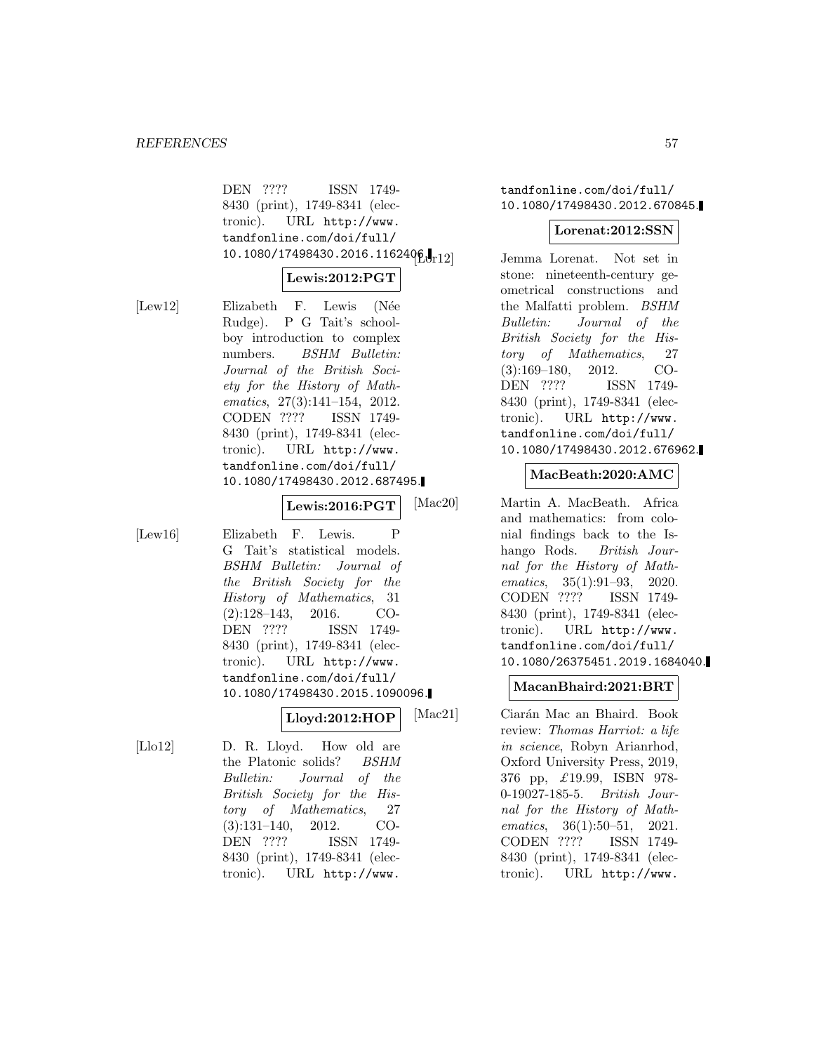DEN ???? ISSN 1749-8430 (print), 1749-8341 (electronic). URL http://www.tandfonline.com/doi/full/10.1080/17498430.2016.1162406.

**Lewis:2012:PGT**

[Lew12] Elizabeth F. Lewis (Née Rudge). P G Tait's schoolboy introduction to complex numbers. *BSHM Bulletin: Journal of the British Society for the History of Mathematics*, 27(3):141–154, 2012. CODEN ???? ISSN 1749-8430 (print), 1749-8341 (electronic). URL http://www.tandfonline.com/doi/full/10.1080/17498430.2012.687495.

**Lewis:2016:PGT**

[Lew16] Elizabeth F. Lewis. P G Tait's statistical models. *BSHM Bulletin: Journal of the British Society for the History of Mathematics*, 31 (2):128–143, 2016. CODEN ???? ISSN 1749-8430 (print), 1749-8341 (electronic). URL http://www.tandfonline.com/doi/full/10.1080/17498430.2015.1090096.

**Lloyd:2012:HOP**

[Llo12] D. R. Lloyd. How old are the Platonic solids? *BSHM Bulletin: Journal of the British Society for the History of Mathematics*, 27 (3):131–140, 2012. CODEN ???? ISSN 1749-8430 (print), 1749-8341 (electronic). URL http://www.tandfonline.com/doi/full/10.1080/17498430.2012.670845.

**Lorenat:2012:SSN**

[Lor12] Jemma Lorenat. Not set in stone: nineteenth-century geometrical constructions and the Malfatti problem. *BSHM Bulletin: Journal of the British Society for the History of Mathematics*, 27 (3):169–180, 2012. CODEN ???? ISSN 1749-8430 (print), 1749-8341 (electronic). URL http://www.tandfonline.com/doi/full/10.1080/17498430.2012.676962.

**MacBeath:2020:AMC**

[Mac20] Martin A. MacBeath. Africa and mathematics: from colonial findings back to the Ishango Rods. *British Journal for the History of Mathematics*, 35(1):91–93, 2020. CODEN ???? ISSN 1749-8430 (print), 1749-8341 (electronic). URL http://www.tandfonline.com/doi/full/10.1080/26375451.2019.1684040.

**MacanBhaird:2021:BRT**

[Mac21] Ciarán Mac an Bhaird. Book review: *Thomas Harriot: a life in science*, Robyn Arianrhod, Oxford University Press, 2019, 376 pp, £19.99, ISBN 978-0-19027-185-5. *British Journal for the History of Mathematics*, 36(1):50–51, 2021. CODEN ???? ISSN 1749-8430 (print), 1749-8341 (electronic). URL http://www.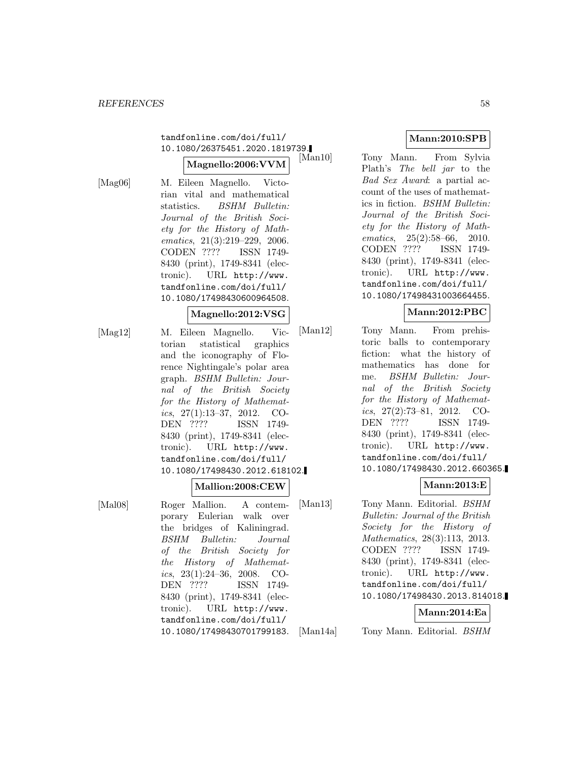tandfonline.com/doi/full/10.1080/26375451.2020.1819739.

**Magnello:2006:VVM**

[Mag06] M. Eileen Magnello. Victorian vital and mathematical statistics. *BSHM Bulletin: Journal of the British Society for the History of Mathematics*, 21(3):219–229, 2006. CODEN ???? ISSN 1749-8430 (print), 1749-8341 (electronic). URL http://www.tandfonline.com/doi/full/10.1080/17498430600964508.

**Magnello:2012:VSG**

[Mag12] M. Eileen Magnello. Victorian statistical graphics and the iconography of Florence Nightingale's polar area graph. *BSHM Bulletin: Journal of the British Society for the History of Mathematics*, 27(1):13–37, 2012. CODEN ???? ISSN 1749-8430 (print), 1749-8341 (electronic). URL http://www.tandfonline.com/doi/full/10.1080/17498430.2012.618102.

**Mallion:2008:CEW**

[Mal08] Roger Mallion. A contemporary Eulerian walk over the bridges of Kaliningrad. *BSHM Bulletin: Journal of the British Society for the History of Mathematics*, 23(1):24–36, 2008. CODEN ???? ISSN 1749-8430 (print), 1749-8341 (electronic). URL http://www.tandfonline.com/doi/full/10.1080/17498430701799183.

**Mann:2010:SPB**

[Man10] Tony Mann. From Sylvia Plath's *The bell jar* to the *Bad Sex Award*: a partial account of the uses of mathematics in fiction. *BSHM Bulletin: Journal of the British Society for the History of Mathematics*, 25(2):58–66, 2010. CODEN ???? ISSN 1749-8430 (print), 1749-8341 (electronic). URL http://www.tandfonline.com/doi/full/10.1080/17498431003664455.

**Mann:2012:PBC**

[Man12] Tony Mann. From prehistoric balls to contemporary fiction: what the history of mathematics has done for me. *BSHM Bulletin: Journal of the British Society for the History of Mathematics*, 27(2):73–81, 2012. CODEN ???? ISSN 1749-8430 (print), 1749-8341 (electronic). URL http://www.tandfonline.com/doi/full/10.1080/17498430.2012.660365.

**Mann:2013:E**

[Man13] Tony Mann. Editorial. *BSHM Bulletin: Journal of the British Society for the History of Mathematics*, 28(3):113, 2013. CODEN ???? ISSN 1749-8430 (print), 1749-8341 (electronic). URL http://www.tandfonline.com/doi/full/10.1080/17498430.2013.814018.

**Mann:2014:Ea**

[Man14a] Tony Mann. Editorial. *BSHM*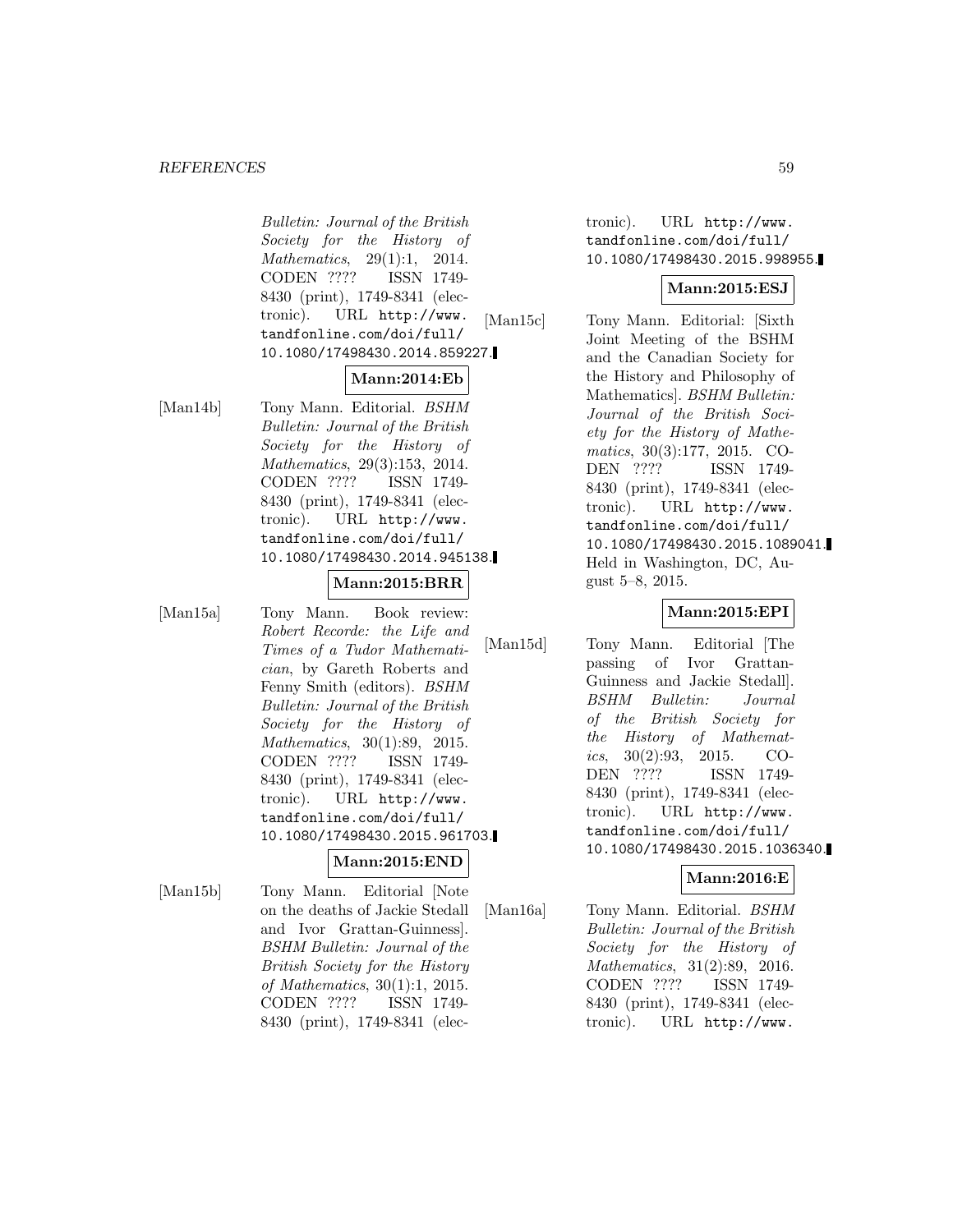*Bulletin: Journal of the British Society for the History of Mathematics*, 29(1):1, 2014. CODEN ???? ISSN 1749-8430 (print), 1749-8341 (electronic). URL http://www.tandfonline.com/doi/full/10.1080/17498430.2014.859227.

**Mann:2014:Eb**

[Man14b] Tony Mann. Editorial. *BSHM Bulletin: Journal of the British Society for the History of Mathematics*, 29(3):153, 2014. CODEN ???? ISSN 1749-8430 (print), 1749-8341 (electronic). URL http://www.tandfonline.com/doi/full/10.1080/17498430.2014.945138.

**Mann:2015:BRR**

[Man15a] Tony Mann. Book review: *Robert Recorde: the Life and Times of a Tudor Mathematician*, by Gareth Roberts and Fenny Smith (editors). *BSHM Bulletin: Journal of the British Society for the History of Mathematics*, 30(1):89, 2015. CODEN ???? ISSN 1749-8430 (print), 1749-8341 (electronic). URL http://www.tandfonline.com/doi/full/10.1080/17498430.2015.961703.

**Mann:2015:END**

[Man15b] Tony Mann. Editorial [Note on the deaths of Jackie Stedall and Ivor Grattan-Guinness]. *BSHM Bulletin: Journal of the British Society for the History of Mathematics*, 30(1):1, 2015. CODEN ???? ISSN 1749-8430 (print), 1749-8341 (electronic). URL http://www.tandfonline.com/doi/full/10.1080/17498430.2015.998955.

**Mann:2015:ESJ**

[Man15c] Tony Mann. Editorial: [Sixth Joint Meeting of the BSHM and the Canadian Society for the History and Philosophy of Mathematics]. *BSHM Bulletin: Journal of the British Society for the History of Mathematics*, 30(3):177, 2015. CODEN ???? ISSN 1749-8430 (print), 1749-8341 (electronic). URL http://www.tandfonline.com/doi/full/10.1080/17498430.2015.1089041. Held in Washington, DC, August 5–8, 2015.

**Mann:2015:EPI**

[Man15d] Tony Mann. Editorial [The passing of Ivor Grattan-Guinness and Jackie Stedall]. *BSHM Bulletin: Journal of the British Society for the History of Mathematics*, 30(2):93, 2015. CODEN ???? ISSN 1749-8430 (print), 1749-8341 (electronic). URL http://www.tandfonline.com/doi/full/10.1080/17498430.2015.1036340.

**Mann:2016:E**

[Man16a] Tony Mann. Editorial. *BSHM Bulletin: Journal of the British Society for the History of Mathematics*, 31(2):89, 2016. CODEN ???? ISSN 1749-8430 (print), 1749-8341 (electronic). URL http://www.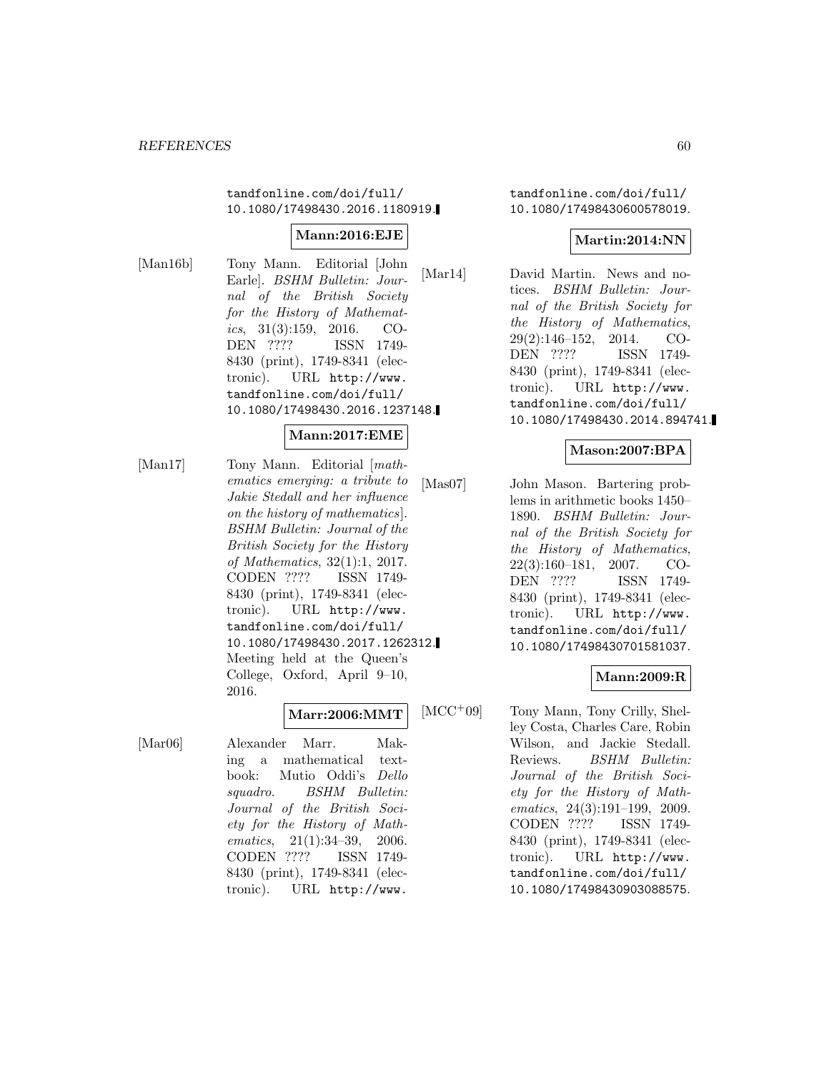tandfonline.com/doi/full/10.1080/17498430.2016.1180919.

**Mann:2016:EJE**

[Man16b] Tony Mann. Editorial [John Earle]. *BSHM Bulletin: Journal of the British Society for the History of Mathematics*, 31(3):159, 2016. CODEN ???? ISSN 1749-8430 (print), 1749-8341 (electronic). URL http://www.tandfonline.com/doi/full/10.1080/17498430.2016.1237148.

**Mann:2017:EME**

[Man17] Tony Mann. Editorial [*mathematics emerging: a tribute to Jakie Stedall and her influence on the history of mathematics*]. *BSHM Bulletin: Journal of the British Society for the History of Mathematics*, 32(1):1, 2017. CODEN ???? ISSN 1749-8430 (print), 1749-8341 (electronic). URL http://www.tandfonline.com/doi/full/10.1080/17498430.2017.1262312. Meeting held at the Queen's College, Oxford, April 9–10, 2016.

**Marr:2006:MMT**

[Mar06] Alexander Marr. Making a mathematical textbook: Mutio Oddi's *Dello squadro*. *BSHM Bulletin: Journal of the British Society for the History of Mathematics*, 21(1):34–39, 2006. CODEN ???? ISSN 1749-8430 (print), 1749-8341 (electronic). URL http://www.tandfonline.com/doi/full/10.1080/17498430600578019.

**Martin:2014:NN**

[Mar14] David Martin. News and notices. *BSHM Bulletin: Journal of the British Society for the History of Mathematics*, 29(2):146–152, 2014. CODEN ???? ISSN 1749-8430 (print), 1749-8341 (electronic). URL http://www.tandfonline.com/doi/full/10.1080/17498430.2014.894741.

**Mason:2007:BPA**

[Mas07] John Mason. Bartering problems in arithmetic books 1450–1890. *BSHM Bulletin: Journal of the British Society for the History of Mathematics*, 22(3):160–181, 2007. CODEN ???? ISSN 1749-8430 (print), 1749-8341 (electronic). URL http://www.tandfonline.com/doi/full/10.1080/17498430701581037.

**Mann:2009:R**

[MCC+09] Tony Mann, Tony Crilly, Shelley Costa, Charles Care, Robin Wilson, and Jackie Stedall. Reviews. *BSHM Bulletin: Journal of the British Society for the History of Mathematics*, 24(3):191–199, 2009. CODEN ???? ISSN 1749-8430 (print), 1749-8341 (electronic). URL http://www.tandfonline.com/doi/full/10.1080/17498430903088575.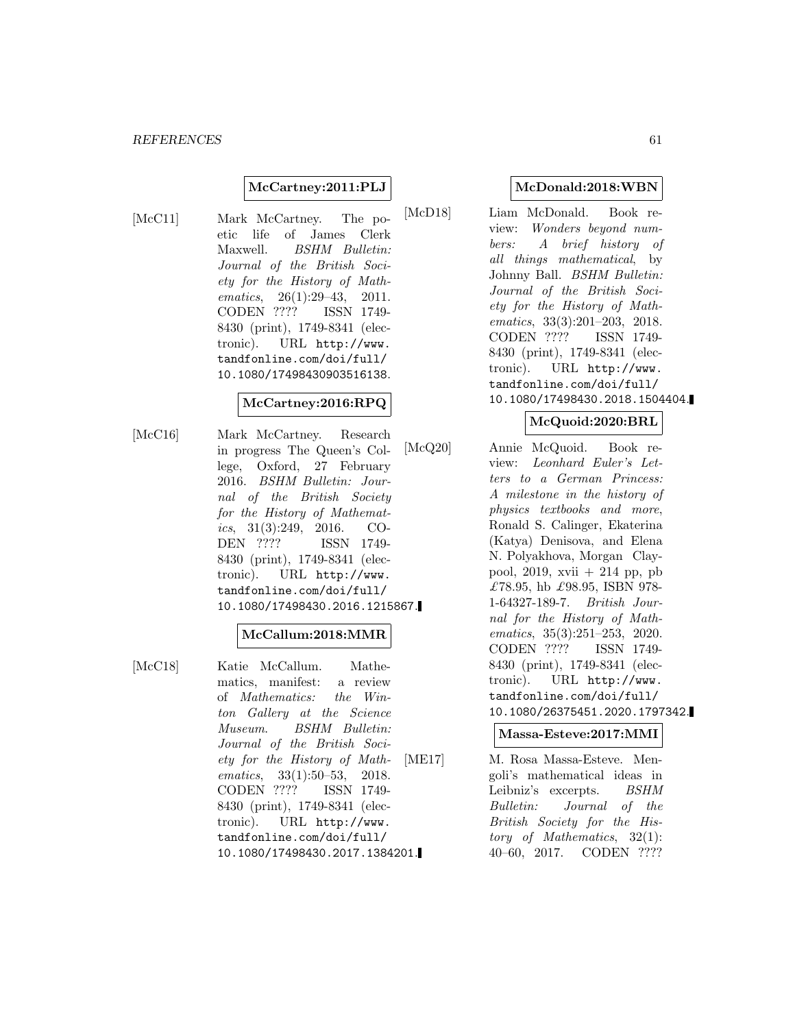**McCartney:2011:PLJ**

[McC11] Mark McCartney. The poetic life of James Clerk Maxwell. *BSHM Bulletin: Journal of the British Society for the History of Mathematics*, 26(1):29–43, 2011. CODEN ???? ISSN 1749-8430 (print), 1749-8341 (electronic). URL http://www.tandfonline.com/doi/full/10.1080/17498430903516138.

**McCartney:2016:RPQ**

[McC16] Mark McCartney. Research in progress The Queen's College, Oxford, 27 February 2016. *BSHM Bulletin: Journal of the British Society for the History of Mathematics*, 31(3):249, 2016. CODEN ???? ISSN 1749-8430 (print), 1749-8341 (electronic). URL http://www.tandfonline.com/doi/full/10.1080/17498430.2016.1215867.

**McCallum:2018:MMR**

[McC18] Katie McCallum. Mathematics, manifest: a review of *Mathematics: the Winton Gallery at the Science Museum*. *BSHM Bulletin: Journal of the British Society for the History of Mathematics*, 33(1):50–53, 2018. CODEN ???? ISSN 1749-8430 (print), 1749-8341 (electronic). URL http://www.tandfonline.com/doi/full/10.1080/17498430.2017.1384201.

**McDonald:2018:WBN**

[McD18] Liam McDonald. Book review: *Wonders beyond numbers: A brief history of all things mathematical*, by Johnny Ball. *BSHM Bulletin: Journal of the British Society for the History of Mathematics*, 33(3):201–203, 2018. CODEN ???? ISSN 1749-8430 (print), 1749-8341 (electronic). URL http://www.tandfonline.com/doi/full/10.1080/17498430.2018.1504404.

**McQuoid:2020:BRL**

[McQ20] Annie McQuoid. Book review: *Leonhard Euler's Letters to a German Princess: A milestone in the history of physics textbooks and more*, Ronald S. Calinger, Ekaterina (Katya) Denisova, and Elena N. Polyakhova, Morgan Claypool, 2019, xvii + 214 pp, pb £78.95, hb £98.95, ISBN 978-1-64327-189-7. *British Journal for the History of Mathematics*, 35(3):251–253, 2020. CODEN ???? ISSN 1749-8430 (print), 1749-8341 (electronic). URL http://www.tandfonline.com/doi/full/10.1080/26375451.2020.1797342.

**Massa-Esteve:2017:MMI**

[ME17] M. Rosa Massa-Esteve. Mengoli's mathematical ideas in Leibniz's excerpts. *BSHM Bulletin: Journal of the British Society for the History of Mathematics*, 32(1):40–60, 2017. CODEN ????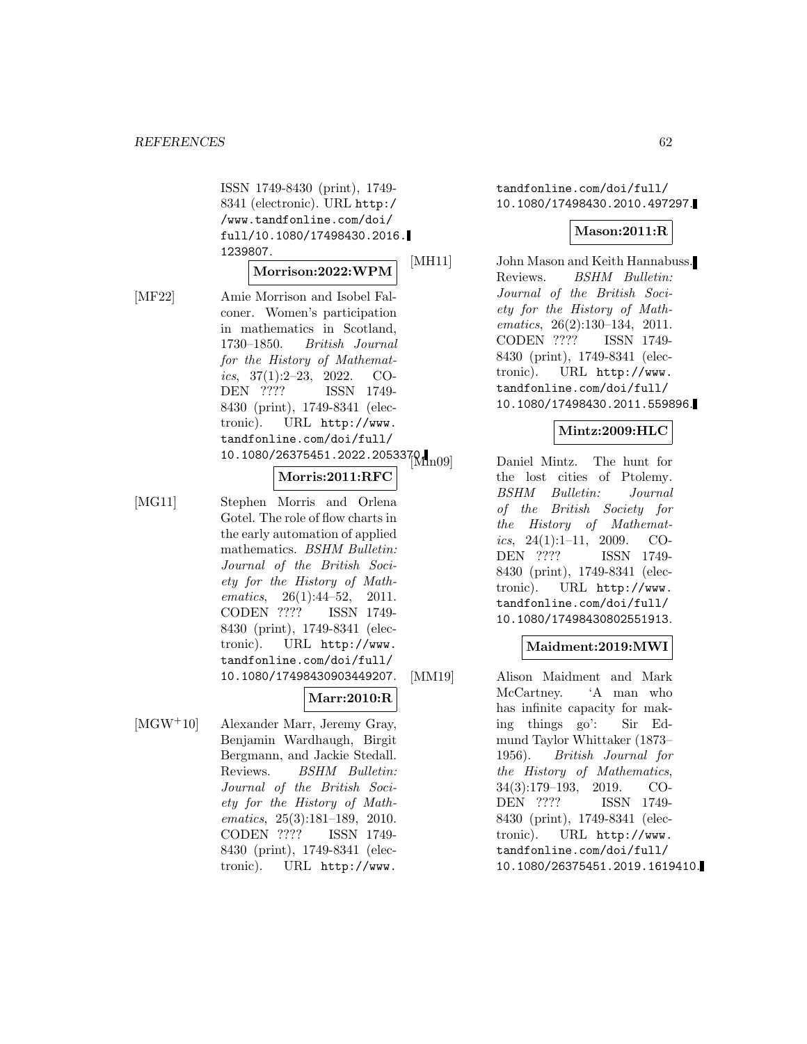ISSN 1749-8430 (print), 1749-8341 (electronic). URL http://www.tandfonline.com/doi/full/10.1080/17498430.2016.1239807.

**Morrison:2022:WPM**

[MF22] Amie Morrison and Isobel Falconer. Women's participation in mathematics in Scotland, 1730–1850. *British Journal for the History of Mathematics*, 37(1):2–23, 2022. CODEN ???? ISSN 1749-8430 (print), 1749-8341 (electronic). URL http://www.tandfonline.com/doi/full/10.1080/26375451.2022.2053370.

**Morris:2011:RFC**

[MG11] Stephen Morris and Orlena Gotel. The role of flow charts in the early automation of applied mathematics. *BSHM Bulletin: Journal of the British Society for the History of Mathematics*, 26(1):44–52, 2011. CODEN ???? ISSN 1749-8430 (print), 1749-8341 (electronic). URL http://www.tandfonline.com/doi/full/10.1080/17498430903449207.

**Marr:2010:R**

[MGW+10] Alexander Marr, Jeremy Gray, Benjamin Wardhaugh, Birgit Bergmann, and Jackie Stedall. Reviews. *BSHM Bulletin: Journal of the British Society for the History of Mathematics*, 25(3):181–189, 2010. CODEN ???? ISSN 1749-8430 (print), 1749-8341 (electronic). URL http://www.tandfonline.com/doi/full/10.1080/17498430.2010.497297.

**Mason:2011:R**

[MH11] John Mason and Keith Hannabuss. Reviews. *BSHM Bulletin: Journal of the British Society for the History of Mathematics*, 26(2):130–134, 2011. CODEN ???? ISSN 1749-8430 (print), 1749-8341 (electronic). URL http://www.tandfonline.com/doi/full/10.1080/17498430.2011.559896.

**Mintz:2009:HLC**

[Min09] Daniel Mintz. The hunt for the lost cities of Ptolemy. *BSHM Bulletin: Journal of the British Society for the History of Mathematics*, 24(1):1–11, 2009. CODEN ???? ISSN 1749-8430 (print), 1749-8341 (electronic). URL http://www.tandfonline.com/doi/full/10.1080/17498430802551913.

**Maidment:2019:MWI**

[MM19] Alison Maidment and Mark McCartney. 'A man who has infinite capacity for making things go': Sir Edmund Taylor Whittaker (1873–1956). *British Journal for the History of Mathematics*, 34(3):179–193, 2019. CODEN ???? ISSN 1749-8430 (print), 1749-8341 (electronic). URL http://www.tandfonline.com/doi/full/10.1080/26375451.2019.1619410.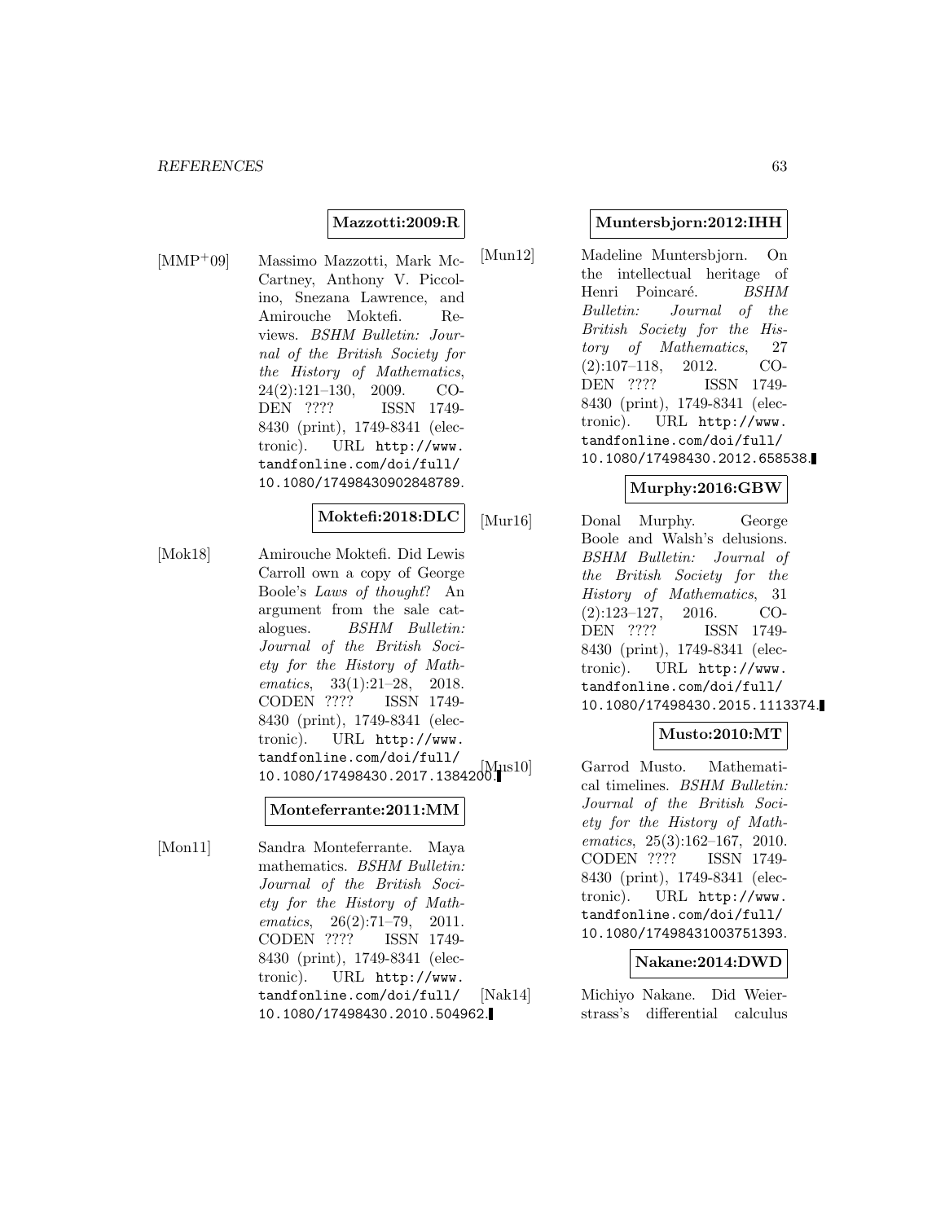**Mazzotti:2009:R**

[MMP+09] Massimo Mazzotti, Mark McCartney, Anthony V. Piccolino, Snezana Lawrence, and Amirouche Moktefi. Reviews. *BSHM Bulletin: Journal of the British Society for the History of Mathematics*, 24(2):121–130, 2009. CODEN ???? ISSN 1749-8430 (print), 1749-8341 (electronic). URL http://www.tandfonline.com/doi/full/10.1080/17498430902848789.

**Moktefi:2018:DLC**

[Mok18] Amirouche Moktefi. Did Lewis Carroll own a copy of George Boole's *Laws of thought*? An argument from the sale catalogues. *BSHM Bulletin: Journal of the British Society for the History of Mathematics*, 33(1):21–28, 2018. CODEN ???? ISSN 1749-8430 (print), 1749-8341 (electronic). URL http://www.tandfonline.com/doi/full/10.1080/17498430.2017.1384200.

**Monteferrante:2011:MM**

[Mon11] Sandra Monteferrante. Maya mathematics. *BSHM Bulletin: Journal of the British Society for the History of Mathematics*, 26(2):71–79, 2011. CODEN ???? ISSN 1749-8430 (print), 1749-8341 (electronic). URL http://www.tandfonline.com/doi/full/10.1080/17498430.2010.504962.

**Muntersbjorn:2012:IHH**

[Mun12] Madeline Muntersbjorn. On the intellectual heritage of Henri Poincaré. *BSHM Bulletin: Journal of the British Society for the History of Mathematics*, 27(2):107–118, 2012. CODEN ???? ISSN 1749-8430 (print), 1749-8341 (electronic). URL http://www.tandfonline.com/doi/full/10.1080/17498430.2012.658538.

**Murphy:2016:GBW**

[Mur16] Donal Murphy. George Boole and Walsh's delusions. *BSHM Bulletin: Journal of the British Society for the History of Mathematics*, 31(2):123–127, 2016. CODEN ???? ISSN 1749-8430 (print), 1749-8341 (electronic). URL http://www.tandfonline.com/doi/full/10.1080/17498430.2015.1113374.

**Musto:2010:MT**

[Mus10] Garrod Musto. Mathematical timelines. *BSHM Bulletin: Journal of the British Society for the History of Mathematics*, 25(3):162–167, 2010. CODEN ???? ISSN 1749-8430 (print), 1749-8341 (electronic). URL http://www.tandfonline.com/doi/full/10.1080/17498431003751393.

**Nakane:2014:DWD**

[Nak14] Michiyo Nakane. Did Weierstrass's differential calculus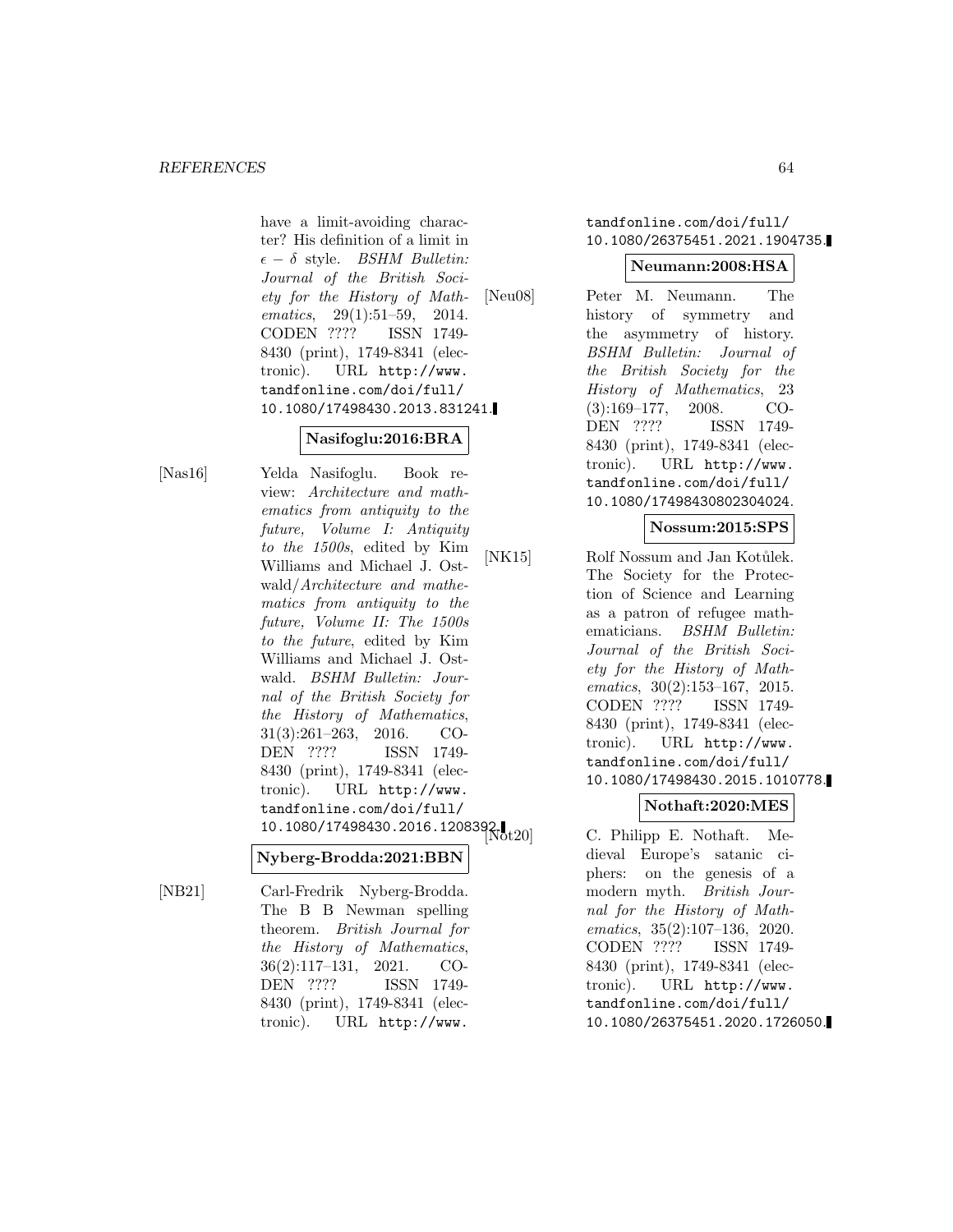have a limit-avoiding character? His definition of a limit in $\epsilon - \delta$ style. *BSHM Bulletin: Journal of the British Society for the History of Mathematics*, 29(1):51–59, 2014. CODEN ???? ISSN 1749-8430 (print), 1749-8341 (electronic). URL http://www.tandfonline.com/doi/full/10.1080/17498430.2013.831241.

**Nasifoglu:2016:BRA**

[Nas16] Yelda Nasifoglu. Book review: *Architecture and mathematics from antiquity to the future, Volume I: Antiquity to the 1500s*, edited by Kim Williams and Michael J. Ostwald/*Architecture and mathematics from antiquity to the future, Volume II: The 1500s to the future*, edited by Kim Williams and Michael J. Ostwald. *BSHM Bulletin: Journal of the British Society for the History of Mathematics*, 31(3):261–263, 2016. CODEN ???? ISSN 1749-8430 (print), 1749-8341 (electronic). URL http://www.tandfonline.com/doi/full/10.1080/17498430.2016.1208392.

**Nyberg-Brodda:2021:BBN**

[NB21] Carl-Fredrik Nyberg-Brodda. The B B Newman spelling theorem. *British Journal for the History of Mathematics*, 36(2):117–131, 2021. CODEN ???? ISSN 1749-8430 (print), 1749-8341 (electronic). URL http://www.tandfonline.com/doi/full/10.1080/26375451.2021.1904735.

**Neumann:2008:HSA**

[Neu08] Peter M. Neumann. The history of symmetry and the asymmetry of history. *BSHM Bulletin: Journal of the British Society for the History of Mathematics*, 23(3):169–177, 2008. CODEN ???? ISSN 1749-8430 (print), 1749-8341 (electronic). URL http://www.tandfonline.com/doi/full/10.1080/17498430802304024.

**Nossum:2015:SPS**

[NK15] Rolf Nossum and Jan Kotůlek. The Society for the Protection of Science and Learning as a patron of refugee mathematicians. *BSHM Bulletin: Journal of the British Society for the History of Mathematics*, 30(2):153–167, 2015. CODEN ???? ISSN 1749-8430 (print), 1749-8341 (electronic). URL http://www.tandfonline.com/doi/full/10.1080/17498430.2015.1010778.

**Nothaft:2020:MES**

[Not20] C. Philipp E. Nothaft. Medieval Europe's satanic ciphers: on the genesis of a modern myth. *British Journal for the History of Mathematics*, 35(2):107–136, 2020. CODEN ???? ISSN 1749-8430 (print), 1749-8341 (electronic). URL http://www.tandfonline.com/doi/full/10.1080/26375451.2020.1726050.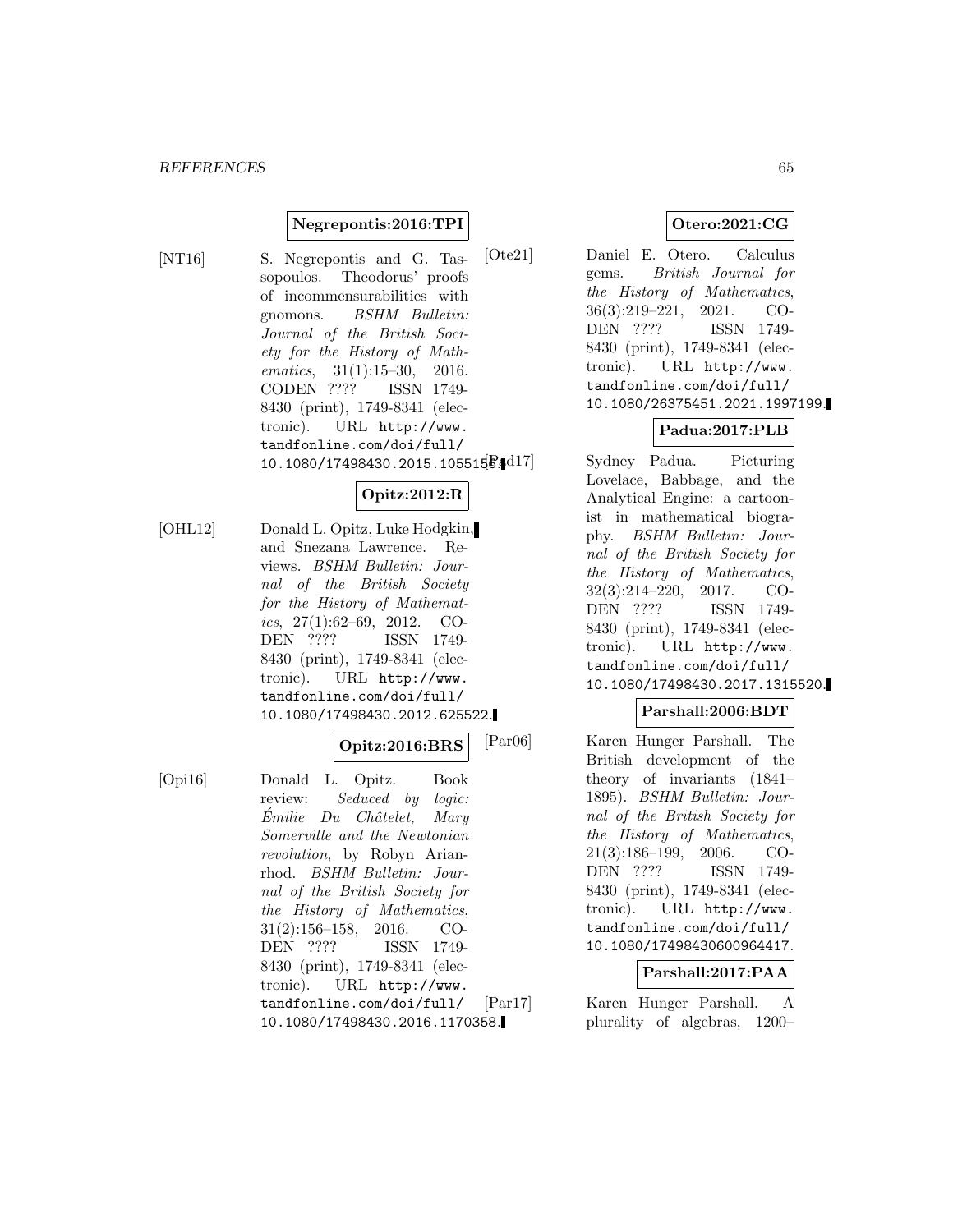**Negrepontis:2016:TPI**

[NT16] S. Negrepontis and G. Tassopoulos. Theodorus' proofs of incommensurabilities with gnomons. *BSHM Bulletin: Journal of the British Society for the History of Mathematics*, 31(1):15–30, 2016. CODEN ???? ISSN 1749-8430 (print), 1749-8341 (electronic). URL http://www.tandfonline.com/doi/full/10.1080/17498430.2015.1055156.

**Opitz:2012:R**

[OHL12] Donald L. Opitz, Luke Hodgkin, and Snezana Lawrence. Reviews. *BSHM Bulletin: Journal of the British Society for the History of Mathematics*, 27(1):62–69, 2012. CODEN ???? ISSN 1749-8430 (print), 1749-8341 (electronic). URL http://www.tandfonline.com/doi/full/10.1080/17498430.2012.625522.

**Opitz:2016:BRS**

[Opi16] Donald L. Opitz. Book review: *Seduced by logic: Émilie Du Châtelet, Mary Somerville and the Newtonian revolution*, by Robyn Arianrhod. *BSHM Bulletin: Journal of the British Society for the History of Mathematics*, 31(2):156–158, 2016. CODEN ???? ISSN 1749-8430 (print), 1749-8341 (electronic). URL http://www.tandfonline.com/doi/full/10.1080/17498430.2016.1170358.

**Otero:2021:CG**

[Ote21] Daniel E. Otero. Calculus gems. *British Journal for the History of Mathematics*, 36(3):219–221, 2021. CODEN ???? ISSN 1749-8430 (print), 1749-8341 (electronic). URL http://www.tandfonline.com/doi/full/10.1080/26375451.2021.1997199.

**Padua:2017:PLB**

[Pad17] Sydney Padua. Picturing Lovelace, Babbage, and the Analytical Engine: a cartoonist in mathematical biography. *BSHM Bulletin: Journal of the British Society for the History of Mathematics*, 32(3):214–220, 2017. CODEN ???? ISSN 1749-8430 (print), 1749-8341 (electronic). URL http://www.tandfonline.com/doi/full/10.1080/17498430.2017.1315520.

**Parshall:2006:BDT**

[Par06] Karen Hunger Parshall. The British development of the theory of invariants (1841–1895). *BSHM Bulletin: Journal of the British Society for the History of Mathematics*, 21(3):186–199, 2006. CODEN ???? ISSN 1749-8430 (print), 1749-8341 (electronic). URL http://www.tandfonline.com/doi/full/10.1080/17498430600964417.

**Parshall:2017:PAA**

[Par17] Karen Hunger Parshall. A plurality of algebras, 1200–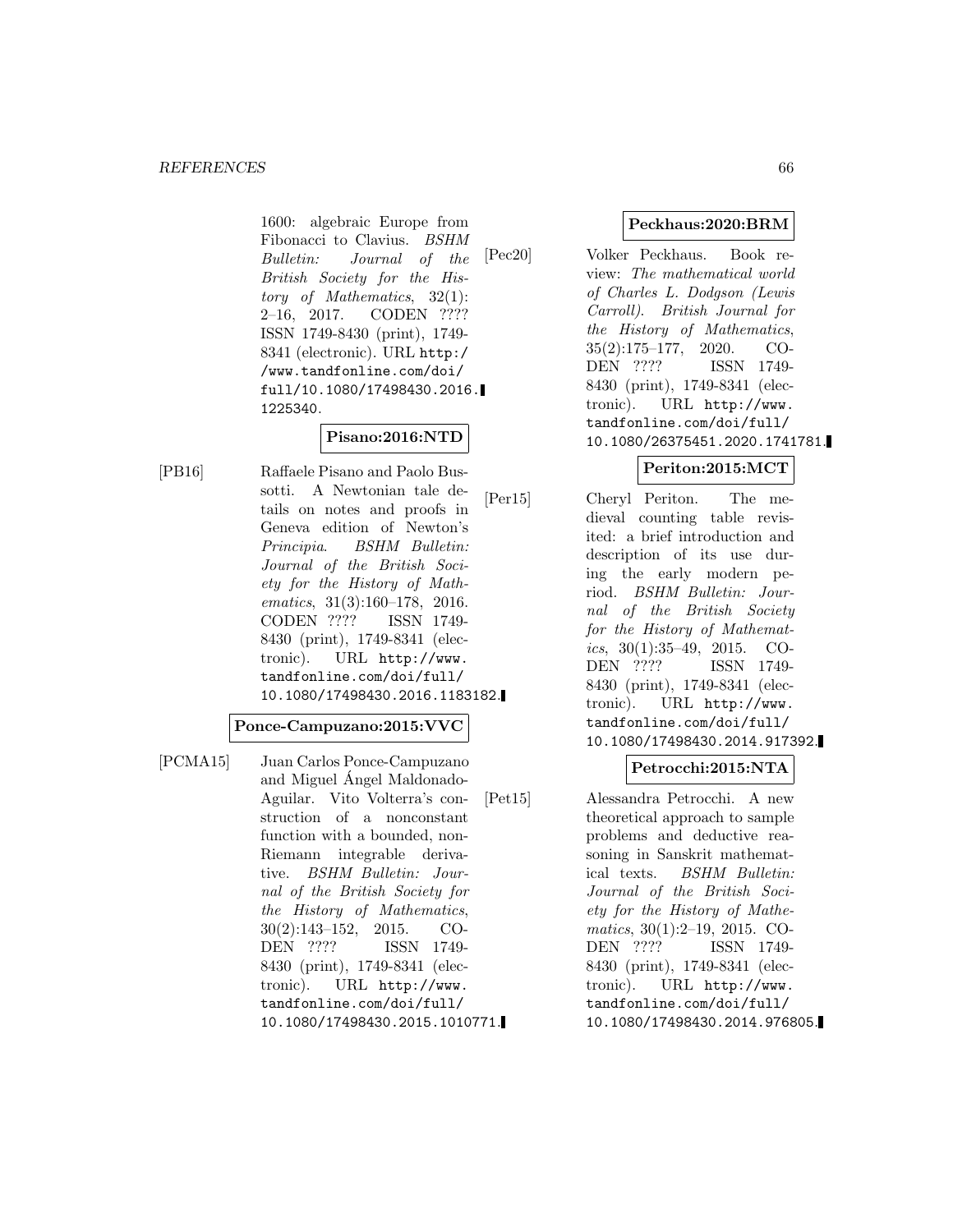1600: algebraic Europe from Fibonacci to Clavius. *BSHM Bulletin: Journal of the British Society for the History of Mathematics*, 32(1): 2–16, 2017. CODEN ???? ISSN 1749-8430 (print), 1749-8341 (electronic). URL http://www.tandfonline.com/doi/full/10.1080/17498430.2016.1225340.

**Pisano:2016:NTD**

[PB16] Raffaele Pisano and Paolo Bussotti. A Newtonian tale details on notes and proofs in Geneva edition of Newton's *Principia*. *BSHM Bulletin: Journal of the British Society for the History of Mathematics*, 31(3):160–178, 2016. CODEN ???? ISSN 1749-8430 (print), 1749-8341 (electronic). URL http://www.tandfonline.com/doi/full/10.1080/17498430.2016.1183182.

**Ponce-Campuzano:2015:VVC**

[PCMA15] Juan Carlos Ponce-Campuzano and Miguel Ángel Maldonado-Aguilar. Vito Volterra's construction of a nonconstant function with a bounded, non-Riemann integrable derivative. *BSHM Bulletin: Journal of the British Society for the History of Mathematics*, 30(2):143–152, 2015. CODEN ???? ISSN 1749-8430 (print), 1749-8341 (electronic). URL http://www.tandfonline.com/doi/full/10.1080/17498430.2015.1010771.

**Peckhaus:2020:BRM**

[Pec20] Volker Peckhaus. Book review: *The mathematical world of Charles L. Dodgson (Lewis Carroll)*. *British Journal for the History of Mathematics*, 35(2):175–177, 2020. CODEN ???? ISSN 1749-8430 (print), 1749-8341 (electronic). URL http://www.tandfonline.com/doi/full/10.1080/26375451.2020.1741781.

**Periton:2015:MCT**

[Per15] Cheryl Periton. The medieval counting table revisited: a brief introduction and description of its use during the early modern period. *BSHM Bulletin: Journal of the British Society for the History of Mathematics*, 30(1):35–49, 2015. CODEN ???? ISSN 1749-8430 (print), 1749-8341 (electronic). URL http://www.tandfonline.com/doi/full/10.1080/17498430.2014.917392.

**Petrocchi:2015:NTA**

[Pet15] Alessandra Petrocchi. A new theoretical approach to sample problems and deductive reasoning in Sanskrit mathematical texts. *BSHM Bulletin: Journal of the British Society for the History of Mathematics*, 30(1):2–19, 2015. CODEN ???? ISSN 1749-8430 (print), 1749-8341 (electronic). URL http://www.tandfonline.com/doi/full/10.1080/17498430.2014.976805.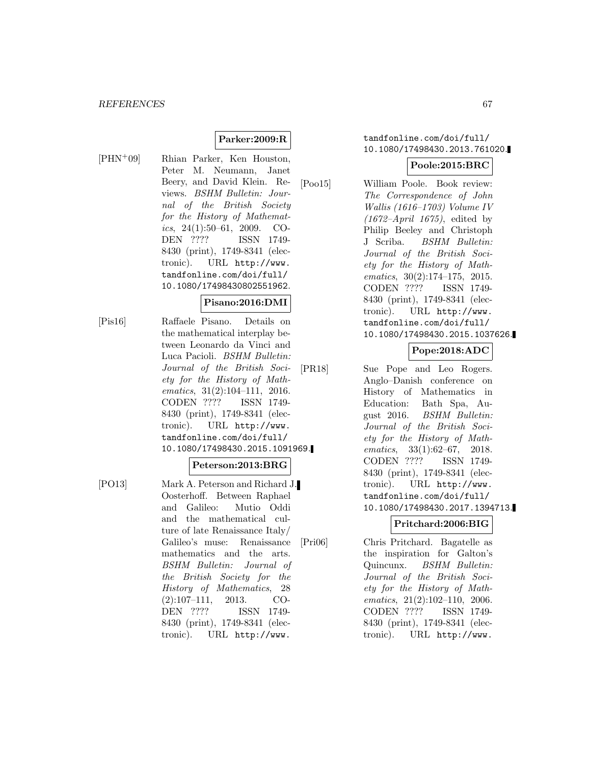**Parker:2009:R**

[PHN+09] Rhian Parker, Ken Houston, Peter M. Neumann, Janet Beery, and David Klein. Reviews. *BSHM Bulletin: Journal of the British Society for the History of Mathematics*, 24(1):50–61, 2009. CODEN ???? ISSN 1749-8430 (print), 1749-8341 (electronic). URL http://www.tandfonline.com/doi/full/10.1080/17498430802551962.

**Pisano:2016:DMI**

[Pis16] Raffaele Pisano. Details on the mathematical interplay between Leonardo da Vinci and Luca Pacioli. *BSHM Bulletin: Journal of the British Society for the History of Mathematics*, 31(2):104–111, 2016. CODEN ???? ISSN 1749-8430 (print), 1749-8341 (electronic). URL http://www.tandfonline.com/doi/full/10.1080/17498430.2015.1091969.

**Peterson:2013:BRG**

[PO13] Mark A. Peterson and Richard J. Oosterhoff. Between Raphael and Galileo: Mutio Oddi and the mathematical culture of late Renaissance Italy/ Galileo's muse: Renaissance mathematics and the arts. *BSHM Bulletin: Journal of the British Society for the History of Mathematics*, 28 (2):107–111, 2013. CODEN ???? ISSN 1749-8430 (print), 1749-8341 (electronic). URL http://www.tandfonline.com/doi/full/10.1080/17498430.2013.761020.

**Poole:2015:BRC**

[Poo15] William Poole. Book review: *The Correspondence of John Wallis (1616–1703) Volume IV (1672–April 1675)*, edited by Philip Beeley and Christoph J Scriba. *BSHM Bulletin: Journal of the British Society for the History of Mathematics*, 30(2):174–175, 2015. CODEN ???? ISSN 1749-8430 (print), 1749-8341 (electronic). URL http://www.tandfonline.com/doi/full/10.1080/17498430.2015.1037626.

**Pope:2018:ADC**

[PR18] Sue Pope and Leo Rogers. Anglo–Danish conference on History of Mathematics in Education: Bath Spa, August 2016. *BSHM Bulletin: Journal of the British Society for the History of Mathematics*, 33(1):62–67, 2018. CODEN ???? ISSN 1749-8430 (print), 1749-8341 (electronic). URL http://www.tandfonline.com/doi/full/10.1080/17498430.2017.1394713.

**Pritchard:2006:BIG**

[Pri06] Chris Pritchard. Bagatelle as the inspiration for Galton's Quincunx. *BSHM Bulletin: Journal of the British Society for the History of Mathematics*, 21(2):102–110, 2006. CODEN ???? ISSN 1749-8430 (print), 1749-8341 (electronic). URL http://www.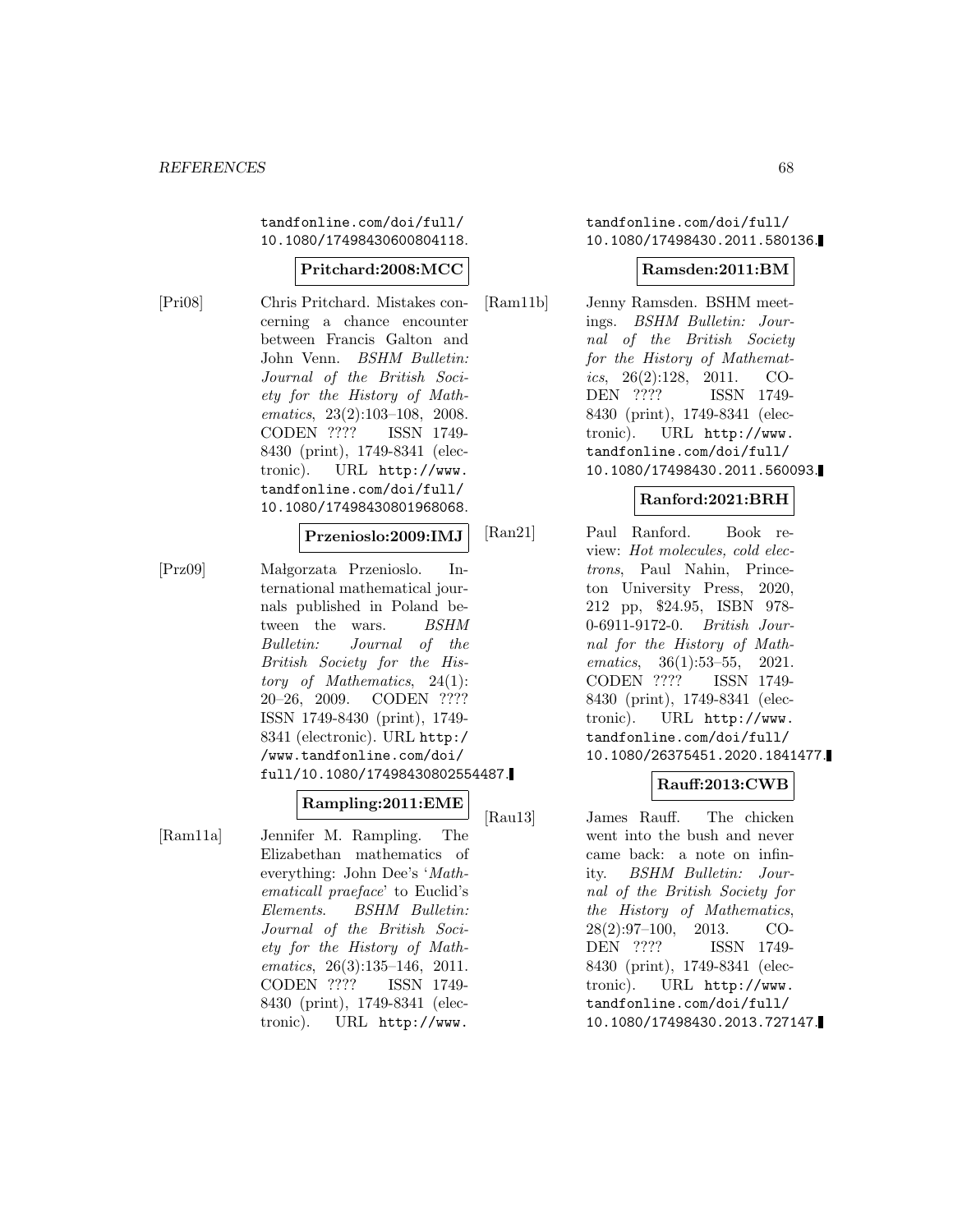tandfonline.com/doi/full/10.1080/17498430600804118.

**Pritchard:2008:MCC**

[Pri08] Chris Pritchard. Mistakes concerning a chance encounter between Francis Galton and John Venn. *BSHM Bulletin: Journal of the British Society for the History of Mathematics*, 23(2):103–108, 2008. CODEN ???? ISSN 1749-8430 (print), 1749-8341 (electronic). URL http://www.tandfonline.com/doi/full/10.1080/17498430801968068.

**Przenioslo:2009:IMJ**

[Prz09] Małgorzata Przenioslo. International mathematical journals published in Poland between the wars. *BSHM Bulletin: Journal of the British Society for the History of Mathematics*, 24(1): 20–26, 2009. CODEN ???? ISSN 1749-8430 (print), 1749-8341 (electronic). URL http://www.tandfonline.com/doi/full/10.1080/17498430802554487.

**Rampling:2011:EME**

[Ram11a] Jennifer M. Rampling. The Elizabethan mathematics of everything: John Dee's '*Mathematicall praeface*' to Euclid's *Elements*. *BSHM Bulletin: Journal of the British Society for the History of Mathematics*, 26(3):135–146, 2011. CODEN ???? ISSN 1749-8430 (print), 1749-8341 (electronic). URL http://www.tandfonline.com/doi/full/10.1080/17498430.2011.580136.

**Ramsden:2011:BM**

[Ram11b] Jenny Ramsden. BSHM meetings. *BSHM Bulletin: Journal of the British Society for the History of Mathematics*, 26(2):128, 2011. CODEN ???? ISSN 1749-8430 (print), 1749-8341 (electronic). URL http://www.tandfonline.com/doi/full/10.1080/17498430.2011.560093.

**Ranford:2021:BRH**

[Ran21] Paul Ranford. Book review: *Hot molecules, cold electrons*, Paul Nahin, Princeton University Press, 2020, 212 pp, $24.95, ISBN 978-0-6911-9172-0. *British Journal for the History of Mathematics*, 36(1):53–55, 2021. CODEN ???? ISSN 1749-8430 (print), 1749-8341 (electronic). URL http://www.tandfonline.com/doi/full/10.1080/26375451.2020.1841477.

**Rauff:2013:CWB**

[Rau13] James Rauff. The chicken went into the bush and never came back: a note on infinity. *BSHM Bulletin: Journal of the British Society for the History of Mathematics*, 28(2):97–100, 2013. CODEN ???? ISSN 1749-8430 (print), 1749-8341 (electronic). URL http://www.tandfonline.com/doi/full/10.1080/17498430.2013.727147.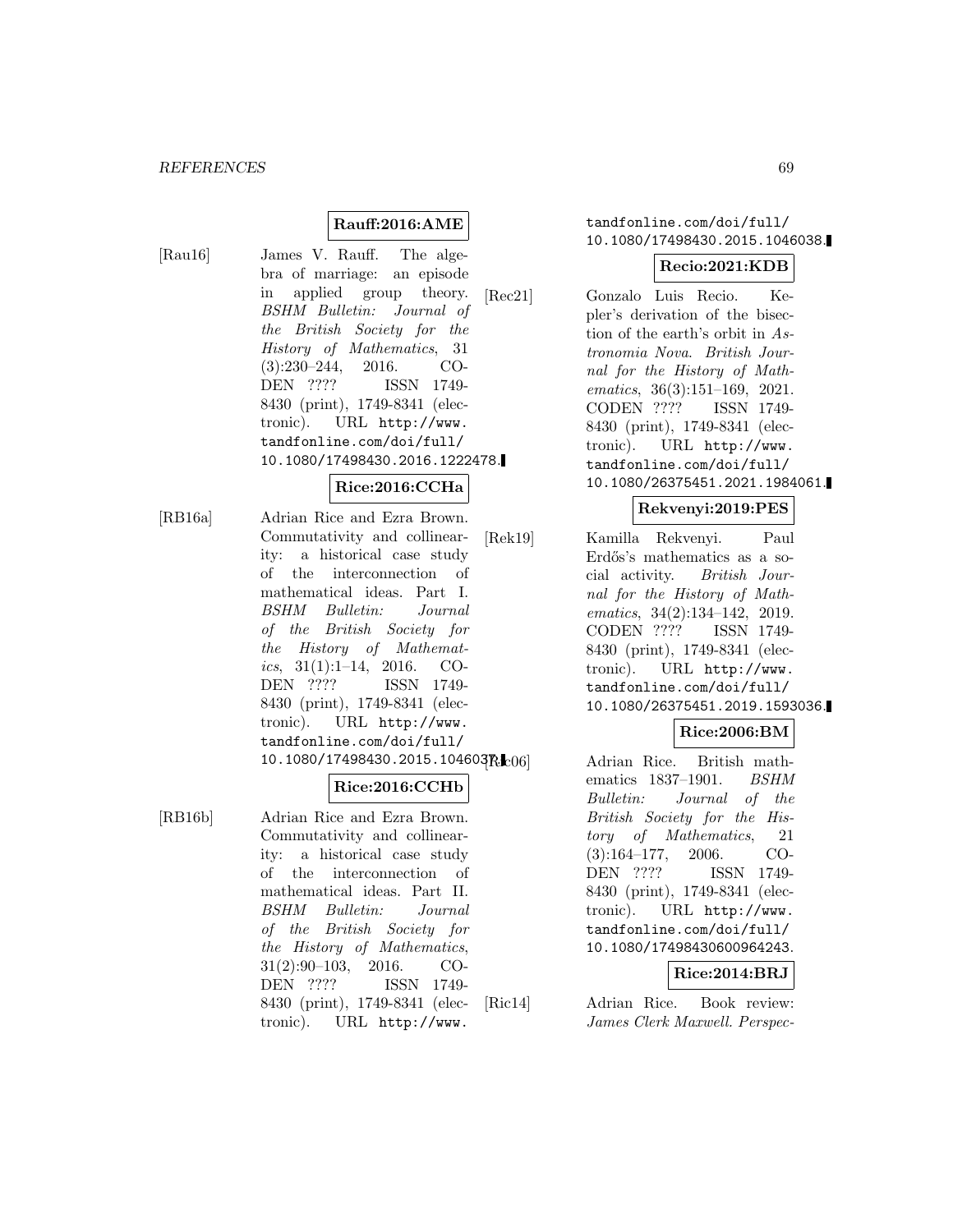**Rauff:2016:AME**

[Rau16] James V. Rauff. The algebra of marriage: an episode in applied group theory. *BSHM Bulletin: Journal of the British Society for the History of Mathematics*, 31 (3):230–244, 2016. CODEN ???? ISSN 1749-8430 (print), 1749-8341 (electronic). URL http://www.tandfonline.com/doi/full/10.1080/17498430.2016.1222478.

**Rice:2016:CCHa**

[RB16a] Adrian Rice and Ezra Brown. Commutativity and collinearity: a historical case study of the interconnection of mathematical ideas. Part I. *BSHM Bulletin: Journal of the British Society for the History of Mathematics*, 31(1):1–14, 2016. CODEN ???? ISSN 1749-8430 (print), 1749-8341 (electronic). URL http://www.tandfonline.com/doi/full/10.1080/17498430.2015.1046037.

**Rice:2016:CCHb**

[RB16b] Adrian Rice and Ezra Brown. Commutativity and collinearity: a historical case study of the interconnection of mathematical ideas. Part II. *BSHM Bulletin: Journal of the British Society for the History of Mathematics*, 31(2):90–103, 2016. CODEN ???? ISSN 1749-8430 (print), 1749-8341 (electronic). URL http://www.tandfonline.com/doi/full/10.1080/17498430.2015.1046038.

**Recio:2021:KDB**

[Rec21] Gonzalo Luis Recio. Kepler's derivation of the bisection of the earth's orbit in *Astronomia Nova*. *British Journal for the History of Mathematics*, 36(3):151–169, 2021. CODEN ???? ISSN 1749-8430 (print), 1749-8341 (electronic). URL http://www.tandfonline.com/doi/full/10.1080/26375451.2021.1984061.

**Rekvenyi:2019:PES**

[Rek19] Kamilla Rekvenyi. Paul Erdős's mathematics as a social activity. *British Journal for the History of Mathematics*, 34(2):134–142, 2019. CODEN ???? ISSN 1749-8430 (print), 1749-8341 (electronic). URL http://www.tandfonline.com/doi/full/10.1080/26375451.2019.1593036.

**Rice:2006:BM**

[Ric06] Adrian Rice. British mathematics 1837–1901. *BSHM Bulletin: Journal of the British Society for the History of Mathematics*, 21 (3):164–177, 2006. CODEN ???? ISSN 1749-8430 (print), 1749-8341 (electronic). URL http://www.tandfonline.com/doi/full/10.1080/17498430600964243.

**Rice:2014:BRJ**

[Ric14] Adrian Rice. Book review: *James Clerk Maxwell. Perspec-*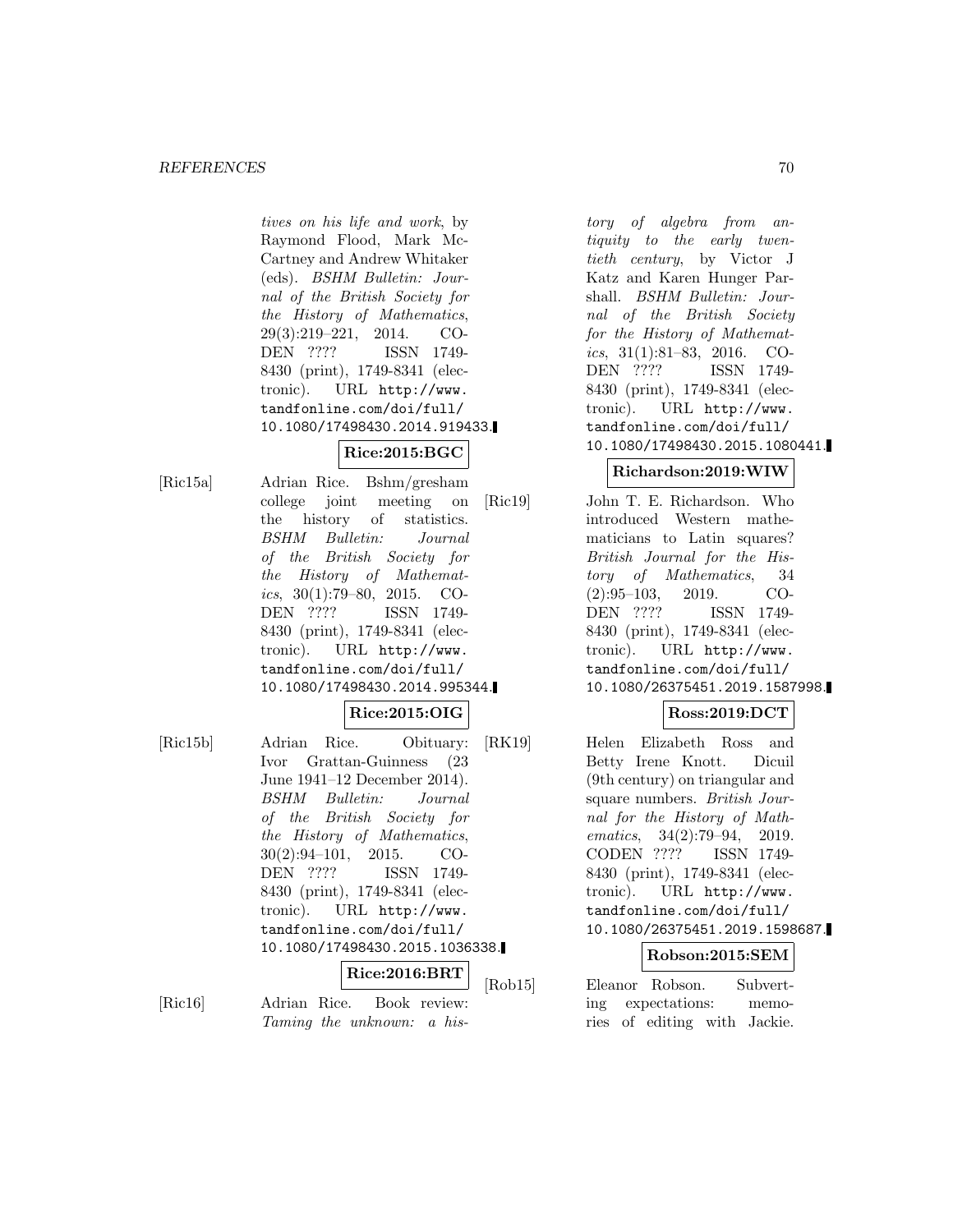*tives on his life and work*, by Raymond Flood, Mark McCartney and Andrew Whitaker (eds). *BSHM Bulletin: Journal of the British Society for the History of Mathematics*, 29(3):219–221, 2014. CODEN ???? ISSN 1749-8430 (print), 1749-8341 (electronic). URL http://www.tandfonline.com/doi/full/10.1080/17498430.2014.919433.

**Rice:2015:BGC**

[Ric15a] Adrian Rice. Bshm/gresham college joint meeting on the history of statistics. *BSHM Bulletin: Journal of the British Society for the History of Mathematics*, 30(1):79–80, 2015. CODEN ???? ISSN 1749-8430 (print), 1749-8341 (electronic). URL http://www.tandfonline.com/doi/full/10.1080/17498430.2014.995344.

**Rice:2015:OIG**

[Ric15b] Adrian Rice. Obituary: Ivor Grattan-Guinness (23 June 1941–12 December 2014). *BSHM Bulletin: Journal of the British Society for the History of Mathematics*, 30(2):94–101, 2015. CODEN ???? ISSN 1749-8430 (print), 1749-8341 (electronic). URL http://www.tandfonline.com/doi/full/10.1080/17498430.2015.1036338.

**Rice:2016:BRT**

[Ric16] Adrian Rice. Book review: *Taming the unknown: a history of algebra from antiquity to the early twentieth century*, by Victor J Katz and Karen Hunger Parshall. *BSHM Bulletin: Journal of the British Society for the History of Mathematics*, 31(1):81–83, 2016. CODEN ???? ISSN 1749-8430 (print), 1749-8341 (electronic). URL http://www.tandfonline.com/doi/full/10.1080/17498430.2015.1080441.

**Richardson:2019:WIW**

[Ric19] John T. E. Richardson. Who introduced Western mathematicians to Latin squares? *British Journal for the History of Mathematics*, 34 (2):95–103, 2019. CODEN ???? ISSN 1749-8430 (print), 1749-8341 (electronic). URL http://www.tandfonline.com/doi/full/10.1080/26375451.2019.1587998.

**Ross:2019:DCT**

[RK19] Helen Elizabeth Ross and Betty Irene Knott. Dicuil (9th century) on triangular and square numbers. *British Journal for the History of Mathematics*, 34(2):79–94, 2019. CODEN ???? ISSN 1749-8430 (print), 1749-8341 (electronic). URL http://www.tandfonline.com/doi/full/10.1080/26375451.2019.1598687.

**Robson:2015:SEM**

[Rob15] Eleanor Robson. Subverting expectations: memories of editing with Jackie.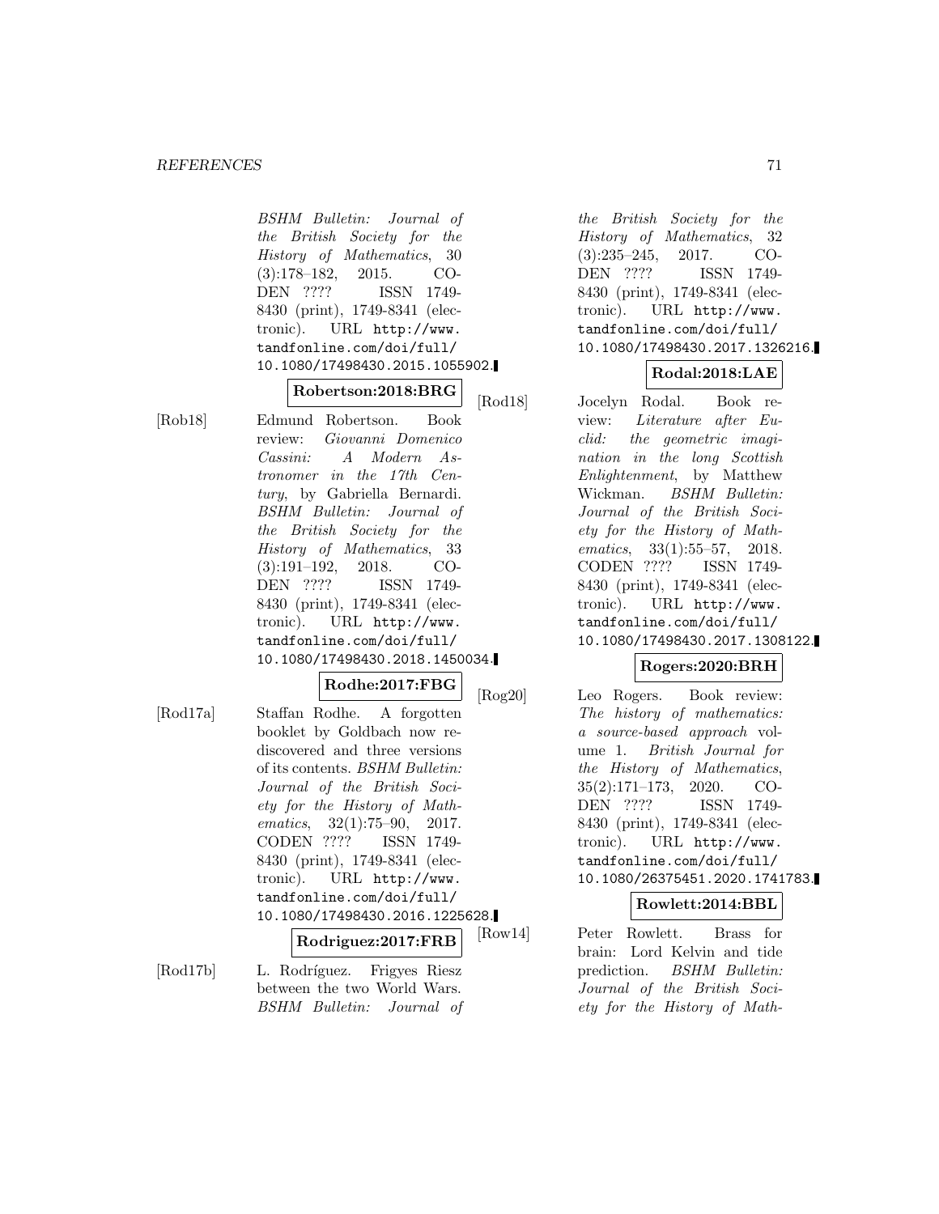*BSHM Bulletin: Journal of the British Society for the History of Mathematics*, 30 (3):178–182, 2015. CODEN ???? ISSN 1749-8430 (print), 1749-8341 (electronic). URL http://www.tandfonline.com/doi/full/10.1080/17498430.2015.1055902.

**Robertson:2018:BRG**

[Rob18] Edmund Robertson. Book review: *Giovanni Domenico Cassini: A Modern Astronomer in the 17th Century*, by Gabriella Bernardi. *BSHM Bulletin: Journal of the British Society for the History of Mathematics*, 33 (3):191–192, 2018. CODEN ???? ISSN 1749-8430 (print), 1749-8341 (electronic). URL http://www.tandfonline.com/doi/full/10.1080/17498430.2018.1450034.

**Rodhe:2017:FBG**

[Rod17a] Staffan Rodhe. A forgotten booklet by Goldbach now rediscovered and three versions of its contents. *BSHM Bulletin: Journal of the British Society for the History of Mathematics*, 32(1):75–90, 2017. CODEN ???? ISSN 1749-8430 (print), 1749-8341 (electronic). URL http://www.tandfonline.com/doi/full/10.1080/17498430.2016.1225628.

**Rodriguez:2017:FRB**

[Rod17b] L. Rodríguez. Frigyes Riesz between the two World Wars. *BSHM Bulletin: Journal of the British Society for the History of Mathematics*, 32 (3):235–245, 2017. CODEN ???? ISSN 1749-8430 (print), 1749-8341 (electronic). URL http://www.tandfonline.com/doi/full/10.1080/17498430.2017.1326216.

**Rodal:2018:LAE**

[Rod18] Jocelyn Rodal. Book review: *Literature after Euclid: the geometric imagination in the long Scottish Enlightenment*, by Matthew Wickman. *BSHM Bulletin: Journal of the British Society for the History of Mathematics*, 33(1):55–57, 2018. CODEN ???? ISSN 1749-8430 (print), 1749-8341 (electronic). URL http://www.tandfonline.com/doi/full/10.1080/17498430.2017.1308122.

**Rogers:2020:BRH**

[Rog20] Leo Rogers. Book review: *The history of mathematics: a source-based approach* volume 1. *British Journal for the History of Mathematics*, 35(2):171–173, 2020. CODEN ???? ISSN 1749-8430 (print), 1749-8341 (electronic). URL http://www.tandfonline.com/doi/full/10.1080/26375451.2020.1741783.

**Rowlett:2014:BBL**

[Row14] Peter Rowlett. Brass for brain: Lord Kelvin and tide prediction. *BSHM Bulletin: Journal of the British Society for the History of Math-*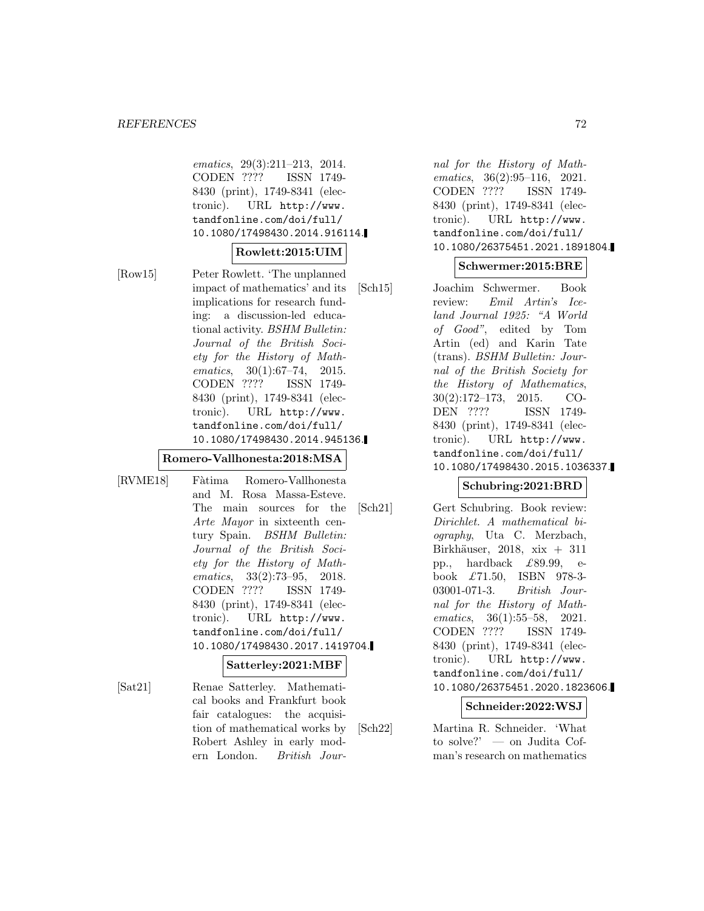*ematics*, 29(3):211–213, 2014. CODEN ???? ISSN 1749-8430 (print), 1749-8341 (electronic). URL http://www.tandfonline.com/doi/full/10.1080/17498430.2014.916114.

**Rowlett:2015:UIM**

[Row15] Peter Rowlett. 'The unplanned impact of mathematics' and its implications for research funding: a discussion-led educational activity. *BSHM Bulletin: Journal of the British Society for the History of Mathematics*, 30(1):67–74, 2015. CODEN ???? ISSN 1749-8430 (print), 1749-8341 (electronic). URL http://www.tandfonline.com/doi/full/10.1080/17498430.2014.945136.

**Romero-Vallhonesta:2018:MSA**

[RVME18] Fàtima Romero-Vallhonesta and M. Rosa Massa-Esteve. The main sources for the *Arte Mayor* in sixteenth century Spain. *BSHM Bulletin: Journal of the British Society for the History of Mathematics*, 33(2):73–95, 2018. CODEN ???? ISSN 1749-8430 (print), 1749-8341 (electronic). URL http://www.tandfonline.com/doi/full/10.1080/17498430.2017.1419704.

**Satterley:2021:MBF**

[Sat21] Renae Satterley. Mathematical books and Frankfurt book fair catalogues: the acquisition of mathematical works by Robert Ashley in early modern London. *British Journal for the History of Mathematics*, 36(2):95–116, 2021. CODEN ???? ISSN 1749-8430 (print), 1749-8341 (electronic). URL http://www.tandfonline.com/doi/full/10.1080/26375451.2021.1891804.

**Schwermer:2015:BRE**

[Sch15] Joachim Schwermer. Book review: *Emil Artin's Iceland Journal 1925: "A World of Good"*, edited by Tom Artin (ed) and Karin Tate (trans). *BSHM Bulletin: Journal of the British Society for the History of Mathematics*, 30(2):172–173, 2015. CODEN ???? ISSN 1749-8430 (print), 1749-8341 (electronic). URL http://www.tandfonline.com/doi/full/10.1080/17498430.2015.1036337.

**Schubring:2021:BRD**

[Sch21] Gert Schubring. Book review: *Dirichlet. A mathematical biography*, Uta C. Merzbach, Birkhäuser, 2018, xix + 311 pp., hardback £89.99, e-book £71.50, ISBN 978-3-03001-071-3. *British Journal for the History of Mathematics*, 36(1):55–58, 2021. CODEN ???? ISSN 1749-8430 (print), 1749-8341 (electronic). URL http://www.tandfonline.com/doi/full/10.1080/26375451.2020.1823606.

**Schneider:2022:WSJ**

[Sch22] Martina R. Schneider. 'What to solve?' — on Judita Cofman's research on mathematics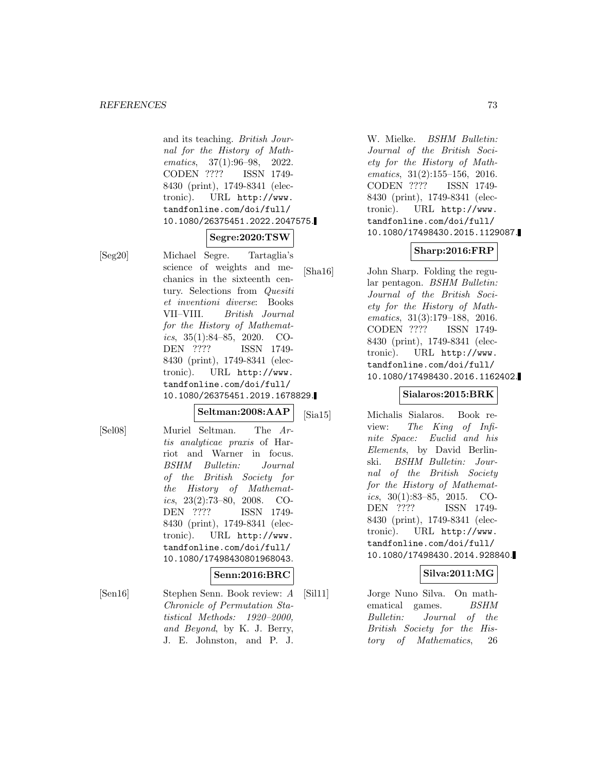and its teaching. *British Journal for the History of Mathematics*, 37(1):96–98, 2022. CODEN ???? ISSN 1749-8430 (print), 1749-8341 (electronic). URL http://www.tandfonline.com/doi/full/10.1080/26375451.2022.2047575.

**Segre:2020:TSW**

[Seg20] Michael Segre. Tartaglia's science of weights and mechanics in the sixteenth century. Selections from *Quesiti et inventioni diverse*: Books VII–VIII. *British Journal for the History of Mathematics*, 35(1):84–85, 2020. CODEN ???? ISSN 1749-8430 (print), 1749-8341 (electronic). URL http://www.tandfonline.com/doi/full/10.1080/26375451.2019.1678829.

**Seltman:2008:AAP**

[Sel08] Muriel Seltman. The *Artis analyticae praxis* of Harriot and Warner in focus. *BSHM Bulletin: Journal of the British Society for the History of Mathematics*, 23(2):73–80, 2008. CODEN ???? ISSN 1749-8430 (print), 1749-8341 (electronic). URL http://www.tandfonline.com/doi/full/10.1080/17498430801968043.

**Senn:2016:BRC**

[Sen16] Stephen Senn. Book review: *A Chronicle of Permutation Statistical Methods: 1920–2000, and Beyond*, by K. J. Berry, J. E. Johnston, and P. J. W. Mielke. *BSHM Bulletin: Journal of the British Society for the History of Mathematics*, 31(2):155–156, 2016. CODEN ???? ISSN 1749-8430 (print), 1749-8341 (electronic). URL http://www.tandfonline.com/doi/full/10.1080/17498430.2015.1129087.

**Sharp:2016:FRP**

[Sha16] John Sharp. Folding the regular pentagon. *BSHM Bulletin: Journal of the British Society for the History of Mathematics*, 31(3):179–188, 2016. CODEN ???? ISSN 1749-8430 (print), 1749-8341 (electronic). URL http://www.tandfonline.com/doi/full/10.1080/17498430.2016.1162402.

**Sialaros:2015:BRK**

[Sia15] Michalis Sialaros. Book review: *The King of Infinite Space: Euclid and his Elements*, by David Berlinski. *BSHM Bulletin: Journal of the British Society for the History of Mathematics*, 30(1):83–85, 2015. CODEN ???? ISSN 1749-8430 (print), 1749-8341 (electronic). URL http://www.tandfonline.com/doi/full/10.1080/17498430.2014.928840.

**Silva:2011:MG**

[Sil11] Jorge Nuno Silva. On mathematical games. *BSHM Bulletin: Journal of the British Society for the History of Mathematics*, 26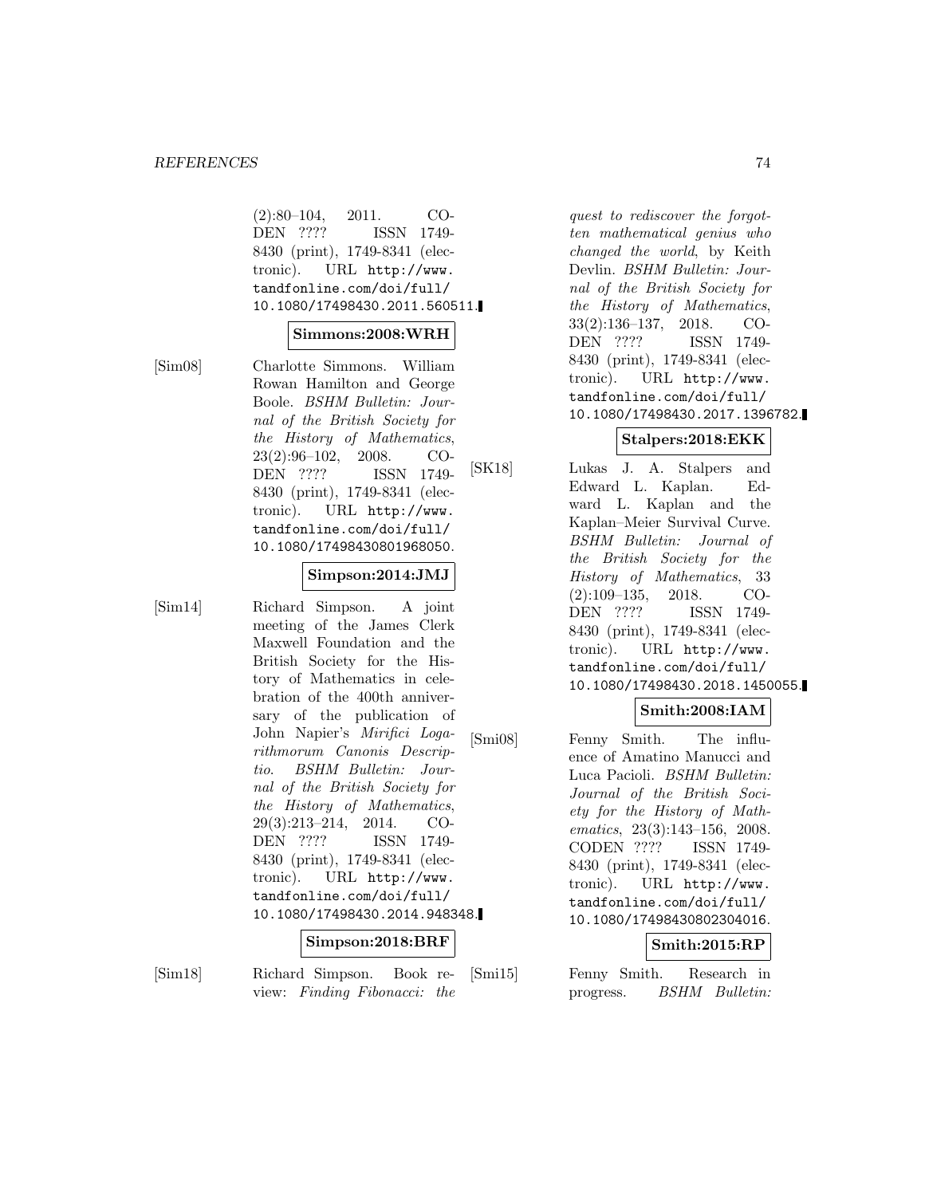(2):80–104, 2011. CODEN ???? ISSN 1749-8430 (print), 1749-8341 (electronic). URL http://www.tandfonline.com/doi/full/10.1080/17498430.2011.560511.

**Simmons:2008:WRH**

[Sim08] Charlotte Simmons. William Rowan Hamilton and George Boole. *BSHM Bulletin: Journal of the British Society for the History of Mathematics*, 23(2):96–102, 2008. CODEN ???? ISSN 1749-8430 (print), 1749-8341 (electronic). URL http://www.tandfonline.com/doi/full/10.1080/17498430801968050.

**Simpson:2014:JMJ**

[Sim14] Richard Simpson. A joint meeting of the James Clerk Maxwell Foundation and the British Society for the History of Mathematics in celebration of the 400th anniversary of the publication of John Napier's *Mirifici Logarithmorum Canonis Descriptio*. *BSHM Bulletin: Journal of the British Society for the History of Mathematics*, 29(3):213–214, 2014. CODEN ???? ISSN 1749-8430 (print), 1749-8341 (electronic). URL http://www.tandfonline.com/doi/full/10.1080/17498430.2014.948348.

**Simpson:2018:BRF**

[Sim18] Richard Simpson. Book review: *Finding Fibonacci: the quest to rediscover the forgotten mathematical genius who changed the world*, by Keith Devlin. *BSHM Bulletin: Journal of the British Society for the History of Mathematics*, 33(2):136–137, 2018. CODEN ???? ISSN 1749-8430 (print), 1749-8341 (electronic). URL http://www.tandfonline.com/doi/full/10.1080/17498430.2017.1396782.

**Stalpers:2018:EKK**

[SK18] Lukas J. A. Stalpers and Edward L. Kaplan. Edward L. Kaplan and the Kaplan–Meier Survival Curve. *BSHM Bulletin: Journal of the British Society for the History of Mathematics*, 33 (2):109–135, 2018. CODEN ???? ISSN 1749-8430 (print), 1749-8341 (electronic). URL http://www.tandfonline.com/doi/full/10.1080/17498430.2018.1450055.

**Smith:2008:IAM**

[Smi08] Fenny Smith. The influence of Amatino Manucci and Luca Pacioli. *BSHM Bulletin: Journal of the British Society for the History of Mathematics*, 23(3):143–156, 2008. CODEN ???? ISSN 1749-8430 (print), 1749-8341 (electronic). URL http://www.tandfonline.com/doi/full/10.1080/17498430802304016.

**Smith:2015:RP**

[Smi15] Fenny Smith. Research in progress. *BSHM Bulletin:*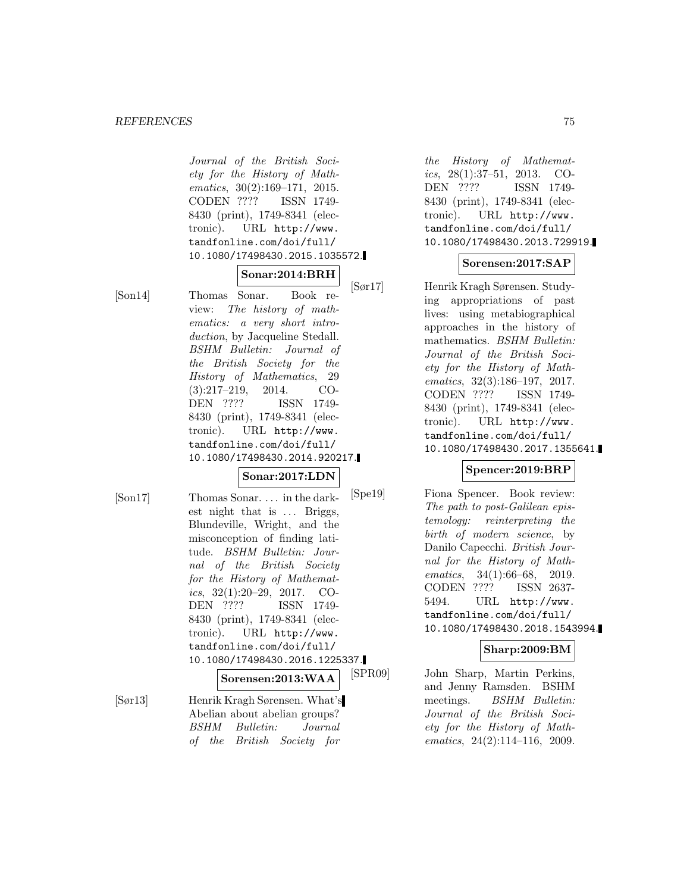*Journal of the British Society for the History of Mathematics*, 30(2):169–171, 2015. CODEN ???? ISSN 1749-8430 (print), 1749-8341 (electronic). URL http://www.tandfonline.com/doi/full/10.1080/17498430.2015.1035572.

**Sonar:2014:BRH**

[Son14] Thomas Sonar. Book review: *The history of mathematics: a very short introduction*, by Jacqueline Stedall. *BSHM Bulletin: Journal of the British Society for the History of Mathematics*, 29(3):217–219, 2014. CODEN ???? ISSN 1749-8430 (print), 1749-8341 (electronic). URL http://www.tandfonline.com/doi/full/10.1080/17498430.2014.920217.

**Sonar:2017:LDN**

[Son17] Thomas Sonar. ... in the darkest night that is ... Briggs, Blundeville, Wright, and the misconception of finding latitude. *BSHM Bulletin: Journal of the British Society for the History of Mathematics*, 32(1):20–29, 2017. CODEN ???? ISSN 1749-8430 (print), 1749-8341 (electronic). URL http://www.tandfonline.com/doi/full/10.1080/17498430.2016.1225337.

**Sorensen:2013:WAA**

[Sør13] Henrik Kragh Sørensen. What's Abelian about abelian groups? *BSHM Bulletin: Journal of the British Society for the History of Mathematics*, 28(1):37–51, 2013. CODEN ???? ISSN 1749-8430 (print), 1749-8341 (electronic). URL http://www.tandfonline.com/doi/full/10.1080/17498430.2013.729919.

**Sorensen:2017:SAP**

[Sør17] Henrik Kragh Sørensen. Studying appropriations of past lives: using metabiographical approaches in the history of mathematics. *BSHM Bulletin: Journal of the British Society for the History of Mathematics*, 32(3):186–197, 2017. CODEN ???? ISSN 1749-8430 (print), 1749-8341 (electronic). URL http://www.tandfonline.com/doi/full/10.1080/17498430.2017.1355641.

**Spencer:2019:BRP**

[Spe19] Fiona Spencer. Book review: *The path to post-Galilean epistemology: reinterpreting the birth of modern science*, by Danilo Capecchi. *British Journal for the History of Mathematics*, 34(1):66–68, 2019. CODEN ???? ISSN 2637-5494. URL http://www.tandfonline.com/doi/full/10.1080/17498430.2018.1543994.

**Sharp:2009:BM**

[SPR09] John Sharp, Martin Perkins, and Jenny Ramsden. BSHM meetings. *BSHM Bulletin: Journal of the British Society for the History of Mathematics*, 24(2):114–116, 2009.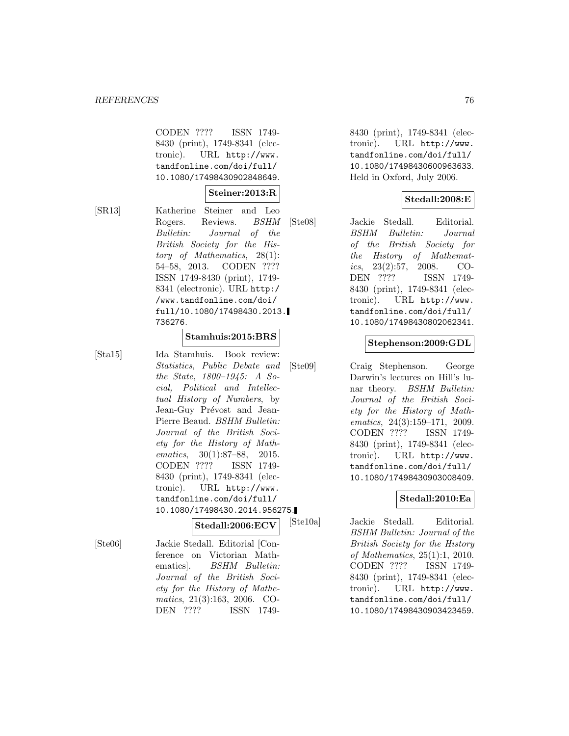CODEN ???? ISSN 1749-8430 (print), 1749-8341 (electronic). URL http://www.tandfonline.com/doi/full/10.1080/17498430902848649.

**Steiner:2013:R**

[SR13] Katherine Steiner and Leo Rogers. Reviews. *BSHM Bulletin: Journal of the British Society for the History of Mathematics*, 28(1): 54–58, 2013. CODEN ???? ISSN 1749-8430 (print), 1749-8341 (electronic). URL http://www.tandfonline.com/doi/full/10.1080/17498430.2013.736276.

**Stamhuis:2015:BRS**

[Sta15] Ida Stamhuis. Book review: *Statistics, Public Debate and the State, 1800–1945: A Social, Political and Intellectual History of Numbers*, by Jean-Guy Prévost and Jean-Pierre Beaud. *BSHM Bulletin: Journal of the British Society for the History of Mathematics*, 30(1):87–88, 2015. CODEN ???? ISSN 1749-8430 (print), 1749-8341 (electronic). URL http://www.tandfonline.com/doi/full/10.1080/17498430.2014.956275.

**Stedall:2006:ECV**

[Ste06] Jackie Stedall. Editorial [Conference on Victorian Mathematics]. *BSHM Bulletin: Journal of the British Society for the History of Mathematics*, 21(3):163, 2006. CODEN ???? ISSN 1749-8430 (print), 1749-8341 (electronic). URL http://www.tandfonline.com/doi/full/10.1080/17498430600963633. Held in Oxford, July 2006.

**Stedall:2008:E**

[Ste08] Jackie Stedall. Editorial. *BSHM Bulletin: Journal of the British Society for the History of Mathematics*, 23(2):57, 2008. CODEN ???? ISSN 1749-8430 (print), 1749-8341 (electronic). URL http://www.tandfonline.com/doi/full/10.1080/17498430802062341.

**Stephenson:2009:GDL**

[Ste09] Craig Stephenson. George Darwin's lectures on Hill's lunar theory. *BSHM Bulletin: Journal of the British Society for the History of Mathematics*, 24(3):159–171, 2009. CODEN ???? ISSN 1749-8430 (print), 1749-8341 (electronic). URL http://www.tandfonline.com/doi/full/10.1080/17498430903008409.

**Stedall:2010:Ea**

[Ste10a] Jackie Stedall. Editorial. *BSHM Bulletin: Journal of the British Society for the History of Mathematics*, 25(1):1, 2010. CODEN ???? ISSN 1749-8430 (print), 1749-8341 (electronic). URL http://www.tandfonline.com/doi/full/10.1080/17498430903423459.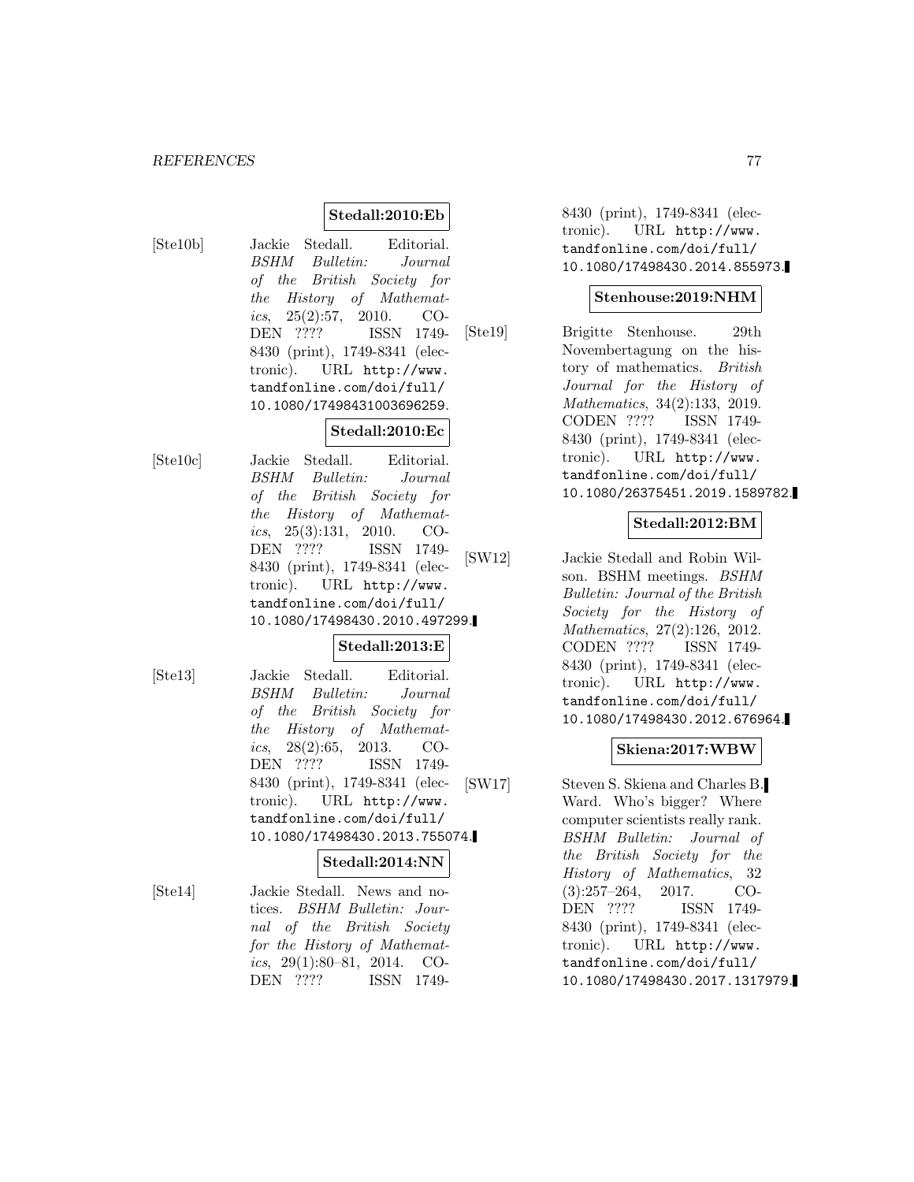**Stedall:2010:Eb**

[Ste10b] Jackie Stedall. Editorial. *BSHM Bulletin: Journal of the British Society for the History of Mathematics*, 25(2):57, 2010. CODEN ???? ISSN 1749-8430 (print), 1749-8341 (electronic). URL http://www.tandfonline.com/doi/full/10.1080/17498431003696259.

**Stedall:2010:Ec**

[Ste10c] Jackie Stedall. Editorial. *BSHM Bulletin: Journal of the British Society for the History of Mathematics*, 25(3):131, 2010. CODEN ???? ISSN 1749-8430 (print), 1749-8341 (electronic). URL http://www.tandfonline.com/doi/full/10.1080/17498430.2010.497299.

**Stedall:2013:E**

[Ste13] Jackie Stedall. Editorial. *BSHM Bulletin: Journal of the British Society for the History of Mathematics*, 28(2):65, 2013. CODEN ???? ISSN 1749-8430 (print), 1749-8341 (electronic). URL http://www.tandfonline.com/doi/full/10.1080/17498430.2013.755074.

**Stedall:2014:NN**

[Ste14] Jackie Stedall. News and notices. *BSHM Bulletin: Journal of the British Society for the History of Mathematics*, 29(1):80–81, 2014. CODEN ???? ISSN 1749-8430 (print), 1749-8341 (electronic). URL http://www.tandfonline.com/doi/full/10.1080/17498430.2014.855973.

**Stenhouse:2019:NHM**

[Ste19] Brigitte Stenhouse. 29th Novembertagung on the history of mathematics. *British Journal for the History of Mathematics*, 34(2):133, 2019. CODEN ???? ISSN 1749-8430 (print), 1749-8341 (electronic). URL http://www.tandfonline.com/doi/full/10.1080/26375451.2019.1589782.

**Stedall:2012:BM**

[SW12] Jackie Stedall and Robin Wilson. BSHM meetings. *BSHM Bulletin: Journal of the British Society for the History of Mathematics*, 27(2):126, 2012. CODEN ???? ISSN 1749-8430 (print), 1749-8341 (electronic). URL http://www.tandfonline.com/doi/full/10.1080/17498430.2012.676964.

**Skiena:2017:WBW**

[SW17] Steven S. Skiena and Charles B. Ward. Who's bigger? Where computer scientists really rank. *BSHM Bulletin: Journal of the British Society for the History of Mathematics*, 32 (3):257–264, 2017. CODEN ???? ISSN 1749-8430 (print), 1749-8341 (electronic). URL http://www.tandfonline.com/doi/full/10.1080/17498430.2017.1317979.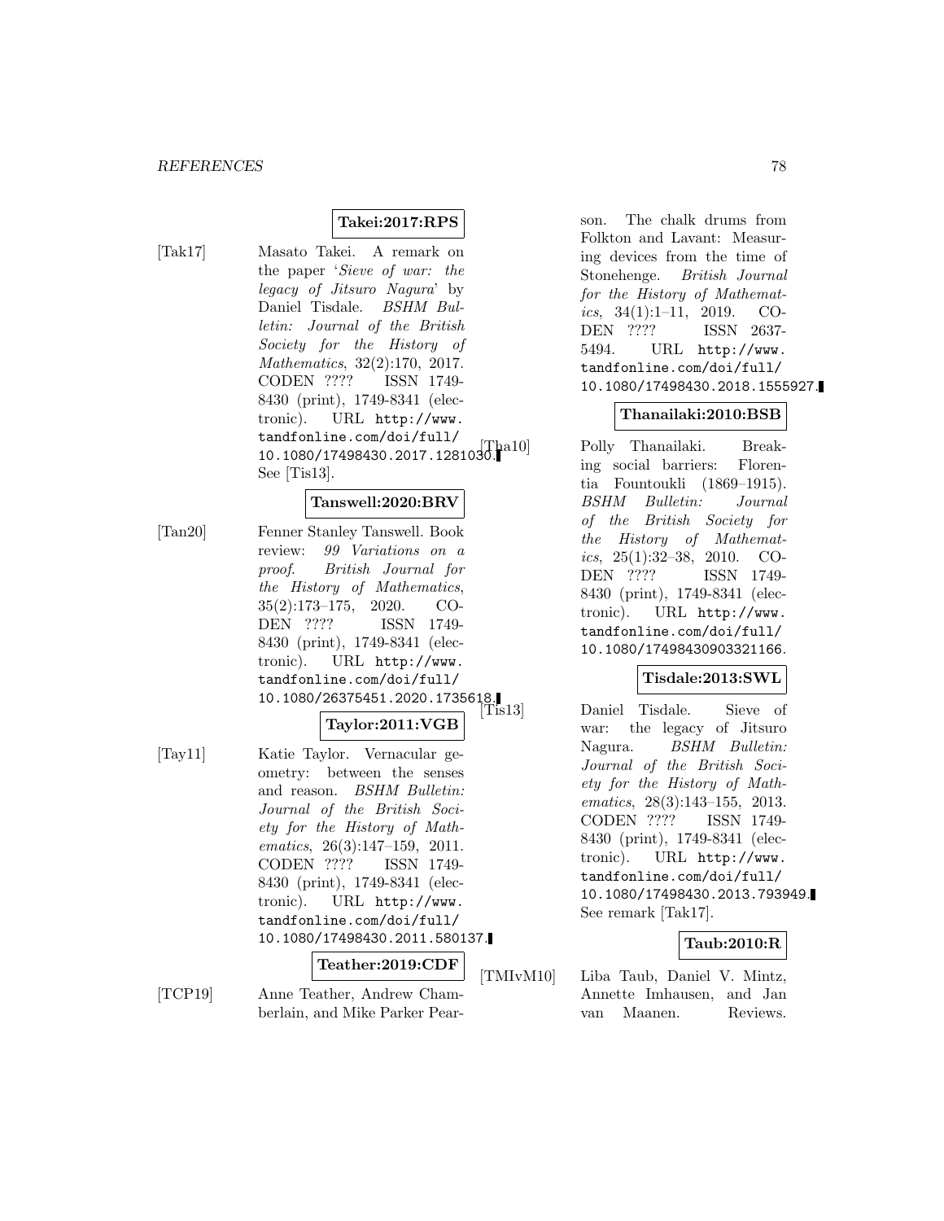**Takei:2017:RPS**

[Tak17] Masato Takei. A remark on the paper '*Sieve of war: the legacy of Jitsuro Nagura*' by Daniel Tisdale. *BSHM Bulletin: Journal of the British Society for the History of Mathematics*, 32(2):170, 2017. CODEN ???? ISSN 1749-8430 (print), 1749-8341 (electronic). URL http://www.tandfonline.com/doi/full/10.1080/17498430.2017.1281030. See [Tis13].

**Tanswell:2020:BRV**

[Tan20] Fenner Stanley Tanswell. Book review: *99 Variations on a proof*. *British Journal for the History of Mathematics*, 35(2):173–175, 2020. CODEN ???? ISSN 1749-8430 (print), 1749-8341 (electronic). URL http://www.tandfonline.com/doi/full/10.1080/26375451.2020.1735618.

**Taylor:2011:VGB**

[Tay11] Katie Taylor. Vernacular geometry: between the senses and reason. *BSHM Bulletin: Journal of the British Society for the History of Mathematics*, 26(3):147–159, 2011. CODEN ???? ISSN 1749-8430 (print), 1749-8341 (electronic). URL http://www.tandfonline.com/doi/full/10.1080/17498430.2011.580137.

**Teather:2019:CDF**

[TCP19] Anne Teather, Andrew Chamberlain, and Mike Parker Pearson. The chalk drums from Folkton and Lavant: Measuring devices from the time of Stonehenge. *British Journal for the History of Mathematics*, 34(1):1–11, 2019. CODEN ???? ISSN 2637-5494. URL http://www.tandfonline.com/doi/full/10.1080/17498430.2018.1555927.

**Thanailaki:2010:BSB**

[Tha10] Polly Thanailaki. Breaking social barriers: Florentia Fountoukli (1869–1915). *BSHM Bulletin: Journal of the British Society for the History of Mathematics*, 25(1):32–38, 2010. CODEN ???? ISSN 1749-8430 (print), 1749-8341 (electronic). URL http://www.tandfonline.com/doi/full/10.1080/17498430903321166.

**Tisdale:2013:SWL**

[Tis13] Daniel Tisdale. Sieve of war: the legacy of Jitsuro Nagura. *BSHM Bulletin: Journal of the British Society for the History of Mathematics*, 28(3):143–155, 2013. CODEN ???? ISSN 1749-8430 (print), 1749-8341 (electronic). URL http://www.tandfonline.com/doi/full/10.1080/17498430.2013.793949. See remark [Tak17].

**Taub:2010:R**

[TMIvM10] Liba Taub, Daniel V. Mintz, Annette Imhausen, and Jan van Maanen. Reviews.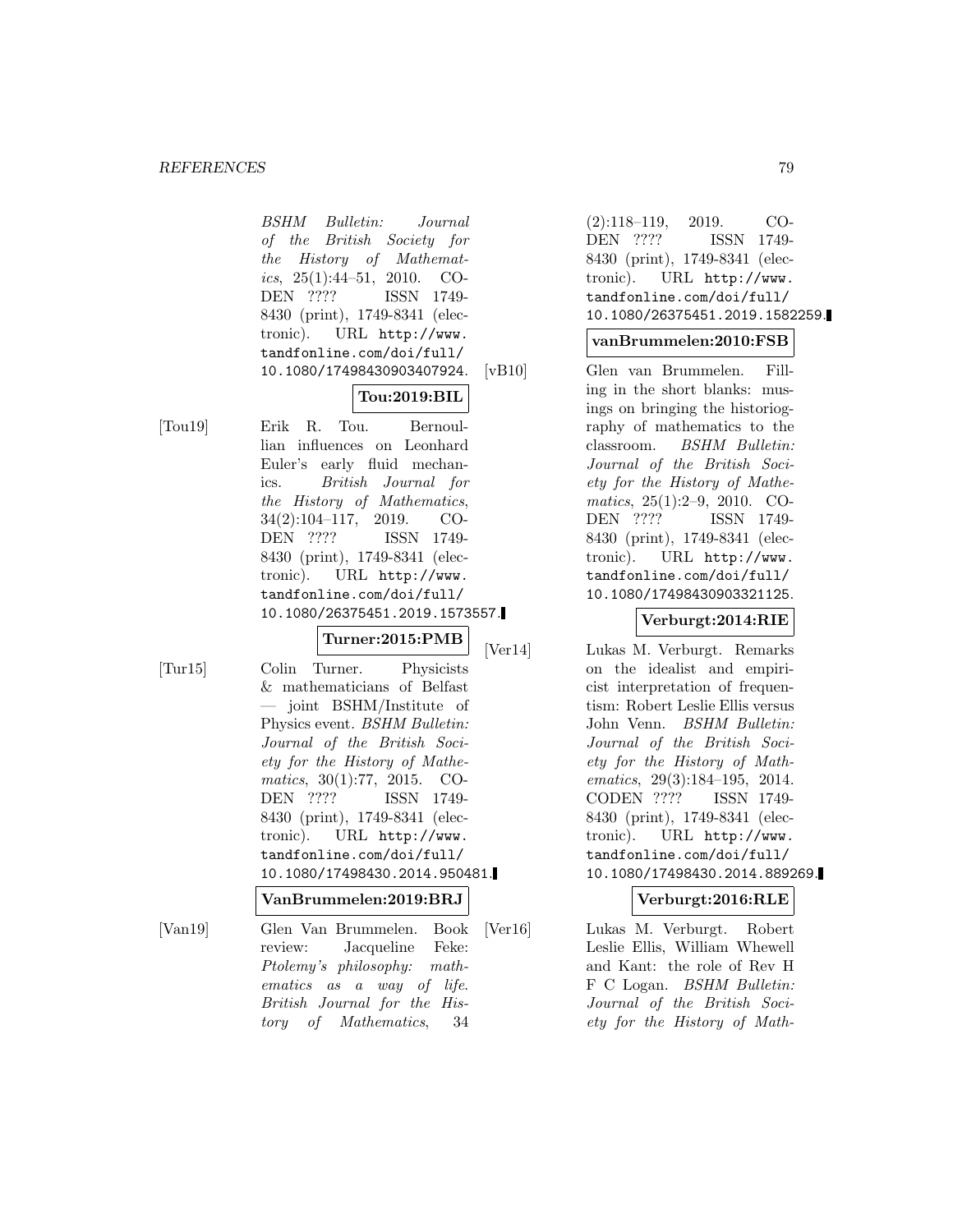*BSHM Bulletin: Journal of the British Society for the History of Mathematics*, 25(1):44–51, 2010. CODEN ???? ISSN 1749-8430 (print), 1749-8341 (electronic). URL http://www.tandfonline.com/doi/full/10.1080/17498430903407924.

**Tou:2019:BIL**

[Tou19] Erik R. Tou. Bernoullian influences on Leonhard Euler's early fluid mechanics. *British Journal for the History of Mathematics*, 34(2):104–117, 2019. CODEN ???? ISSN 1749-8430 (print), 1749-8341 (electronic). URL http://www.tandfonline.com/doi/full/10.1080/26375451.2019.1573557.

**Turner:2015:PMB**

[Tur15] Colin Turner. Physicists & mathematicians of Belfast — joint BSHM/Institute of Physics event. *BSHM Bulletin: Journal of the British Society for the History of Mathematics*, 30(1):77, 2015. CODEN ???? ISSN 1749-8430 (print), 1749-8341 (electronic). URL http://www.tandfonline.com/doi/full/10.1080/17498430.2014.950481.

**VanBrummelen:2019:BRJ**

[Van19] Glen Van Brummelen. Book review: Jacqueline Feke: *Ptolemy's philosophy: mathematics as a way of life*. *British Journal for the History of Mathematics*, 34 (2):118–119, 2019. CODEN ???? ISSN 1749-8430 (print), 1749-8341 (electronic). URL http://www.tandfonline.com/doi/full/10.1080/26375451.2019.1582259.

**vanBrummelen:2010:FSB**

[vB10] Glen van Brummelen. Filling in the short blanks: musings on bringing the historiography of mathematics to the classroom. *BSHM Bulletin: Journal of the British Society for the History of Mathematics*, 25(1):2–9, 2010. CODEN ???? ISSN 1749-8430 (print), 1749-8341 (electronic). URL http://www.tandfonline.com/doi/full/10.1080/17498430903321125.

**Verburgt:2014:RIE**

[Ver14] Lukas M. Verburgt. Remarks on the idealist and empiricist interpretation of frequentism: Robert Leslie Ellis versus John Venn. *BSHM Bulletin: Journal of the British Society for the History of Mathematics*, 29(3):184–195, 2014. CODEN ???? ISSN 1749-8430 (print), 1749-8341 (electronic). URL http://www.tandfonline.com/doi/full/10.1080/17498430.2014.889269.

**Verburgt:2016:RLE**

[Ver16] Lukas M. Verburgt. Robert Leslie Ellis, William Whewell and Kant: the role of Rev H F C Logan. *BSHM Bulletin: Journal of the British Society for the History of Math-*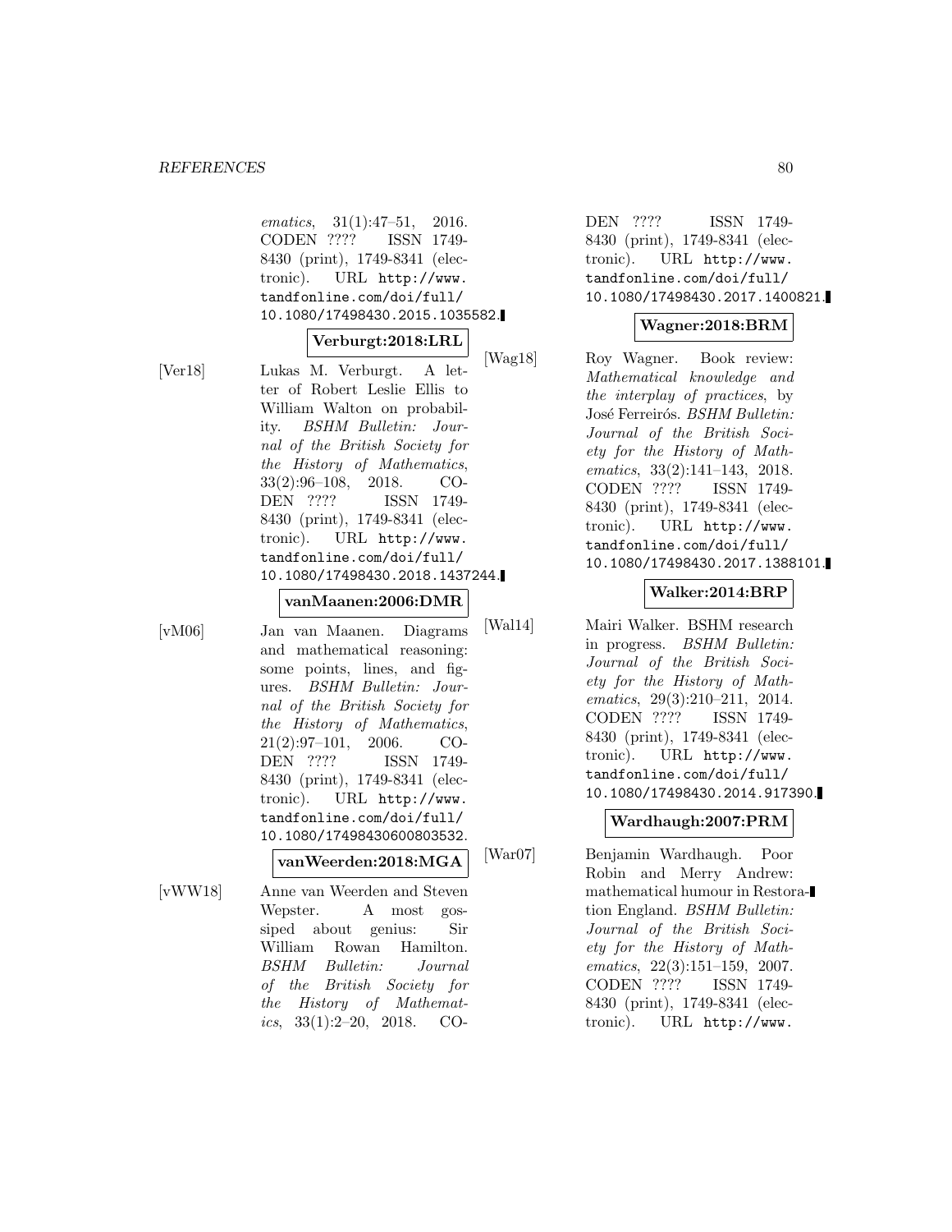*ematics*, 31(1):47–51, 2016. CODEN ???? ISSN 1749-8430 (print), 1749-8341 (electronic). URL http://www.tandfonline.com/doi/full/10.1080/17498430.2015.1035582.

**Verburgt:2018:LRL**

[Ver18] Lukas M. Verburgt. A letter of Robert Leslie Ellis to William Walton on probability. *BSHM Bulletin: Journal of the British Society for the History of Mathematics*, 33(2):96–108, 2018. CODEN ???? ISSN 1749-8430 (print), 1749-8341 (electronic). URL http://www.tandfonline.com/doi/full/10.1080/17498430.2018.1437244.

**vanMaanen:2006:DMR**

[vM06] Jan van Maanen. Diagrams and mathematical reasoning: some points, lines, and figures. *BSHM Bulletin: Journal of the British Society for the History of Mathematics*, 21(2):97–101, 2006. CODEN ???? ISSN 1749-8430 (print), 1749-8341 (electronic). URL http://www.tandfonline.com/doi/full/10.1080/17498430600803532.

**vanWeerden:2018:MGA**

[vWW18] Anne van Weerden and Steven Wepster. A most gossiped about genius: Sir William Rowan Hamilton. *BSHM Bulletin: Journal of the British Society for the History of Mathematics*, 33(1):2–20, 2018. CODEN ???? ISSN 1749-8430 (print), 1749-8341 (electronic). URL http://www.tandfonline.com/doi/full/10.1080/17498430.2017.1400821.

**Wagner:2018:BRM**

[Wag18] Roy Wagner. Book review: *Mathematical knowledge and the interplay of practices*, by José Ferreirós. *BSHM Bulletin: Journal of the British Society for the History of Mathematics*, 33(2):141–143, 2018. CODEN ???? ISSN 1749-8430 (print), 1749-8341 (electronic). URL http://www.tandfonline.com/doi/full/10.1080/17498430.2017.1388101.

**Walker:2014:BRP**

[Wal14] Mairi Walker. BSHM research in progress. *BSHM Bulletin: Journal of the British Society for the History of Mathematics*, 29(3):210–211, 2014. CODEN ???? ISSN 1749-8430 (print), 1749-8341 (electronic). URL http://www.tandfonline.com/doi/full/10.1080/17498430.2014.917390.

**Wardhaugh:2007:PRM**

[War07] Benjamin Wardhaugh. Poor Robin and Merry Andrew: mathematical humour in Restoration England. *BSHM Bulletin: Journal of the British Society for the History of Mathematics*, 22(3):151–159, 2007. CODEN ???? ISSN 1749-8430 (print), 1749-8341 (electronic). URL http://www.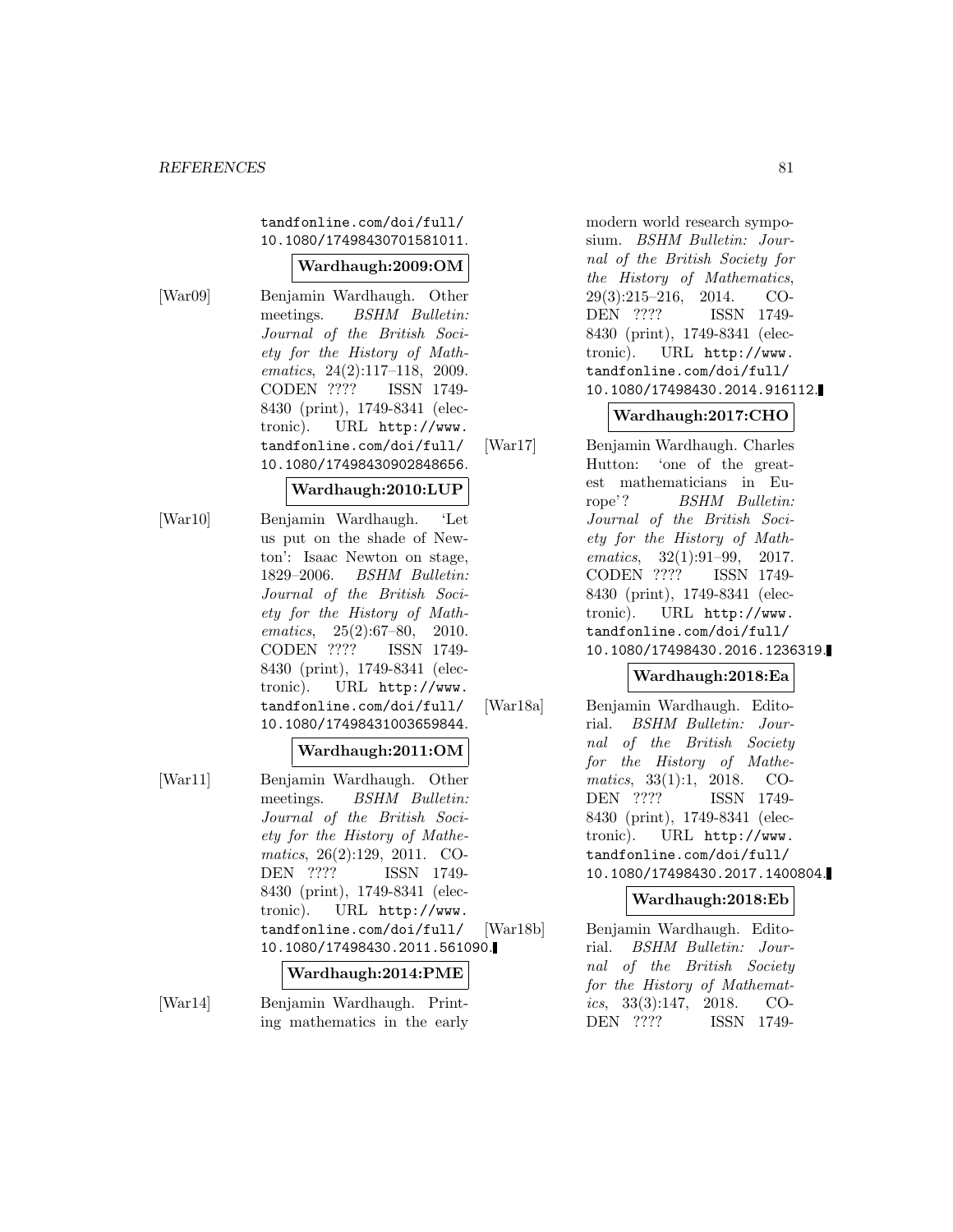tandfonline.com/doi/full/10.1080/17498430701581011.

**Wardhaugh:2009:OM**

[War09] Benjamin Wardhaugh. Other meetings. *BSHM Bulletin: Journal of the British Society for the History of Mathematics*, 24(2):117–118, 2009. CODEN ???? ISSN 1749-8430 (print), 1749-8341 (electronic). URL http://www.tandfonline.com/doi/full/10.1080/17498430902848656.

**Wardhaugh:2010:LUP**

[War10] Benjamin Wardhaugh. 'Let us put on the shade of Newton on stage, 1829–2006. *BSHM Bulletin: Journal of the British Society for the History of Mathematics*, 25(2):67–80, 2010. CODEN ???? ISSN 1749-8430 (print), 1749-8341 (electronic). URL http://www.tandfonline.com/doi/full/10.1080/17498431003659844.

**Wardhaugh:2011:OM**

[War11] Benjamin Wardhaugh. Other meetings. *BSHM Bulletin: Journal of the British Society for the History of Mathematics*, 26(2):129, 2011. CODEN ???? ISSN 1749-8430 (print), 1749-8341 (electronic). URL http://www.tandfonline.com/doi/full/10.1080/17498430.2011.561090.

**Wardhaugh:2014:PME**

[War14] Benjamin Wardhaugh. Printing mathematics in the early modern world research symposium. *BSHM Bulletin: Journal of the British Society for the History of Mathematics*, 29(3):215–216, 2014. CODEN ???? ISSN 1749-8430 (print), 1749-8341 (electronic). URL http://www.tandfonline.com/doi/full/10.1080/17498430.2014.916112.

**Wardhaugh:2017:CHO**

[War17] Benjamin Wardhaugh. Charles Hutton: 'one of the greatest mathematicians in Europe'? *BSHM Bulletin: Journal of the British Society for the History of Mathematics*, 32(1):91–99, 2017. CODEN ???? ISSN 1749-8430 (print), 1749-8341 (electronic). URL http://www.tandfonline.com/doi/full/10.1080/17498430.2016.1236319.

**Wardhaugh:2018:Ea**

[War18a] Benjamin Wardhaugh. Editorial. *BSHM Bulletin: Journal of the British Society for the History of Mathematics*, 33(1):1, 2018. CODEN ???? ISSN 1749-8430 (print), 1749-8341 (electronic). URL http://www.tandfonline.com/doi/full/10.1080/17498430.2017.1400804.

**Wardhaugh:2018:Eb**

[War18b] Benjamin Wardhaugh. Editorial. *BSHM Bulletin: Journal of the British Society for the History of Mathematics*, 33(3):147, 2018. CODEN ???? ISSN 1749-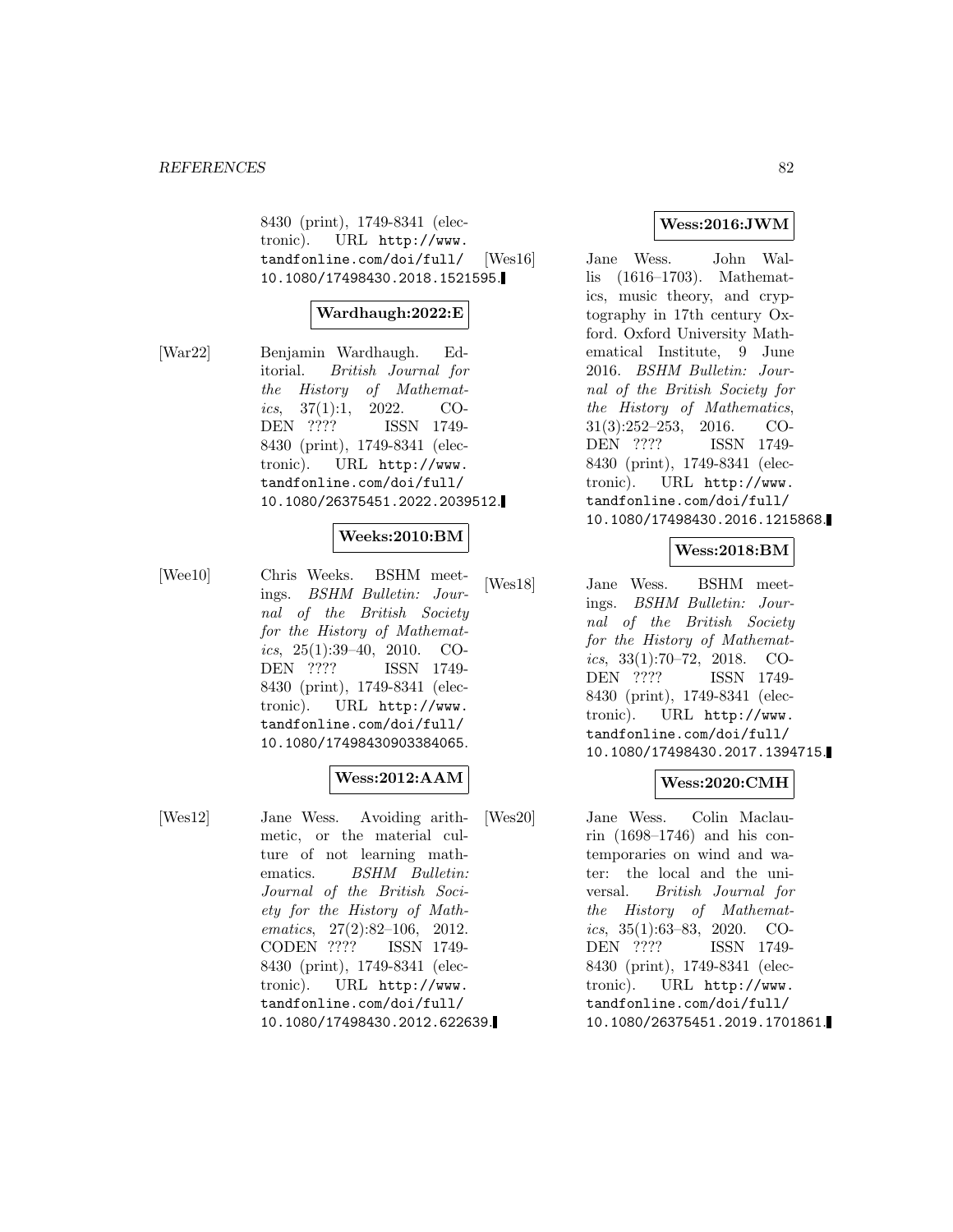8430 (print), 1749-8341 (electronic). URL http://www.tandfonline.com/doi/full/10.1080/17498430.2018.1521595.

**Wardhaugh:2022:E**

[War22] Benjamin Wardhaugh. Editorial. *British Journal for the History of Mathematics*, 37(1):1, 2022. CODEN ???? ISSN 1749-8430 (print), 1749-8341 (electronic). URL http://www.tandfonline.com/doi/full/10.1080/26375451.2022.2039512.

**Weeks:2010:BM**

[Wee10] Chris Weeks. BSHM meetings. *BSHM Bulletin: Journal of the British Society for the History of Mathematics*, 25(1):39–40, 2010. CODEN ???? ISSN 1749-8430 (print), 1749-8341 (electronic). URL http://www.tandfonline.com/doi/full/10.1080/17498430903384065.

**Wess:2012:AAM**

[Wes12] Jane Wess. Avoiding arithmetic, or the material culture of not learning mathematics. *BSHM Bulletin: Journal of the British Society for the History of Mathematics*, 27(2):82–106, 2012. CODEN ???? ISSN 1749-8430 (print), 1749-8341 (electronic). URL http://www.tandfonline.com/doi/full/10.1080/17498430.2012.622639.

**Wess:2016:JWM**

[Wes16] Jane Wess. John Wallis (1616–1703). Mathematics, music theory, and cryptography in 17th century Oxford. Oxford University Mathematical Institute, 9 June 2016. *BSHM Bulletin: Journal of the British Society for the History of Mathematics*, 31(3):252–253, 2016. CODEN ???? ISSN 1749-8430 (print), 1749-8341 (electronic). URL http://www.tandfonline.com/doi/full/10.1080/17498430.2016.1215868.

**Wess:2018:BM**

[Wes18] Jane Wess. BSHM meetings. *BSHM Bulletin: Journal of the British Society for the History of Mathematics*, 33(1):70–72, 2018. CODEN ???? ISSN 1749-8430 (print), 1749-8341 (electronic). URL http://www.tandfonline.com/doi/full/10.1080/17498430.2017.1394715.

**Wess:2020:CMH**

[Wes20] Jane Wess. Colin Maclaurin (1698–1746) and his contemporaries on wind and water: the local and the universal. *British Journal for the History of Mathematics*, 35(1):63–83, 2020. CODEN ???? ISSN 1749-8430 (print), 1749-8341 (electronic). URL http://www.tandfonline.com/doi/full/10.1080/26375451.2019.1701861.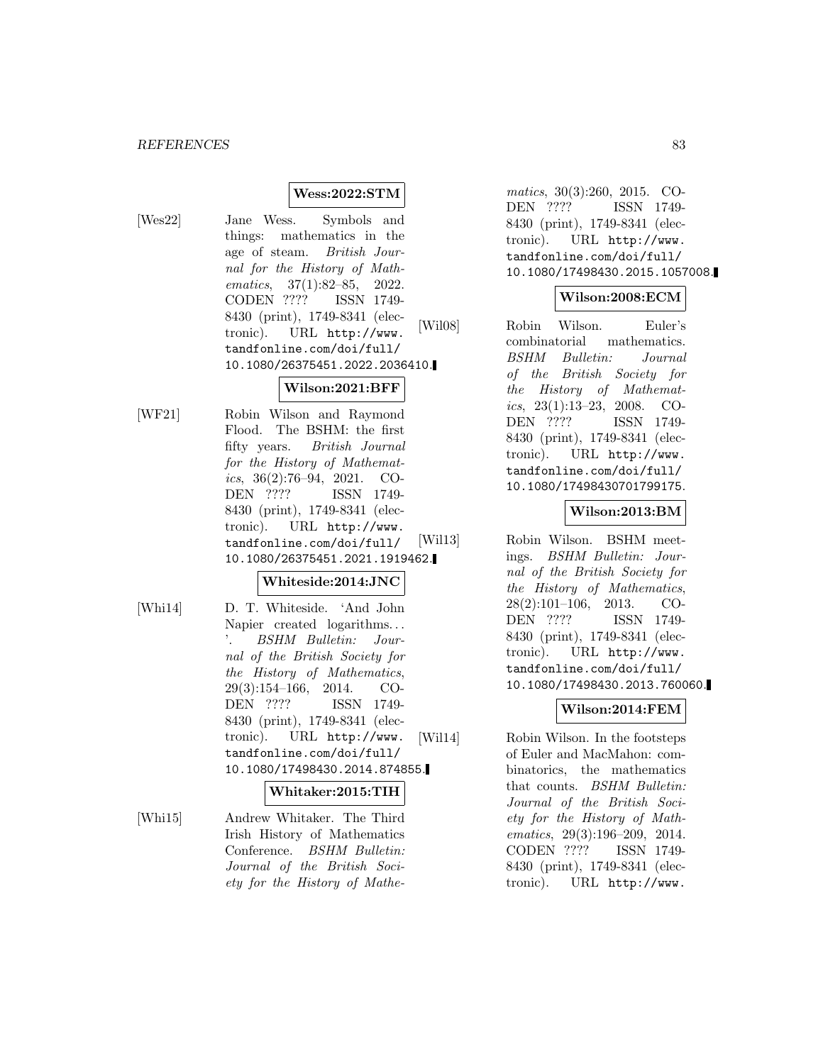**Wess:2022:STM**

[Wes22] Jane Wess. Symbols and things: mathematics in the age of steam. *British Journal for the History of Mathematics*, 37(1):82–85, 2022. CODEN ???? ISSN 1749-8430 (print), 1749-8341 (electronic). URL http://www.tandfonline.com/doi/full/10.1080/26375451.2022.2036410.

**Wilson:2021:BFF**

[WF21] Robin Wilson and Raymond Flood. The BSHM: the first fifty years. *British Journal for the History of Mathematics*, 36(2):76–94, 2021. CODEN ???? ISSN 1749-8430 (print), 1749-8341 (electronic). URL http://www.tandfonline.com/doi/full/10.1080/26375451.2021.1919462.

**Whiteside:2014:JNC**

[Whi14] D. T. Whiteside. 'And John Napier created logarithms. . . '. *BSHM Bulletin: Journal of the British Society for the History of Mathematics*, 29(3):154–166, 2014. CODEN ???? ISSN 1749-8430 (print), 1749-8341 (electronic). URL http://www.tandfonline.com/doi/full/10.1080/17498430.2014.874855.

**Whitaker:2015:TIH**

[Whi15] Andrew Whitaker. The Third Irish History of Mathematics Conference. *BSHM Bulletin: Journal of the British Society for the History of Mathematics*, 30(3):260, 2015. CODEN ???? ISSN 1749-8430 (print), 1749-8341 (electronic). URL http://www.tandfonline.com/doi/full/10.1080/17498430.2015.1057008.

**Wilson:2008:ECM**

[Wil08] Robin Wilson. Euler's combinatorial mathematics. *BSHM Bulletin: Journal of the British Society for the History of Mathematics*, 23(1):13–23, 2008. CODEN ???? ISSN 1749-8430 (print), 1749-8341 (electronic). URL http://www.tandfonline.com/doi/full/10.1080/17498430701799175.

**Wilson:2013:BM**

[Wil13] Robin Wilson. BSHM meetings. *BSHM Bulletin: Journal of the British Society for the History of Mathematics*, 28(2):101–106, 2013. CODEN ???? ISSN 1749-8430 (print), 1749-8341 (electronic). URL http://www.tandfonline.com/doi/full/10.1080/17498430.2013.760060.

**Wilson:2014:FEM**

[Wil14] Robin Wilson. In the footsteps of Euler and MacMahon: combinatorics, the mathematics that counts. *BSHM Bulletin: Journal of the British Society for the History of Mathematics*, 29(3):196–209, 2014. CODEN ???? ISSN 1749-8430 (print), 1749-8341 (electronic). URL http://www.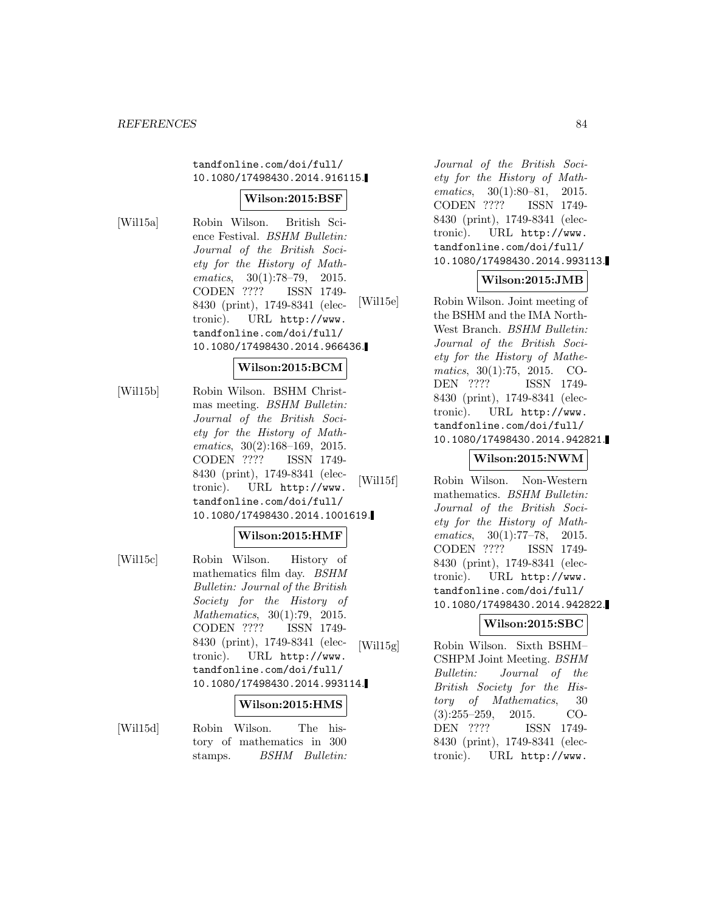tandfonline.com/doi/full/10.1080/17498430.2014.916115.

**Wilson:2015:BSF**

[Wil15a] Robin Wilson. British Science Festival. *BSHM Bulletin: Journal of the British Society for the History of Mathematics*, 30(1):78–79, 2015. CODEN ???? ISSN 1749-8430 (print), 1749-8341 (electronic). URL http://www.tandfonline.com/doi/full/10.1080/17498430.2014.966436.

**Wilson:2015:BCM**

[Wil15b] Robin Wilson. BSHM Christmas meeting. *BSHM Bulletin: Journal of the British Society for the History of Mathematics*, 30(2):168–169, 2015. CODEN ???? ISSN 1749-8430 (print), 1749-8341 (electronic). URL http://www.tandfonline.com/doi/full/10.1080/17498430.2014.1001619.

**Wilson:2015:HMF**

[Wil15c] Robin Wilson. History of mathematics film day. *BSHM Bulletin: Journal of the British Society for the History of Mathematics*, 30(1):79, 2015. CODEN ???? ISSN 1749-8430 (print), 1749-8341 (electronic). URL http://www.tandfonline.com/doi/full/10.1080/17498430.2014.993114.

**Wilson:2015:HMS**

[Wil15d] Robin Wilson. The history of mathematics in 300 stamps. *BSHM Bulletin: Journal of the British Society for the History of Mathematics*, 30(1):80–81, 2015. CODEN ???? ISSN 1749-8430 (print), 1749-8341 (electronic). URL http://www.tandfonline.com/doi/full/10.1080/17498430.2014.993113.

**Wilson:2015:JMB**

[Wil15e] Robin Wilson. Joint meeting of the BSHM and the IMA North-West Branch. *BSHM Bulletin: Journal of the British Society for the History of Mathematics*, 30(1):75, 2015. CODEN ???? ISSN 1749-8430 (print), 1749-8341 (electronic). URL http://www.tandfonline.com/doi/full/10.1080/17498430.2014.942821.

**Wilson:2015:NWM**

[Wil15f] Robin Wilson. Non-Western mathematics. *BSHM Bulletin: Journal of the British Society for the History of Mathematics*, 30(1):77–78, 2015. CODEN ???? ISSN 1749-8430 (print), 1749-8341 (electronic). URL http://www.tandfonline.com/doi/full/10.1080/17498430.2014.942822.

**Wilson:2015:SBC**

[Wil15g] Robin Wilson. Sixth BSHM–CSHPM Joint Meeting. *BSHM Bulletin: Journal of the British Society for the History of Mathematics*, 30 (3):255–259, 2015. CODEN ???? ISSN 1749-8430 (print), 1749-8341 (electronic). URL http://www.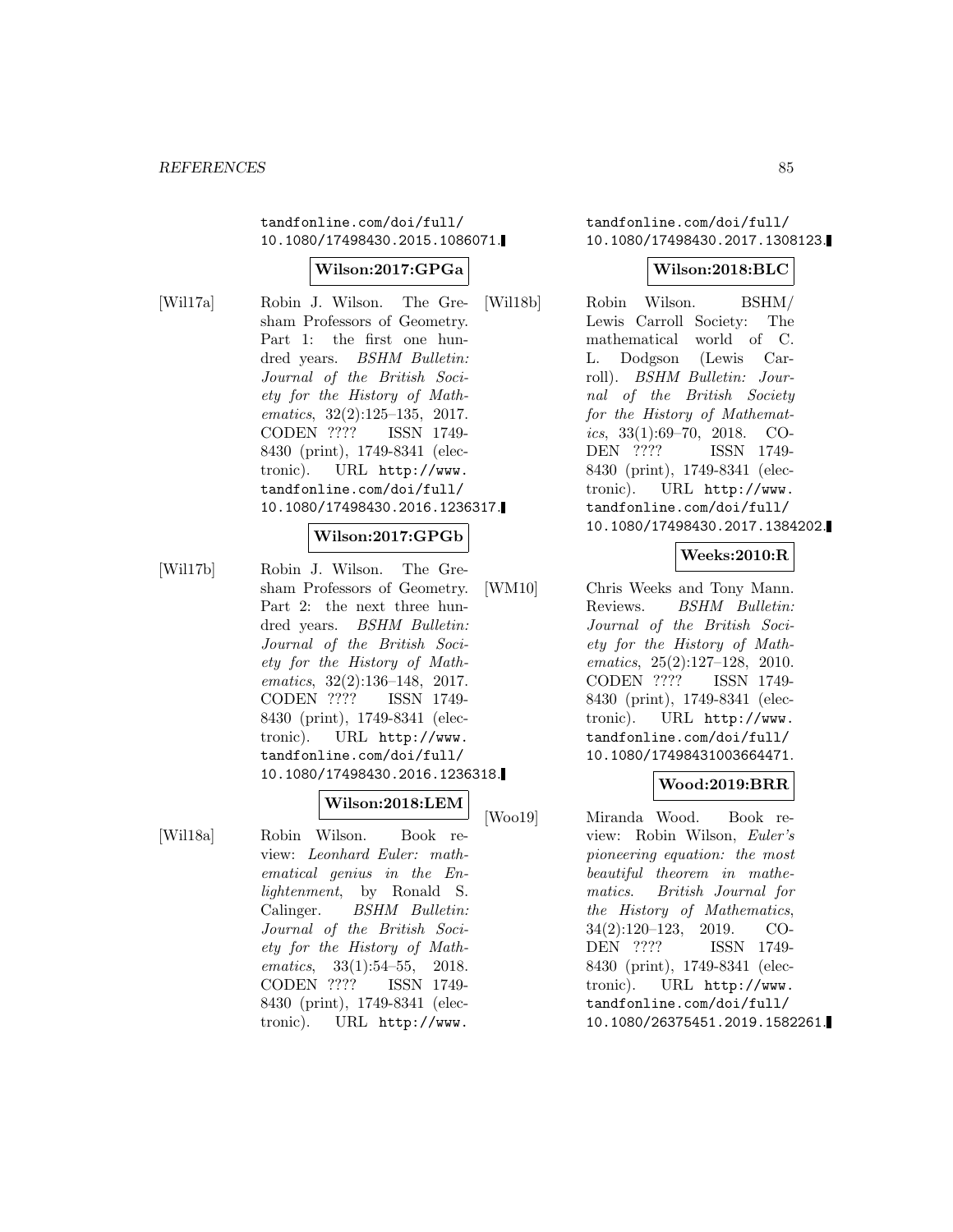tandfonline.com/doi/full/10.1080/17498430.2015.1086071.

**Wilson:2017:GPGa**

[Wil17a] Robin J. Wilson. The Gresham Professors of Geometry. Part 1: the first one hundred years. *BSHM Bulletin: Journal of the British Society for the History of Mathematics*, 32(2):125–135, 2017. CODEN ???? ISSN 1749-8430 (print), 1749-8341 (electronic). URL http://www.tandfonline.com/doi/full/10.1080/17498430.2016.1236317.

**Wilson:2017:GPGb**

[Wil17b] Robin J. Wilson. The Gresham Professors of Geometry. Part 2: the next three hundred years. *BSHM Bulletin: Journal of the British Society for the History of Mathematics*, 32(2):136–148, 2017. CODEN ???? ISSN 1749-8430 (print), 1749-8341 (electronic). URL http://www.tandfonline.com/doi/full/10.1080/17498430.2016.1236318.

**Wilson:2018:LEM**

[Wil18a] Robin Wilson. Book review: *Leonhard Euler: mathematical genius in the Enlightenment*, by Ronald S. Calinger. *BSHM Bulletin: Journal of the British Society for the History of Mathematics*, 33(1):54–55, 2018. CODEN ???? ISSN 1749-8430 (print), 1749-8341 (electronic). URL http://www.tandfonline.com/doi/full/10.1080/17498430.2017.1308123.

**Wilson:2018:BLC**

[Wil18b] Robin Wilson. BSHM/Lewis Carroll Society: The mathematical world of C. L. Dodgson (Lewis Carroll). *BSHM Bulletin: Journal of the British Society for the History of Mathematics*, 33(1):69–70, 2018. CODEN ???? ISSN 1749-8430 (print), 1749-8341 (electronic). URL http://www.tandfonline.com/doi/full/10.1080/17498430.2017.1384202.

**Weeks:2010:R**

[WM10] Chris Weeks and Tony Mann. Reviews. *BSHM Bulletin: Journal of the British Society for the History of Mathematics*, 25(2):127–128, 2010. CODEN ???? ISSN 1749-8430 (print), 1749-8341 (electronic). URL http://www.tandfonline.com/doi/full/10.1080/17498431003664471.

**Wood:2019:BRR**

[Woo19] Miranda Wood. Book review: Robin Wilson, *Euler's pioneering equation: the most beautiful theorem in mathematics*. *British Journal for the History of Mathematics*, 34(2):120–123, 2019. CODEN ???? ISSN 1749-8430 (print), 1749-8341 (electronic). URL http://www.tandfonline.com/doi/full/10.1080/26375451.2019.1582261.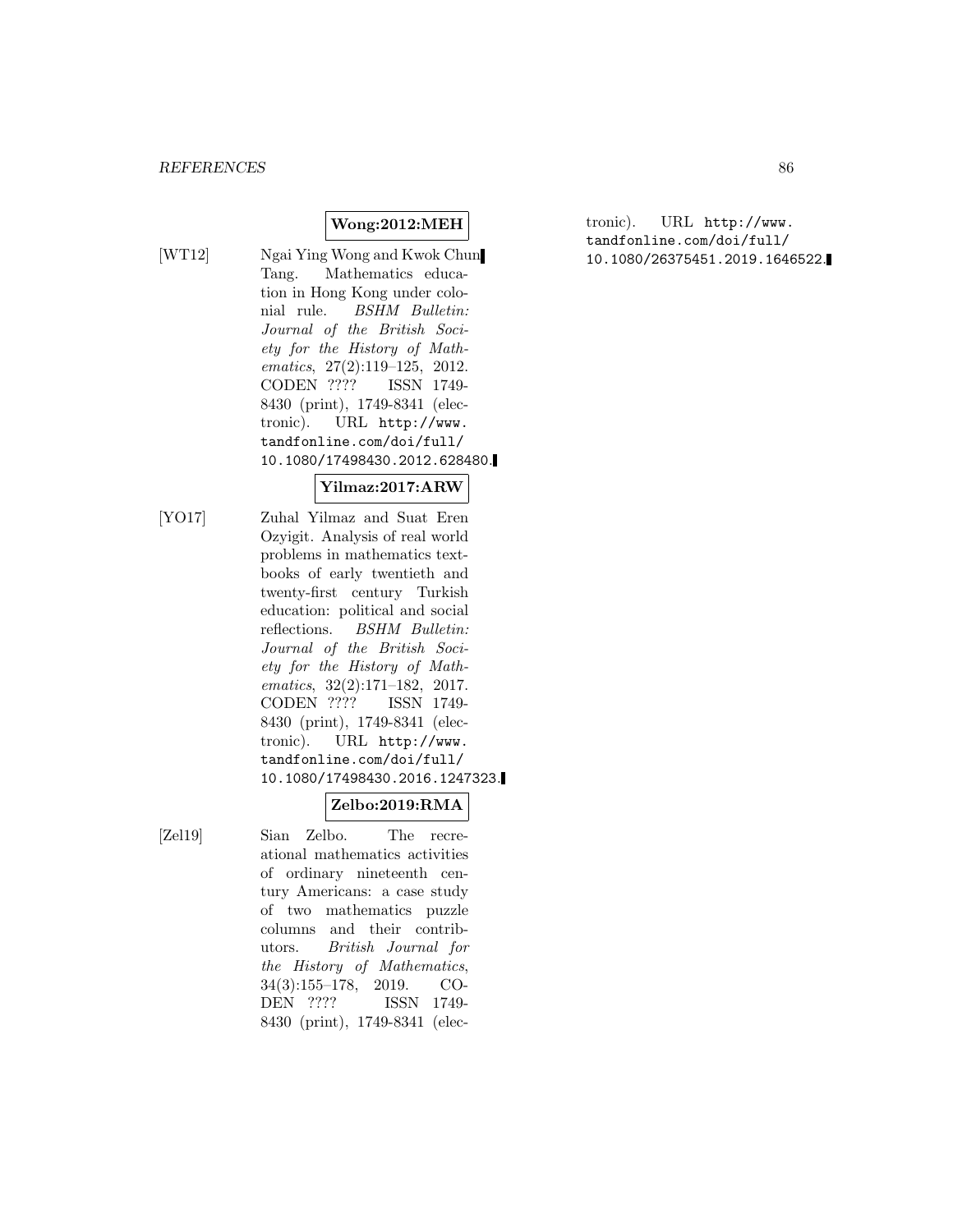**Wong:2012:MEH**

[WT12] Ngai Ying Wong and Kwok Chun Tang. Mathematics education in Hong Kong under colonial rule. *BSHM Bulletin: Journal of the British Society for the History of Mathematics*, 27(2):119–125, 2012. CODEN ???? ISSN 1749-8430 (print), 1749-8341 (electronic). URL `http://www.tandfonline.com/doi/full/10.1080/17498430.2012.628480`.

**Yilmaz:2017:ARW**

[YO17] Zuhal Yilmaz and Suat Eren Ozyigit. Analysis of real world problems in mathematics textbooks of early twentieth and twenty-first century Turkish education: political and social reflections. *BSHM Bulletin: Journal of the British Society for the History of Mathematics*, 32(2):171–182, 2017. CODEN ???? ISSN 1749-8430 (print), 1749-8341 (electronic). URL `http://www.tandfonline.com/doi/full/10.1080/17498430.2016.1247323`.

**Zelbo:2019:RMA**

[Zel19] Sian Zelbo. The recreational mathematics activities of ordinary nineteenth century Americans: a case study of two mathematics puzzle columns and their contributors. *British Journal for the History of Mathematics*, 34(3):155–178, 2019. CODEN ???? ISSN 1749-8430 (print), 1749-8341 (electronic). URL `http://www.tandfonline.com/doi/full/10.1080/26375451.2019.1646522`.